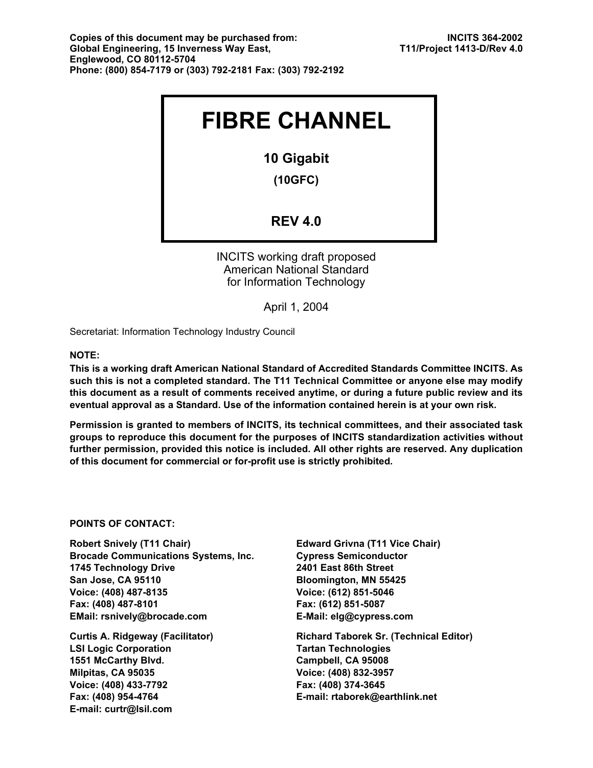**Copies of this document may be purchased from:**
**Global Engineering, 15 Inverness Way East,**
**Englewood, CO 80112-5704**
**Phone: (800) 854-7179 or (303) 792-2181 Fax: (303) 792-2192**

**INCITS 364-2002**
**T11/Project 1413-D/Rev 4.0**

# FIBRE CHANNEL

## 10 Gigabit

### (10GFC)

### REV 4.0

INCITS working draft proposed
American National Standard
for Information Technology

April 1, 2004

Secretariat: Information Technology Industry Council

**NOTE:**

**This is a working draft American National Standard of Accredited Standards Committee INCITS. As such this is not a completed standard. The T11 Technical Committee or anyone else may modify this document as a result of comments received anytime, or during a future public review and its eventual approval as a Standard. Use of the information contained herein is at your own risk.**

**Permission is granted to members of INCITS, its technical committees, and their associated task groups to reproduce this document for the purposes of INCITS standardization activities without further permission, provided this notice is included. All other rights are reserved. Any duplication of this document for commercial or for-profit use is strictly prohibited.**

**POINTS OF CONTACT:**

**Robert Snively (T11 Chair)**
**Brocade Communications Systems, Inc.**
**1745 Technology Drive**
**San Jose, CA 95110**
**Voice: (408) 487-8135**
**Fax: (408) 487-8101**
**EMail: rsnively@brocade.com**

**Edward Grivna (T11 Vice Chair)**
**Cypress Semiconductor**
**2401 East 86th Street**
**Bloomington, MN 55425**
**Voice: (612) 851-5046**
**Fax: (612) 851-5087**
**E-Mail: elg@cypress.com**

**Curtis A. Ridgeway (Facilitator)**
**LSI Logic Corporation**
**1551 McCarthy Blvd.**
**Milpitas, CA 95035**
**Voice: (408) 433-7792**
**Fax: (408) 954-4764**
**E-mail: curtr@lsil.com**

**Richard Taborek Sr. (Technical Editor)**
**Tartan Technologies**
**Campbell, CA 95008**
**Voice: (408) 832-3957**
**Fax: (408) 374-3645**
**E-mail: rtaborek@earthlink.net**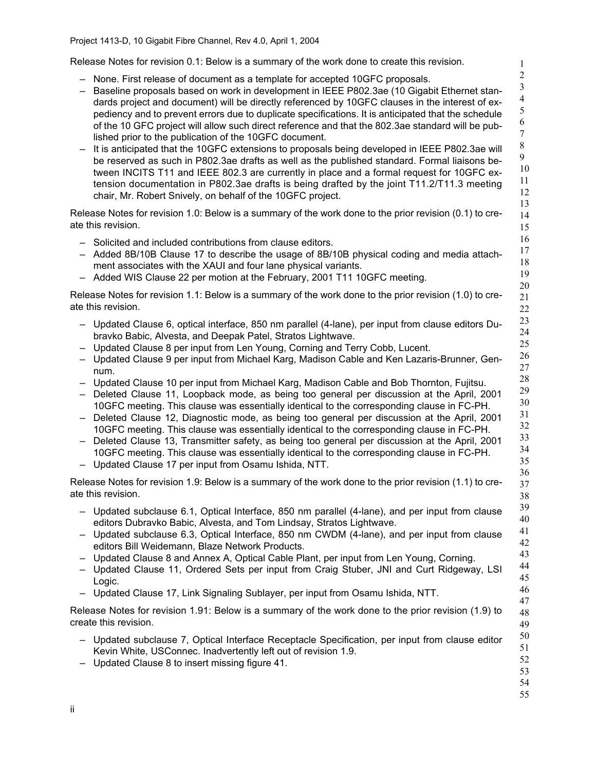Release Notes for revision 0.1: Below is a summary of the work done to create this revision.

- None. First release of document as a template for accepted 10GFC proposals.
- Baseline proposals based on work in development in IEEE P802.3ae (10 Gigabit Ethernet standards project and document) will be directly referenced by 10GFC clauses in the interest of expediency and to prevent errors due to duplicate specifications. It is anticipated that the schedule of the 10 GFC project will allow such direct reference and that the 802.3ae standard will be published prior to the publication of the 10GFC document.
- It is anticipated that the 10GFC extensions to proposals being developed in IEEE P802.3ae will be reserved as such in P802.3ae drafts as well as the published standard. Formal liaisons between INCITS T11 and IEEE 802.3 are currently in place and a formal request for 10GFC extension documentation in P802.3ae drafts is being drafted by the joint T11.2/T11.3 meeting chair, Mr. Robert Snively, on behalf of the 10GFC project.

Release Notes for revision 1.0: Below is a summary of the work done to the prior revision (0.1) to create this revision.

- Solicited and included contributions from clause editors.
- Added 8B/10B Clause 17 to describe the usage of 8B/10B physical coding and media attachment associates with the XAUI and four lane physical variants.
- Added WIS Clause 22 per motion at the February, 2001 T11 10GFC meeting.

Release Notes for revision 1.1: Below is a summary of the work done to the prior revision (1.0) to create this revision.

- Updated Clause 6, optical interface, 850 nm parallel (4-lane), per input from clause editors Dubravko Babic, Alvesta, and Deepak Patel, Stratos Lightwave.
- Updated Clause 8 per input from Len Young, Corning and Terry Cobb, Lucent.
- Updated Clause 9 per input from Michael Karg, Madison Cable and Ken Lazaris-Brunner, Gennum.
- Updated Clause 10 per input from Michael Karg, Madison Cable and Bob Thornton, Fujitsu.
- Deleted Clause 11, Loopback mode, as being too general per discussion at the April, 2001 10GFC meeting. This clause was essentially identical to the corresponding clause in FC-PH.
- Deleted Clause 12, Diagnostic mode, as being too general per discussion at the April, 2001 10GFC meeting. This clause was essentially identical to the corresponding clause in FC-PH.
- Deleted Clause 13, Transmitter safety, as being too general per discussion at the April, 2001 10GFC meeting. This clause was essentially identical to the corresponding clause in FC-PH.
- Updated Clause 17 per input from Osamu Ishida, NTT.

Release Notes for revision 1.9: Below is a summary of the work done to the prior revision (1.1) to create this revision.

- Updated subclause 6.1, Optical Interface, 850 nm parallel (4-lane), and per input from clause editors Dubravko Babic, Alvesta, and Tom Lindsay, Stratos Lightwave.
- Updated subclause 6.3, Optical Interface, 850 nm CWDM (4-lane), and per input from clause editors Bill Weidemann, Blaze Network Products.
- Updated Clause 8 and Annex A, Optical Cable Plant, per input from Len Young, Corning.
- Updated Clause 11, Ordered Sets per input from Craig Stuber, JNI and Curt Ridgeway, LSI Logic.
- Updated Clause 17, Link Signaling Sublayer, per input from Osamu Ishida, NTT.

Release Notes for revision 1.91: Below is a summary of the work done to the prior revision (1.9) to create this revision.

- Updated subclause 7, Optical Interface Receptacle Specification, per input from clause editor Kevin White, USConnec. Inadvertently left out of revision 1.9.
- Updated Clause 8 to insert missing figure 41.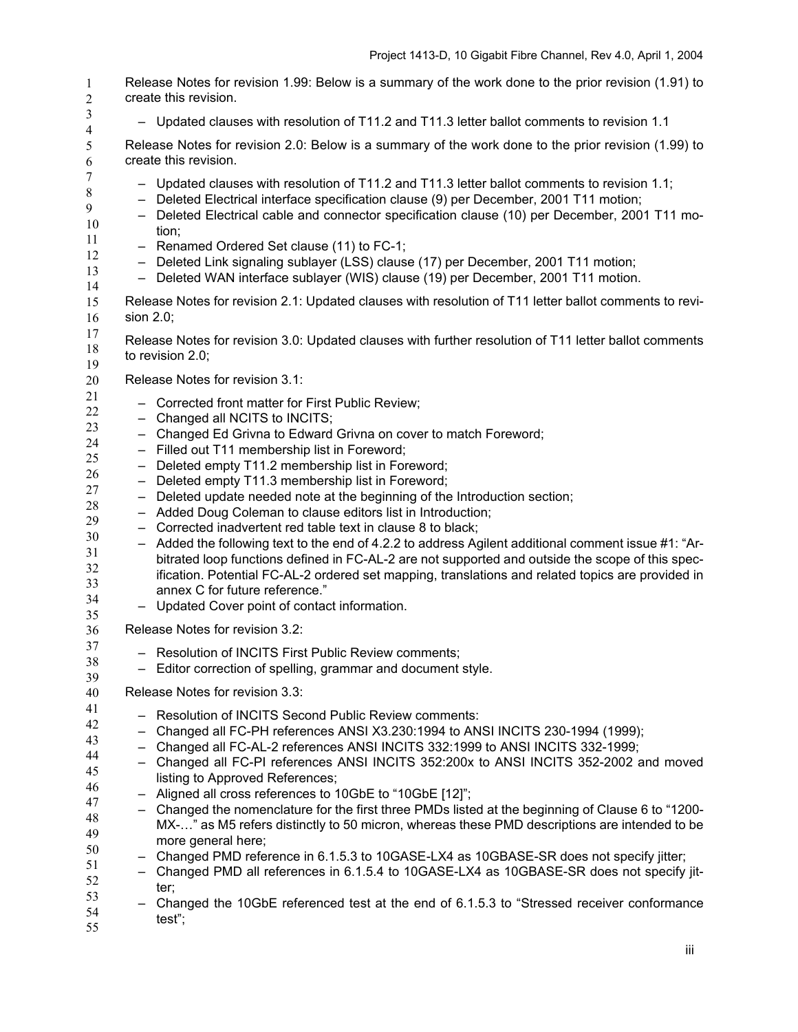Release Notes for revision 1.99: Below is a summary of the work done to the prior revision (1.91) to create this revision.

- Updated clauses with resolution of T11.2 and T11.3 letter ballot comments to revision 1.1

Release Notes for revision 2.0: Below is a summary of the work done to the prior revision (1.99) to create this revision.

- Updated clauses with resolution of T11.2 and T11.3 letter ballot comments to revision 1.1;
- Deleted Electrical interface specification clause (9) per December, 2001 T11 motion;
- Deleted Electrical cable and connector specification clause (10) per December, 2001 T11 motion;
- Renamed Ordered Set clause (11) to FC-1;
- Deleted Link signaling sublayer (LSS) clause (17) per December, 2001 T11 motion;
- Deleted WAN interface sublayer (WIS) clause (19) per December, 2001 T11 motion.

Release Notes for revision 2.1: Updated clauses with resolution of T11 letter ballot comments to revision 2.0;

Release Notes for revision 3.0: Updated clauses with further resolution of T11 letter ballot comments to revision 2.0;

Release Notes for revision 3.1:

- Corrected front matter for First Public Review;
- Changed all NCITS to INCITS;
- Changed Ed Grivna to Edward Grivna on cover to match Foreword;
- Filled out T11 membership list in Foreword;
- Deleted empty T11.2 membership list in Foreword;
- Deleted empty T11.3 membership list in Foreword;
- Deleted update needed note at the beginning of the Introduction section;
- Added Doug Coleman to clause editors list in Introduction;
- Corrected inadvertent red table text in clause 8 to black;
- Added the following text to the end of 4.2.2 to address Agilent additional comment issue #1: "Arbitrated loop functions defined in FC-AL-2 are not supported and outside the scope of this specification. Potential FC-AL-2 ordered set mapping, translations and related topics are provided in annex C for future reference."
- Updated Cover point of contact information.

Release Notes for revision 3.2:

- Resolution of INCITS First Public Review comments;
- Editor correction of spelling, grammar and document style.

Release Notes for revision 3.3:

- Resolution of INCITS Second Public Review comments:
- Changed all FC-PH references ANSI X3.230:1994 to ANSI INCITS 230-1994 (1999);
- Changed all FC-AL-2 references ANSI INCITS 332:1999 to ANSI INCITS 332-1999;
- Changed all FC-PI references ANSI INCITS 352:200x to ANSI INCITS 352-2002 and moved listing to Approved References;
- Aligned all cross references to 10GbE to "10GbE [12]";
- Changed the nomenclature for the first three PMDs listed at the beginning of Clause 6 to "1200-MX-…" as M5 refers distinctly to 50 micron, whereas these PMD descriptions are intended to be more general here;
- Changed PMD reference in 6.1.5.3 to 10GASE-LX4 as 10GBASE-SR does not specify jitter;
- Changed PMD all references in 6.1.5.4 to 10GASE-LX4 as 10GBASE-SR does not specify jitter;
- Changed the 10GbE referenced test at the end of 6.1.5.3 to "Stressed receiver conformance test";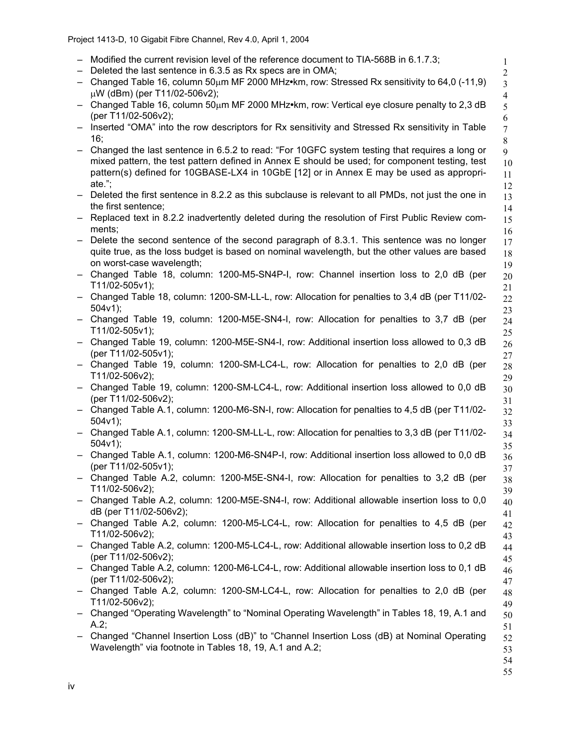- Modified the current revision level of the reference document to TIA-568B in 6.1.7.3;
- Deleted the last sentence in 6.3.5 as Rx specs are in OMA;
- Changed Table 16, column 50μm MF 2000 MHz•km, row: Stressed Rx sensitivity to 64,0 (-11,9) μW (dBm) (per T11/02-506v2);
- Changed Table 16, column 50μm MF 2000 MHz•km, row: Vertical eye closure penalty to 2,3 dB (per T11/02-506v2);
- Inserted "OMA" into the row descriptors for Rx sensitivity and Stressed Rx sensitivity in Table 16;
- Changed the last sentence in 6.5.2 to read: "For 10GFC system testing that requires a long or mixed pattern, the test pattern defined in Annex E should be used; for component testing, test pattern(s) defined for 10GBASE-LX4 in 10GbE [12] or in Annex E may be used as appropriate.";
- Deleted the first sentence in 8.2.2 as this subclause is relevant to all PMDs, not just the one in the first sentence;
- Replaced text in 8.2.2 inadvertently deleted during the resolution of First Public Review comments;
- Delete the second sentence of the second paragraph of 8.3.1. This sentence was no longer quite true, as the loss budget is based on nominal wavelength, but the other values are based on worst-case wavelength;
- Changed Table 18, column: 1200-M5-SN4P-I, row: Channel insertion loss to 2,0 dB (per T11/02-505v1);
- Changed Table 18, column: 1200-SM-LL-L, row: Allocation for penalties to 3,4 dB (per T11/02-504v1);
- Changed Table 19, column: 1200-M5E-SN4-I, row: Allocation for penalties to 3,7 dB (per T11/02-505v1);
- Changed Table 19, column: 1200-M5E-SN4-I, row: Additional insertion loss allowed to 0,3 dB (per T11/02-505v1);
- Changed Table 19, column: 1200-SM-LC4-L, row: Allocation for penalties to 2,0 dB (per T11/02-506v2);
- Changed Table 19, column: 1200-SM-LC4-L, row: Additional insertion loss allowed to 0,0 dB (per T11/02-506v2);
- Changed Table A.1, column: 1200-M6-SN-I, row: Allocation for penalties to 4,5 dB (per T11/02-504v1);
- Changed Table A.1, column: 1200-SM-LL-L, row: Allocation for penalties to 3,3 dB (per T11/02-504v1);
- Changed Table A.1, column: 1200-M6-SN4P-I, row: Additional insertion loss allowed to 0,0 dB (per T11/02-505v1);
- Changed Table A.2, column: 1200-M5E-SN4-I, row: Allocation for penalties to 3,2 dB (per T11/02-506v2);
- Changed Table A.2, column: 1200-M5E-SN4-I, row: Additional allowable insertion loss to 0,0 dB (per T11/02-506v2);
- Changed Table A.2, column: 1200-M5-LC4-L, row: Allocation for penalties to 4,5 dB (per T11/02-506v2);
- Changed Table A.2, column: 1200-M5-LC4-L, row: Additional allowable insertion loss to 0,2 dB (per T11/02-506v2);
- Changed Table A.2, column: 1200-M6-LC4-L, row: Additional allowable insertion loss to 0,1 dB (per T11/02-506v2);
- Changed Table A.2, column: 1200-SM-LC4-L, row: Allocation for penalties to 2,0 dB (per T11/02-506v2);
- Changed "Operating Wavelength" to "Nominal Operating Wavelength" in Tables 18, 19, A.1 and A.2;
- Changed "Channel Insertion Loss (dB)" to "Channel Insertion Loss (dB) at Nominal Operating Wavelength" via footnote in Tables 18, 19, A.1 and A.2;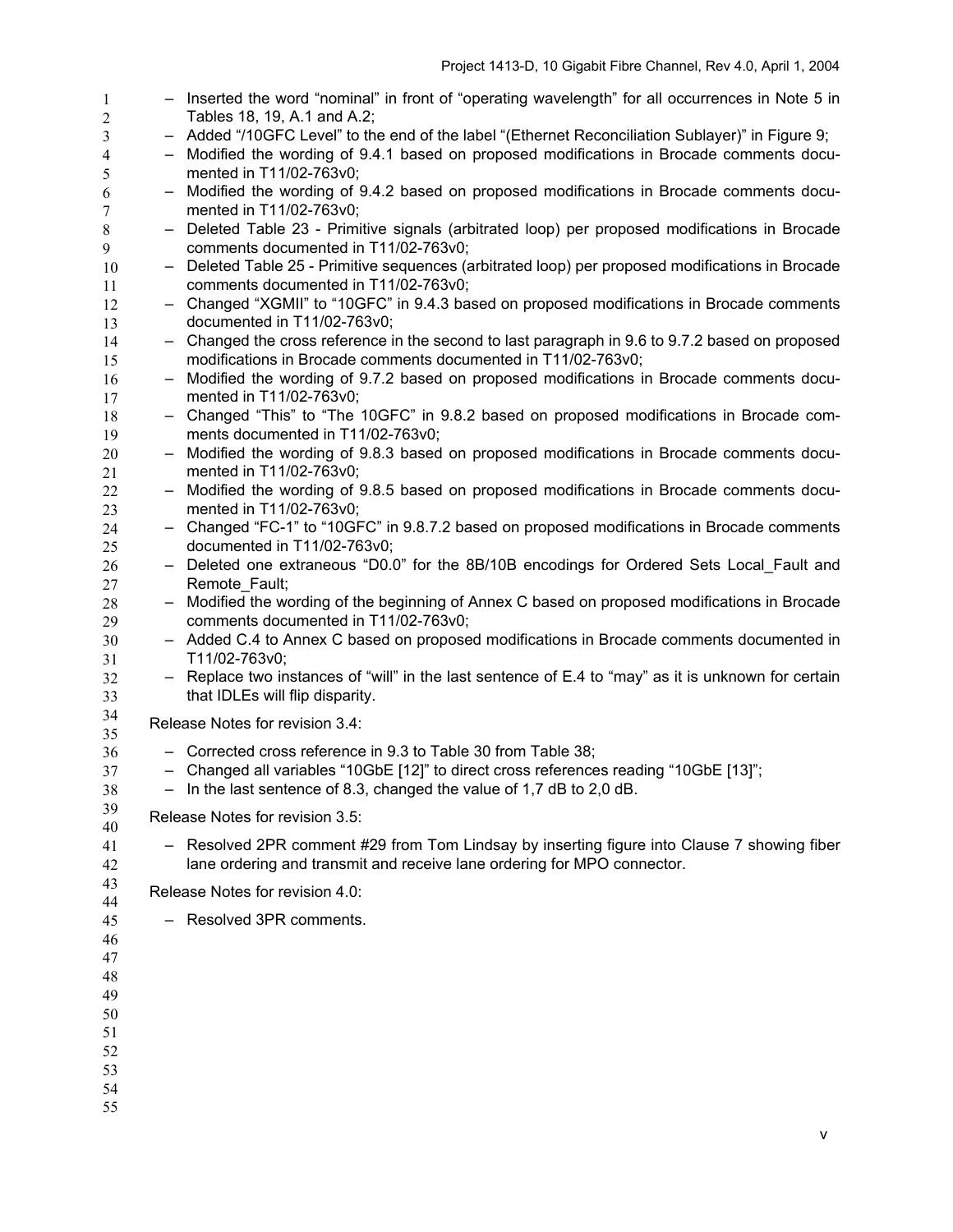- Inserted the word “nominal” in front of “operating wavelength” for all occurrences in Note 5 in Tables 18, 19, A.1 and A.2;
- Added “/10GFC Level” to the end of the label “(Ethernet Reconciliation Sublayer)” in Figure 9;
- Modified the wording of 9.4.1 based on proposed modifications in Brocade comments documented in T11/02-763v0;
- Modified the wording of 9.4.2 based on proposed modifications in Brocade comments documented in T11/02-763v0;
- Deleted Table 23 - Primitive signals (arbitrated loop) per proposed modifications in Brocade comments documented in T11/02-763v0;
- Deleted Table 25 - Primitive sequences (arbitrated loop) per proposed modifications in Brocade comments documented in T11/02-763v0;
- Changed “XGMII” to “10GFC” in 9.4.3 based on proposed modifications in Brocade comments documented in T11/02-763v0;
- Changed the cross reference in the second to last paragraph in 9.6 to 9.7.2 based on proposed modifications in Brocade comments documented in T11/02-763v0;
- Modified the wording of 9.7.2 based on proposed modifications in Brocade comments documented in T11/02-763v0;
- Changed “This” to “The 10GFC” in 9.8.2 based on proposed modifications in Brocade comments documented in T11/02-763v0;
- Modified the wording of 9.8.3 based on proposed modifications in Brocade comments documented in T11/02-763v0;
- Modified the wording of 9.8.5 based on proposed modifications in Brocade comments documented in T11/02-763v0;
- Changed “FC-1” to “10GFC” in 9.8.7.2 based on proposed modifications in Brocade comments documented in T11/02-763v0;
- Deleted one extraneous “D0.0” for the 8B/10B encodings for Ordered Sets Local_Fault and Remote_Fault;
- Modified the wording of the beginning of Annex C based on proposed modifications in Brocade comments documented in T11/02-763v0;
- Added C.4 to Annex C based on proposed modifications in Brocade comments documented in T11/02-763v0;
- Replace two instances of “will” in the last sentence of E.4 to “may” as it is unknown for certain that IDLEs will flip disparity.

Release Notes for revision 3.4:

- Corrected cross reference in 9.3 to Table 30 from Table 38;
- Changed all variables “10GbE [12]” to direct cross references reading “10GbE [13]”;
- In the last sentence of 8.3, changed the value of 1,7 dB to 2,0 dB.

Release Notes for revision 3.5:

- Resolved 2PR comment #29 from Tom Lindsay by inserting figure into Clause 7 showing fiber lane ordering and transmit and receive lane ordering for MPO connector.

Release Notes for revision 4.0:

- Resolved 3PR comments.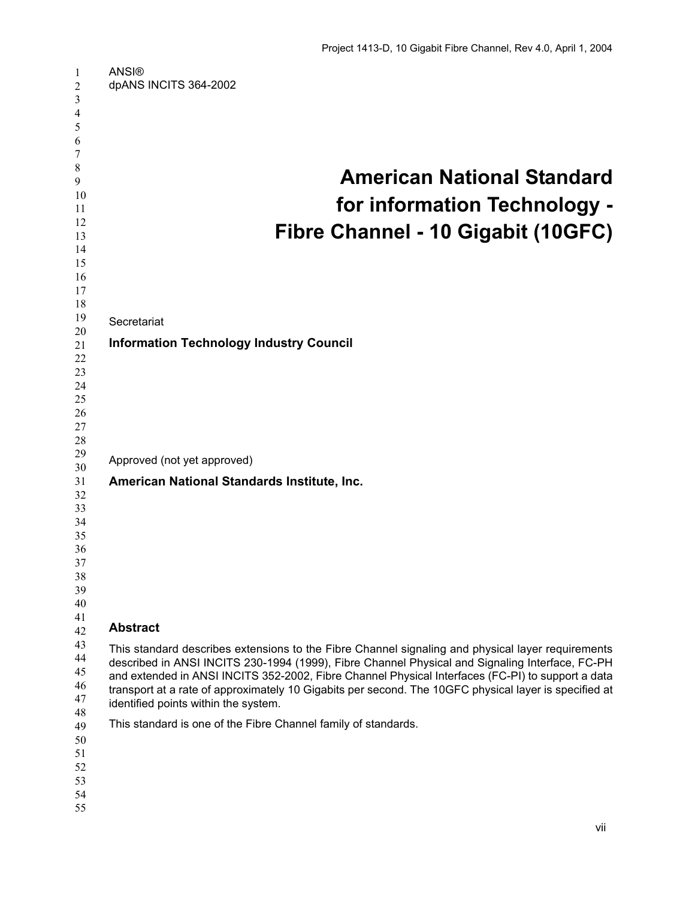ANSI®
dpANS INCITS 364-2002

# American National Standard for information Technology - Fibre Channel - 10 Gigabit (10GFC)

Secretariat

**Information Technology Industry Council**

Approved (not yet approved)

**American National Standards Institute, Inc.**

## Abstract

This standard describes extensions to the Fibre Channel signaling and physical layer requirements described in ANSI INCITS 230-1994 (1999), Fibre Channel Physical and Signaling Interface, FC-PH and extended in ANSI INCITS 352-2002, Fibre Channel Physical Interfaces (FC-PI) to support a data transport at a rate of approximately 10 Gigabits per second. The 10GFC physical layer is specified at identified points within the system.

This standard is one of the Fibre Channel family of standards.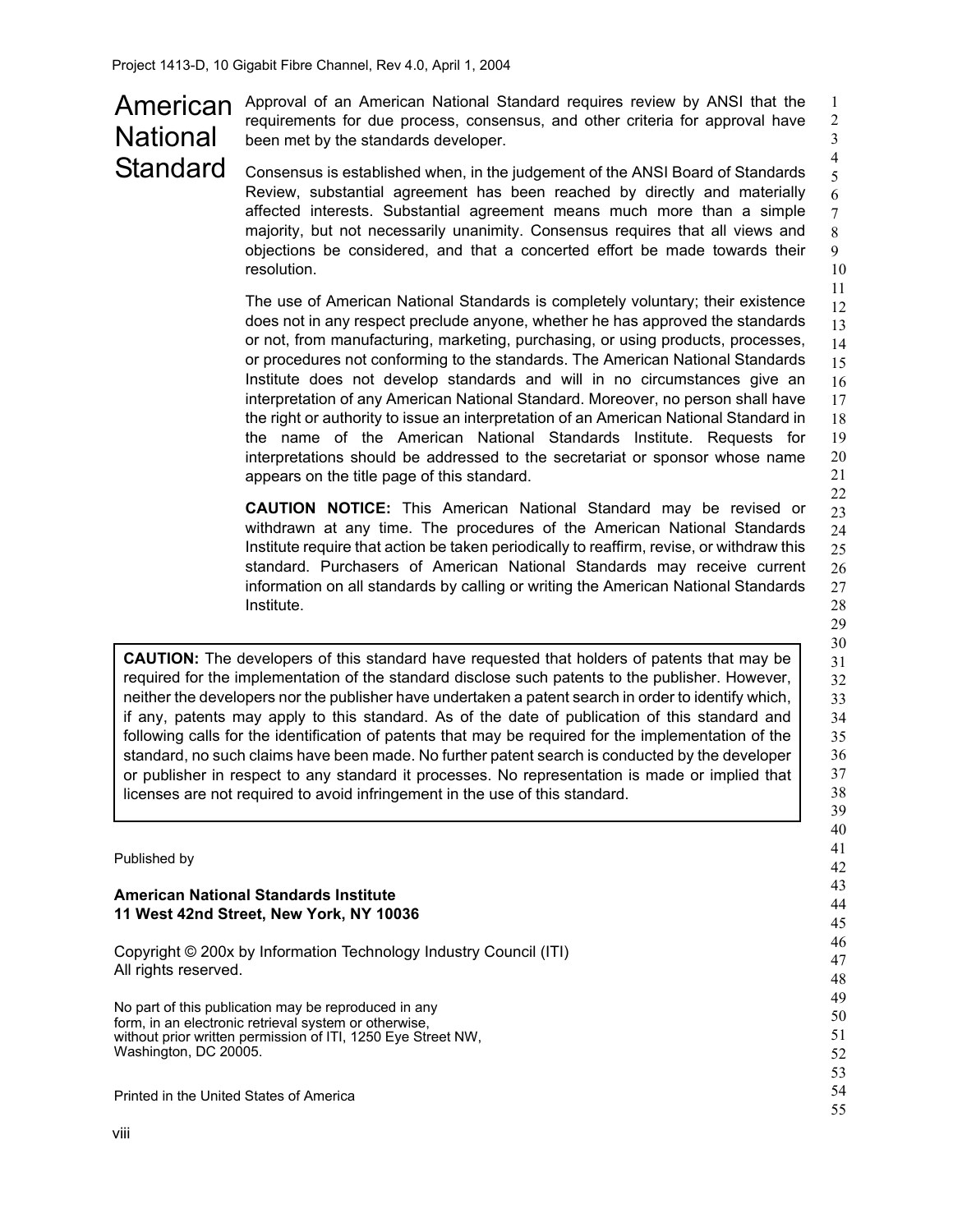# American National Standard

Approval of an American National Standard requires review by ANSI that the requirements for due process, consensus, and other criteria for approval have been met by the standards developer.

Consensus is established when, in the judgement of the ANSI Board of Standards Review, substantial agreement has been reached by directly and materially affected interests. Substantial agreement means much more than a simple majority, but not necessarily unanimity. Consensus requires that all views and objections be considered, and that a concerted effort be made towards their resolution.

The use of American National Standards is completely voluntary; their existence does not in any respect preclude anyone, whether he has approved the standards or not, from manufacturing, marketing, purchasing, or using products, processes, or procedures not conforming to the standards. The American National Standards Institute does not develop standards and will in no circumstances give an interpretation of any American National Standard. Moreover, no person shall have the right or authority to issue an interpretation of an American National Standard in the name of the American National Standards Institute. Requests for interpretations should be addressed to the secretariat or sponsor whose name appears on the title page of this standard.

**CAUTION NOTICE:** This American National Standard may be revised or withdrawn at any time. The procedures of the American National Standards Institute require that action be taken periodically to reaffirm, revise, or withdraw this standard. Purchasers of American National Standards may receive current information on all standards by calling or writing the American National Standards Institute.

**CAUTION:** The developers of this standard have requested that holders of patents that may be required for the implementation of the standard disclose such patents to the publisher. However, neither the developers nor the publisher have undertaken a patent search in order to identify which, if any, patents may apply to this standard. As of the date of publication of this standard and following calls for the identification of patents that may be required for the implementation of the standard, no such claims have been made. No further patent search is conducted by the developer or publisher in respect to any standard it processes. No representation is made or implied that licenses are not required to avoid infringement in the use of this standard.

Published by

**American National Standards Institute**
**11 West 42nd Street, New York, NY 10036**

Copyright © 200x by Information Technology Industry Council (ITI)
All rights reserved.

No part of this publication may be reproduced in any form, in an electronic retrieval system or otherwise, without prior written permission of ITI, 1250 Eye Street NW, Washington, DC 20005.

Printed in the United States of America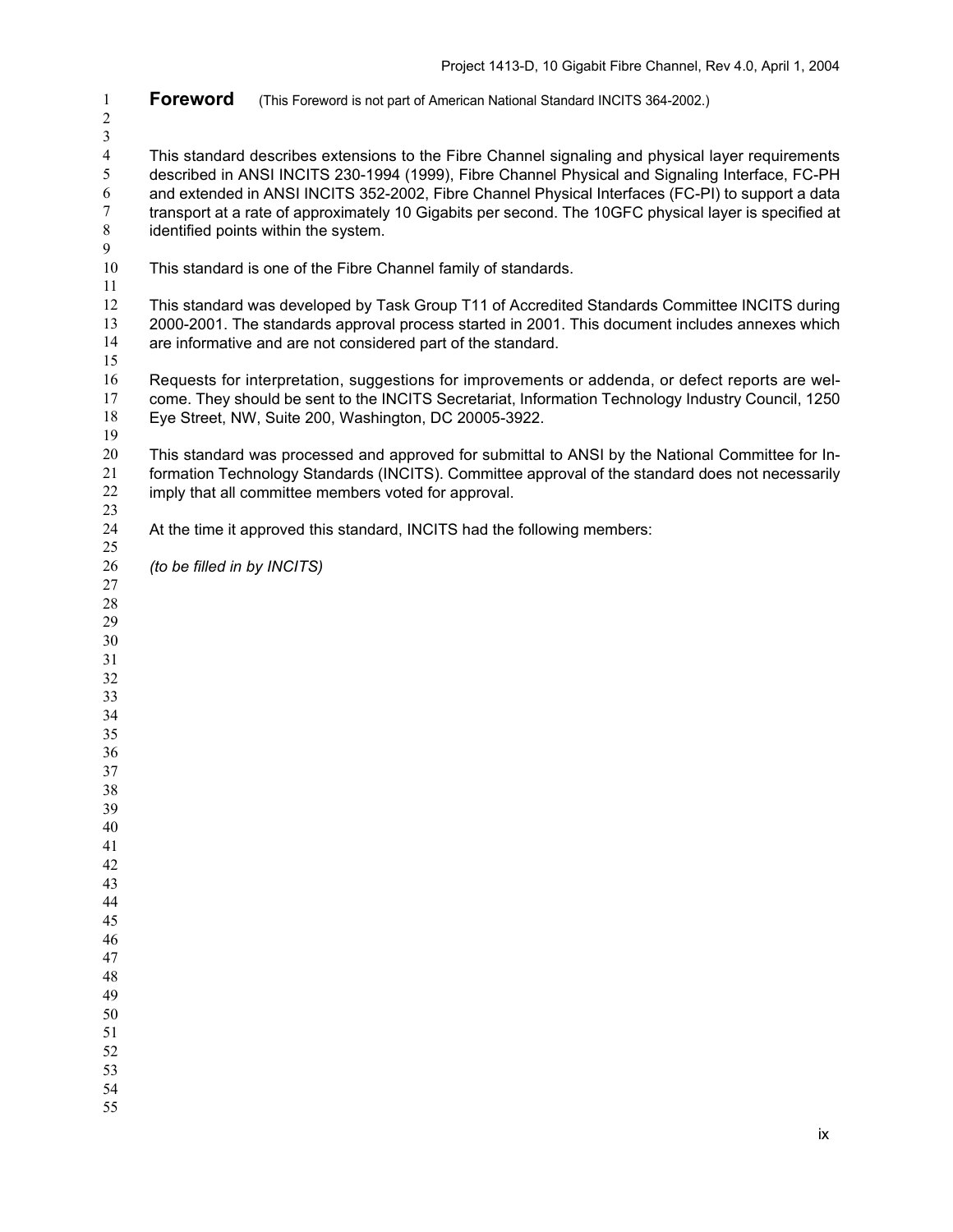# Foreword

(This Foreword is not part of American National Standard INCITS 364-2002.)

This standard describes extensions to the Fibre Channel signaling and physical layer requirements described in ANSI INCITS 230-1994 (1999), Fibre Channel Physical and Signaling Interface, FC-PH and extended in ANSI INCITS 352-2002, Fibre Channel Physical Interfaces (FC-PI) to support a data transport at a rate of approximately 10 Gigabits per second. The 10GFC physical layer is specified at identified points within the system.

This standard is one of the Fibre Channel family of standards.

This standard was developed by Task Group T11 of Accredited Standards Committee INCITS during 2000-2001. The standards approval process started in 2001. This document includes annexes which are informative and are not considered part of the standard.

Requests for interpretation, suggestions for improvements or addenda, or defect reports are welcome. They should be sent to the INCITS Secretariat, Information Technology Industry Council, 1250 Eye Street, NW, Suite 200, Washington, DC 20005-3922.

This standard was processed and approved for submittal to ANSI by the National Committee for Information Technology Standards (INCITS). Committee approval of the standard does not necessarily imply that all committee members voted for approval.

At the time it approved this standard, INCITS had the following members:

*(to be filled in by INCITS)*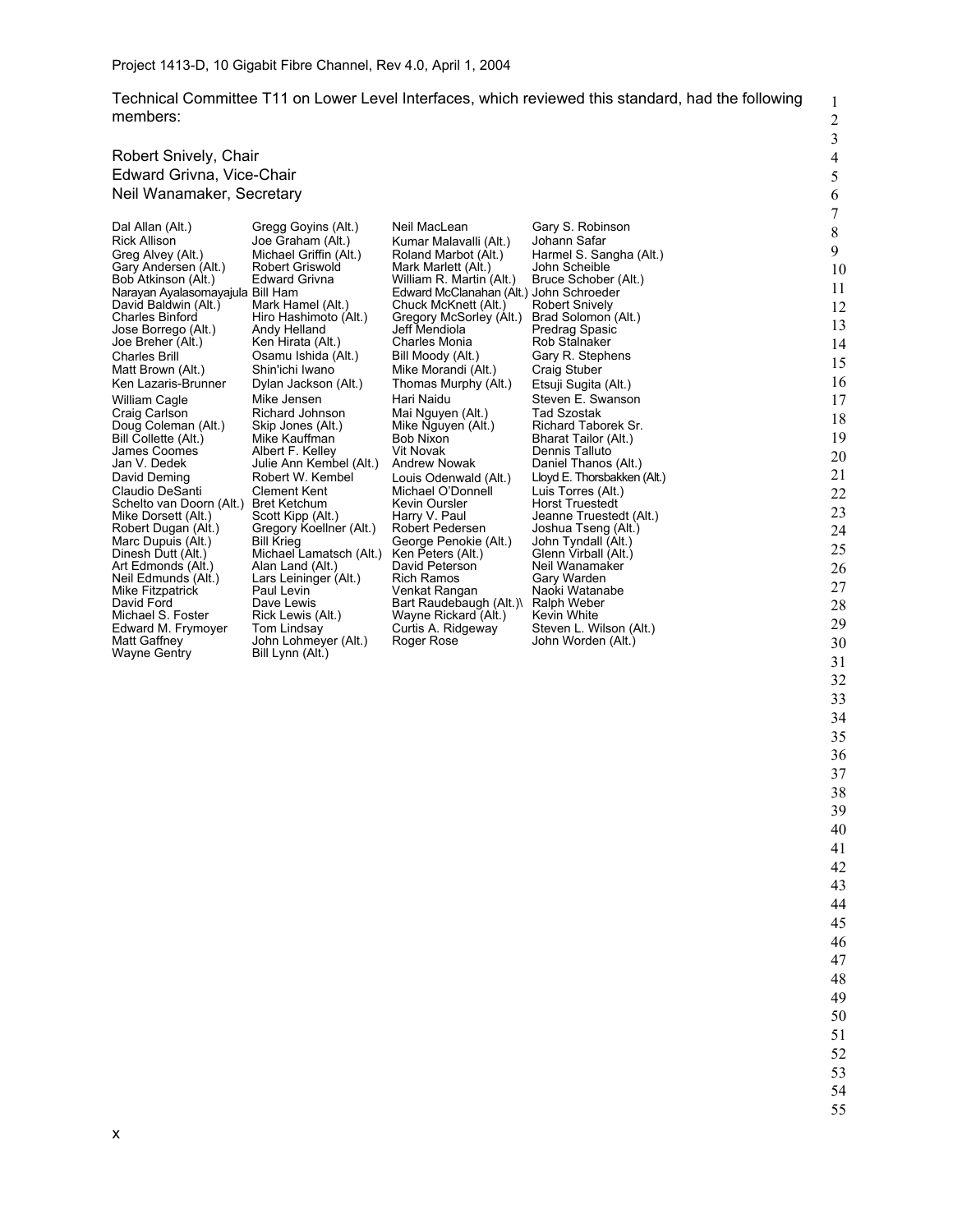Technical Committee T11 on Lower Level Interfaces, which reviewed this standard, had the following members:

Robert Snively, Chair
Edward Grivna, Vice-Chair
Neil Wanamaker, Secretary

Dal Allan (Alt.)
Rick Allison
Greg Alvey (Alt.)
Gary Andersen (Alt.)
Bob Atkinson (Alt.)
Narayan Ayalasomayajula
David Baldwin (Alt.)
Charles Binford
Jose Borrego (Alt.)
Joe Breher (Alt.)
Charles Brill
Matt Brown (Alt.)
Ken Lazaris-Brunner
William Cagle
Craig Carlson
Doug Coleman (Alt.)
Bill Collette (Alt.)
James Coomes
Jan V. Dedek
David Deming
Claudio DeSanti
Schelto van Doorn (Alt.)
Mike Dorsett (Alt.)
Robert Dugan (Alt.)
Marc Dupuis (Alt.)
Dinesh Dutt (Alt.)
Art Edmonds (Alt.)
Neil Edmunds (Alt.)
Mike Fitzpatrick
David Ford
Michael S. Foster
Edward M. Frymoyer
Matt Gaffney
Wayne Gentry
Gregg Goyins (Alt.)
Joe Graham (Alt.)
Michael Griffin (Alt.)
Robert Griswold
Edward Grivna
Bill Ham
Mark Hamel (Alt.)
Hiro Hashimoto (Alt.)
Andy Helland
Ken Hirata (Alt.)
Osamu Ishida (Alt.)
Shin'ichi Iwano
Dylan Jackson (Alt.)
Mike Jensen
Richard Johnson
Skip Jones (Alt.)
Mike Kauffman
Albert F. Kelley
Julie Ann Kembel (Alt.)
Robert W. Kembel
Clement Kent
Bret Ketchum
Scott Kipp (Alt.)
Gregory Koellner (Alt.)
Bill Krieg
Michael Lamatsch (Alt.)
Alan Land (Alt.)
Lars Leininger (Alt.)
Paul Levin
Dave Lewis
Rick Lewis (Alt.)
Tom Lindsay
John Lohmeyer (Alt.)
Bill Lynn (Alt.)
Neil MacLean
Kumar Malavalli (Alt.)
Roland Marbot (Alt.)
Mark Marlett (Alt.)
William R. Martin (Alt.)
Edward McClanahan (Alt.)
Chuck McKnett (Alt.)
Gregory McSorley (Alt.)
Jeff Mendiola
Charles Monia
Bill Moody (Alt.)
Mike Morandi (Alt.)
Thomas Murphy (Alt.)
Hari Naidu
Mai Nguyen (Alt.)
Mike Nguyen (Alt.)
Bob Nixon
Vit Novak
Andrew Nowak
Louis Odenwald (Alt.)
Michael O'Donnell
Kevin Oursler
Harry V. Paul
Robert Pedersen
George Penokie (Alt.)
Ken Peters (Alt.)
David Peterson
Rich Ramos
Venkat Rangan
Bart Raudebaugh (Alt.)\
Wayne Rickard (Alt.)
Curtis A. Ridgeway
Roger Rose
Gary S. Robinson
Johann Safar
Harmel S. Sangha (Alt.)
John Scheible
Bruce Schober (Alt.)
John Schroeder
Robert Snively
Brad Solomon (Alt.)
Predrag Spasic
Rob Stalnaker
Gary R. Stephens
Craig Stuber
Etsuji Sugita (Alt.)
Steven E. Swanson
Tad Szostak
Richard Taborek Sr.
Bharat Tailor (Alt.)
Dennis Talluto
Daniel Thanos (Alt.)
Lloyd E. Thorsbakken (Alt.)
Luis Torres (Alt.)
Horst Truestedt
Jeanne Truestedt (Alt.)
Joshua Tseng (Alt.)
John Tyndall (Alt.)
Glenn Virball (Alt.)
Neil Wanamaker
Gary Warden
Naoki Watanabe
Ralph Weber
Kevin White
Steven L. Wilson (Alt.)
John Worden (Alt.)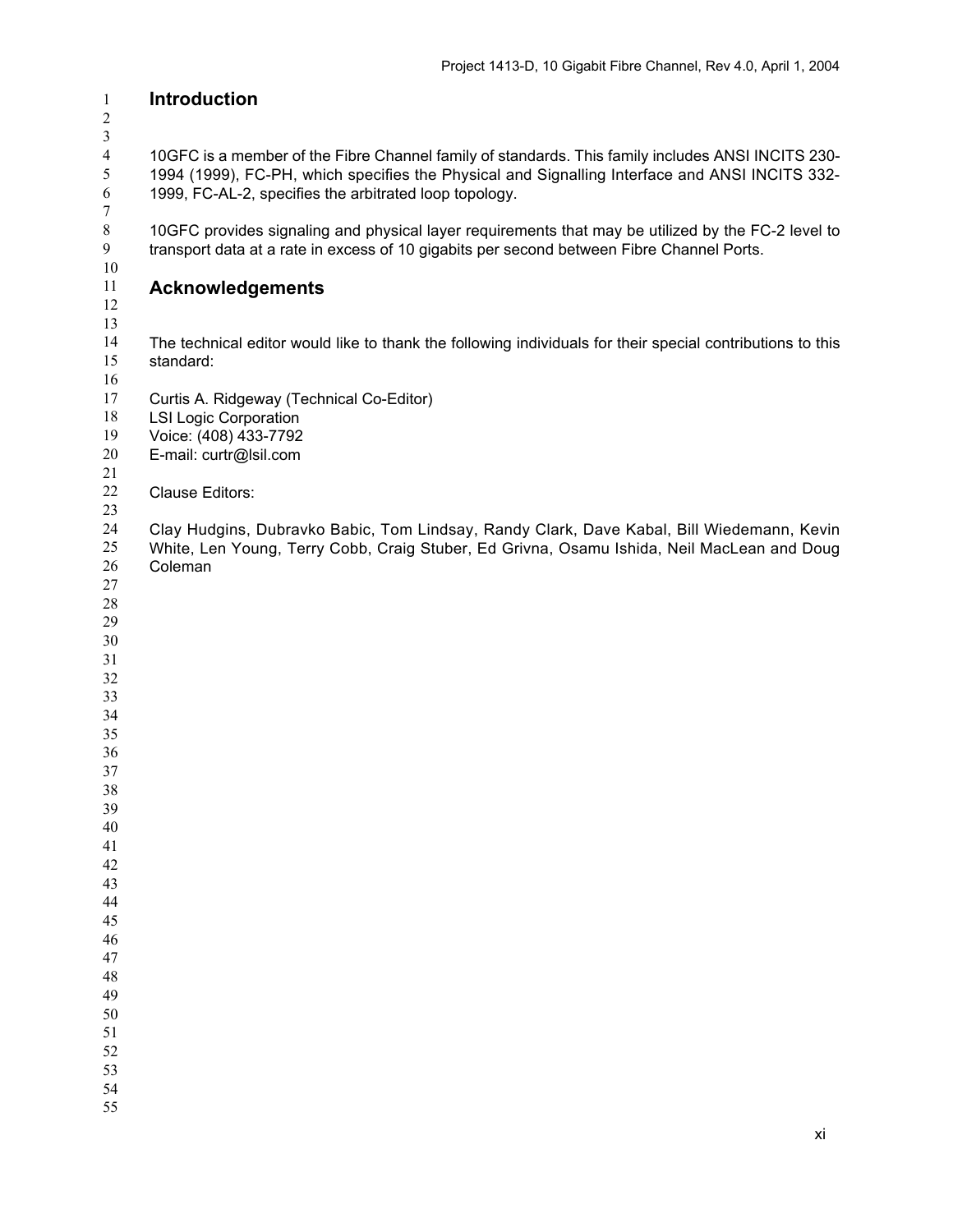## Introduction

10GFC is a member of the Fibre Channel family of standards. This family includes ANSI INCITS 230-1994 (1999), FC-PH, which specifies the Physical and Signalling Interface and ANSI INCITS 332-1999, FC-AL-2, specifies the arbitrated loop topology.

10GFC provides signaling and physical layer requirements that may be utilized by the FC-2 level to transport data at a rate in excess of 10 gigabits per second between Fibre Channel Ports.

## Acknowledgements

The technical editor would like to thank the following individuals for their special contributions to this standard:

Curtis A. Ridgeway (Technical Co-Editor)
LSI Logic Corporation
Voice: (408) 433-7792
E-mail: curtr@lsil.com

Clause Editors:

Clay Hudgins, Dubravko Babic, Tom Lindsay, Randy Clark, Dave Kabal, Bill Wiedemann, Kevin White, Len Young, Terry Cobb, Craig Stuber, Ed Grivna, Osamu Ishida, Neil MacLean and Doug Coleman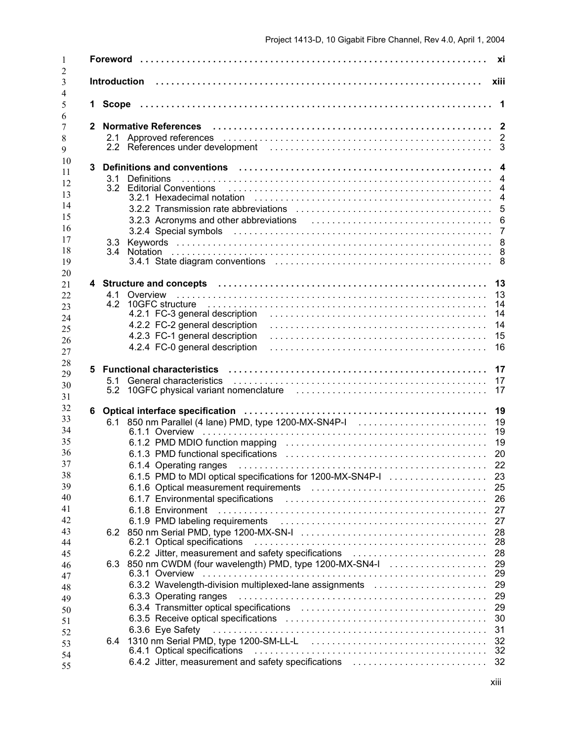Foreword . . . . . . . . . . . . . . . . . . . . . . . . . . . . . . . . . . . . . . . . . . . . . . . . . . . . . . . . . . . . . . xi

Introduction . . . . . . . . . . . . . . . . . . . . . . . . . . . . . . . . . . . . . . . . . . . . . . . . . . . . . . . . . . . . . . xiii

1 Scope . . . . . . . . . . . . . . . . . . . . . . . . . . . . . . . . . . . . . . . . . . . . . . . . . . . . . . . . . . . . . . 1

2 Normative References . . . . . . . . . . . . . . . . . . . . . . . . . . . . . . . . . . . . . . . . . . . . . . . . . . . 2
- 2.1 Approved references . . . . . . . . . . . . . . . . . . . . . . . . . . . . . . . . . . . . . . . . . . . . . . . . 2
- 2.2 References under development . . . . . . . . . . . . . . . . . . . . . . . . . . . . . . . . . . . . . . . . 3

3 Definitions and conventions . . . . . . . . . . . . . . . . . . . . . . . . . . . . . . . . . . . . . . . . . . . . . . 4
- 3.1 Definitions . . . . . . . . . . . . . . . . . . . . . . . . . . . . . . . . . . . . . . . . . . . . . . . . . . . . . . 4
- 3.2 Editorial Conventions . . . . . . . . . . . . . . . . . . . . . . . . . . . . . . . . . . . . . . . . . . . . . . . 4
  - 3.2.1 Hexadecimal notation . . . . . . . . . . . . . . . . . . . . . . . . . . . . . . . . . . . . . . . . . . . 4
  - 3.2.2 Transmission rate abbreviations . . . . . . . . . . . . . . . . . . . . . . . . . . . . . . . . . . . 5
  - 3.2.3 Acronyms and other abbreviations . . . . . . . . . . . . . . . . . . . . . . . . . . . . . . . . . 6
  - 3.2.4 Special symbols . . . . . . . . . . . . . . . . . . . . . . . . . . . . . . . . . . . . . . . . . . . . . . 7
- 3.3 Keywords . . . . . . . . . . . . . . . . . . . . . . . . . . . . . . . . . . . . . . . . . . . . . . . . . . . . . . 8
- 3.4 Notation . . . . . . . . . . . . . . . . . . . . . . . . . . . . . . . . . . . . . . . . . . . . . . . . . . . . . . . 8
  - 3.4.1 State diagram conventions . . . . . . . . . . . . . . . . . . . . . . . . . . . . . . . . . . . . . . . 8

4 Structure and concepts . . . . . . . . . . . . . . . . . . . . . . . . . . . . . . . . . . . . . . . . . . . . . . . . . 13
- 4.1 Overview . . . . . . . . . . . . . . . . . . . . . . . . . . . . . . . . . . . . . . . . . . . . . . . . . . . . . . 13
- 4.2 10GFC structure . . . . . . . . . . . . . . . . . . . . . . . . . . . . . . . . . . . . . . . . . . . . . . . . . 14
  - 4.2.1 FC-3 general description . . . . . . . . . . . . . . . . . . . . . . . . . . . . . . . . . . . . . . . . 14
  - 4.2.2 FC-2 general description . . . . . . . . . . . . . . . . . . . . . . . . . . . . . . . . . . . . . . . . 14
  - 4.2.3 FC-1 general description . . . . . . . . . . . . . . . . . . . . . . . . . . . . . . . . . . . . . . . . 15
  - 4.2.4 FC-0 general description . . . . . . . . . . . . . . . . . . . . . . . . . . . . . . . . . . . . . . . . 16

5 Functional characteristics . . . . . . . . . . . . . . . . . . . . . . . . . . . . . . . . . . . . . . . . . . . . . . . 17
- 5.1 General characteristics . . . . . . . . . . . . . . . . . . . . . . . . . . . . . . . . . . . . . . . . . . . . . 17
- 5.2 10GFC physical variant nomenclature . . . . . . . . . . . . . . . . . . . . . . . . . . . . . . . . . . . 17

6 Optical interface specification . . . . . . . . . . . . . . . . . . . . . . . . . . . . . . . . . . . . . . . . . . . . 19
- 6.1 850 nm Parallel (4 lane) PMD, type 1200-MX-SN4P-I . . . . . . . . . . . . . . . . . . . . . . . . . 19
  - 6.1.1 Overview . . . . . . . . . . . . . . . . . . . . . . . . . . . . . . . . . . . . . . . . . . . . . . . . . . . 19
  - 6.1.2 PMD MDIO function mapping . . . . . . . . . . . . . . . . . . . . . . . . . . . . . . . . . . . . . 19
  - 6.1.3 PMD functional specifications . . . . . . . . . . . . . . . . . . . . . . . . . . . . . . . . . . . . 20
  - 6.1.4 Operating ranges . . . . . . . . . . . . . . . . . . . . . . . . . . . . . . . . . . . . . . . . . . . . . 22
  - 6.1.5 PMD to MDI optical specifications for 1200-MX-SN4P-I . . . . . . . . . . . . . . . . . . . 23
  - 6.1.6 Optical measurement requirements . . . . . . . . . . . . . . . . . . . . . . . . . . . . . . . . . 25
  - 6.1.7 Environmental specifications . . . . . . . . . . . . . . . . . . . . . . . . . . . . . . . . . . . . . 26
  - 6.1.8 Environment . . . . . . . . . . . . . . . . . . . . . . . . . . . . . . . . . . . . . . . . . . . . . . . . 27
  - 6.1.9 PMD labeling requirements . . . . . . . . . . . . . . . . . . . . . . . . . . . . . . . . . . . . . . 27
- 6.2 850 nm Serial PMD, type 1200-MX-SN-I . . . . . . . . . . . . . . . . . . . . . . . . . . . . . . . . . . 28
  - 6.2.1 Optical specifications . . . . . . . . . . . . . . . . . . . . . . . . . . . . . . . . . . . . . . . . . . 28
  - 6.2.2 Jitter, measurement and safety specifications . . . . . . . . . . . . . . . . . . . . . . . . . 28
- 6.3 850 nm CWDM (four wavelength) PMD, type 1200-MX-SN4-I . . . . . . . . . . . . . . . . . . . 29
  - 6.3.1 Overview . . . . . . . . . . . . . . . . . . . . . . . . . . . . . . . . . . . . . . . . . . . . . . . . . . 29
  - 6.3.2 Wavelength-division multiplexed-lane assignments . . . . . . . . . . . . . . . . . . . . . 29
  - 6.3.3 Operating ranges . . . . . . . . . . . . . . . . . . . . . . . . . . . . . . . . . . . . . . . . . . . . . 29
  - 6.3.4 Transmitter optical specifications . . . . . . . . . . . . . . . . . . . . . . . . . . . . . . . . . . 29
  - 6.3.5 Receive optical specifications . . . . . . . . . . . . . . . . . . . . . . . . . . . . . . . . . . . . 30
  - 6.3.6 Eye Safety . . . . . . . . . . . . . . . . . . . . . . . . . . . . . . . . . . . . . . . . . . . . . . . . . 31
- 6.4 1310 nm Serial PMD, type 1200-SM-LL-L . . . . . . . . . . . . . . . . . . . . . . . . . . . . . . . . . 32
  - 6.4.1 Optical specifications . . . . . . . . . . . . . . . . . . . . . . . . . . . . . . . . . . . . . . . . . . 32
  - 6.4.2 Jitter, measurement and safety specifications . . . . . . . . . . . . . . . . . . . . . . . . . 32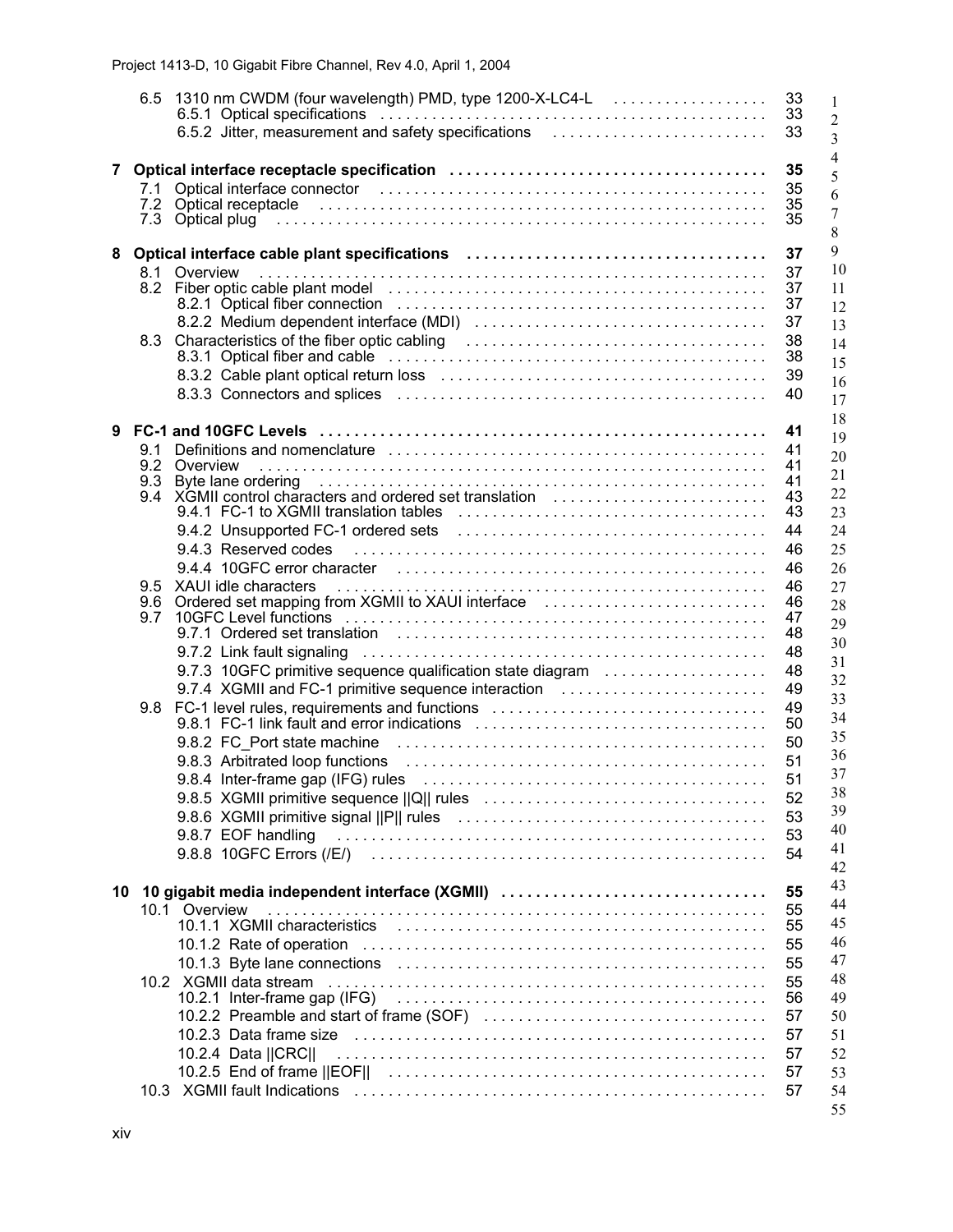6.5 1310 nm CWDM (four wavelength) PMD, type 1200-X-LC4-L . . . . . . . . . . . . . . . . . . 33
- 6.5.1 Optical specifications . . . . . . . . . . . . . . . . . . . . . . . . . . . . . . . . . . . . . . . . . . . . . . 33
- 6.5.2 Jitter, measurement and safety specifications . . . . . . . . . . . . . . . . . . . . . . . . . 33

**7 Optical interface receptacle specification . . . . . . . . . . . . . . . . . . . . . . . . . . . . . . . . . . . . . 35**

- 7.1 Optical interface connector . . . . . . . . . . . . . . . . . . . . . . . . . . . . . . . . . . . . . . . . . . . . . 35
- 7.2 Optical receptacle . . . . . . . . . . . . . . . . . . . . . . . . . . . . . . . . . . . . . . . . . . . . . . . . . . . . 35
- 7.3 Optical plug . . . . . . . . . . . . . . . . . . . . . . . . . . . . . . . . . . . . . . . . . . . . . . . . . . . . . . . . . 35

**8 Optical interface cable plant specifications . . . . . . . . . . . . . . . . . . . . . . . . . . . . . . . . . . . 37**

- 8.1 Overview . . . . . . . . . . . . . . . . . . . . . . . . . . . . . . . . . . . . . . . . . . . . . . . . . . . . . . . . . . . . 37
- 8.2 Fiber optic cable plant model . . . . . . . . . . . . . . . . . . . . . . . . . . . . . . . . . . . . . . . . . . . . 37
  - 8.2.1 Optical fiber connection . . . . . . . . . . . . . . . . . . . . . . . . . . . . . . . . . . . . . . . . . . . . 37
  - 8.2.2 Medium dependent interface (MDI) . . . . . . . . . . . . . . . . . . . . . . . . . . . . . . . . . . 37
- 8.3 Characteristics of the fiber optic cabling . . . . . . . . . . . . . . . . . . . . . . . . . . . . . . . . . . . 38
  - 8.3.1 Optical fiber and cable . . . . . . . . . . . . . . . . . . . . . . . . . . . . . . . . . . . . . . . . . . . . . 38
  - 8.3.2 Cable plant optical return loss . . . . . . . . . . . . . . . . . . . . . . . . . . . . . . . . . . . . . . 39
  - 8.3.3 Connectors and splices . . . . . . . . . . . . . . . . . . . . . . . . . . . . . . . . . . . . . . . . . . . 40

**9 FC-1 and 10GFC Levels . . . . . . . . . . . . . . . . . . . . . . . . . . . . . . . . . . . . . . . . . . . . . . . . . . . . 41**

- 9.1 Definitions and nomenclature . . . . . . . . . . . . . . . . . . . . . . . . . . . . . . . . . . . . . . . . . . . . 41
- 9.2 Overview . . . . . . . . . . . . . . . . . . . . . . . . . . . . . . . . . . . . . . . . . . . . . . . . . . . . . . . . . . . . 41
- 9.3 Byte lane ordering . . . . . . . . . . . . . . . . . . . . . . . . . . . . . . . . . . . . . . . . . . . . . . . . . . . . . 41
- 9.4 XGMII control characters and ordered set translation . . . . . . . . . . . . . . . . . . . . . . . . . 43
  - 9.4.1 FC-1 to XGMII translation tables . . . . . . . . . . . . . . . . . . . . . . . . . . . . . . . . . . . . 43
  - 9.4.2 Unsupported FC-1 ordered sets . . . . . . . . . . . . . . . . . . . . . . . . . . . . . . . . . . . . 44
  - 9.4.3 Reserved codes . . . . . . . . . . . . . . . . . . . . . . . . . . . . . . . . . . . . . . . . . . . . . . . . . 46
  - 9.4.4 10GFC error character . . . . . . . . . . . . . . . . . . . . . . . . . . . . . . . . . . . . . . . . . . . 46
- 9.5 XAUI idle characters . . . . . . . . . . . . . . . . . . . . . . . . . . . . . . . . . . . . . . . . . . . . . . . . . . . 46
- 9.6 Ordered set mapping from XGMII to XAUI interface . . . . . . . . . . . . . . . . . . . . . . . . . . 46
- 9.7 10GFC Level functions . . . . . . . . . . . . . . . . . . . . . . . . . . . . . . . . . . . . . . . . . . . . . . . . . 47
  - 9.7.1 Ordered set translation . . . . . . . . . . . . . . . . . . . . . . . . . . . . . . . . . . . . . . . . . . . . 48
  - 9.7.2 Link fault signaling . . . . . . . . . . . . . . . . . . . . . . . . . . . . . . . . . . . . . . . . . . . . . . . 48
  - 9.7.3 10GFC primitive sequence qualification state diagram . . . . . . . . . . . . . . . . . . . 48
  - 9.7.4 XGMII and FC-1 primitive sequence interaction . . . . . . . . . . . . . . . . . . . . . . . . 49
- 9.8 FC-1 level rules, requirements and functions . . . . . . . . . . . . . . . . . . . . . . . . . . . . . . . . 49
  - 9.8.1 FC-1 link fault and error indications . . . . . . . . . . . . . . . . . . . . . . . . . . . . . . . . . . 50
  - 9.8.2 FC_Port state machine . . . . . . . . . . . . . . . . . . . . . . . . . . . . . . . . . . . . . . . . . . . 50
  - 9.8.3 Arbitrated loop functions . . . . . . . . . . . . . . . . . . . . . . . . . . . . . . . . . . . . . . . . . . 51
  - 9.8.4 Inter-frame gap (IFG) rules . . . . . . . . . . . . . . . . . . . . . . . . . . . . . . . . . . . . . . . . 51
  - 9.8.5 XGMII primitive sequence ||Q|| rules . . . . . . . . . . . . . . . . . . . . . . . . . . . . . . . . 52
  - 9.8.6 XGMII primitive signal ||P|| rules . . . . . . . . . . . . . . . . . . . . . . . . . . . . . . . . . . . 53
  - 9.8.7 EOF handling . . . . . . . . . . . . . . . . . . . . . . . . . . . . . . . . . . . . . . . . . . . . . . . . . . 53
  - 9.8.8 10GFC Errors (/E/) . . . . . . . . . . . . . . . . . . . . . . . . . . . . . . . . . . . . . . . . . . . . . . 54

**10 10 gigabit media independent interface (XGMII) . . . . . . . . . . . . . . . . . . . . . . . . . . . . . . 55**

- 10.1 Overview . . . . . . . . . . . . . . . . . . . . . . . . . . . . . . . . . . . . . . . . . . . . . . . . . . . . . . . . . . . 55
  - 10.1.1 XGMII characteristics . . . . . . . . . . . . . . . . . . . . . . . . . . . . . . . . . . . . . . . . . . . . 55
  - 10.1.2 Rate of operation . . . . . . . . . . . . . . . . . . . . . . . . . . . . . . . . . . . . . . . . . . . . . . . 55
  - 10.1.3 Byte lane connections . . . . . . . . . . . . . . . . . . . . . . . . . . . . . . . . . . . . . . . . . . . 55
- 10.2 XGMII data stream . . . . . . . . . . . . . . . . . . . . . . . . . . . . . . . . . . . . . . . . . . . . . . . . . . . 55
  - 10.2.1 Inter-frame gap (IFG) . . . . . . . . . . . . . . . . . . . . . . . . . . . . . . . . . . . . . . . . . . . . 56
  - 10.2.2 Preamble and start of frame (SOF) . . . . . . . . . . . . . . . . . . . . . . . . . . . . . . . . . 57
  - 10.2.3 Data frame size . . . . . . . . . . . . . . . . . . . . . . . . . . . . . . . . . . . . . . . . . . . . . . . . 57
  - 10.2.4 Data ||CRC|| . . . . . . . . . . . . . . . . . . . . . . . . . . . . . . . . . . . . . . . . . . . . . . . . . . 57
  - 10.2.5 End of frame ||EOF|| . . . . . . . . . . . . . . . . . . . . . . . . . . . . . . . . . . . . . . . . . . . 57
- 10.3 XGMII fault Indications . . . . . . . . . . . . . . . . . . . . . . . . . . . . . . . . . . . . . . . . . . . . . . . . 57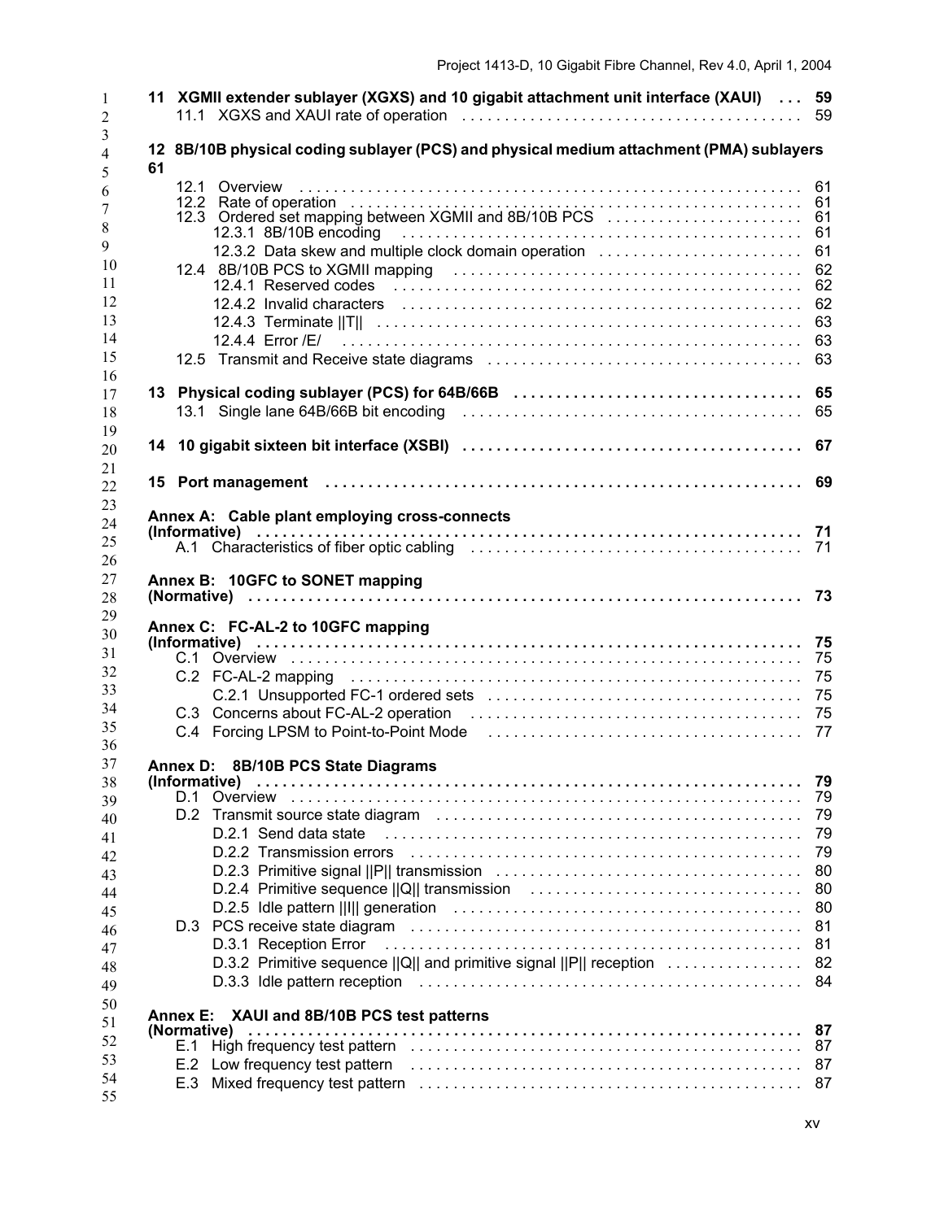**11 XGMII extender sublayer (XGXS) and 10 gigabit attachment unit interface (XAUI) . . . 59**
11.1 XGXS and XAUI rate of operation . . . . . . . . . . . . . . . . . . . . . . . . . . . . . . . . . . . . . . 59

**12 8B/10B physical coding sublayer (PCS) and physical medium attachment (PMA) sublayers 61**
12.1 Overview . . . . . . . . . . . . . . . . . . . . . . . . . . . . . . . . . . . . . . . . . . . . . . . . . . . . . . . . . . . 61
12.2 Rate of operation . . . . . . . . . . . . . . . . . . . . . . . . . . . . . . . . . . . . . . . . . . . . . . . . . . . . 61
12.3 Ordered set mapping between XGMII and 8B/10B PCS . . . . . . . . . . . . . . . . . . . . . . . 61
12.3.1 8B/10B encoding . . . . . . . . . . . . . . . . . . . . . . . . . . . . . . . . . . . . . . . . . . . . . . . . 61
12.3.2 Data skew and multiple clock domain operation . . . . . . . . . . . . . . . . . . . . . . . . 61
12.4 8B/10B PCS to XGMII mapping . . . . . . . . . . . . . . . . . . . . . . . . . . . . . . . . . . . . . . . . . . 62
12.4.1 Reserved codes . . . . . . . . . . . . . . . . . . . . . . . . . . . . . . . . . . . . . . . . . . . . . . . . . 62
12.4.2 Invalid characters . . . . . . . . . . . . . . . . . . . . . . . . . . . . . . . . . . . . . . . . . . . . . . . 62
12.4.3 Terminate ||T|| . . . . . . . . . . . . . . . . . . . . . . . . . . . . . . . . . . . . . . . . . . . . . . . . . . 63
12.4.4 Error /E/ . . . . . . . . . . . . . . . . . . . . . . . . . . . . . . . . . . . . . . . . . . . . . . . . . . . . . . 63
12.5 Transmit and Receive state diagrams . . . . . . . . . . . . . . . . . . . . . . . . . . . . . . . . . . . . . 63

**13 Physical coding sublayer (PCS) for 64B/66B . . . . . . . . . . . . . . . . . . . . . . . . . . . . . . . . . 65**
13.1 Single lane 64B/66B bit encoding . . . . . . . . . . . . . . . . . . . . . . . . . . . . . . . . . . . . . . . . 65

**14 10 gigabit sixteen bit interface (XSBI) . . . . . . . . . . . . . . . . . . . . . . . . . . . . . . . . . . . . . . . 67**

**15 Port management . . . . . . . . . . . . . . . . . . . . . . . . . . . . . . . . . . . . . . . . . . . . . . . . . . . . . . 69**

**Annex A: Cable plant employing cross-connects (Informative) . . . . . . . . . . . . . . . . . . . . . . . . . . . . . . . . . . . . . . . . . . . . . . . . . . . . . . . . . . . . . . . 71**
A.1 Characteristics of fiber optic cabling . . . . . . . . . . . . . . . . . . . . . . . . . . . . . . . . . . . . . . . 71

**Annex B: 10GFC to SONET mapping (Normative) . . . . . . . . . . . . . . . . . . . . . . . . . . . . . . . . . . . . . . . . . . . . . . . . . . . . . . . . . . . . . . . . . 73**

**Annex C: FC-AL-2 to 10GFC mapping (Informative) . . . . . . . . . . . . . . . . . . . . . . . . . . . . . . . . . . . . . . . . . . . . . . . . . . . . . . . . . . . . . . . 75**
C.1 Overview . . . . . . . . . . . . . . . . . . . . . . . . . . . . . . . . . . . . . . . . . . . . . . . . . . . . . . . . . . . . 75
C.2 FC-AL-2 mapping . . . . . . . . . . . . . . . . . . . . . . . . . . . . . . . . . . . . . . . . . . . . . . . . . . . . . 75
C.2.1 Unsupported FC-1 ordered sets . . . . . . . . . . . . . . . . . . . . . . . . . . . . . . . . . . . . . 75
C.3 Concerns about FC-AL-2 operation . . . . . . . . . . . . . . . . . . . . . . . . . . . . . . . . . . . . . . . 75
C.4 Forcing LPSM to Point-to-Point Mode . . . . . . . . . . . . . . . . . . . . . . . . . . . . . . . . . . . . . 77

**Annex D: 8B/10B PCS State Diagrams (Informative) . . . . . . . . . . . . . . . . . . . . . . . . . . . . . . . . . . . . . . . . . . . . . . . . . . . . . . . . . . . . . . . 79**
D.1 Overview . . . . . . . . . . . . . . . . . . . . . . . . . . . . . . . . . . . . . . . . . . . . . . . . . . . . . . . . . . . . 79
D.2 Transmit source state diagram . . . . . . . . . . . . . . . . . . . . . . . . . . . . . . . . . . . . . . . . . . . 79
D.2.1 Send data state . . . . . . . . . . . . . . . . . . . . . . . . . . . . . . . . . . . . . . . . . . . . . . . . . . 79
D.2.2 Transmission errors . . . . . . . . . . . . . . . . . . . . . . . . . . . . . . . . . . . . . . . . . . . . . . 79
D.2.3 Primitive signal ||P|| transmission . . . . . . . . . . . . . . . . . . . . . . . . . . . . . . . . . . . . 80
D.2.4 Primitive sequence ||Q|| transmission . . . . . . . . . . . . . . . . . . . . . . . . . . . . . . . . 80
D.2.5 Idle pattern ||I|| generation . . . . . . . . . . . . . . . . . . . . . . . . . . . . . . . . . . . . . . . . . 80
D.3 PCS receive state diagram . . . . . . . . . . . . . . . . . . . . . . . . . . . . . . . . . . . . . . . . . . . . . . 81
D.3.1 Reception Error . . . . . . . . . . . . . . . . . . . . . . . . . . . . . . . . . . . . . . . . . . . . . . . . . . 81
D.3.2 Primitive sequence ||Q|| and primitive signal ||P|| reception . . . . . . . . . . . . . . . . 82
D.3.3 Idle pattern reception . . . . . . . . . . . . . . . . . . . . . . . . . . . . . . . . . . . . . . . . . . . . . 84

**Annex E: XAUI and 8B/10B PCS test patterns (Normative) . . . . . . . . . . . . . . . . . . . . . . . . . . . . . . . . . . . . . . . . . . . . . . . . . . . . . . . . . . . . . . . . . 87**
E.1 High frequency test pattern . . . . . . . . . . . . . . . . . . . . . . . . . . . . . . . . . . . . . . . . . . . . . . 87
E.2 Low frequency test pattern . . . . . . . . . . . . . . . . . . . . . . . . . . . . . . . . . . . . . . . . . . . . . . 87
E.3 Mixed frequency test pattern . . . . . . . . . . . . . . . . . . . . . . . . . . . . . . . . . . . . . . . . . . . . 87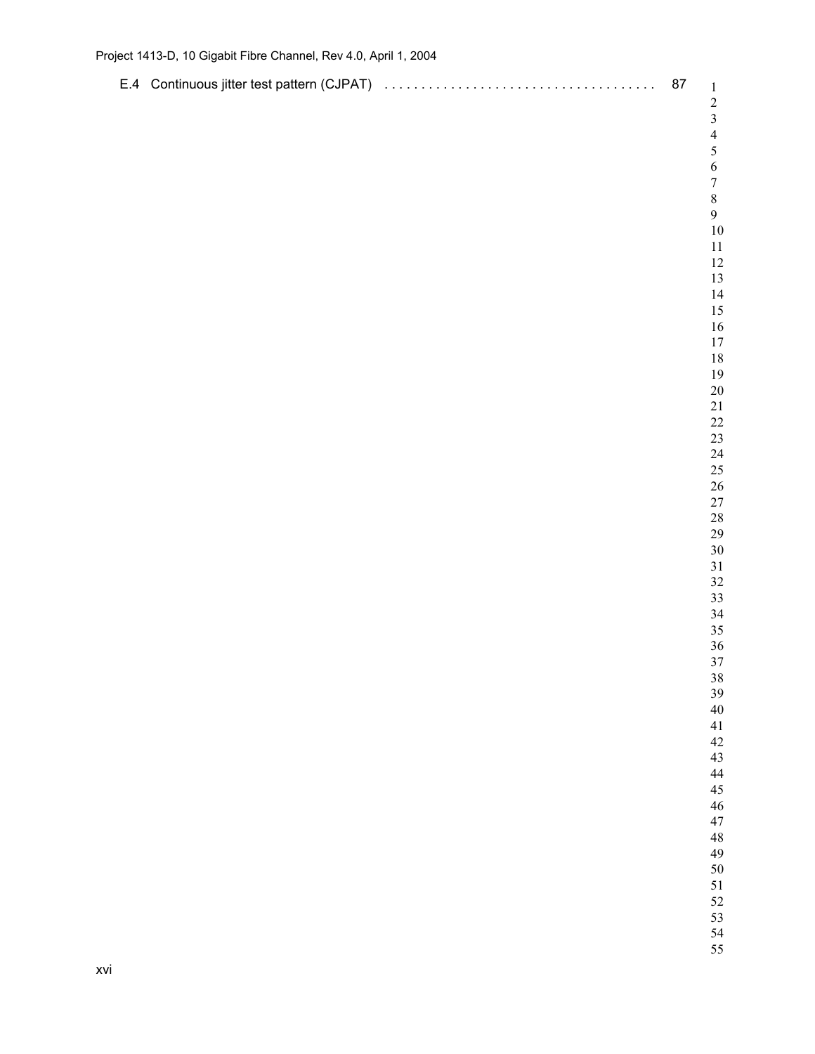E.4 Continuous jitter test pattern (CJPAT) . . . . . . . . . . . . . . . . . . . . . . . . . . . . . . . . . . . . 87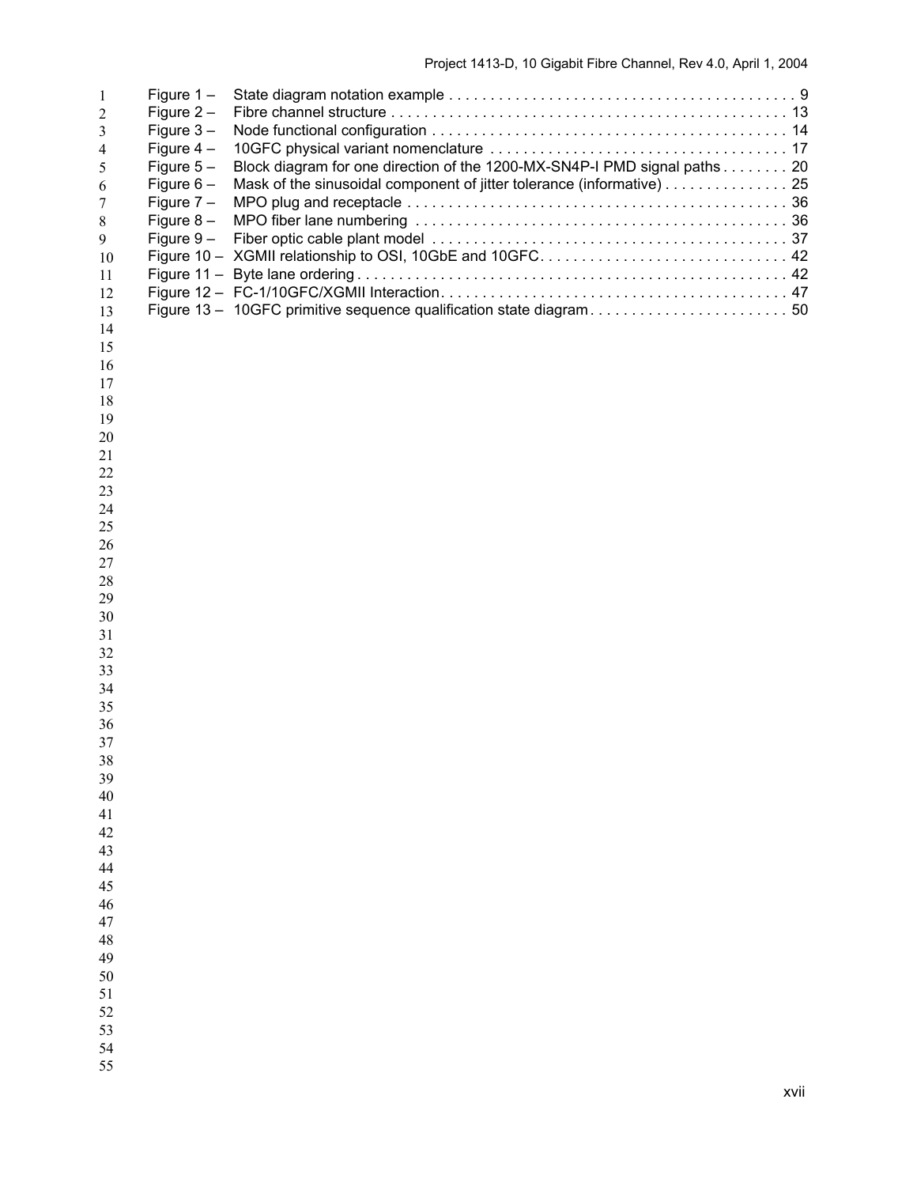Figure 1 – State diagram notation example . . . . . . . . . . . . . . . . . . . . . . . . . . . . . . . . . . . . . . . . . . 9
Figure 2 – Fibre channel structure . . . . . . . . . . . . . . . . . . . . . . . . . . . . . . . . . . . . . . . . . . . . . . . 13
Figure 3 – Node functional configuration . . . . . . . . . . . . . . . . . . . . . . . . . . . . . . . . . . . . . . . . . . 14
Figure 4 – 10GFC physical variant nomenclature . . . . . . . . . . . . . . . . . . . . . . . . . . . . . . . . . . . 17
Figure 5 – Block diagram for one direction of the 1200-MX-SN4P-I PMD signal paths . . . . . . . . 20
Figure 6 – Mask of the sinusoidal component of jitter tolerance (informative) . . . . . . . . . . . . . . . 25
Figure 7 – MPO plug and receptacle . . . . . . . . . . . . . . . . . . . . . . . . . . . . . . . . . . . . . . . . . . . . . 36
Figure 8 – MPO fiber lane numbering . . . . . . . . . . . . . . . . . . . . . . . . . . . . . . . . . . . . . . . . . . . . 36
Figure 9 – Fiber optic cable plant model . . . . . . . . . . . . . . . . . . . . . . . . . . . . . . . . . . . . . . . . . . 37
Figure 10 – XGMII relationship to OSI, 10GbE and 10GFC. . . . . . . . . . . . . . . . . . . . . . . . . . . . . . 42
Figure 11 – Byte lane ordering . . . . . . . . . . . . . . . . . . . . . . . . . . . . . . . . . . . . . . . . . . . . . . . . . . . 42
Figure 12 – FC-1/10GFC/XGMII Interaction. . . . . . . . . . . . . . . . . . . . . . . . . . . . . . . . . . . . . . . . . 47
Figure 13 – 10GFC primitive sequence qualification state diagram. . . . . . . . . . . . . . . . . . . . . . . . 50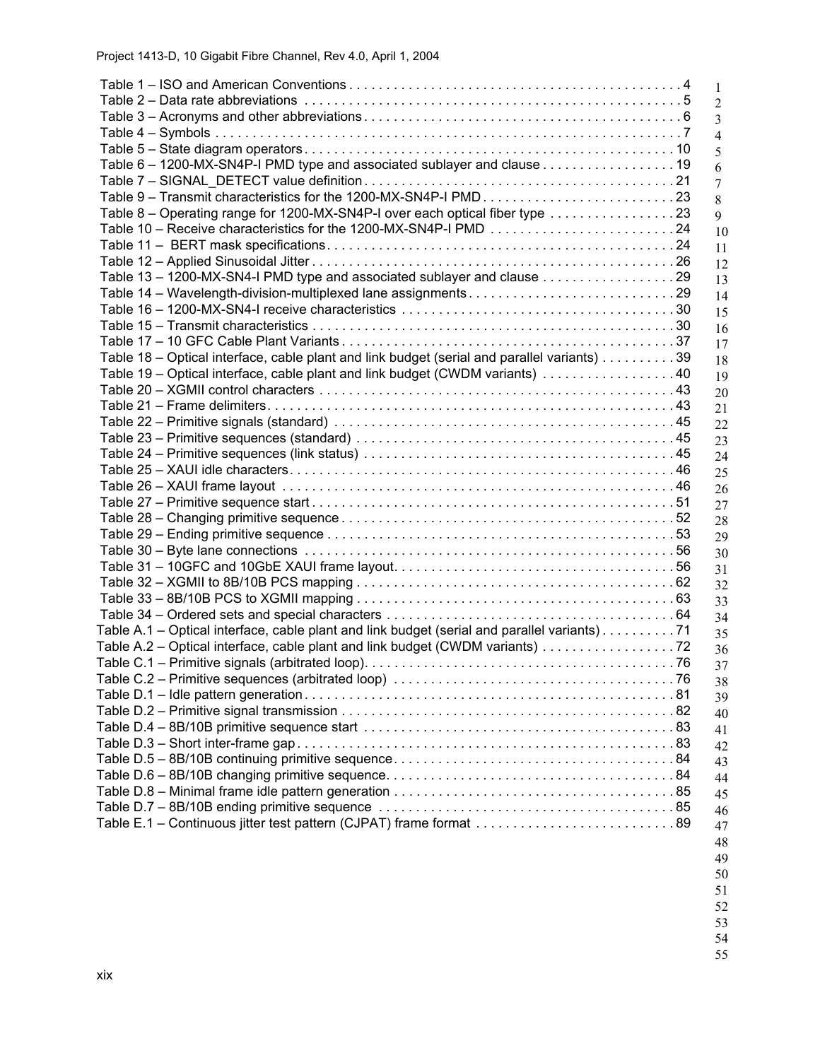Table 1 – ISO and American Conventions . . . . . . . . . . . . . . . . . . . . . . . . . . . . . . . . . . . . . . . . . . . . . 4
Table 2 – Data rate abbreviations . . . . . . . . . . . . . . . . . . . . . . . . . . . . . . . . . . . . . . . . . . . . . . . . . . 5
Table 3 – Acronyms and other abbreviations . . . . . . . . . . . . . . . . . . . . . . . . . . . . . . . . . . . . . . . . . . . 6
Table 4 – Symbols . . . . . . . . . . . . . . . . . . . . . . . . . . . . . . . . . . . . . . . . . . . . . . . . . . . . . . . . . . . . . . 7
Table 5 – State diagram operators . . . . . . . . . . . . . . . . . . . . . . . . . . . . . . . . . . . . . . . . . . . . . . . . . 10
Table 6 – 1200-MX-SN4P-I PMD type and associated sublayer and clause . . . . . . . . . . . . . . . . . . 19
Table 7 – SIGNAL_DETECT value definition . . . . . . . . . . . . . . . . . . . . . . . . . . . . . . . . . . . . . . . . . 21
Table 9 – Transmit characteristics for the 1200-MX-SN4P-I PMD . . . . . . . . . . . . . . . . . . . . . . . . . 23
Table 8 – Operating range for 1200-MX-SN4P-I over each optical fiber type . . . . . . . . . . . . . . . . . 23
Table 10 – Receive characteristics for the 1200-MX-SN4P-I PMD . . . . . . . . . . . . . . . . . . . . . . . . . 24
Table 11 – BERT mask specifications . . . . . . . . . . . . . . . . . . . . . . . . . . . . . . . . . . . . . . . . . . . . . . 24
Table 12 – Applied Sinusoidal Jitter . . . . . . . . . . . . . . . . . . . . . . . . . . . . . . . . . . . . . . . . . . . . . . . . 26
Table 13 – 1200-MX-SN4-I PMD type and associated sublayer and clause . . . . . . . . . . . . . . . . . . 29
Table 14 – Wavelength-division-multiplexed lane assignments . . . . . . . . . . . . . . . . . . . . . . . . . . . . 29
Table 16 – 1200-MX-SN4-I receive characteristics . . . . . . . . . . . . . . . . . . . . . . . . . . . . . . . . . . . . 30
Table 15 – Transmit characteristics . . . . . . . . . . . . . . . . . . . . . . . . . . . . . . . . . . . . . . . . . . . . . . . . 30
Table 17 – 10 GFC Cable Plant Variants . . . . . . . . . . . . . . . . . . . . . . . . . . . . . . . . . . . . . . . . . . . . 37
Table 18 – Optical interface, cable plant and link budget (serial and parallel variants) . . . . . . . . . . 39
Table 19 – Optical interface, cable plant and link budget (CWDM variants) . . . . . . . . . . . . . . . . . . 40
Table 20 – XGMII control characters . . . . . . . . . . . . . . . . . . . . . . . . . . . . . . . . . . . . . . . . . . . . . . . 43
Table 21 – Frame delimiters . . . . . . . . . . . . . . . . . . . . . . . . . . . . . . . . . . . . . . . . . . . . . . . . . . . . . . 43
Table 22 – Primitive signals (standard) . . . . . . . . . . . . . . . . . . . . . . . . . . . . . . . . . . . . . . . . . . . . . . 45
Table 23 – Primitive sequences (standard) . . . . . . . . . . . . . . . . . . . . . . . . . . . . . . . . . . . . . . . . . . . 45
Table 24 – Primitive sequences (link status) . . . . . . . . . . . . . . . . . . . . . . . . . . . . . . . . . . . . . . . . . . 45
Table 25 – XAUI idle characters . . . . . . . . . . . . . . . . . . . . . . . . . . . . . . . . . . . . . . . . . . . . . . . . . . . 46
Table 26 – XAUI frame layout . . . . . . . . . . . . . . . . . . . . . . . . . . . . . . . . . . . . . . . . . . . . . . . . . . . . 46
Table 27 – Primitive sequence start . . . . . . . . . . . . . . . . . . . . . . . . . . . . . . . . . . . . . . . . . . . . . . . . . 51
Table 28 – Changing primitive sequence . . . . . . . . . . . . . . . . . . . . . . . . . . . . . . . . . . . . . . . . . . . . . 52
Table 29 – Ending primitive sequence . . . . . . . . . . . . . . . . . . . . . . . . . . . . . . . . . . . . . . . . . . . . . . . 53
Table 30 – Byte lane connections . . . . . . . . . . . . . . . . . . . . . . . . . . . . . . . . . . . . . . . . . . . . . . . . . . 56
Table 31 – 10GFC and 10GbE XAUI frame layout . . . . . . . . . . . . . . . . . . . . . . . . . . . . . . . . . . . . . . 56
Table 32 – XGMII to 8B/10B PCS mapping . . . . . . . . . . . . . . . . . . . . . . . . . . . . . . . . . . . . . . . . . . . 62
Table 33 – 8B/10B PCS to XGMII mapping . . . . . . . . . . . . . . . . . . . . . . . . . . . . . . . . . . . . . . . . . . . 63
Table 34 – Ordered sets and special characters . . . . . . . . . . . . . . . . . . . . . . . . . . . . . . . . . . . . . . . 64
Table A.1 – Optical interface, cable plant and link budget (serial and parallel variants) . . . . . . . . . . 71
Table A.2 – Optical interface, cable plant and link budget (CWDM variants) . . . . . . . . . . . . . . . . . . 72
Table C.1 – Primitive signals (arbitrated loop) . . . . . . . . . . . . . . . . . . . . . . . . . . . . . . . . . . . . . . . . . 76
Table C.2 – Primitive sequences (arbitrated loop) . . . . . . . . . . . . . . . . . . . . . . . . . . . . . . . . . . . . . . 76
Table D.1 – Idle pattern generation . . . . . . . . . . . . . . . . . . . . . . . . . . . . . . . . . . . . . . . . . . . . . . . . . 81
Table D.2 – Primitive signal transmission . . . . . . . . . . . . . . . . . . . . . . . . . . . . . . . . . . . . . . . . . . . . . 82
Table D.4 – 8B/10B primitive sequence start . . . . . . . . . . . . . . . . . . . . . . . . . . . . . . . . . . . . . . . . . . 83
Table D.3 – Short inter-frame gap . . . . . . . . . . . . . . . . . . . . . . . . . . . . . . . . . . . . . . . . . . . . . . . . . . 83
Table D.5 – 8B/10B continuing primitive sequence . . . . . . . . . . . . . . . . . . . . . . . . . . . . . . . . . . . . . 84
Table D.6 – 8B/10B changing primitive sequence . . . . . . . . . . . . . . . . . . . . . . . . . . . . . . . . . . . . . . 84
Table D.8 – Minimal frame idle pattern generation . . . . . . . . . . . . . . . . . . . . . . . . . . . . . . . . . . . . . 85
Table D.7 – 8B/10B ending primitive sequence . . . . . . . . . . . . . . . . . . . . . . . . . . . . . . . . . . . . . . . 85
Table E.1 – Continuous jitter test pattern (CJPAT) frame format . . . . . . . . . . . . . . . . . . . . . . . . . . . 89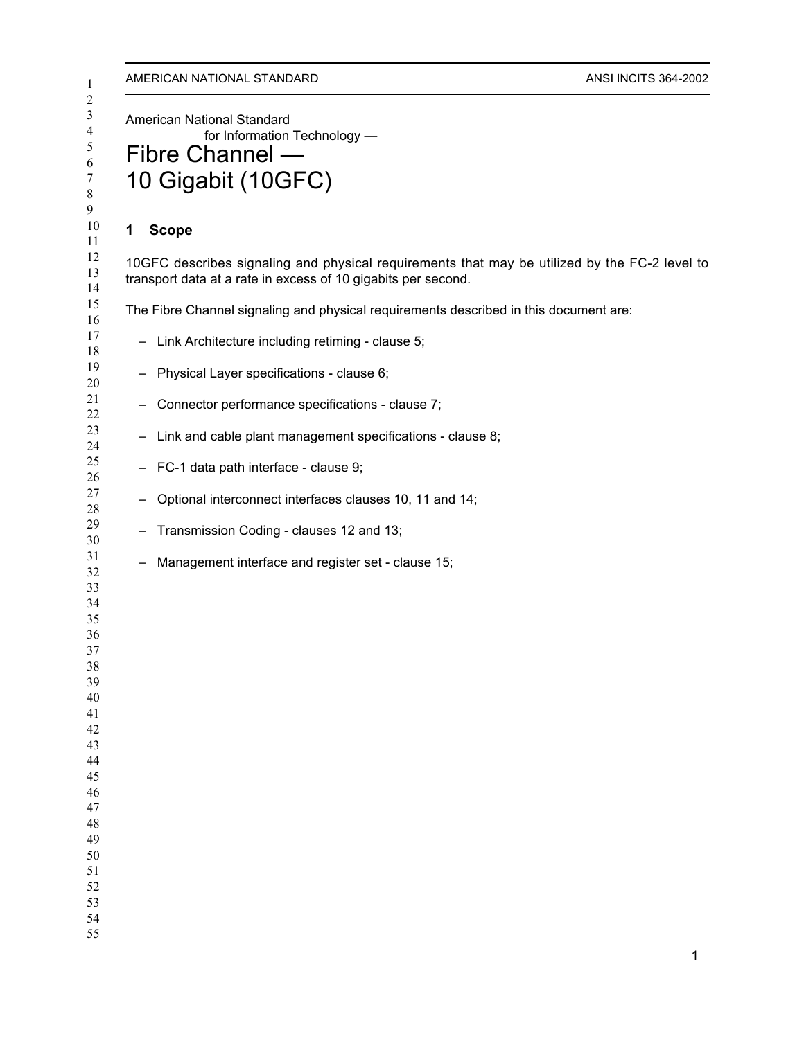American National Standard
for Information Technology —

# Fibre Channel — 10 Gigabit (10GFC)

## 1 Scope

10GFC describes signaling and physical requirements that may be utilized by the FC-2 level to transport data at a rate in excess of 10 gigabits per second.

The Fibre Channel signaling and physical requirements described in this document are:

– Link Architecture including retiming - clause 5;

– Physical Layer specifications - clause 6;

– Connector performance specifications - clause 7;

– Link and cable plant management specifications - clause 8;

– FC-1 data path interface - clause 9;

– Optional interconnect interfaces clauses 10, 11 and 14;

– Transmission Coding - clauses 12 and 13;

– Management interface and register set - clause 15;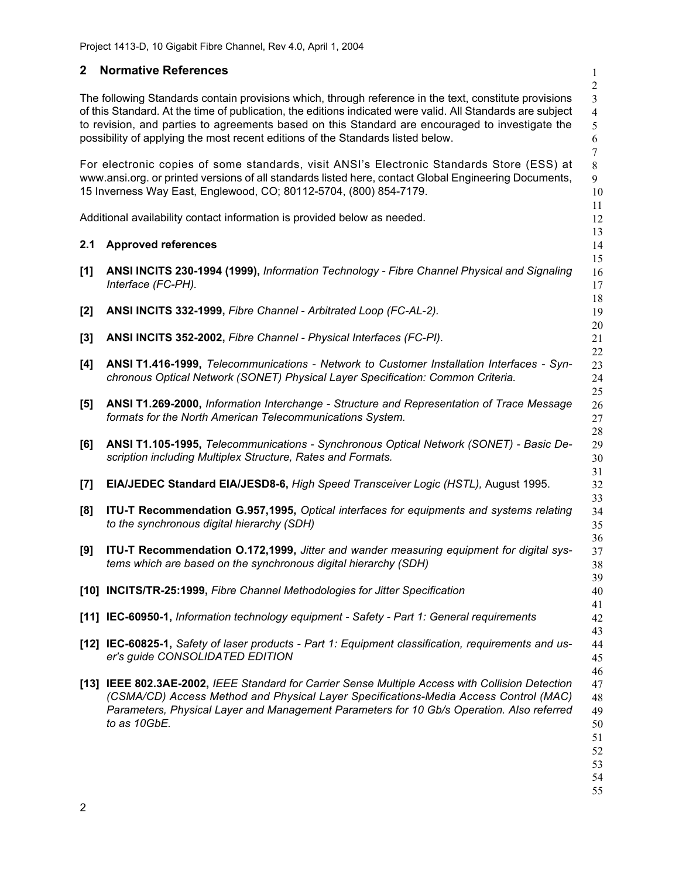## 2 Normative References

The following Standards contain provisions which, through reference in the text, constitute provisions of this Standard. At the time of publication, the editions indicated were valid. All Standards are subject to revision, and parties to agreements based on this Standard are encouraged to investigate the possibility of applying the most recent editions of the Standards listed below.

For electronic copies of some standards, visit ANSI's Electronic Standards Store (ESS) at www.ansi.org. or printed versions of all standards listed here, contact Global Engineering Documents, 15 Inverness Way East, Englewood, CO; 80112-5704, (800) 854-7179.

Additional availability contact information is provided below as needed.

### 2.1 Approved references

**[1]** **ANSI INCITS 230-1994 (1999),** *Information Technology - Fibre Channel Physical and Signaling Interface (FC-PH).*

**[2]** **ANSI INCITS 332-1999,** *Fibre Channel - Arbitrated Loop (FC-AL-2).*

**[3]** **ANSI INCITS 352-2002,** *Fibre Channel - Physical Interfaces (FC-PI).*

**[4]** **ANSI T1.416-1999,** *Telecommunications - Network to Customer Installation Interfaces - Synchronous Optical Network (SONET) Physical Layer Specification: Common Criteria.*

**[5]** **ANSI T1.269-2000,** *Information Interchange - Structure and Representation of Trace Message formats for the North American Telecommunications System.*

**[6]** **ANSI T1.105-1995,** *Telecommunications - Synchronous Optical Network (SONET) - Basic Description including Multiplex Structure, Rates and Formats.*

**[7]** **EIA/JEDEC Standard EIA/JESD8-6,** *High Speed Transceiver Logic (HSTL),* August 1995.

**[8]** **ITU-T Recommendation G.957,1995,** *Optical interfaces for equipments and systems relating to the synchronous digital hierarchy (SDH)*

**[9]** **ITU-T Recommendation O.172,1999,** *Jitter and wander measuring equipment for digital systems which are based on the synchronous digital hierarchy (SDH)*

**[10]** **INCITS/TR-25:1999,** *Fibre Channel Methodologies for Jitter Specification*

**[11]** **IEC-60950-1,** *Information technology equipment - Safety - Part 1: General requirements*

**[12]** **IEC-60825-1,** *Safety of laser products - Part 1: Equipment classification, requirements and user's guide CONSOLIDATED EDITION*

**[13]** **IEEE 802.3AE-2002,** *IEEE Standard for Carrier Sense Multiple Access with Collision Detection (CSMA/CD) Access Method and Physical Layer Specifications-Media Access Control (MAC) Parameters, Physical Layer and Management Parameters for 10 Gb/s Operation. Also referred to as 10GbE.*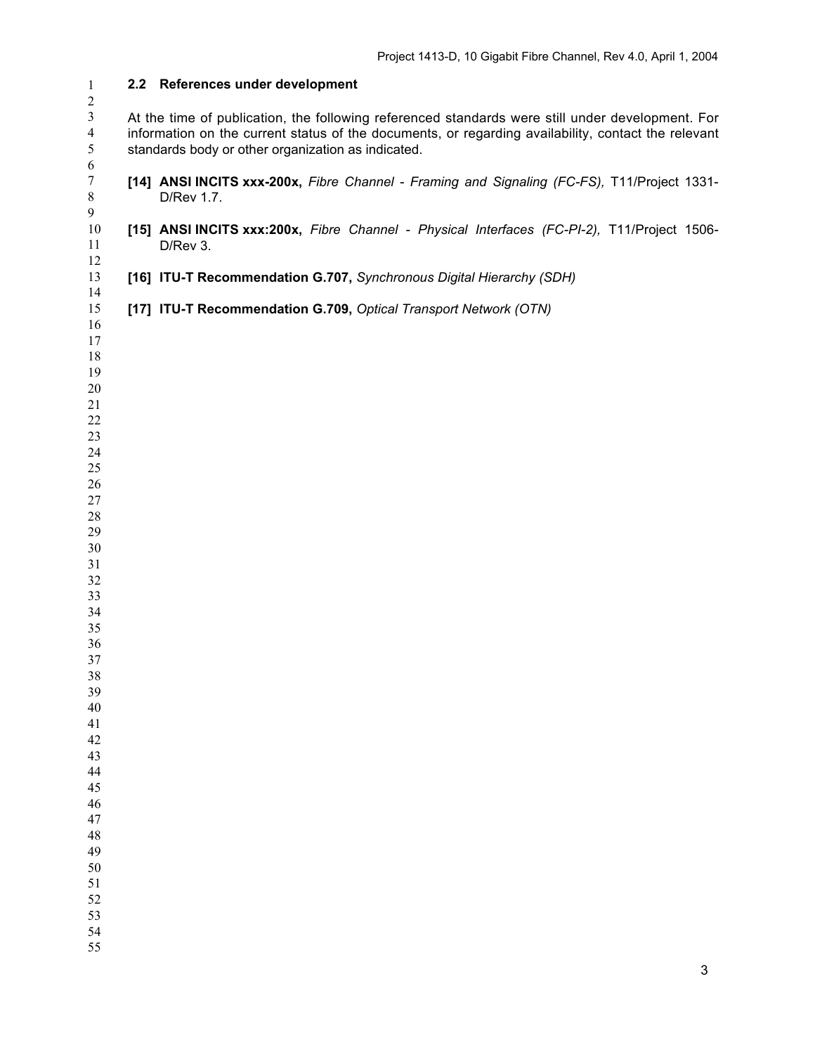## 2.2 References under development

At the time of publication, the following referenced standards were still under development. For information on the current status of the documents, or regarding availability, contact the relevant standards body or other organization as indicated.

**[14] ANSI INCITS xxx-200x,** *Fibre Channel - Framing and Signaling (FC-FS),* T11/Project 1331-D/Rev 1.7.

**[15] ANSI INCITS xxx:200x,** *Fibre Channel - Physical Interfaces (FC-PI-2),* T11/Project 1506-D/Rev 3.

**[16] ITU-T Recommendation G.707,** *Synchronous Digital Hierarchy (SDH)*

**[17] ITU-T Recommendation G.709,** *Optical Transport Network (OTN)*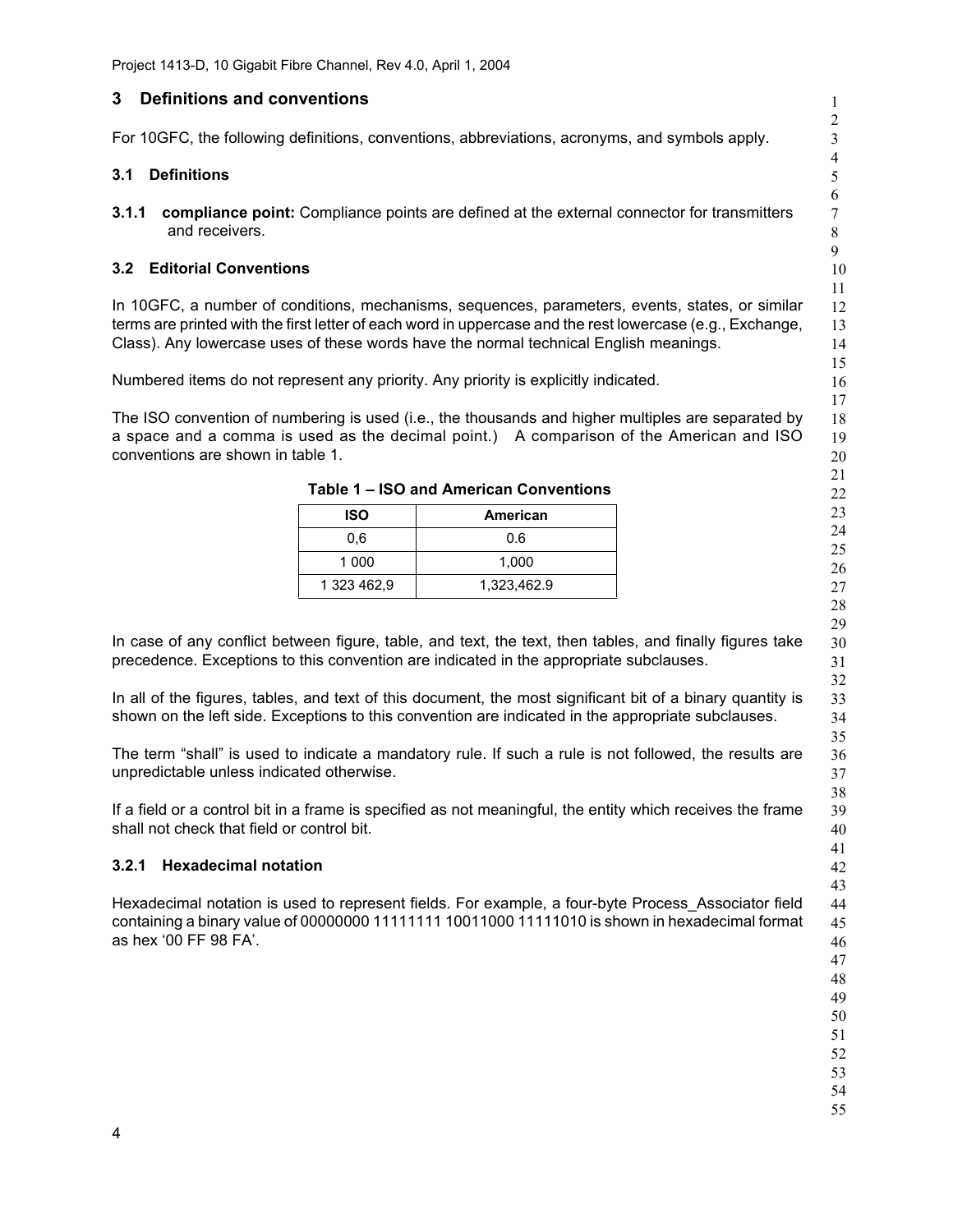# 3 Definitions and conventions

For 10GFC, the following definitions, conventions, abbreviations, acronyms, and symbols apply.

## 3.1 Definitions

**3.1.1 compliance point:** Compliance points are defined at the external connector for transmitters and receivers.

## 3.2 Editorial Conventions

In 10GFC, a number of conditions, mechanisms, sequences, parameters, events, states, or similar terms are printed with the first letter of each word in uppercase and the rest lowercase (e.g., Exchange, Class). Any lowercase uses of these words have the normal technical English meanings.

Numbered items do not represent any priority. Any priority is explicitly indicated.

The ISO convention of numbering is used (i.e., the thousands and higher multiples are separated by a space and a comma is used as the decimal point.) A comparison of the American and ISO conventions are shown in table 1.

**Table 1 – ISO and American Conventions**

| ISO | American |
|---|---|
| 0,6 | 0.6 |
| 1 000 | 1,000 |
| 1 323 462,9 | 1,323,462.9 |

In case of any conflict between figure, table, and text, the text, then tables, and finally figures take precedence. Exceptions to this convention are indicated in the appropriate subclauses.

In all of the figures, tables, and text of this document, the most significant bit of a binary quantity is shown on the left side. Exceptions to this convention are indicated in the appropriate subclauses.

The term “shall” is used to indicate a mandatory rule. If such a rule is not followed, the results are unpredictable unless indicated otherwise.

If a field or a control bit in a frame is specified as not meaningful, the entity which receives the frame shall not check that field or control bit.

### 3.2.1 Hexadecimal notation

Hexadecimal notation is used to represent fields. For example, a four-byte Process_Associator field containing a binary value of 00000000 11111111 10011000 11111010 is shown in hexadecimal format as hex ‘00 FF 98 FA’.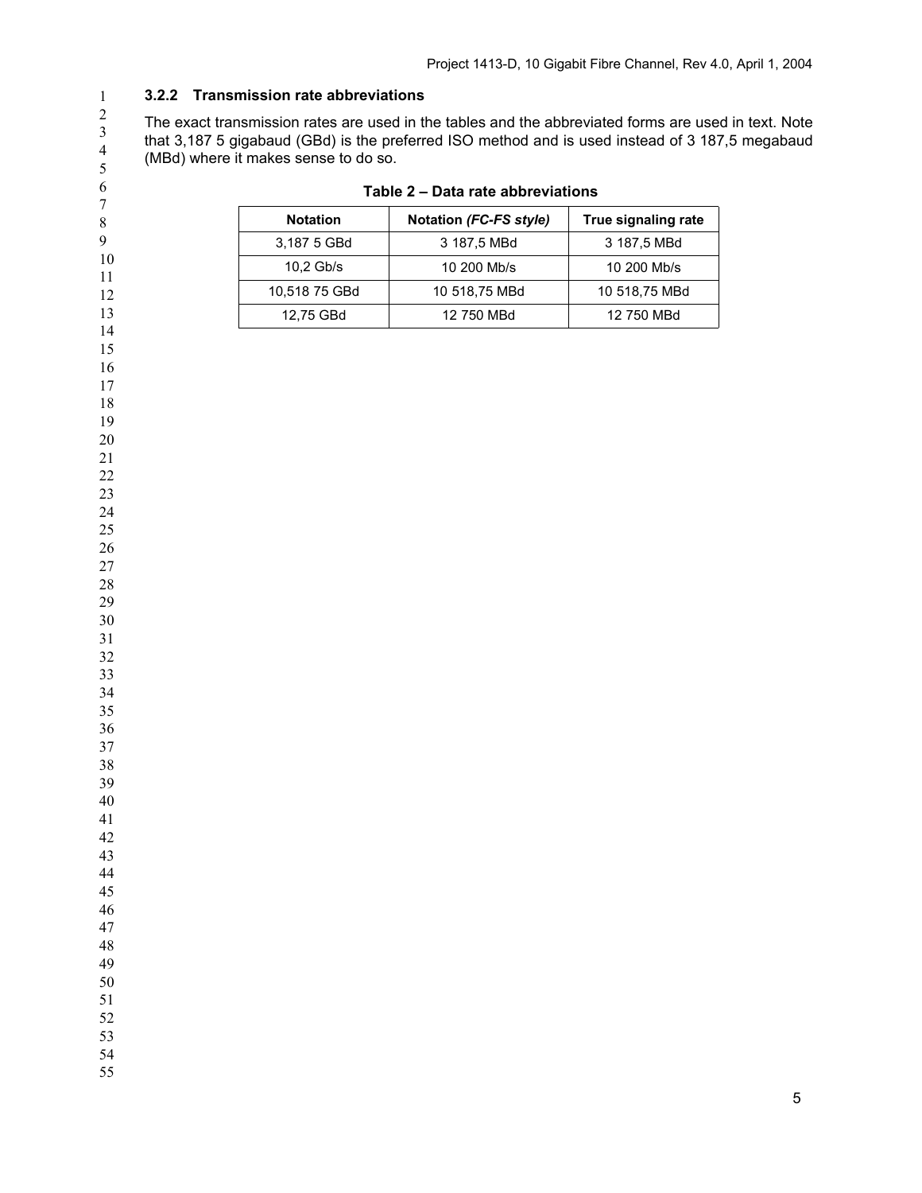### 3.2.2 Transmission rate abbreviations

The exact transmission rates are used in the tables and the abbreviated forms are used in text. Note that 3,187 5 gigabaud (GBd) is the preferred ISO method and is used instead of 3 187,5 megabaud (MBd) where it makes sense to do so.

**Table 2 – Data rate abbreviations**

| Notation | Notation *(FC-FS style)* | True signaling rate |
|---|---|---|
| 3,187 5 GBd | 3 187,5 MBd | 3 187,5 MBd |
| 10,2 Gb/s | 10 200 Mb/s | 10 200 Mb/s |
| 10,518 75 GBd | 10 518,75 MBd | 10 518,75 MBd |
| 12,75 GBd | 12 750 MBd | 12 750 MBd |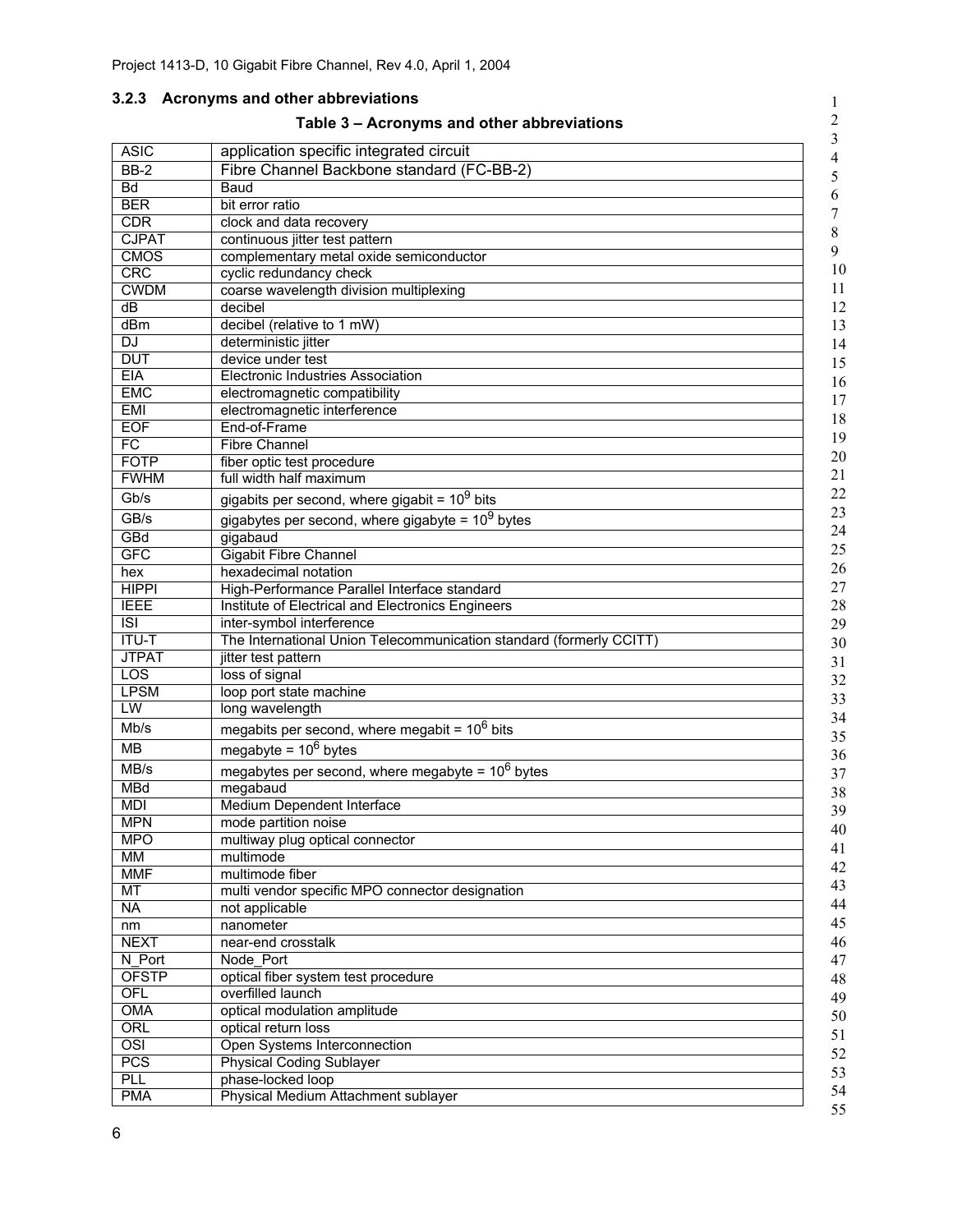### 3.2.3 Acronyms and other abbreviations

**Table 3 – Acronyms and other abbreviations**

| | |
|---|---|
| ASIC | application specific integrated circuit |
| BB-2 | Fibre Channel Backbone standard (FC-BB-2) |
| Bd | Baud |
| BER | bit error ratio |
| CDR | clock and data recovery |
| CJPAT | continuous jitter test pattern |
| CMOS | complementary metal oxide semiconductor |
| CRC | cyclic redundancy check |
| CWDM | coarse wavelength division multiplexing |
| dB | decibel |
| dBm | decibel (relative to 1 mW) |
| DJ | deterministic jitter |
| DUT | device under test |
| EIA | Electronic Industries Association |
| EMC | electromagnetic compatibility |
| EMI | electromagnetic interference |
| EOF | End-of-Frame |
| FC | Fibre Channel |
| FOTP | fiber optic test procedure |
| FWHM | full width half maximum |
| Gb/s | gigabits per second, where gigabit = $10^9$ bits |
| GB/s | gigabytes per second, where gigabyte = $10^9$ bytes |
| GBd | gigabaud |
| GFC | Gigabit Fibre Channel |
| hex | hexadecimal notation |
| HIPPI | High-Performance Parallel Interface standard |
| IEEE | Institute of Electrical and Electronics Engineers |
| ISI | inter-symbol interference |
| ITU-T | The International Union Telecommunication standard (formerly CCITT) |
| JTPAT | jitter test pattern |
| LOS | loss of signal |
| LPSM | loop port state machine |
| LW | long wavelength |
| Mb/s | megabits per second, where megabit = $10^6$ bits |
| MB | megabyte = $10^6$ bytes |
| MB/s | megabytes per second, where megabyte = $10^6$ bytes |
| MBd | megabaud |
| MDI | Medium Dependent Interface |
| MPN | mode partition noise |
| MPO | multiway plug optical connector |
| MM | multimode |
| MMF | multimode fiber |
| MT | multi vendor specific MPO connector designation |
| NA | not applicable |
| nm | nanometer |
| NEXT | near-end crosstalk |
| N_Port | Node_Port |
| OFSTP | optical fiber system test procedure |
| OFL | overfilled launch |
| OMA | optical modulation amplitude |
| ORL | optical return loss |
| OSI | Open Systems Interconnection |
| PCS | Physical Coding Sublayer |
| PLL | phase-locked loop |
| PMA | Physical Medium Attachment sublayer |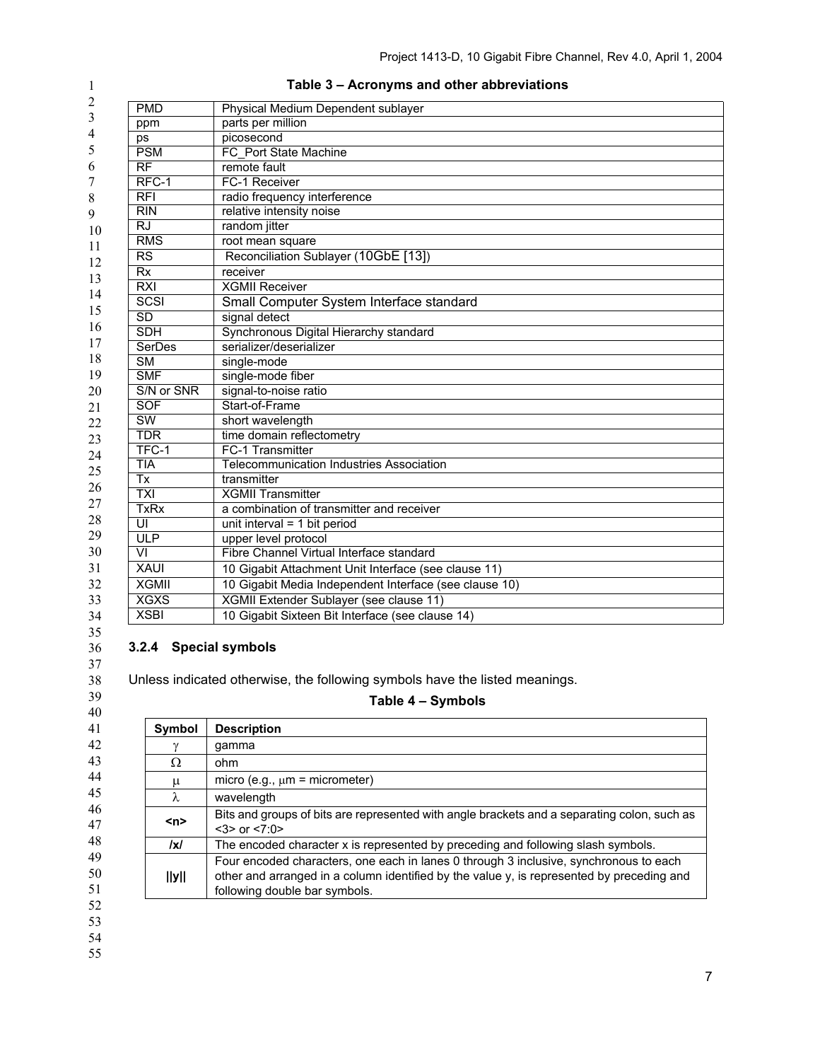**Table 3 – Acronyms and other abbreviations**

| | |
|---|---|
| PMD | Physical Medium Dependent sublayer |
| ppm | parts per million |
| ps | picosecond |
| PSM | FC_Port State Machine |
| RF | remote fault |
| RFC-1 | FC-1 Receiver |
| RFI | radio frequency interference |
| RIN | relative intensity noise |
| RJ | random jitter |
| RMS | root mean square |
| RS | Reconciliation Sublayer (10GbE [13]) |
| Rx | receiver |
| RXI | XGMII Receiver |
| SCSI | Small Computer System Interface standard |
| SD | signal detect |
| SDH | Synchronous Digital Hierarchy standard |
| SerDes | serializer/deserializer |
| SM | single-mode |
| SMF | single-mode fiber |
| S/N or SNR | signal-to-noise ratio |
| SOF | Start-of-Frame |
| SW | short wavelength |
| TDR | time domain reflectometry |
| TFC-1 | FC-1 Transmitter |
| TIA | Telecommunication Industries Association |
| Tx | transmitter |
| TXI | XGMII Transmitter |
| TxRx | a combination of transmitter and receiver |
| UI | unit interval = 1 bit period |
| ULP | upper level protocol |
| VI | Fibre Channel Virtual Interface standard |
| XAUI | 10 Gigabit Attachment Unit Interface (see clause 11) |
| XGMII | 10 Gigabit Media Independent Interface (see clause 10) |
| XGXS | XGMII Extender Sublayer (see clause 11) |
| XSBI | 10 Gigabit Sixteen Bit Interface (see clause 14) |

### 3.2.4 Special symbols

Unless indicated otherwise, the following symbols have the listed meanings.

**Table 4 – Symbols**

| Symbol | Description |
|---|---|
| γ | gamma |
| Ω | ohm |
| μ | micro (e.g., μm = micrometer) |
| λ | wavelength |
| **<n>** | Bits and groups of bits are represented with angle brackets and a separating colon, such as <3> or <7:0> |
| **/x/** | The encoded character x is represented by preceding and following slash symbols. |
| **\|\|y\|\|** | Four encoded characters, one each in lanes 0 through 3 inclusive, synchronous to each other and arranged in a column identified by the value y, is represented by preceding and following double bar symbols. |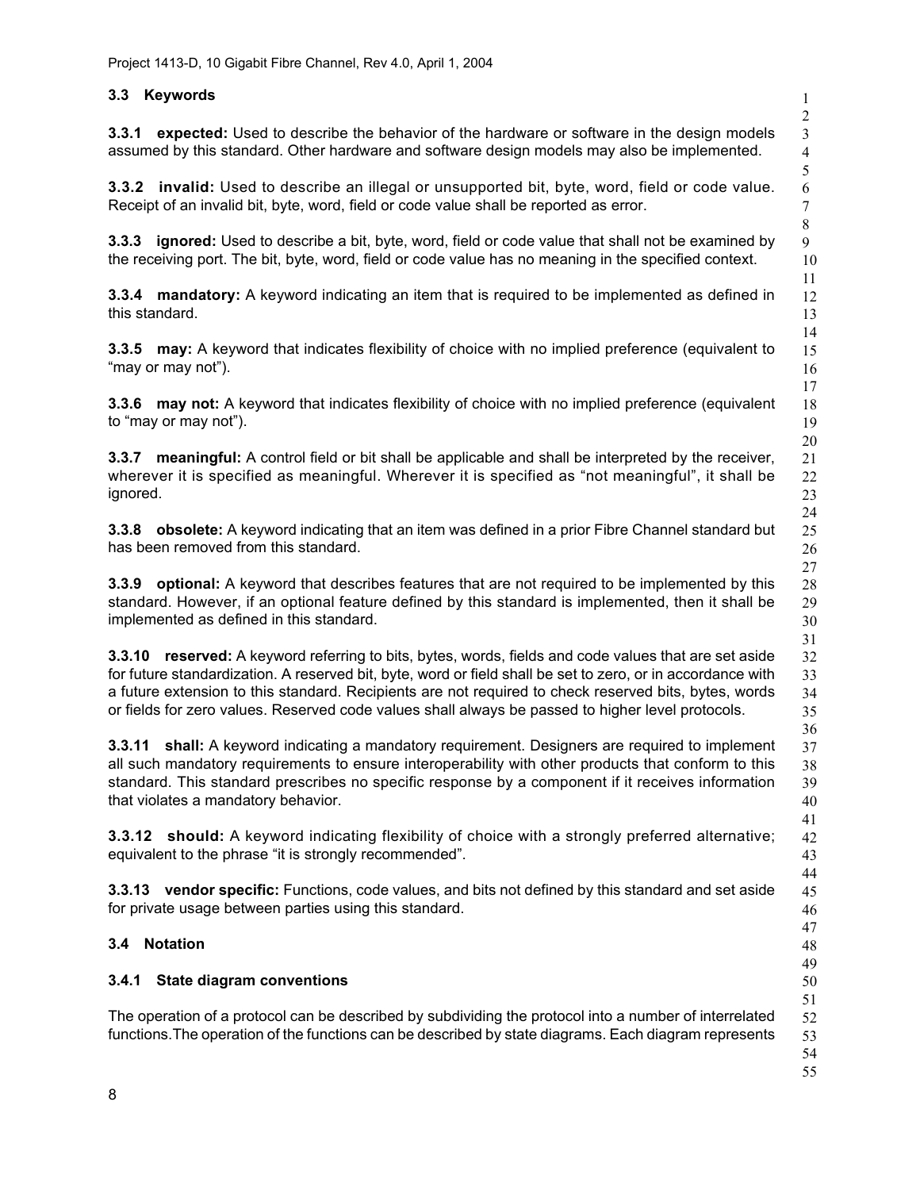### 3.3 Keywords

**3.3.1 expected:** Used to describe the behavior of the hardware or software in the design models assumed by this standard. Other hardware and software design models may also be implemented.

**3.3.2 invalid:** Used to describe an illegal or unsupported bit, byte, word, field or code value. Receipt of an invalid bit, byte, word, field or code value shall be reported as error.

**3.3.3 ignored:** Used to describe a bit, byte, word, field or code value that shall not be examined by the receiving port. The bit, byte, word, field or code value has no meaning in the specified context.

**3.3.4 mandatory:** A keyword indicating an item that is required to be implemented as defined in this standard.

**3.3.5 may:** A keyword that indicates flexibility of choice with no implied preference (equivalent to “may or may not”).

**3.3.6 may not:** A keyword that indicates flexibility of choice with no implied preference (equivalent to “may or may not”).

**3.3.7 meaningful:** A control field or bit shall be applicable and shall be interpreted by the receiver, wherever it is specified as meaningful. Wherever it is specified as “not meaningful”, it shall be ignored.

**3.3.8 obsolete:** A keyword indicating that an item was defined in a prior Fibre Channel standard but has been removed from this standard.

**3.3.9 optional:** A keyword that describes features that are not required to be implemented by this standard. However, if an optional feature defined by this standard is implemented, then it shall be implemented as defined in this standard.

**3.3.10 reserved:** A keyword referring to bits, bytes, words, fields and code values that are set aside for future standardization. A reserved bit, byte, word or field shall be set to zero, or in accordance with a future extension to this standard. Recipients are not required to check reserved bits, bytes, words or fields for zero values. Reserved code values shall always be passed to higher level protocols.

**3.3.11 shall:** A keyword indicating a mandatory requirement. Designers are required to implement all such mandatory requirements to ensure interoperability with other products that conform to this standard. This standard prescribes no specific response by a component if it receives information that violates a mandatory behavior.

**3.3.12 should:** A keyword indicating flexibility of choice with a strongly preferred alternative; equivalent to the phrase “it is strongly recommended”.

**3.3.13 vendor specific:** Functions, code values, and bits not defined by this standard and set aside for private usage between parties using this standard.

### 3.4 Notation

#### 3.4.1 State diagram conventions

The operation of a protocol can be described by subdividing the protocol into a number of interrelated functions.The operation of the functions can be described by state diagrams. Each diagram represents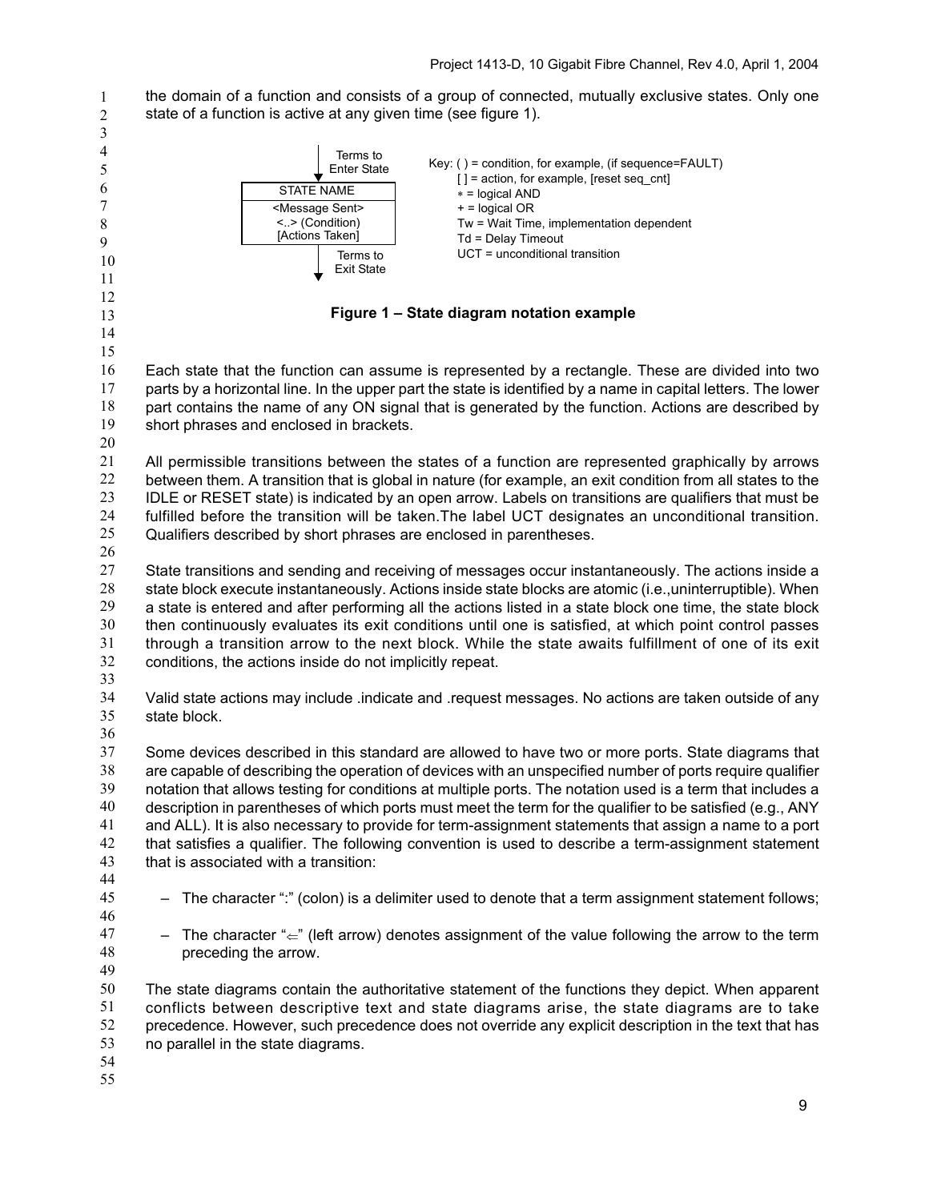the domain of a function and consists of a group of connected, mutually exclusive states. Only one state of a function is active at any given time (see figure 1).

```
        Terms to
        Enter State
   ┌───────────────────┐
   │    STATE NAME     │
   ├───────────────────┤
   │  <Message Sent>   │
   │ <..> (Condition)  │
   │  [Actions Taken]  │
   └───────────────────┘
        Terms to
        Exit State
```

Key: ( ) = condition, for example, (if sequence=FAULT)
[ ] = action, for example, [reset seq_cnt]
∗ = logical AND
+ = logical OR
Tw = Wait Time, implementation dependent
Td = Delay Timeout
UCT = unconditional transition

**Figure 1 – State diagram notation example**

Each state that the function can assume is represented by a rectangle. These are divided into two parts by a horizontal line. In the upper part the state is identified by a name in capital letters. The lower part contains the name of any ON signal that is generated by the function. Actions are described by short phrases and enclosed in brackets.

All permissible transitions between the states of a function are represented graphically by arrows between them. A transition that is global in nature (for example, an exit condition from all states to the IDLE or RESET state) is indicated by an open arrow. Labels on transitions are qualifiers that must be fulfilled before the transition will be taken.The label UCT designates an unconditional transition. Qualifiers described by short phrases are enclosed in parentheses.

State transitions and sending and receiving of messages occur instantaneously. The actions inside a state block execute instantaneously. Actions inside state blocks are atomic (i.e.,uninterruptible). When a state is entered and after performing all the actions listed in a state block one time, the state block then continuously evaluates its exit conditions until one is satisfied, at which point control passes through a transition arrow to the next block. While the state awaits fulfillment of one of its exit conditions, the actions inside do not implicitly repeat.

Valid state actions may include .indicate and .request messages. No actions are taken outside of any state block.

Some devices described in this standard are allowed to have two or more ports. State diagrams that are capable of describing the operation of devices with an unspecified number of ports require qualifier notation that allows testing for conditions at multiple ports. The notation used is a term that includes a description in parentheses of which ports must meet the term for the qualifier to be satisfied (e.g., ANY and ALL). It is also necessary to provide for term-assignment statements that assign a name to a port that satisfies a qualifier. The following convention is used to describe a term-assignment statement that is associated with a transition:

- The character ":" (colon) is a delimiter used to denote that a term assignment statement follows;
- The character "⇐" (left arrow) denotes assignment of the value following the arrow to the term preceding the arrow.

The state diagrams contain the authoritative statement of the functions they depict. When apparent conflicts between descriptive text and state diagrams arise, the state diagrams are to take precedence. However, such precedence does not override any explicit description in the text that has no parallel in the state diagrams.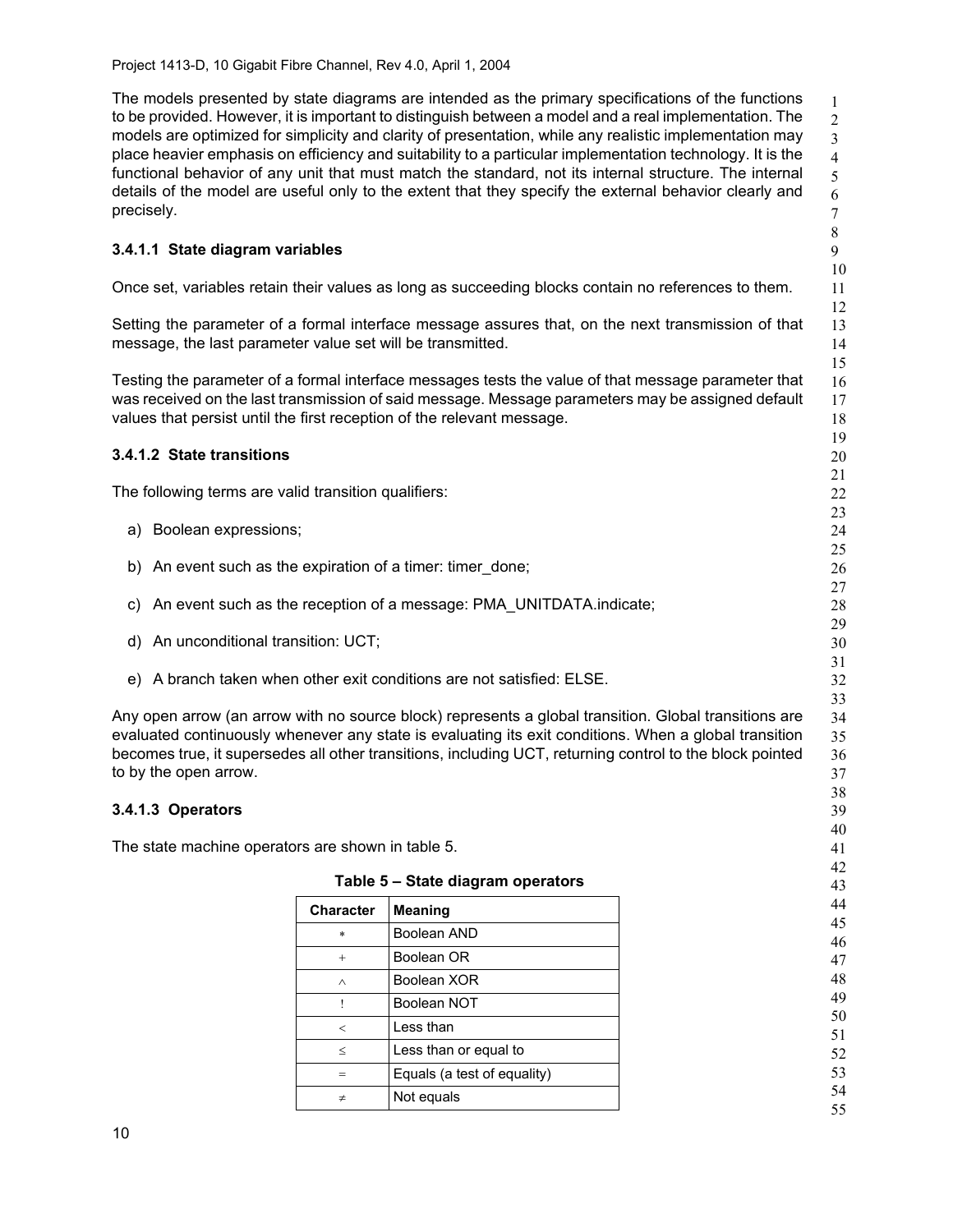The models presented by state diagrams are intended as the primary specifications of the functions to be provided. However, it is important to distinguish between a model and a real implementation. The models are optimized for simplicity and clarity of presentation, while any realistic implementation may place heavier emphasis on efficiency and suitability to a particular implementation technology. It is the functional behavior of any unit that must match the standard, not its internal structure. The internal details of the model are useful only to the extent that they specify the external behavior clearly and precisely.

#### 3.4.1.1 State diagram variables

Once set, variables retain their values as long as succeeding blocks contain no references to them.

Setting the parameter of a formal interface message assures that, on the next transmission of that message, the last parameter value set will be transmitted.

Testing the parameter of a formal interface messages tests the value of that message parameter that was received on the last transmission of said message. Message parameters may be assigned default values that persist until the first reception of the relevant message.

#### 3.4.1.2 State transitions

The following terms are valid transition qualifiers:

a) Boolean expressions;

b) An event such as the expiration of a timer: timer_done;

c) An event such as the reception of a message: PMA_UNITDATA.indicate;

d) An unconditional transition: UCT;

e) A branch taken when other exit conditions are not satisfied: ELSE.

Any open arrow (an arrow with no source block) represents a global transition. Global transitions are evaluated continuously whenever any state is evaluating its exit conditions. When a global transition becomes true, it supersedes all other transitions, including UCT, returning control to the block pointed to by the open arrow.

#### 3.4.1.3 Operators

The state machine operators are shown in table 5.

**Table 5 – State diagram operators**

| Character | Meaning |
|---|---|
| * | Boolean AND |
| + | Boolean OR |
| ^ | Boolean XOR |
| ! | Boolean NOT |
| < | Less than |
| ≤ | Less than or equal to |
| = | Equals (a test of equality) |
| ≠ | Not equals |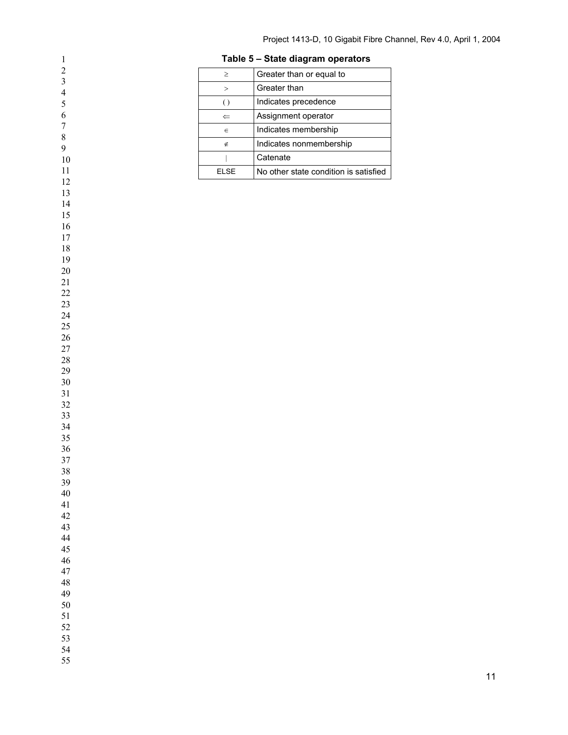**Table 5 – State diagram operators**

| | |
|---|---|
| ≥ | Greater than or equal to |
| > | Greater than |
| ( ) | Indicates precedence |
| ⇐ | Assignment operator |
| ∈ | Indicates membership |
| ∉ | Indicates nonmembership |
| \| | Catenate |
| ELSE | No other state condition is satisfied |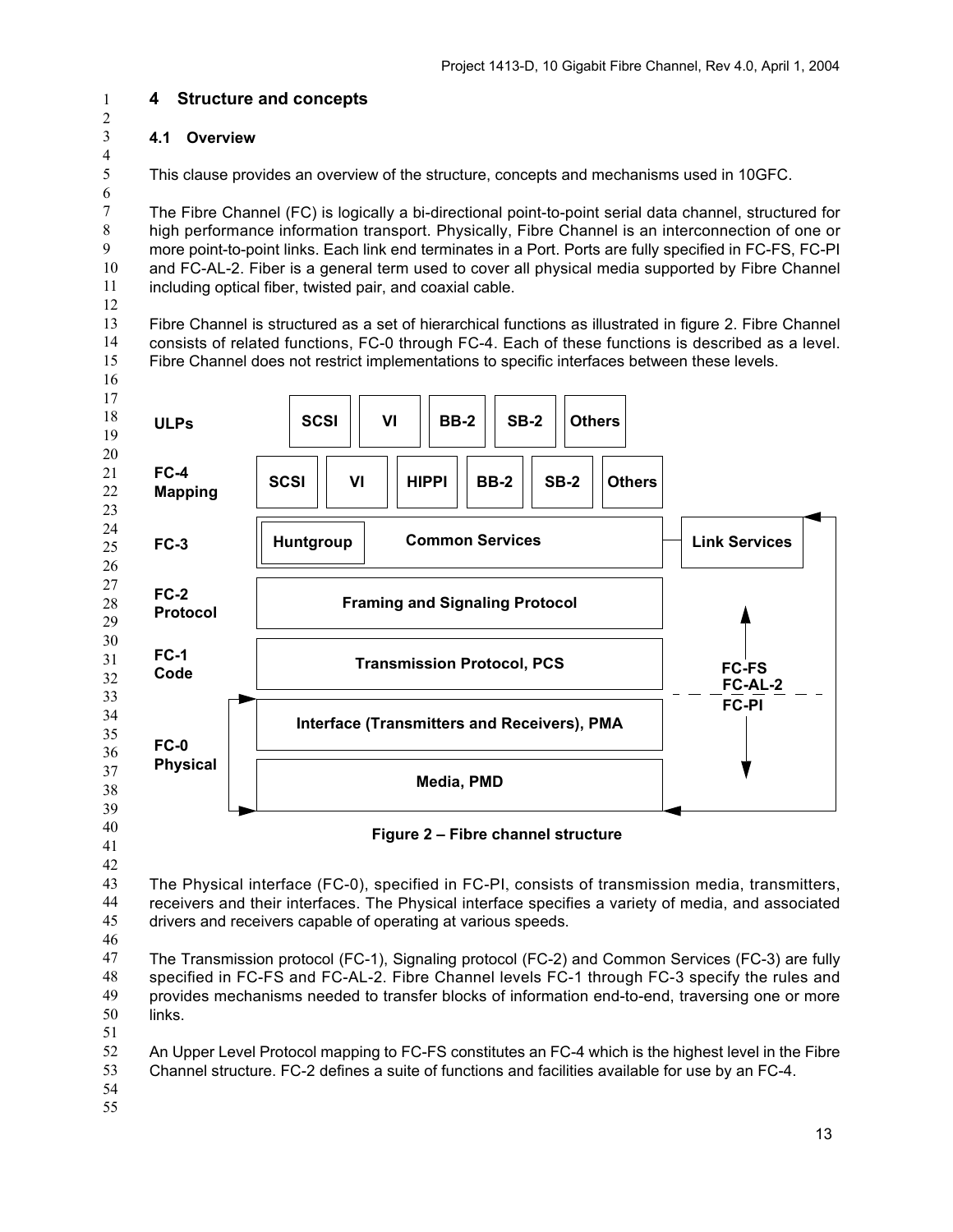# 4 Structure and concepts

## 4.1 Overview

This clause provides an overview of the structure, concepts and mechanisms used in 10GFC.

The Fibre Channel (FC) is logically a bi-directional point-to-point serial data channel, structured for high performance information transport. Physically, Fibre Channel is an interconnection of one or more point-to-point links. Each link end terminates in a Port. Ports are fully specified in FC-FS, FC-PI and FC-AL-2. Fiber is a general term used to cover all physical media supported by Fibre Channel including optical fiber, twisted pair, and coaxial cable.

Fibre Channel is structured as a set of hierarchical functions as illustrated in figure 2. Fibre Channel consists of related functions, FC-0 through FC-4. Each of these functions is described as a level. Fibre Channel does not restrict implementations to specific interfaces between these levels.

| Level | Functions |
|---|---|
| ULPs | SCSI, VI, BB-2, SB-2, Others |
| FC-4 Mapping | SCSI, VI, HIPPI, BB-2, SB-2, Others |
| FC-3 | Huntgroup, Common Services; Link Services |
| FC-2 Protocol | Framing and Signaling Protocol |
| FC-1 Code | Transmission Protocol, PCS |
| FC-0 Physical | Interface (Transmitters and Receivers), PMA |
| | Media, PMD |

(FC-FS / FC-AL-2 specify FC-1 through FC-3 and Link Services; FC-PI specifies FC-0.)

**Figure 2 – Fibre channel structure**

The Physical interface (FC-0), specified in FC-PI, consists of transmission media, transmitters, receivers and their interfaces. The Physical interface specifies a variety of media, and associated drivers and receivers capable of operating at various speeds.

The Transmission protocol (FC-1), Signaling protocol (FC-2) and Common Services (FC-3) are fully specified in FC-FS and FC-AL-2. Fibre Channel levels FC-1 through FC-3 specify the rules and provides mechanisms needed to transfer blocks of information end-to-end, traversing one or more links.

An Upper Level Protocol mapping to FC-FS constitutes an FC-4 which is the highest level in the Fibre Channel structure. FC-2 defines a suite of functions and facilities available for use by an FC-4.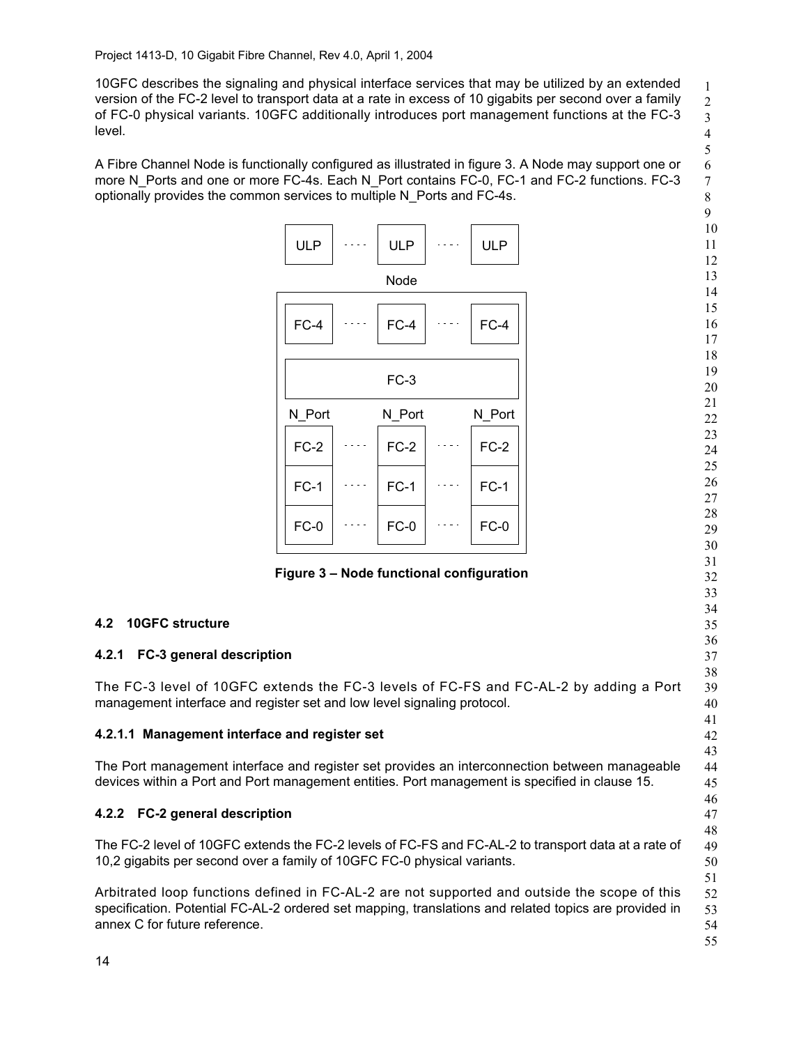10GFC describes the signaling and physical interface services that may be utilized by an extended version of the FC-2 level to transport data at a rate in excess of 10 gigabits per second over a family of FC-0 physical variants. 10GFC additionally introduces port management functions at the FC-3 level.

A Fibre Channel Node is functionally configured as illustrated in figure 3. A Node may support one or more N_Ports and one or more FC-4s. Each N_Port contains FC-0, FC-1 and FC-2 functions. FC-3 optionally provides the common services to multiple N_Ports and FC-4s.

```
 ULP  ....  ULP  ....  ULP

            Node
+-------------------------------+
| FC-4  ....  FC-4  ....  FC-4  |
|                               |
|             FC-3              |
|                               |
| N_Port     N_Port     N_Port  |
| FC-2  ....  FC-2  ....  FC-2  |
| FC-1  ....  FC-1  ....  FC-1  |
| FC-0  ....  FC-0  ....  FC-0  |
+-------------------------------+
```

**Figure 3 – Node functional configuration**

## 4.2 10GFC structure

### 4.2.1 FC-3 general description

The FC-3 level of 10GFC extends the FC-3 levels of FC-FS and FC-AL-2 by adding a Port management interface and register set and low level signaling protocol.

#### 4.2.1.1 Management interface and register set

The Port management interface and register set provides an interconnection between manageable devices within a Port and Port management entities. Port management is specified in clause 15.

### 4.2.2 FC-2 general description

The FC-2 level of 10GFC extends the FC-2 levels of FC-FS and FC-AL-2 to transport data at a rate of 10,2 gigabits per second over a family of 10GFC FC-0 physical variants.

Arbitrated loop functions defined in FC-AL-2 are not supported and outside the scope of this specification. Potential FC-AL-2 ordered set mapping, translations and related topics are provided in annex C for future reference.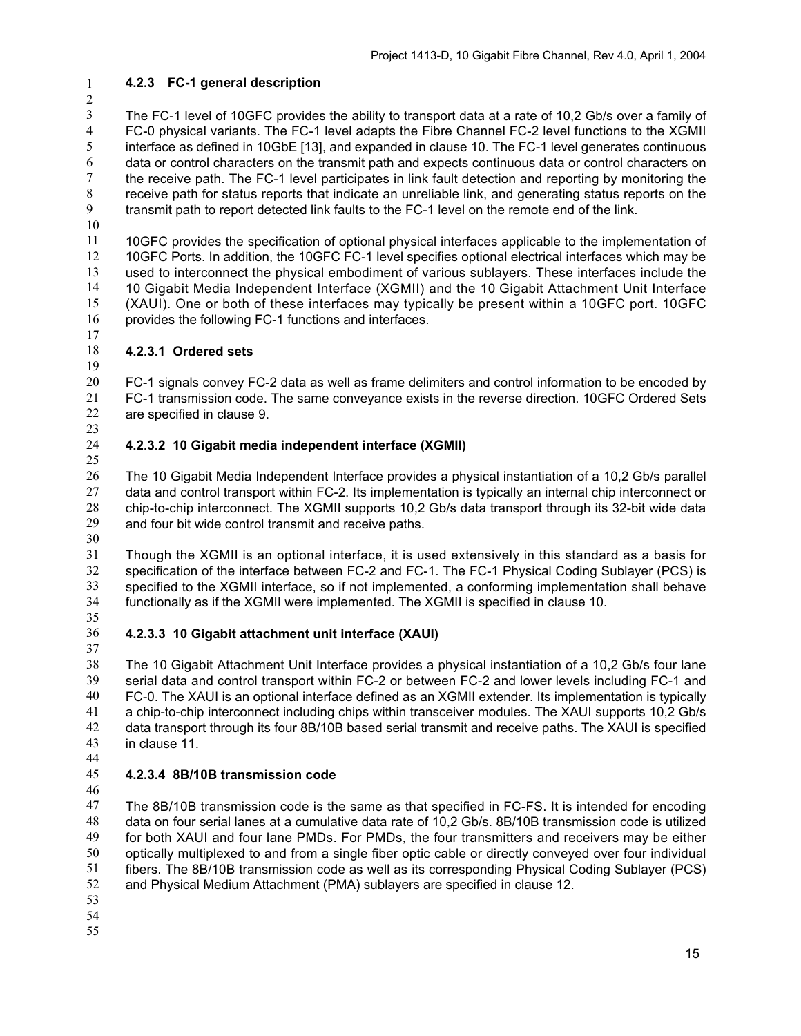### 4.2.3 FC-1 general description

The FC-1 level of 10GFC provides the ability to transport data at a rate of 10,2 Gb/s over a family of FC-0 physical variants. The FC-1 level adapts the Fibre Channel FC-2 level functions to the XGMII interface as defined in 10GbE [13], and expanded in clause 10. The FC-1 level generates continuous data or control characters on the transmit path and expects continuous data or control characters on the receive path. The FC-1 level participates in link fault detection and reporting by monitoring the receive path for status reports that indicate an unreliable link, and generating status reports on the transmit path to report detected link faults to the FC-1 level on the remote end of the link.

10GFC provides the specification of optional physical interfaces applicable to the implementation of 10GFC Ports. In addition, the 10GFC FC-1 level specifies optional electrical interfaces which may be used to interconnect the physical embodiment of various sublayers. These interfaces include the 10 Gigabit Media Independent Interface (XGMII) and the 10 Gigabit Attachment Unit Interface (XAUI). One or both of these interfaces may typically be present within a 10GFC port. 10GFC provides the following FC-1 functions and interfaces.

#### 4.2.3.1 Ordered sets

FC-1 signals convey FC-2 data as well as frame delimiters and control information to be encoded by FC-1 transmission code. The same conveyance exists in the reverse direction. 10GFC Ordered Sets are specified in clause 9.

#### 4.2.3.2 10 Gigabit media independent interface (XGMII)

The 10 Gigabit Media Independent Interface provides a physical instantiation of a 10,2 Gb/s parallel data and control transport within FC-2. Its implementation is typically an internal chip interconnect or chip-to-chip interconnect. The XGMII supports 10,2 Gb/s data transport through its 32-bit wide data and four bit wide control transmit and receive paths.

Though the XGMII is an optional interface, it is used extensively in this standard as a basis for specification of the interface between FC-2 and FC-1. The FC-1 Physical Coding Sublayer (PCS) is specified to the XGMII interface, so if not implemented, a conforming implementation shall behave functionally as if the XGMII were implemented. The XGMII is specified in clause 10.

#### 4.2.3.3 10 Gigabit attachment unit interface (XAUI)

The 10 Gigabit Attachment Unit Interface provides a physical instantiation of a 10,2 Gb/s four lane serial data and control transport within FC-2 or between FC-2 and lower levels including FC-1 and FC-0. The XAUI is an optional interface defined as an XGMII extender. Its implementation is typically a chip-to-chip interconnect including chips within transceiver modules. The XAUI supports 10,2 Gb/s data transport through its four 8B/10B based serial transmit and receive paths. The XAUI is specified in clause 11.

#### 4.2.3.4 8B/10B transmission code

The 8B/10B transmission code is the same as that specified in FC-FS. It is intended for encoding data on four serial lanes at a cumulative data rate of 10,2 Gb/s. 8B/10B transmission code is utilized for both XAUI and four lane PMDs. For PMDs, the four transmitters and receivers may be either optically multiplexed to and from a single fiber optic cable or directly conveyed over four individual fibers. The 8B/10B transmission code as well as its corresponding Physical Coding Sublayer (PCS) and Physical Medium Attachment (PMA) sublayers are specified in clause 12.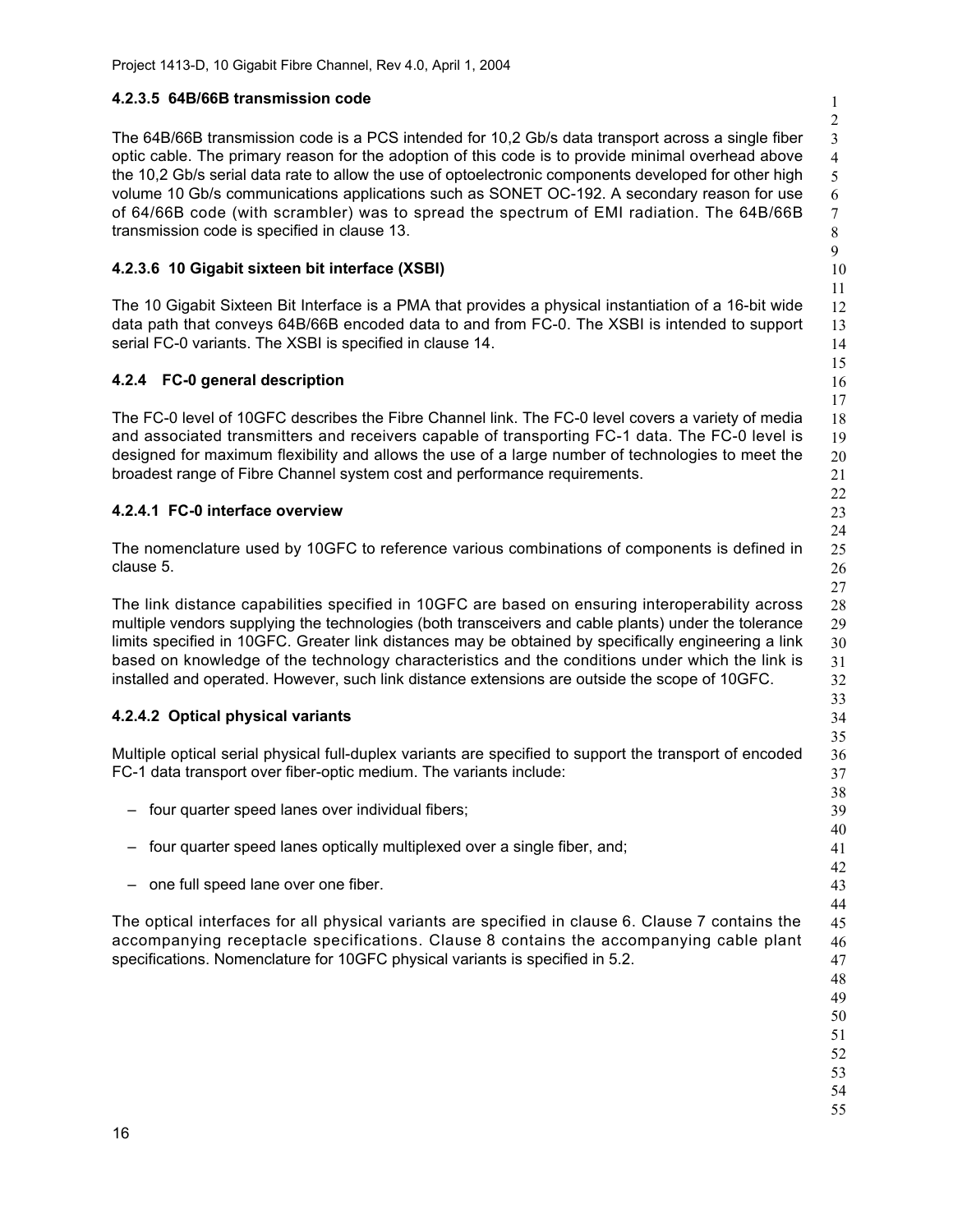#### 4.2.3.5 64B/66B transmission code

The 64B/66B transmission code is a PCS intended for 10,2 Gb/s data transport across a single fiber optic cable. The primary reason for the adoption of this code is to provide minimal overhead above the 10,2 Gb/s serial data rate to allow the use of optoelectronic components developed for other high volume 10 Gb/s communications applications such as SONET OC-192. A secondary reason for use of 64/66B code (with scrambler) was to spread the spectrum of EMI radiation. The 64B/66B transmission code is specified in clause 13.

#### 4.2.3.6 10 Gigabit sixteen bit interface (XSBI)

The 10 Gigabit Sixteen Bit Interface is a PMA that provides a physical instantiation of a 16-bit wide data path that conveys 64B/66B encoded data to and from FC-0. The XSBI is intended to support serial FC-0 variants. The XSBI is specified in clause 14.

### 4.2.4 FC-0 general description

The FC-0 level of 10GFC describes the Fibre Channel link. The FC-0 level covers a variety of media and associated transmitters and receivers capable of transporting FC-1 data. The FC-0 level is designed for maximum flexibility and allows the use of a large number of technologies to meet the broadest range of Fibre Channel system cost and performance requirements.

#### 4.2.4.1 FC-0 interface overview

The nomenclature used by 10GFC to reference various combinations of components is defined in clause 5.

The link distance capabilities specified in 10GFC are based on ensuring interoperability across multiple vendors supplying the technologies (both transceivers and cable plants) under the tolerance limits specified in 10GFC. Greater link distances may be obtained by specifically engineering a link based on knowledge of the technology characteristics and the conditions under which the link is installed and operated. However, such link distance extensions are outside the scope of 10GFC.

#### 4.2.4.2 Optical physical variants

Multiple optical serial physical full-duplex variants are specified to support the transport of encoded FC-1 data transport over fiber-optic medium. The variants include:

– four quarter speed lanes over individual fibers;

– four quarter speed lanes optically multiplexed over a single fiber, and;

– one full speed lane over one fiber.

The optical interfaces for all physical variants are specified in clause 6. Clause 7 contains the accompanying receptacle specifications. Clause 8 contains the accompanying cable plant specifications. Nomenclature for 10GFC physical variants is specified in 5.2.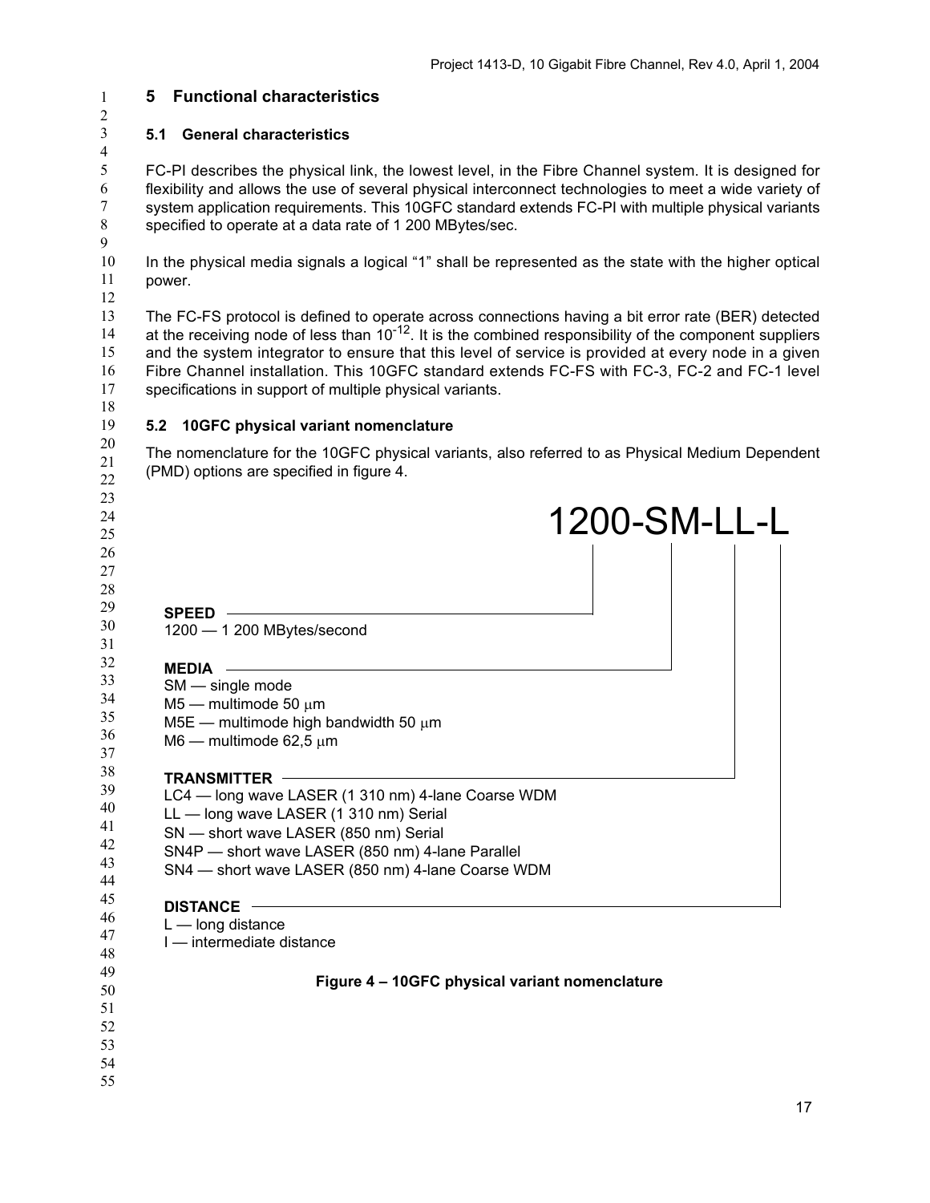# 5 Functional characteristics

## 5.1 General characteristics

FC-PI describes the physical link, the lowest level, in the Fibre Channel system. It is designed for flexibility and allows the use of several physical interconnect technologies to meet a wide variety of system application requirements. This 10GFC standard extends FC-PI with multiple physical variants specified to operate at a data rate of 1 200 MBytes/sec.

In the physical media signals a logical “1” shall be represented as the state with the higher optical power.

The FC-FS protocol is defined to operate across connections having a bit error rate (BER) detected at the receiving node of less than $10^{-12}$. It is the combined responsibility of the component suppliers and the system integrator to ensure that this level of service is provided at every node in a given Fibre Channel installation. This 10GFC standard extends FC-FS with FC-3, FC-2 and FC-1 level specifications in support of multiple physical variants.

## 5.2 10GFC physical variant nomenclature

The nomenclature for the 10GFC physical variants, also referred to as Physical Medium Dependent (PMD) options are specified in figure 4.

1200-SM-LL-L

**SPEED**
1200 — 1 200 MBytes/second

**MEDIA**
SM — single mode
M5 — multimode 50 µm
M5E — multimode high bandwidth 50 µm
M6 — multimode 62,5 µm

**TRANSMITTER**
LC4 — long wave LASER (1 310 nm) 4-lane Coarse WDM
LL — long wave LASER (1 310 nm) Serial
SN — short wave LASER (850 nm) Serial
SN4P — short wave LASER (850 nm) 4-lane Parallel
SN4 — short wave LASER (850 nm) 4-lane Coarse WDM

**DISTANCE**
L — long distance
I — intermediate distance

**Figure 4 – 10GFC physical variant nomenclature**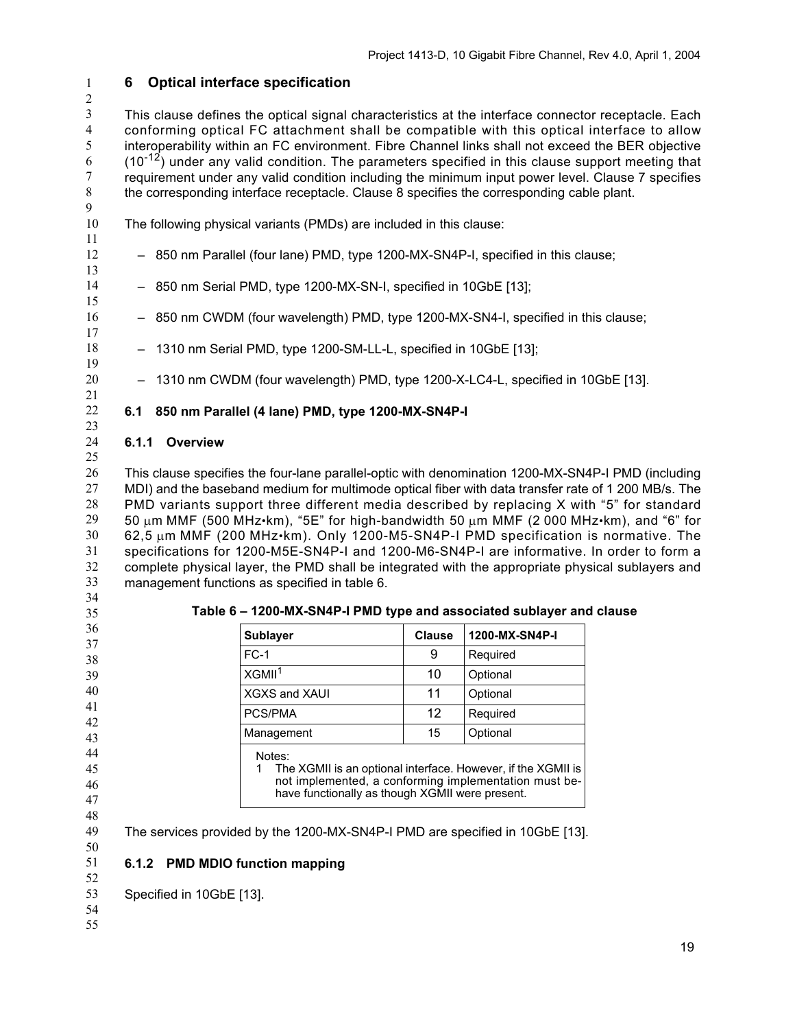# 6 Optical interface specification

This clause defines the optical signal characteristics at the interface connector receptacle. Each conforming optical FC attachment shall be compatible with this optical interface to allow interoperability within an FC environment. Fibre Channel links shall not exceed the BER objective ($10^{-12}$) under any valid condition. The parameters specified in this clause support meeting that requirement under any valid condition including the minimum input power level. Clause 7 specifies the corresponding interface receptacle. Clause 8 specifies the corresponding cable plant.

The following physical variants (PMDs) are included in this clause:

- 850 nm Parallel (four lane) PMD, type 1200-MX-SN4P-I, specified in this clause;
- 850 nm Serial PMD, type 1200-MX-SN-I, specified in 10GbE [13];
- 850 nm CWDM (four wavelength) PMD, type 1200-MX-SN4-I, specified in this clause;
- 1310 nm Serial PMD, type 1200-SM-LL-L, specified in 10GbE [13];
- 1310 nm CWDM (four wavelength) PMD, type 1200-X-LC4-L, specified in 10GbE [13].

## 6.1 850 nm Parallel (4 lane) PMD, type 1200-MX-SN4P-I

### 6.1.1 Overview

This clause specifies the four-lane parallel-optic with denomination 1200-MX-SN4P-I PMD (including MDI) and the baseband medium for multimode optical fiber with data transfer rate of 1 200 MB/s. The PMD variants support three different media described by replacing X with “5” for standard 50 μm MMF (500 MHz•km), “5E” for high-bandwidth 50 μm MMF (2 000 MHz•km), and “6” for 62,5 μm MMF (200 MHz•km). Only 1200-M5-SN4P-I PMD specification is normative. The specifications for 1200-M5E-SN4P-I and 1200-M6-SN4P-I are informative. In order to form a complete physical layer, the PMD shall be integrated with the appropriate physical sublayers and management functions as specified in table 6.

**Table 6 – 1200-MX-SN4P-I PMD type and associated sublayer and clause**

| Sublayer | Clause | 1200-MX-SN4P-I |
|---|---|---|
| FC-1 | 9 | Required |
| XGMII[1] | 10 | Optional |
| XGXS and XAUI | 11 | Optional |
| PCS/PMA | 12 | Required |
| Management | 15 | Optional |

Notes:
1 The XGMII is an optional interface. However, if the XGMII is not implemented, a conforming implementation must behave functionally as though XGMII were present.

The services provided by the 1200-MX-SN4P-I PMD are specified in 10GbE [13].

### 6.1.2 PMD MDIO function mapping

Specified in 10GbE [13].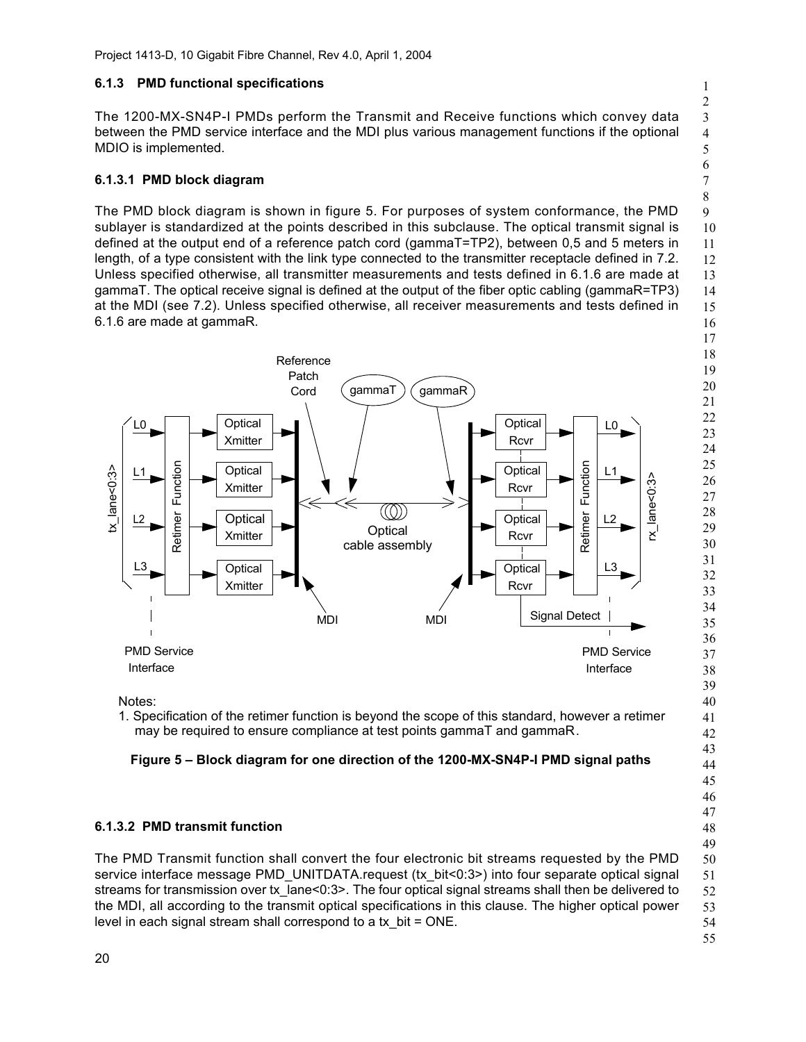### 6.1.3 PMD functional specifications

The 1200-MX-SN4P-I PMDs perform the Transmit and Receive functions which convey data between the PMD service interface and the MDI plus various management functions if the optional MDIO is implemented.

#### 6.1.3.1 PMD block diagram

The PMD block diagram is shown in figure 5. For purposes of system conformance, the PMD sublayer is standardized at the points described in this subclause. The optical transmit signal is defined at the output end of a reference patch cord (gammaT=TP2), between 0,5 and 5 meters in length, of a type consistent with the link type connected to the transmitter receptacle defined in 7.2. Unless specified otherwise, all transmitter measurements and tests defined in 6.1.6 are made at gammaT. The optical receive signal is defined at the output of the fiber optic cabling (gammaR=TP3) at the MDI (see 7.2). Unless specified otherwise, all receiver measurements and tests defined in 6.1.6 are made at gammaR.

Notes:

1. Specification of the retimer function is beyond the scope of this standard, however a retimer may be required to ensure compliance at test points gammaT and gammaR.

**Figure 5 – Block diagram for one direction of the 1200-MX-SN4P-I PMD signal paths**

#### 6.1.3.2 PMD transmit function

The PMD Transmit function shall convert the four electronic bit streams requested by the PMD service interface message PMD_UNITDATA.request (tx_bit<0:3>) into four separate optical signal streams for transmission over tx_lane<0:3>. The four optical signal streams shall then be delivered to the MDI, all according to the transmit optical specifications in this clause. The higher optical power level in each signal stream shall correspond to a tx_bit = ONE.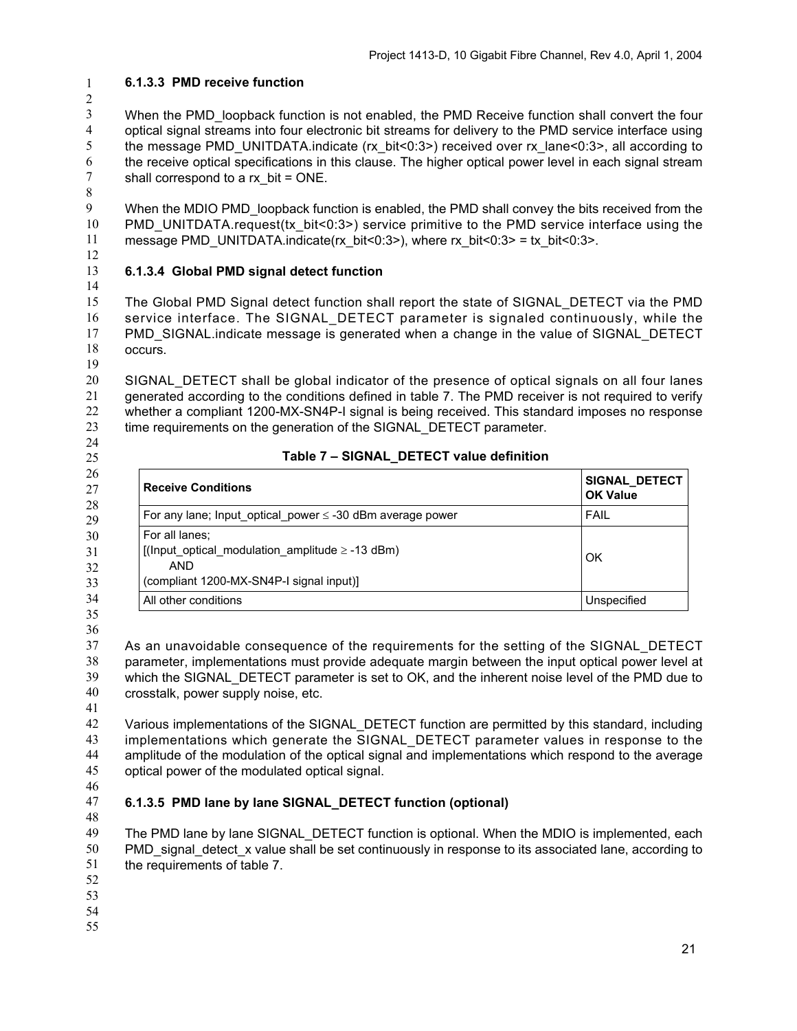#### 6.1.3.3 PMD receive function

When the PMD_loopback function is not enabled, the PMD Receive function shall convert the four optical signal streams into four electronic bit streams for delivery to the PMD service interface using the message PMD_UNITDATA.indicate (rx_bit<0:3>) received over rx_lane<0:3>, all according to the receive optical specifications in this clause. The higher optical power level in each signal stream shall correspond to a rx_bit = ONE.

When the MDIO PMD_loopback function is enabled, the PMD shall convey the bits received from the PMD_UNITDATA.request(tx_bit<0:3>) service primitive to the PMD service interface using the message PMD_UNITDATA.indicate(rx_bit<0:3>), where rx_bit<0:3> = tx_bit<0:3>.

#### 6.1.3.4 Global PMD signal detect function

The Global PMD Signal detect function shall report the state of SIGNAL_DETECT via the PMD service interface. The SIGNAL_DETECT parameter is signaled continuously, while the PMD_SIGNAL.indicate message is generated when a change in the value of SIGNAL_DETECT occurs.

SIGNAL_DETECT shall be global indicator of the presence of optical signals on all four lanes generated according to the conditions defined in table 7. The PMD receiver is not required to verify whether a compliant 1200-MX-SN4P-I signal is being received. This standard imposes no response time requirements on the generation of the SIGNAL_DETECT parameter.

**Table 7 – SIGNAL_DETECT value definition**

| Receive Conditions | SIGNAL_DETECT OK Value |
|---|---|
| For any lane; Input_optical_power ≤ -30 dBm average power | FAIL |
| For all lanes;<br>[(Input_optical_modulation_amplitude ≥ -13 dBm)<br>AND<br>(compliant 1200-MX-SN4P-I signal input)] | OK |
| All other conditions | Unspecified |

As an unavoidable consequence of the requirements for the setting of the SIGNAL_DETECT parameter, implementations must provide adequate margin between the input optical power level at which the SIGNAL_DETECT parameter is set to OK, and the inherent noise level of the PMD due to crosstalk, power supply noise, etc.

Various implementations of the SIGNAL_DETECT function are permitted by this standard, including implementations which generate the SIGNAL_DETECT parameter values in response to the amplitude of the modulation of the optical signal and implementations which respond to the average optical power of the modulated optical signal.

#### 6.1.3.5 PMD lane by lane SIGNAL_DETECT function (optional)

The PMD lane by lane SIGNAL_DETECT function is optional. When the MDIO is implemented, each PMD_signal_detect_x value shall be set continuously in response to its associated lane, according to the requirements of table 7.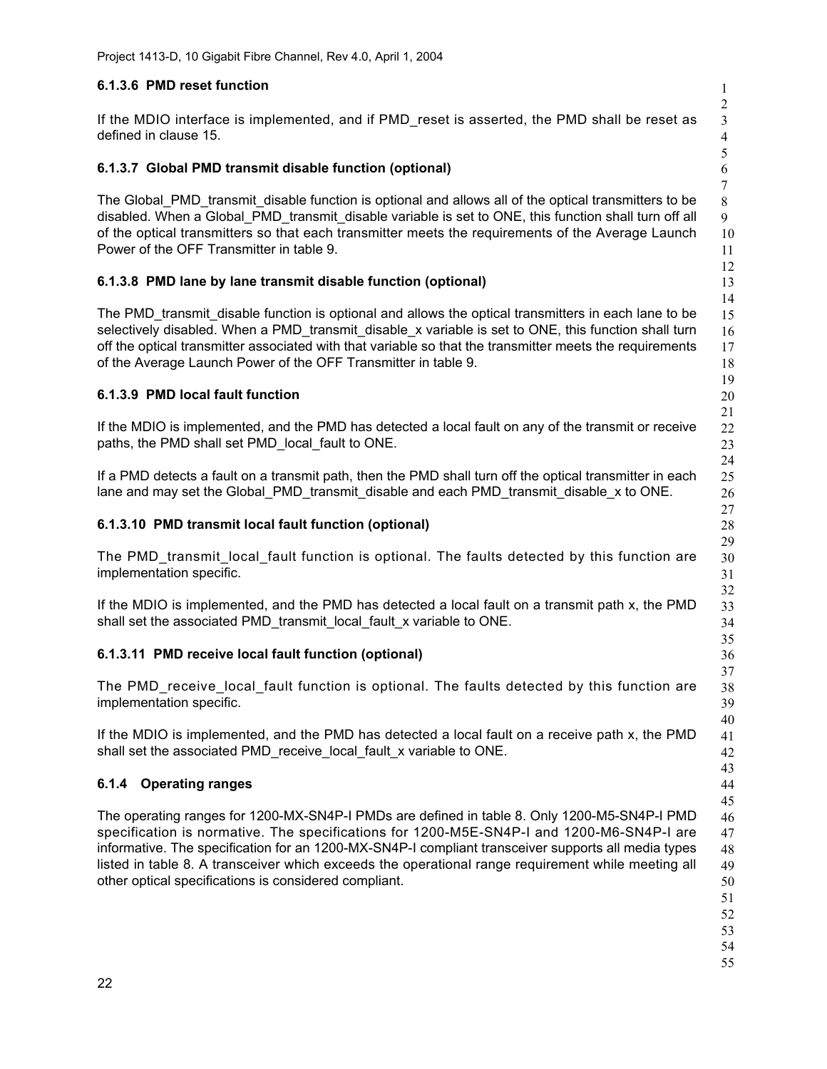#### 6.1.3.6 PMD reset function

If the MDIO interface is implemented, and if PMD_reset is asserted, the PMD shall be reset as defined in clause 15.

#### 6.1.3.7 Global PMD transmit disable function (optional)

The Global_PMD_transmit_disable function is optional and allows all of the optical transmitters to be disabled. When a Global_PMD_transmit_disable variable is set to ONE, this function shall turn off all of the optical transmitters so that each transmitter meets the requirements of the Average Launch Power of the OFF Transmitter in table 9.

#### 6.1.3.8 PMD lane by lane transmit disable function (optional)

The PMD_transmit_disable function is optional and allows the optical transmitters in each lane to be selectively disabled. When a PMD_transmit_disable_x variable is set to ONE, this function shall turn off the optical transmitter associated with that variable so that the transmitter meets the requirements of the Average Launch Power of the OFF Transmitter in table 9.

#### 6.1.3.9 PMD local fault function

If the MDIO is implemented, and the PMD has detected a local fault on any of the transmit or receive paths, the PMD shall set PMD_local_fault to ONE.

If a PMD detects a fault on a transmit path, then the PMD shall turn off the optical transmitter in each lane and may set the Global_PMD_transmit_disable and each PMD_transmit_disable_x to ONE.

#### 6.1.3.10 PMD transmit local fault function (optional)

The PMD_transmit_local_fault function is optional. The faults detected by this function are implementation specific.

If the MDIO is implemented, and the PMD has detected a local fault on a transmit path x, the PMD shall set the associated PMD_transmit_local_fault_x variable to ONE.

#### 6.1.3.11 PMD receive local fault function (optional)

The PMD_receive_local_fault function is optional. The faults detected by this function are implementation specific.

If the MDIO is implemented, and the PMD has detected a local fault on a receive path x, the PMD shall set the associated PMD_receive_local_fault_x variable to ONE.

### 6.1.4 Operating ranges

The operating ranges for 1200-MX-SN4P-I PMDs are defined in table 8. Only 1200-M5-SN4P-I PMD specification is normative. The specifications for 1200-M5E-SN4P-I and 1200-M6-SN4P-I are informative. The specification for an 1200-MX-SN4P-I compliant transceiver supports all media types listed in table 8. A transceiver which exceeds the operational range requirement while meeting all other optical specifications is considered compliant.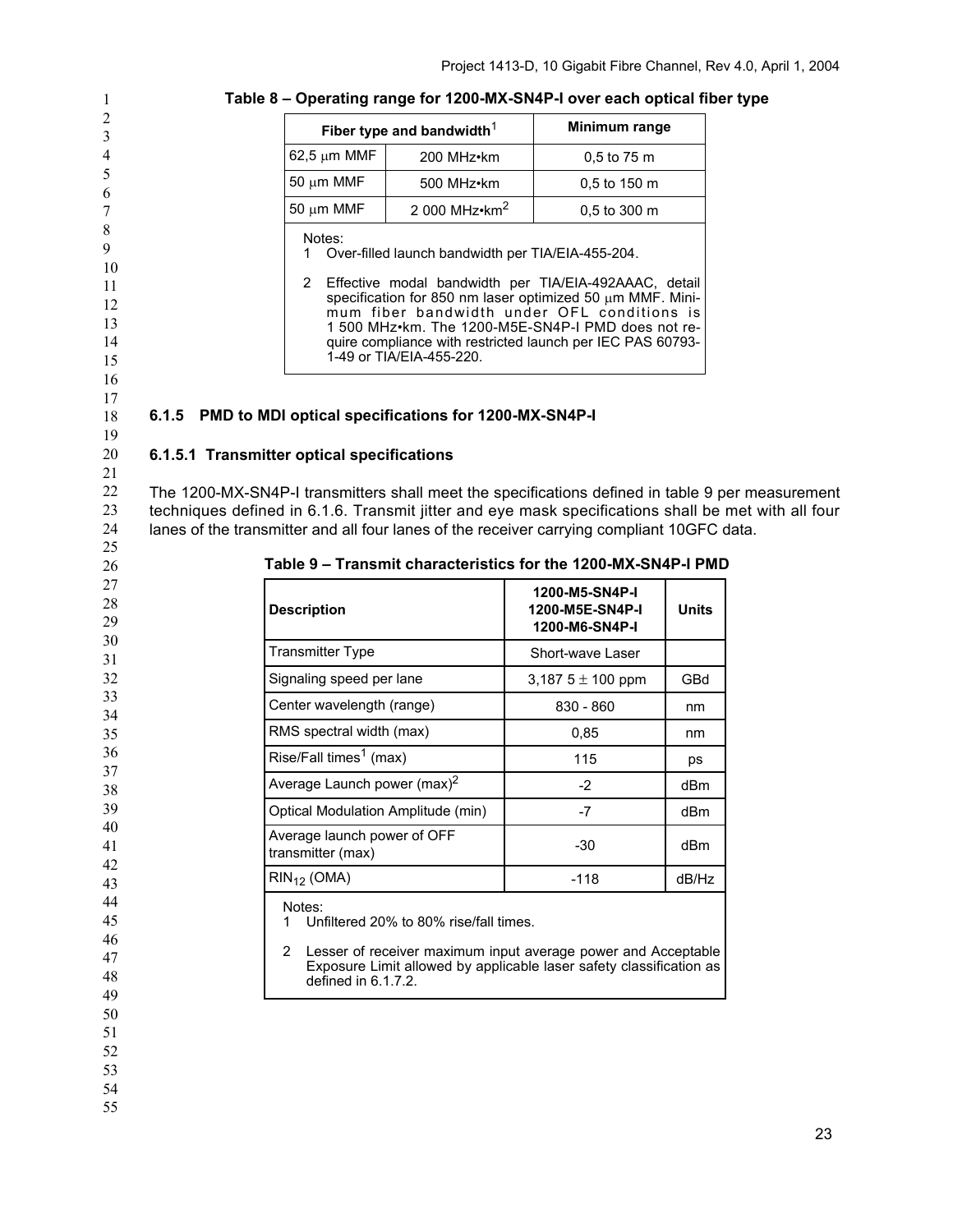**Table 8 – Operating range for 1200-MX-SN4P-I over each optical fiber type**

| Fiber type and bandwidth[1] | | Minimum range |
|---|---|---|
| 62,5 μm MMF | 200 MHz•km | 0,5 to 75 m |
| 50 μm MMF | 500 MHz•km | 0,5 to 150 m |
| 50 μm MMF | 2 000 MHz•km[2] | 0,5 to 300 m |

Notes:
1 Over-filled launch bandwidth per TIA/EIA-455-204.
2 Effective modal bandwidth per TIA/EIA-492AAAC, detail specification for 850 nm laser optimized 50 μm MMF. Minimum fiber bandwidth under OFL conditions is 1 500 MHz•km. The 1200-M5E-SN4P-I PMD does not require compliance with restricted launch per IEC PAS 60793-1-49 or TIA/EIA-455-220.

### 6.1.5 PMD to MDI optical specifications for 1200-MX-SN4P-I

#### 6.1.5.1 Transmitter optical specifications

The 1200-MX-SN4P-I transmitters shall meet the specifications defined in table 9 per measurement techniques defined in 6.1.6. Transmit jitter and eye mask specifications shall be met with all four lanes of the transmitter and all four lanes of the receiver carrying compliant 10GFC data.

**Table 9 – Transmit characteristics for the 1200-MX-SN4P-I PMD**

| Description | 1200-M5-SN4P-I 1200-M5E-SN4P-I 1200-M6-SN4P-I | Units |
|---|---|---|
| Transmitter Type | Short-wave Laser | |
| Signaling speed per lane | 3,187 5 ± 100 ppm | GBd |
| Center wavelength (range) | 830 - 860 | nm |
| RMS spectral width (max) | 0,85 | nm |
| Rise/Fall times[1] (max) | 115 | ps |
| Average Launch power (max)[2] | -2 | dBm |
| Optical Modulation Amplitude (min) | -7 | dBm |
| Average launch power of OFF transmitter (max) | -30 | dBm |
| $RIN_{12}$ (OMA) | -118 | dB/Hz |

Notes:
1 Unfiltered 20% to 80% rise/fall times.
2 Lesser of receiver maximum input average power and Acceptable Exposure Limit allowed by applicable laser safety classification as defined in 6.1.7.2.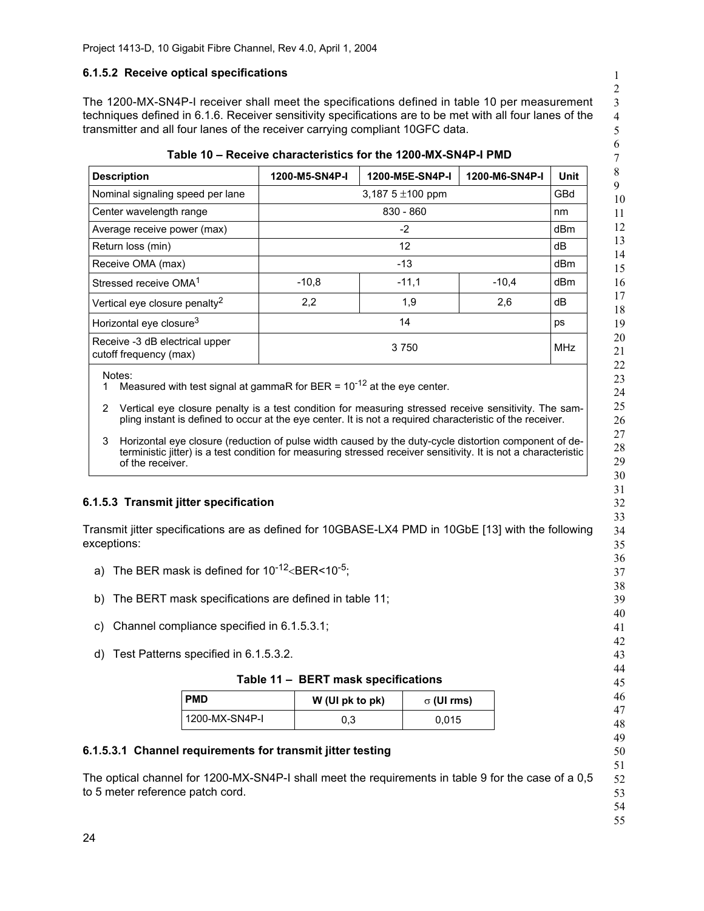### 6.1.5.2 Receive optical specifications

The 1200-MX-SN4P-I receiver shall meet the specifications defined in table 10 per measurement techniques defined in 6.1.6. Receiver sensitivity specifications are to be met with all four lanes of the transmitter and all four lanes of the receiver carrying compliant 10GFC data.

**Table 10 – Receive characteristics for the 1200-MX-SN4P-I PMD**

| Description | 1200-M5-SN4P-I | 1200-M5E-SN4P-I | 1200-M6-SN4P-I | Unit |
|---|---|---|---|---|
| Nominal signaling speed per lane | 3,187 5 ±100 ppm | | | GBd |
| Center wavelength range | 830 - 860 | | | nm |
| Average receive power (max) | -2 | | | dBm |
| Return loss (min) | 12 | | | dB |
| Receive OMA (max) | -13 | | | dBm |
| Stressed receive OMA[1] | -10,8 | -11,1 | -10,4 | dBm |
| Vertical eye closure penalty[2] | 2,2 | 1,9 | 2,6 | dB |
| Horizontal eye closure[3] | 14 | | | ps |
| Receive -3 dB electrical upper cutoff frequency (max) | 3 750 | | | MHz |

Notes:

1 Measured with test signal at gammaR for BER = $10^{-12}$ at the eye center.

2 Vertical eye closure penalty is a test condition for measuring stressed receive sensitivity. The sampling instant is defined to occur at the eye center. It is not a required characteristic of the receiver.

3 Horizontal eye closure (reduction of pulse width caused by the duty-cycle distortion component of deterministic jitter) is a test condition for measuring stressed receiver sensitivity. It is not a characteristic of the receiver.

### 6.1.5.3 Transmit jitter specification

Transmit jitter specifications are as defined for 10GBASE-LX4 PMD in 10GbE [13] with the following exceptions:

a) The BER mask is defined for $10^{-12}$<BER<$10^{-5}$;

b) The BERT mask specifications are defined in table 11;

c) Channel compliance specified in 6.1.5.3.1;

d) Test Patterns specified in 6.1.5.3.2.

**Table 11 – BERT mask specifications**

| PMD | W (UI pk to pk) | σ (UI rms) |
|---|---|---|
| 1200-MX-SN4P-I | 0,3 | 0,015 |

#### 6.1.5.3.1 Channel requirements for transmit jitter testing

The optical channel for 1200-MX-SN4P-I shall meet the requirements in table 9 for the case of a 0,5 to 5 meter reference patch cord.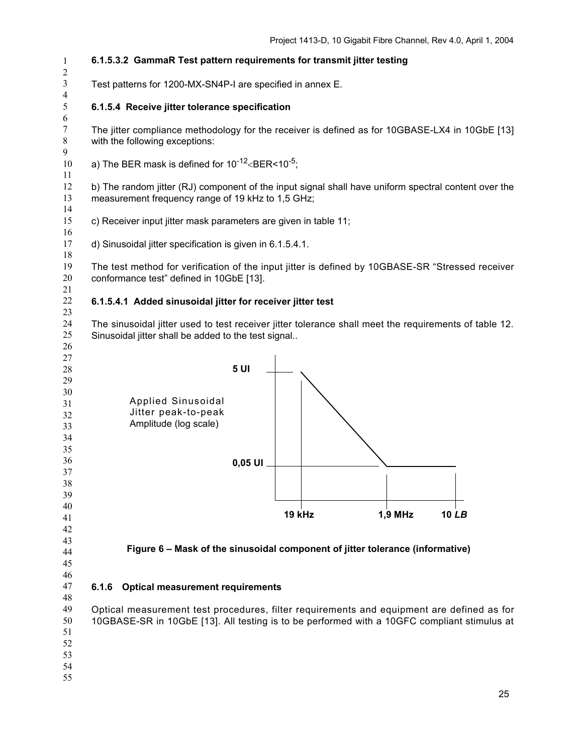#### 6.1.5.3.2 GammaR Test pattern requirements for transmit jitter testing

Test patterns for 1200-MX-SN4P-I are specified in annex E.

### 6.1.5.4 Receive jitter tolerance specification

The jitter compliance methodology for the receiver is defined as for 10GBASE-LX4 in 10GbE [13] with the following exceptions:

a) The BER mask is defined for $10^{-12}$<BER<$10^{-5}$;

b) The random jitter (RJ) component of the input signal shall have uniform spectral content over the measurement frequency range of 19 kHz to 1,5 GHz;

c) Receiver input jitter mask parameters are given in table 11;

d) Sinusoidal jitter specification is given in 6.1.5.4.1.

The test method for verification of the input jitter is defined by 10GBASE-SR "Stressed receiver conformance test" defined in 10GbE [13].

#### 6.1.5.4.1 Added sinusoidal jitter for receiver jitter test

The sinusoidal jitter used to test receiver jitter tolerance shall meet the requirements of table 12. Sinusoidal jitter shall be added to the test signal..

**Figure 6 – Mask of the sinusoidal component of jitter tolerance (informative)**

### 6.1.6 Optical measurement requirements

Optical measurement test procedures, filter requirements and equipment are defined as for 10GBASE-SR in 10GbE [13]. All testing is to be performed with a 10GFC compliant stimulus at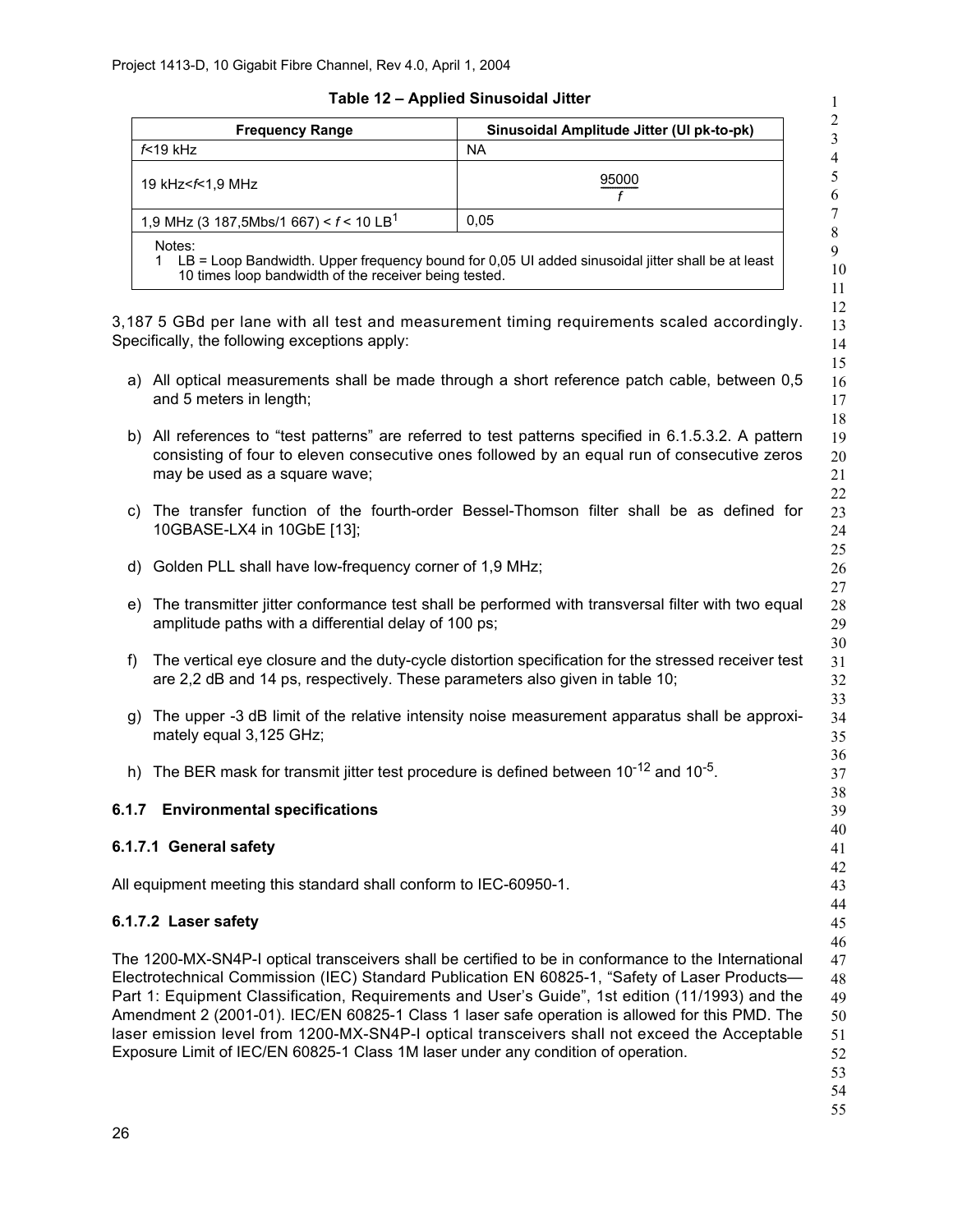**Table 12 – Applied Sinusoidal Jitter**

| Frequency Range | Sinusoidal Amplitude Jitter (UI pk-to-pk) |
|---|---|
| $f$<19 kHz | NA |
| 19 kHz<$f$<1,9 MHz | $\frac{95000}{f}$ |
| 1,9 MHz (3 187,5Mbs/1 667) < $f$ < 10 LB[1] | 0,05 |
| Notes: <br> 1 LB = Loop Bandwidth. Upper frequency bound for 0,05 UI added sinusoidal jitter shall be at least 10 times loop bandwidth of the receiver being tested. | |

3,187 5 GBd per lane with all test and measurement timing requirements scaled accordingly. Specifically, the following exceptions apply:

a) All optical measurements shall be made through a short reference patch cable, between 0,5 and 5 meters in length;

b) All references to "test patterns" are referred to test patterns specified in 6.1.5.3.2. A pattern consisting of four to eleven consecutive ones followed by an equal run of consecutive zeros may be used as a square wave;

c) The transfer function of the fourth-order Bessel-Thomson filter shall be as defined for 10GBASE-LX4 in 10GbE [13];

d) Golden PLL shall have low-frequency corner of 1,9 MHz;

e) The transmitter jitter conformance test shall be performed with transversal filter with two equal amplitude paths with a differential delay of 100 ps;

f) The vertical eye closure and the duty-cycle distortion specification for the stressed receiver test are 2,2 dB and 14 ps, respectively. These parameters also given in table 10;

g) The upper -3 dB limit of the relative intensity noise measurement apparatus shall be approximately equal 3,125 GHz;

h) The BER mask for transmit jitter test procedure is defined between $10^{-12}$ and $10^{-5}$.

### 6.1.7 Environmental specifications

#### 6.1.7.1 General safety

All equipment meeting this standard shall conform to IEC-60950-1.

#### 6.1.7.2 Laser safety

The 1200-MX-SN4P-I optical transceivers shall be certified to be in conformance to the International Electrotechnical Commission (IEC) Standard Publication EN 60825-1, "Safety of Laser Products—Part 1: Equipment Classification, Requirements and User's Guide", 1st edition (11/1993) and the Amendment 2 (2001-01). IEC/EN 60825-1 Class 1 laser safe operation is allowed for this PMD. The laser emission level from 1200-MX-SN4P-I optical transceivers shall not exceed the Acceptable Exposure Limit of IEC/EN 60825-1 Class 1M laser under any condition of operation.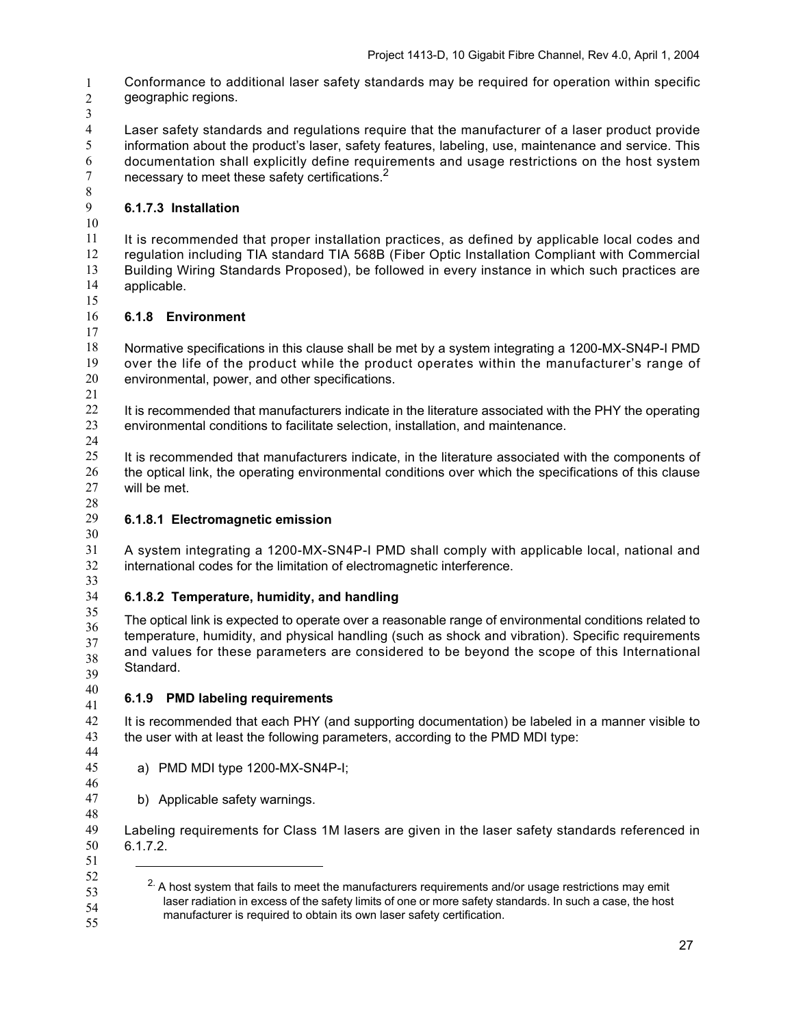Conformance to additional laser safety standards may be required for operation within specific geographic regions.

Laser safety standards and regulations require that the manufacturer of a laser product provide information about the product's laser, safety features, labeling, use, maintenance and service. This documentation shall explicitly define requirements and usage restrictions on the host system necessary to meet these safety certifications.[2]

#### 6.1.7.3 Installation

It is recommended that proper installation practices, as defined by applicable local codes and regulation including TIA standard TIA 568B (Fiber Optic Installation Compliant with Commercial Building Wiring Standards Proposed), be followed in every instance in which such practices are applicable.

### 6.1.8 Environment

Normative specifications in this clause shall be met by a system integrating a 1200-MX-SN4P-I PMD over the life of the product while the product operates within the manufacturer's range of environmental, power, and other specifications.

It is recommended that manufacturers indicate in the literature associated with the PHY the operating environmental conditions to facilitate selection, installation, and maintenance.

It is recommended that manufacturers indicate, in the literature associated with the components of the optical link, the operating environmental conditions over which the specifications of this clause will be met.

#### 6.1.8.1 Electromagnetic emission

A system integrating a 1200-MX-SN4P-I PMD shall comply with applicable local, national and international codes for the limitation of electromagnetic interference.

#### 6.1.8.2 Temperature, humidity, and handling

The optical link is expected to operate over a reasonable range of environmental conditions related to temperature, humidity, and physical handling (such as shock and vibration). Specific requirements and values for these parameters are considered to be beyond the scope of this International Standard.

### 6.1.9 PMD labeling requirements

It is recommended that each PHY (and supporting documentation) be labeled in a manner visible to the user with at least the following parameters, according to the PMD MDI type:

a) PMD MDI type 1200-MX-SN4P-I;

b) Applicable safety warnings.

Labeling requirements for Class 1M lasers are given in the laser safety standards referenced in 6.1.7.2.

---

[2] A host system that fails to meet the manufacturers requirements and/or usage restrictions may emit laser radiation in excess of the safety limits of one or more safety standards. In such a case, the host manufacturer is required to obtain its own laser safety certification.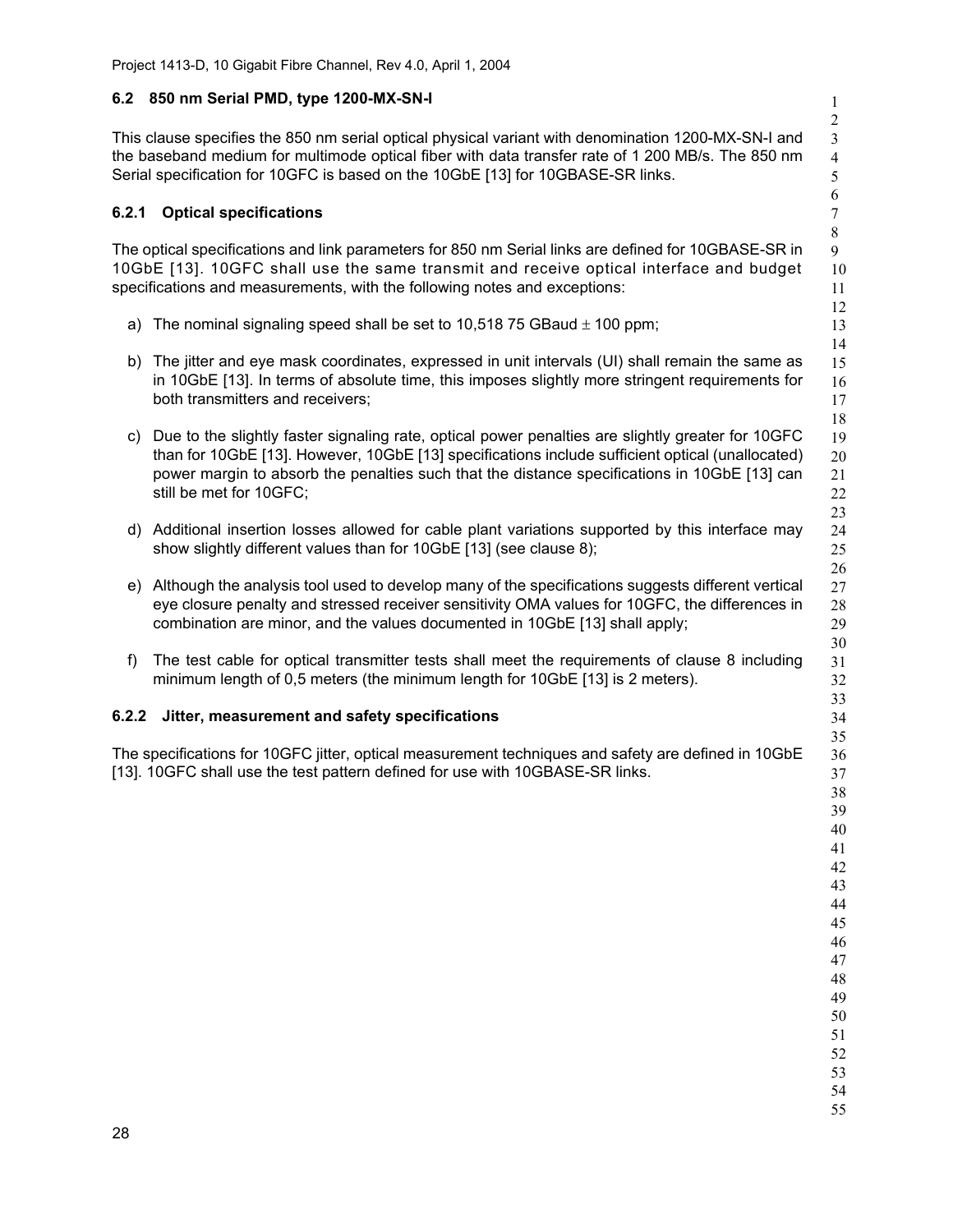## 6.2 850 nm Serial PMD, type 1200-MX-SN-I

This clause specifies the 850 nm serial optical physical variant with denomination 1200-MX-SN-I and the baseband medium for multimode optical fiber with data transfer rate of 1 200 MB/s. The 850 nm Serial specification for 10GFC is based on the 10GbE [13] for 10GBASE-SR links.

### 6.2.1 Optical specifications

The optical specifications and link parameters for 850 nm Serial links are defined for 10GBASE-SR in 10GbE [13]. 10GFC shall use the same transmit and receive optical interface and budget specifications and measurements, with the following notes and exceptions:

a) The nominal signaling speed shall be set to 10,518 75 GBaud ± 100 ppm;

b) The jitter and eye mask coordinates, expressed in unit intervals (UI) shall remain the same as in 10GbE [13]. In terms of absolute time, this imposes slightly more stringent requirements for both transmitters and receivers;

c) Due to the slightly faster signaling rate, optical power penalties are slightly greater for 10GFC than for 10GbE [13]. However, 10GbE [13] specifications include sufficient optical (unallocated) power margin to absorb the penalties such that the distance specifications in 10GbE [13] can still be met for 10GFC;

d) Additional insertion losses allowed for cable plant variations supported by this interface may show slightly different values than for 10GbE [13] (see clause 8);

e) Although the analysis tool used to develop many of the specifications suggests different vertical eye closure penalty and stressed receiver sensitivity OMA values for 10GFC, the differences in combination are minor, and the values documented in 10GbE [13] shall apply;

f) The test cable for optical transmitter tests shall meet the requirements of clause 8 including minimum length of 0,5 meters (the minimum length for 10GbE [13] is 2 meters).

### 6.2.2 Jitter, measurement and safety specifications

The specifications for 10GFC jitter, optical measurement techniques and safety are defined in 10GbE [13]. 10GFC shall use the test pattern defined for use with 10GBASE-SR links.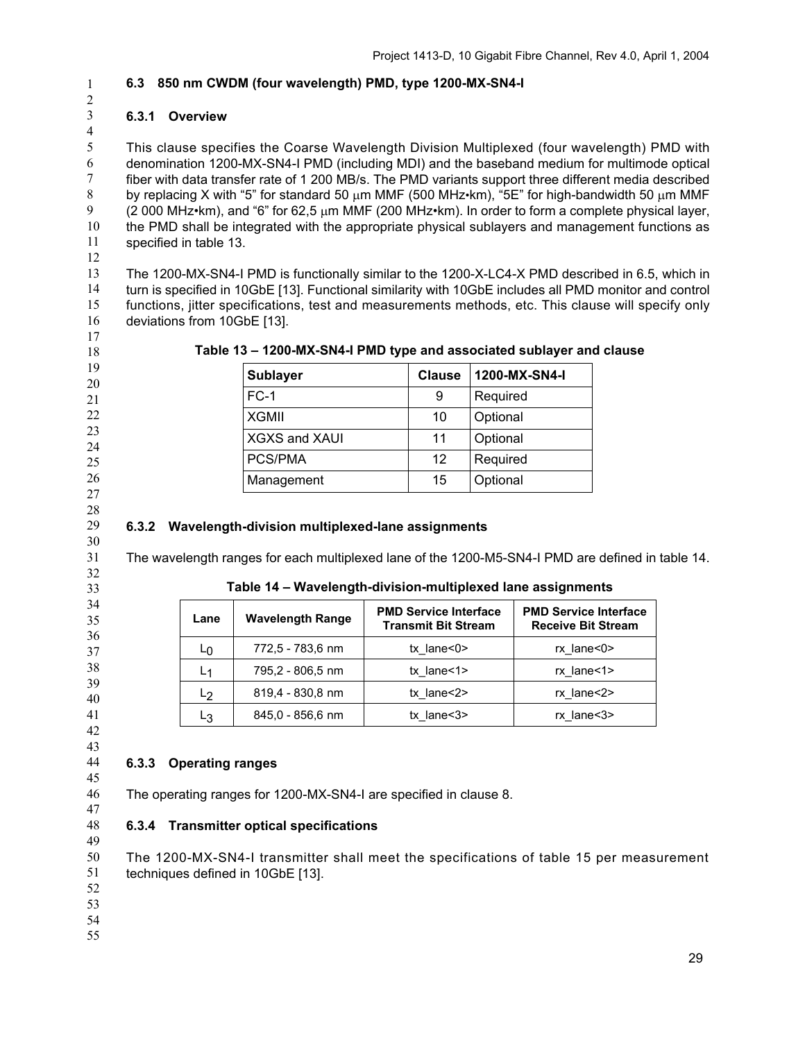### 6.3 850 nm CWDM (four wavelength) PMD, type 1200-MX-SN4-I

#### 6.3.1 Overview

This clause specifies the Coarse Wavelength Division Multiplexed (four wavelength) PMD with denomination 1200-MX-SN4-I PMD (including MDI) and the baseband medium for multimode optical fiber with data transfer rate of 1 200 MB/s. The PMD variants support three different media described by replacing X with “5” for standard 50 μm MMF (500 MHz•km), “5E” for high-bandwidth 50 μm MMF (2 000 MHz•km), and “6” for 62,5 μm MMF (200 MHz•km). In order to form a complete physical layer, the PMD shall be integrated with the appropriate physical sublayers and management functions as specified in table 13.

The 1200-MX-SN4-I PMD is functionally similar to the 1200-X-LC4-X PMD described in 6.5, which in turn is specified in 10GbE [13]. Functional similarity with 10GbE includes all PMD monitor and control functions, jitter specifications, test and measurements methods, etc. This clause will specify only deviations from 10GbE [13].

**Table 13 – 1200-MX-SN4-I PMD type and associated sublayer and clause**

| Sublayer | Clause | 1200-MX-SN4-I |
|---|---|---|
| FC-1 | 9 | Required |
| XGMII | 10 | Optional |
| XGXS and XAUI | 11 | Optional |
| PCS/PMA | 12 | Required |
| Management | 15 | Optional |

#### 6.3.2 Wavelength-division multiplexed-lane assignments

The wavelength ranges for each multiplexed lane of the 1200-M5-SN4-I PMD are defined in table 14.

**Table 14 – Wavelength-division-multiplexed lane assignments**

| Lane | Wavelength Range | PMD Service Interface Transmit Bit Stream | PMD Service Interface Receive Bit Stream |
|---|---|---|---|
| $L_0$ | 772,5 - 783,6 nm | tx_lane<0> | rx_lane<0> |
| $L_1$ | 795,2 - 806,5 nm | tx_lane<1> | rx_lane<1> |
| $L_2$ | 819,4 - 830,8 nm | tx_lane<2> | rx_lane<2> |
| $L_3$ | 845,0 - 856,6 nm | tx_lane<3> | rx_lane<3> |

#### 6.3.3 Operating ranges

The operating ranges for 1200-MX-SN4-I are specified in clause 8.

#### 6.3.4 Transmitter optical specifications

The 1200-MX-SN4-I transmitter shall meet the specifications of table 15 per measurement techniques defined in 10GbE [13].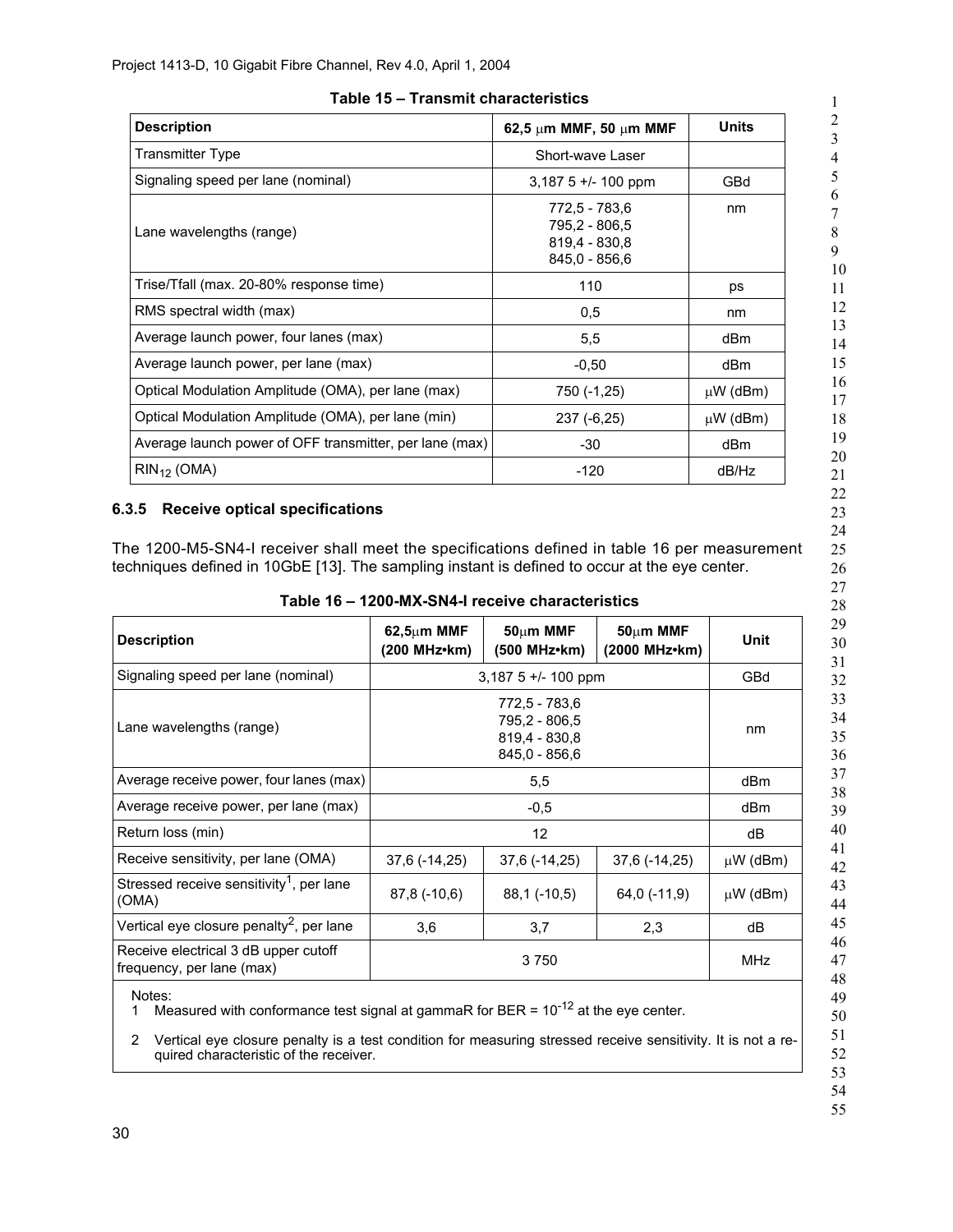**Table 15 – Transmit characteristics**

| Description | 62,5 μm MMF, 50 μm MMF | Units |
|---|---|---|
| Transmitter Type | Short-wave Laser | |
| Signaling speed per lane (nominal) | 3,187 5 +/- 100 ppm | GBd |
| Lane wavelengths (range) | 772,5 - 783,6<br>795,2 - 806,5<br>819,4 - 830,8<br>845,0 - 856,6 | nm |
| Trise/Tfall (max. 20-80% response time) | 110 | ps |
| RMS spectral width (max) | 0,5 | nm |
| Average launch power, four lanes (max) | 5,5 | dBm |
| Average launch power, per lane (max) | -0,50 | dBm |
| Optical Modulation Amplitude (OMA), per lane (max) | 750 (-1,25) | μW (dBm) |
| Optical Modulation Amplitude (OMA), per lane (min) | 237 (-6,25) | μW (dBm) |
| Average launch power of OFF transmitter, per lane (max) | -30 | dBm |
| $RIN_{12}$ (OMA) | -120 | dB/Hz |

### 6.3.5 Receive optical specifications

The 1200-M5-SN4-I receiver shall meet the specifications defined in table 16 per measurement techniques defined in 10GbE [13]. The sampling instant is defined to occur at the eye center.

**Table 16 – 1200-MX-SN4-I receive characteristics**

| Description | 62,5μm MMF (200 MHz•km) | 50μm MMF (500 MHz•km) | 50μm MMF (2000 MHz•km) | Unit |
|---|---|---|---|---|
| Signaling speed per lane (nominal) | 3,187 5 +/- 100 ppm | | | GBd |
| Lane wavelengths (range) | 772,5 - 783,6<br>795,2 - 806,5<br>819,4 - 830,8<br>845,0 - 856,6 | | | nm |
| Average receive power, four lanes (max) | 5,5 | | | dBm |
| Average receive power, per lane (max) | -0,5 | | | dBm |
| Return loss (min) | 12 | | | dB |
| Receive sensitivity, per lane (OMA) | 37,6 (-14,25) | 37,6 (-14,25) | 37,6 (-14,25) | μW (dBm) |
| Stressed receive sensitivity[1], per lane (OMA) | 87,8 (-10,6) | 88,1 (-10,5) | 64,0 (-11,9) | μW (dBm) |
| Vertical eye closure penalty[2], per lane | 3,6 | 3,7 | 2,3 | dB |
| Receive electrical 3 dB upper cutoff frequency, per lane (max) | 3 750 | | | MHz |

Notes:

1. Measured with conformance test signal at gammaR for BER = $10^{-12}$ at the eye center.
2. Vertical eye closure penalty is a test condition for measuring stressed receive sensitivity. It is not a required characteristic of the receiver.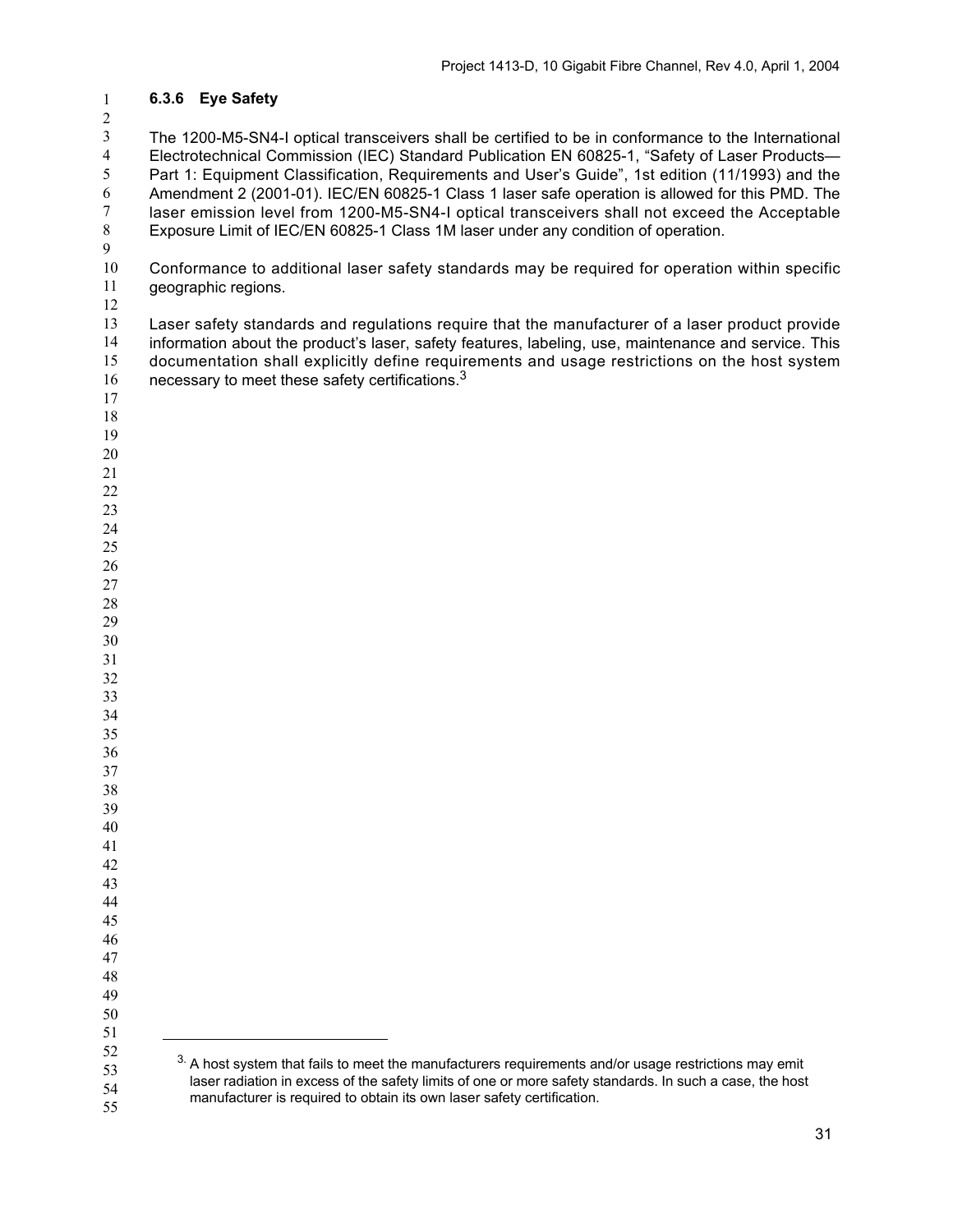### 6.3.6 Eye Safety

The 1200-M5-SN4-I optical transceivers shall be certified to be in conformance to the International Electrotechnical Commission (IEC) Standard Publication EN 60825-1, "Safety of Laser Products—Part 1: Equipment Classification, Requirements and User's Guide", 1st edition (11/1993) and the Amendment 2 (2001-01). IEC/EN 60825-1 Class 1 laser safe operation is allowed for this PMD. The laser emission level from 1200-M5-SN4-I optical transceivers shall not exceed the Acceptable Exposure Limit of IEC/EN 60825-1 Class 1M laser under any condition of operation.

Conformance to additional laser safety standards may be required for operation within specific geographic regions.

Laser safety standards and regulations require that the manufacturer of a laser product provide information about the product's laser, safety features, labeling, use, maintenance and service. This documentation shall explicitly define requirements and usage restrictions on the host system necessary to meet these safety certifications.[3]

---

[3] A host system that fails to meet the manufacturers requirements and/or usage restrictions may emit laser radiation in excess of the safety limits of one or more safety standards. In such a case, the host manufacturer is required to obtain its own laser safety certification.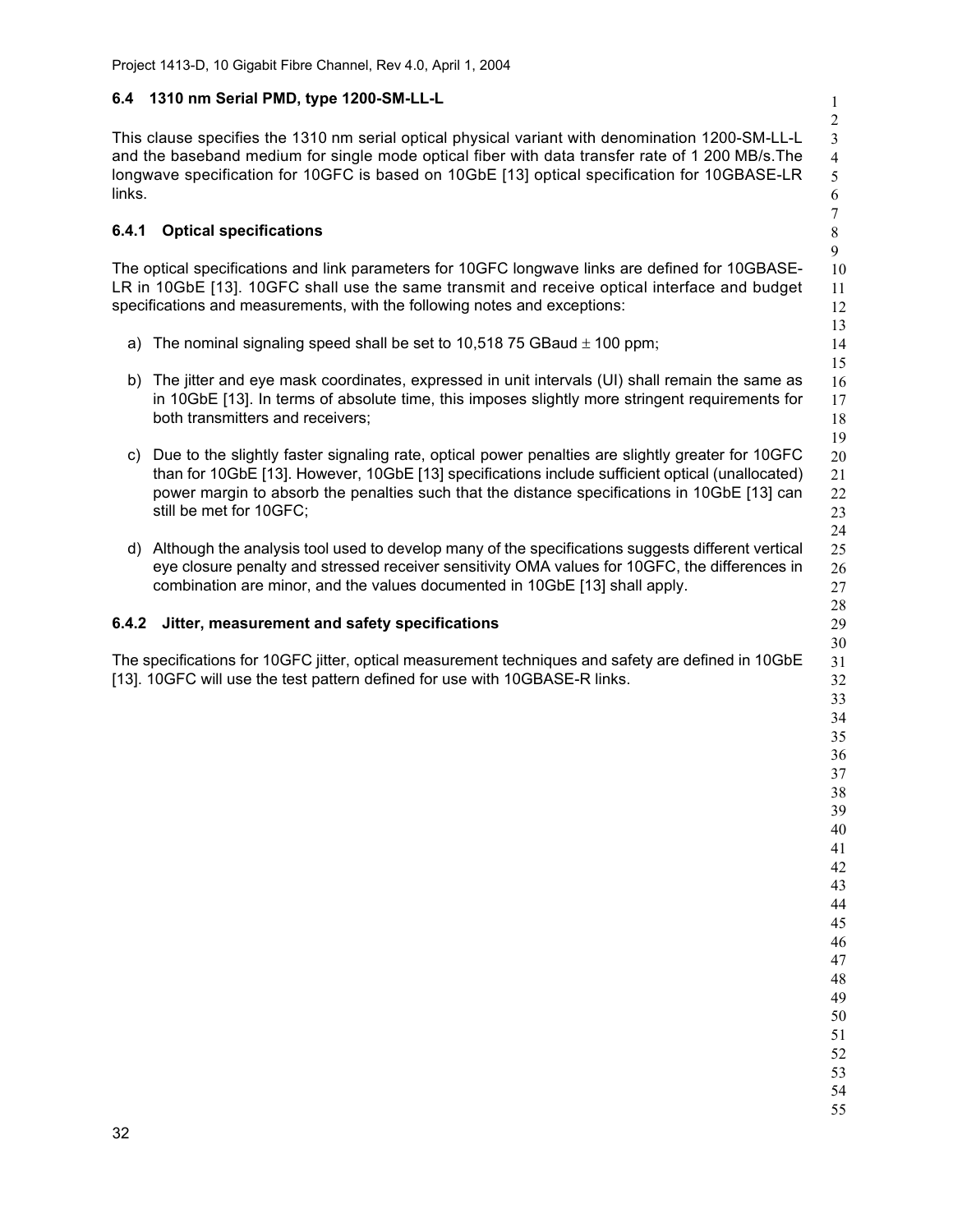### 6.4 1310 nm Serial PMD, type 1200-SM-LL-L

This clause specifies the 1310 nm serial optical physical variant with denomination 1200-SM-LL-L and the baseband medium for single mode optical fiber with data transfer rate of 1 200 MB/s.The longwave specification for 10GFC is based on 10GbE [13] optical specification for 10GBASE-LR links.

#### 6.4.1 Optical specifications

The optical specifications and link parameters for 10GFC longwave links are defined for 10GBASE-LR in 10GbE [13]. 10GFC shall use the same transmit and receive optical interface and budget specifications and measurements, with the following notes and exceptions:

a) The nominal signaling speed shall be set to 10,518 75 GBaud $\pm$ 100 ppm;

b) The jitter and eye mask coordinates, expressed in unit intervals (UI) shall remain the same as in 10GbE [13]. In terms of absolute time, this imposes slightly more stringent requirements for both transmitters and receivers;

c) Due to the slightly faster signaling rate, optical power penalties are slightly greater for 10GFC than for 10GbE [13]. However, 10GbE [13] specifications include sufficient optical (unallocated) power margin to absorb the penalties such that the distance specifications in 10GbE [13] can still be met for 10GFC;

d) Although the analysis tool used to develop many of the specifications suggests different vertical eye closure penalty and stressed receiver sensitivity OMA values for 10GFC, the differences in combination are minor, and the values documented in 10GbE [13] shall apply.

#### 6.4.2 Jitter, measurement and safety specifications

The specifications for 10GFC jitter, optical measurement techniques and safety are defined in 10GbE [13]. 10GFC will use the test pattern defined for use with 10GBASE-R links.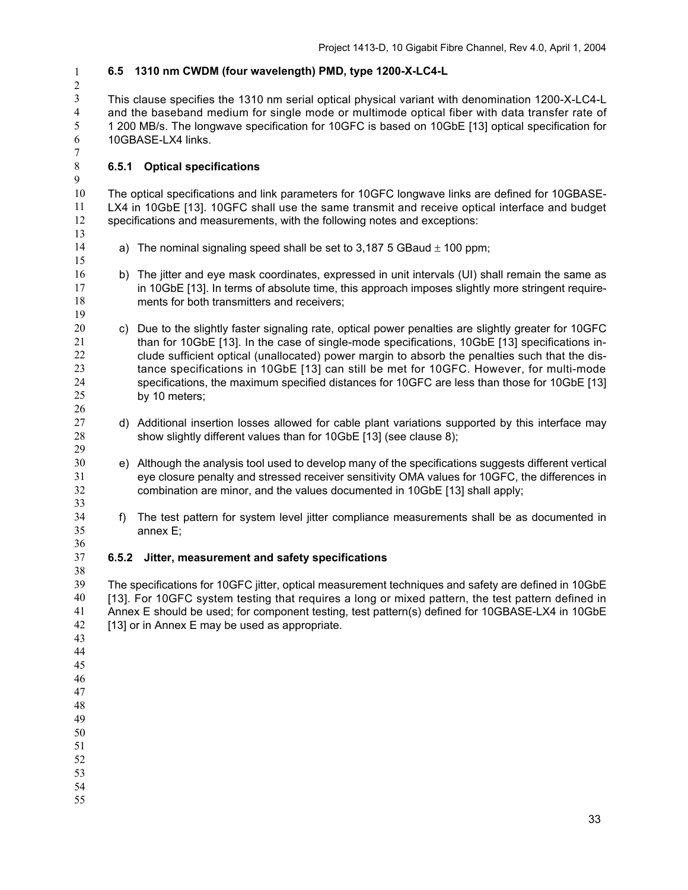### 6.5 1310 nm CWDM (four wavelength) PMD, type 1200-X-LC4-L

This clause specifies the 1310 nm serial optical physical variant with denomination 1200-X-LC4-L and the baseband medium for single mode or multimode optical fiber with data transfer rate of 1 200 MB/s. The longwave specification for 10GFC is based on 10GbE [13] optical specification for 10GBASE-LX4 links.

#### 6.5.1 Optical specifications

The optical specifications and link parameters for 10GFC longwave links are defined for 10GBASE-LX4 in 10GbE [13]. 10GFC shall use the same transmit and receive optical interface and budget specifications and measurements, with the following notes and exceptions:

a) The nominal signaling speed shall be set to 3,187 5 GBaud $\pm$ 100 ppm;

b) The jitter and eye mask coordinates, expressed in unit intervals (UI) shall remain the same as in 10GbE [13]. In terms of absolute time, this approach imposes slightly more stringent requirements for both transmitters and receivers;

c) Due to the slightly faster signaling rate, optical power penalties are slightly greater for 10GFC than for 10GbE [13]. In the case of single-mode specifications, 10GbE [13] specifications include sufficient optical (unallocated) power margin to absorb the penalties such that the distance specifications in 10GbE [13] can still be met for 10GFC. However, for multi-mode specifications, the maximum specified distances for 10GFC are less than those for 10GbE [13] by 10 meters;

d) Additional insertion losses allowed for cable plant variations supported by this interface may show slightly different values than for 10GbE [13] (see clause 8);

e) Although the analysis tool used to develop many of the specifications suggests different vertical eye closure penalty and stressed receiver sensitivity OMA values for 10GFC, the differences in combination are minor, and the values documented in 10GbE [13] shall apply;

f) The test pattern for system level jitter compliance measurements shall be as documented in annex E;

#### 6.5.2 Jitter, measurement and safety specifications

The specifications for 10GFC jitter, optical measurement techniques and safety are defined in 10GbE [13]. For 10GFC system testing that requires a long or mixed pattern, the test pattern defined in Annex E should be used; for component testing, test pattern(s) defined for 10GBASE-LX4 in 10GbE [13] or in Annex E may be used as appropriate.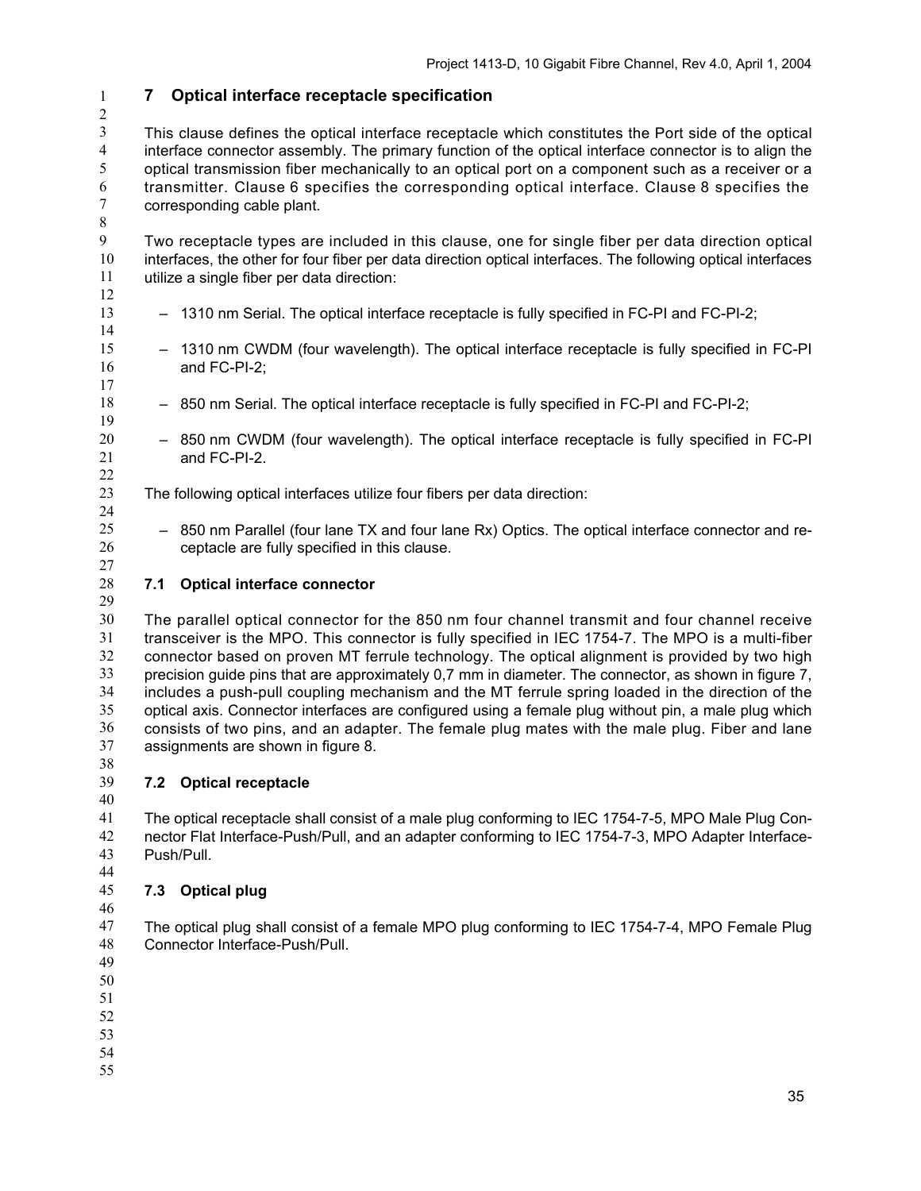# 7 Optical interface receptacle specification

This clause defines the optical interface receptacle which constitutes the Port side of the optical interface connector assembly. The primary function of the optical interface connector is to align the optical transmission fiber mechanically to an optical port on a component such as a receiver or a transmitter. Clause 6 specifies the corresponding optical interface. Clause 8 specifies the corresponding cable plant.

Two receptacle types are included in this clause, one for single fiber per data direction optical interfaces, the other for four fiber per data direction optical interfaces. The following optical interfaces utilize a single fiber per data direction:

– 1310 nm Serial. The optical interface receptacle is fully specified in FC-PI and FC-PI-2;

– 1310 nm CWDM (four wavelength). The optical interface receptacle is fully specified in FC-PI and FC-PI-2;

– 850 nm Serial. The optical interface receptacle is fully specified in FC-PI and FC-PI-2;

– 850 nm CWDM (four wavelength). The optical interface receptacle is fully specified in FC-PI and FC-PI-2.

The following optical interfaces utilize four fibers per data direction:

– 850 nm Parallel (four lane TX and four lane Rx) Optics. The optical interface connector and receptacle are fully specified in this clause.

## 7.1 Optical interface connector

The parallel optical connector for the 850 nm four channel transmit and four channel receive transceiver is the MPO. This connector is fully specified in IEC 1754-7. The MPO is a multi-fiber connector based on proven MT ferrule technology. The optical alignment is provided by two high precision guide pins that are approximately 0,7 mm in diameter. The connector, as shown in figure 7, includes a push-pull coupling mechanism and the MT ferrule spring loaded in the direction of the optical axis. Connector interfaces are configured using a female plug without pin, a male plug which consists of two pins, and an adapter. The female plug mates with the male plug. Fiber and lane assignments are shown in figure 8.

## 7.2 Optical receptacle

The optical receptacle shall consist of a male plug conforming to IEC 1754-7-5, MPO Male Plug Connector Flat Interface-Push/Pull, and an adapter conforming to IEC 1754-7-3, MPO Adapter Interface-Push/Pull.

## 7.3 Optical plug

The optical plug shall consist of a female MPO plug conforming to IEC 1754-7-4, MPO Female Plug Connector Interface-Push/Pull.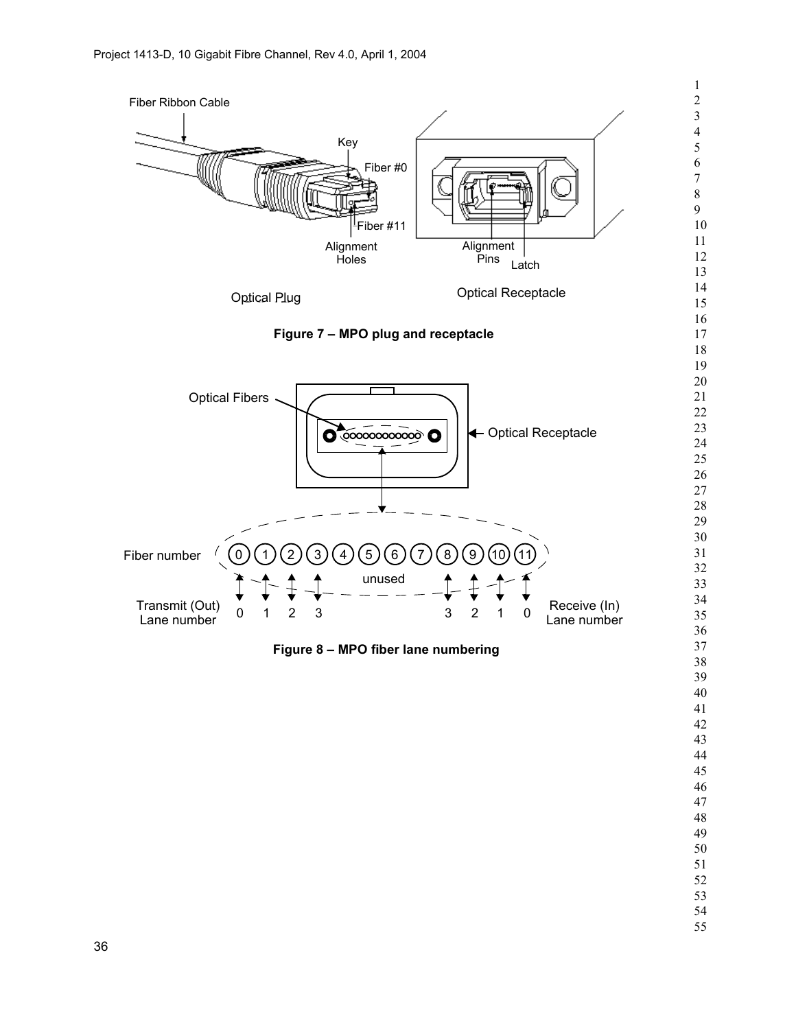Figure 7 – MPO plug and receptacle

Figure 8 – MPO fiber lane numbering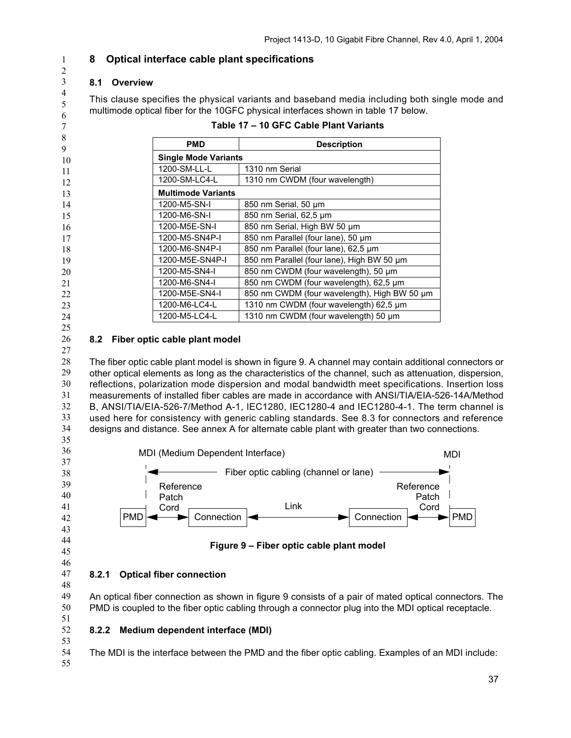# 8 Optical interface cable plant specifications

## 8.1 Overview

This clause specifies the physical variants and baseband media including both single mode and multimode optical fiber for the 10GFC physical interfaces shown in table 17 below.

**Table 17 – 10 GFC Cable Plant Variants**

| PMD | Description |
|---|---|
| **Single Mode Variants** | |
| 1200-SM-LL-L | 1310 nm Serial |
| 1200-SM-LC4-L | 1310 nm CWDM (four wavelength) |
| **Multimode Variants** | |
| 1200-M5-SN-I | 850 nm Serial, 50 µm |
| 1200-M6-SN-I | 850 nm Serial, 62,5 µm |
| 1200-M5E-SN-I | 850 nm Serial, High BW 50 µm |
| 1200-M5-SN4P-I | 850 nm Parallel (four lane), 50 µm |
| 1200-M6-SN4P-I | 850 nm Parallel (four lane), 62,5 µm |
| 1200-M5E-SN4P-I | 850 nm Parallel (four lane), High BW 50 µm |
| 1200-M5-SN4-I | 850 nm CWDM (four wavelength), 50 µm |
| 1200-M6-SN4-I | 850 nm CWDM (four wavelength), 62,5 µm |
| 1200-M5E-SN4-I | 850 nm CWDM (four wavelength), High BW 50 µm |
| 1200-M6-LC4-L | 1310 nm CWDM (four wavelength) 62,5 µm |
| 1200-M5-LC4-L | 1310 nm CWDM (four wavelength) 50 µm |

## 8.2 Fiber optic cable plant model

The fiber optic cable plant model is shown in figure 9. A channel may contain additional connectors or other optical elements as long as the characteristics of the channel, such as attenuation, dispersion, reflections, polarization mode dispersion and modal bandwidth meet specifications. Insertion loss measurements of installed fiber cables are made in accordance with ANSI/TIA/EIA-526-14A/Method B, ANSI/TIA/EIA-526-7/Method A-1, IEC1280, IEC1280-4 and IEC1280-4-1. The term channel is used here for consistency with generic cabling standards. See 8.3 for connectors and reference designs and distance. See annex A for alternate cable plant with greater than two connections.

```
MDI (Medium Dependent Interface)                                        MDI
 |<------------------- Fiber optic cabling (channel or lane) ------------------->|
 |  Reference                                                   Reference         |
 |  Patch                                                           Patch         |
 |  Cord                          Link                               Cord         |
PMD <------> Connection <------------------------> Connection <------> PMD
```

**Figure 9 – Fiber optic cable plant model**

### 8.2.1 Optical fiber connection

An optical fiber connection as shown in figure 9 consists of a pair of mated optical connectors. The PMD is coupled to the fiber optic cabling through a connector plug into the MDI optical receptacle.

### 8.2.2 Medium dependent interface (MDI)

The MDI is the interface between the PMD and the fiber optic cabling. Examples of an MDI include: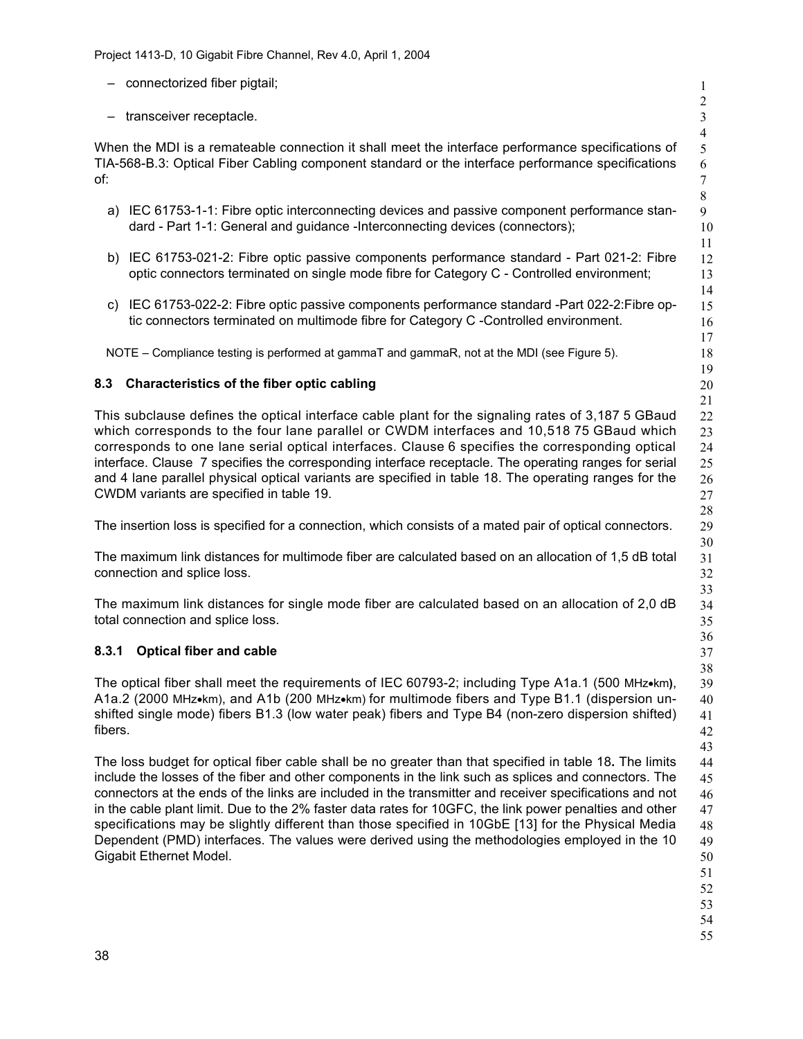– connectorized fiber pigtail;

– transceiver receptacle.

When the MDI is a remateable connection it shall meet the interface performance specifications of TIA-568-B.3: Optical Fiber Cabling component standard or the interface performance specifications of:

a) IEC 61753-1-1: Fibre optic interconnecting devices and passive component performance standard - Part 1-1: General and guidance -Interconnecting devices (connectors);

b) IEC 61753-021-2: Fibre optic passive components performance standard - Part 021-2: Fibre optic connectors terminated on single mode fibre for Category C - Controlled environment;

c) IEC 61753-022-2: Fibre optic passive components performance standard -Part 022-2:Fibre optic connectors terminated on multimode fibre for Category C -Controlled environment.

NOTE – Compliance testing is performed at gammaT and gammaR, not at the MDI (see Figure 5).

### 8.3 Characteristics of the fiber optic cabling

This subclause defines the optical interface cable plant for the signaling rates of 3,187 5 GBaud which corresponds to the four lane parallel or CWDM interfaces and 10,518 75 GBaud which corresponds to one lane serial optical interfaces. Clause 6 specifies the corresponding optical interface. Clause 7 specifies the corresponding interface receptacle. The operating ranges for serial and 4 lane parallel physical optical variants are specified in table 18. The operating ranges for the CWDM variants are specified in table 19.

The insertion loss is specified for a connection, which consists of a mated pair of optical connectors.

The maximum link distances for multimode fiber are calculated based on an allocation of 1,5 dB total connection and splice loss.

The maximum link distances for single mode fiber are calculated based on an allocation of 2,0 dB total connection and splice loss.

#### 8.3.1 Optical fiber and cable

The optical fiber shall meet the requirements of IEC 60793-2; including Type A1a.1 (500 MHz•km), A1a.2 (2000 MHz•km), and A1b (200 MHz•km) for multimode fibers and Type B1.1 (dispersion unshifted single mode) fibers B1.3 (low water peak) fibers and Type B4 (non-zero dispersion shifted) fibers.

The loss budget for optical fiber cable shall be no greater than that specified in table 18. The limits include the losses of the fiber and other components in the link such as splices and connectors. The connectors at the ends of the links are included in the transmitter and receiver specifications and not in the cable plant limit. Due to the 2% faster data rates for 10GFC, the link power penalties and other specifications may be slightly different than those specified in 10GbE [13] for the Physical Media Dependent (PMD) interfaces. The values were derived using the methodologies employed in the 10 Gigabit Ethernet Model.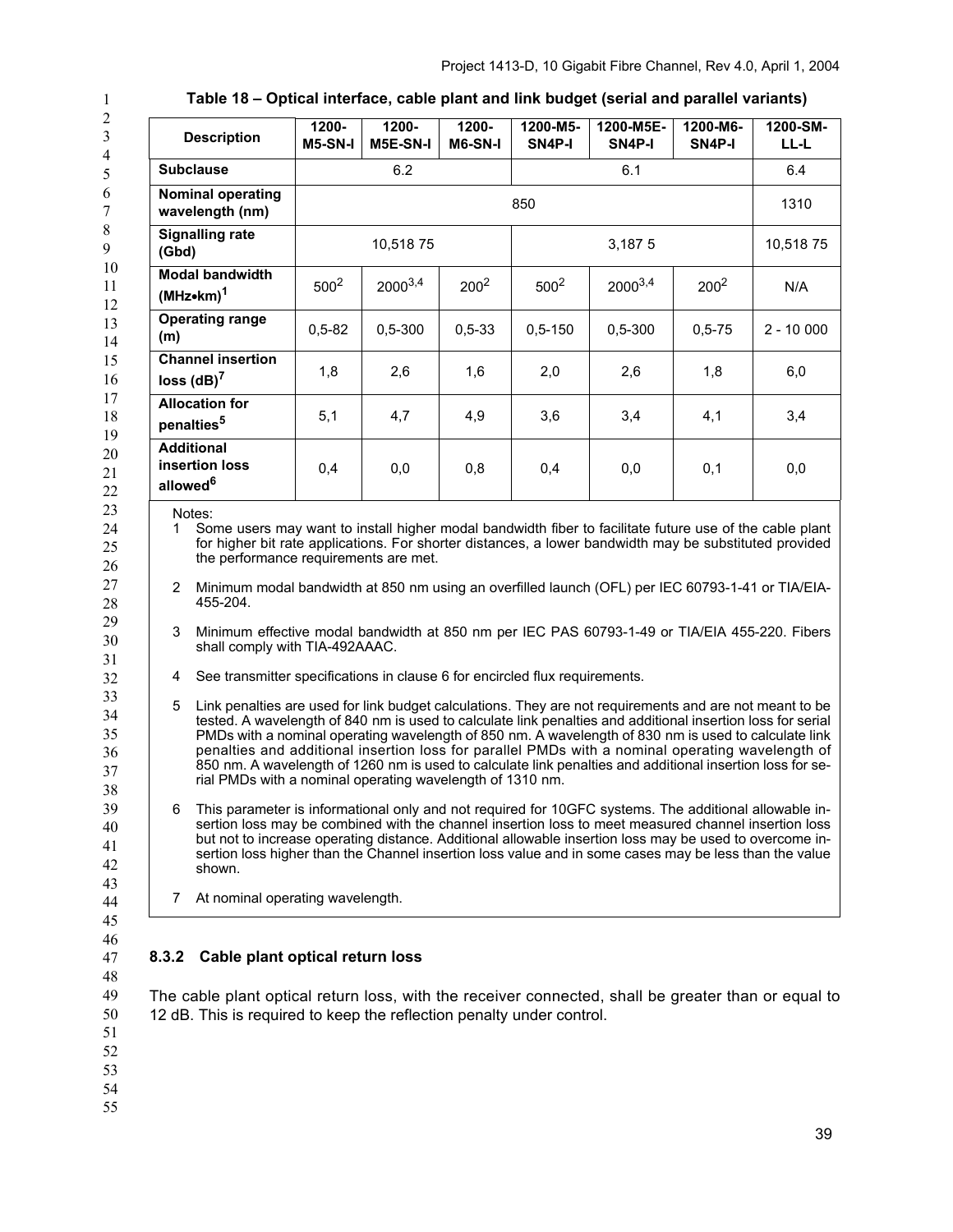**Table 18 – Optical interface, cable plant and link budget (serial and parallel variants)**

| Description | 1200-M5-SN-I | 1200-M5E-SN-I | 1200-M6-SN-I | 1200-M5-SN4P-I | 1200-M5E-SN4P-I | 1200-M6-SN4P-I | 1200-SM-LL-L |
|---|---|---|---|---|---|---|---|
| **Subclause** | 6.2 | | | 6.1 | | | 6.4 |
| **Nominal operating wavelength (nm)** | 850 | | | | | | 1310 |
| **Signalling rate (Gbd)** | 10,518 75 | | | 3,187 5 | | | 10,518 75 |
| **Modal bandwidth (MHz•km)**[1] | 500[2] | 2000[3,4] | 200[2] | 500[2] | 2000[3,4] | 200[2] | N/A |
| **Operating range (m)** | 0,5-82 | 0,5-300 | 0,5-33 | 0,5-150 | 0,5-300 | 0,5-75 | 2 - 10 000 |
| **Channel insertion loss (dB)**[7] | 1,8 | 2,6 | 1,6 | 2,0 | 2,6 | 1,8 | 6,0 |
| **Allocation for penalties**[5] | 5,1 | 4,7 | 4,9 | 3,6 | 3,4 | 4,1 | 3,4 |
| **Additional insertion loss allowed**[6] | 0,4 | 0,0 | 0,8 | 0,4 | 0,0 | 0,1 | 0,0 |

Notes:

1. Some users may want to install higher modal bandwidth fiber to facilitate future use of the cable plant for higher bit rate applications. For shorter distances, a lower bandwidth may be substituted provided the performance requirements are met.
2. Minimum modal bandwidth at 850 nm using an overfilled launch (OFL) per IEC 60793-1-41 or TIA/EIA-455-204.
3. Minimum effective modal bandwidth at 850 nm per IEC PAS 60793-1-49 or TIA/EIA 455-220. Fibers shall comply with TIA-492AAAC.
4. See transmitter specifications in clause 6 for encircled flux requirements.
5. Link penalties are used for link budget calculations. They are not requirements and are not meant to be tested. A wavelength of 840 nm is used to calculate link penalties and additional insertion loss for serial PMDs with a nominal operating wavelength of 850 nm. A wavelength of 830 nm is used to calculate link penalties and additional insertion loss for parallel PMDs with a nominal operating wavelength of 850 nm. A wavelength of 1260 nm is used to calculate link penalties and additional insertion loss for serial PMDs with a nominal operating wavelength of 1310 nm.
6. This parameter is informational only and not required for 10GFC systems. The additional allowable insertion loss may be combined with the channel insertion loss to meet measured channel insertion loss but not to increase operating distance. Additional allowable insertion loss may be used to overcome insertion loss higher than the Channel insertion loss value and in some cases may be less than the value shown.
7. At nominal operating wavelength.

### 8.3.2 Cable plant optical return loss

The cable plant optical return loss, with the receiver connected, shall be greater than or equal to 12 dB. This is required to keep the reflection penalty under control.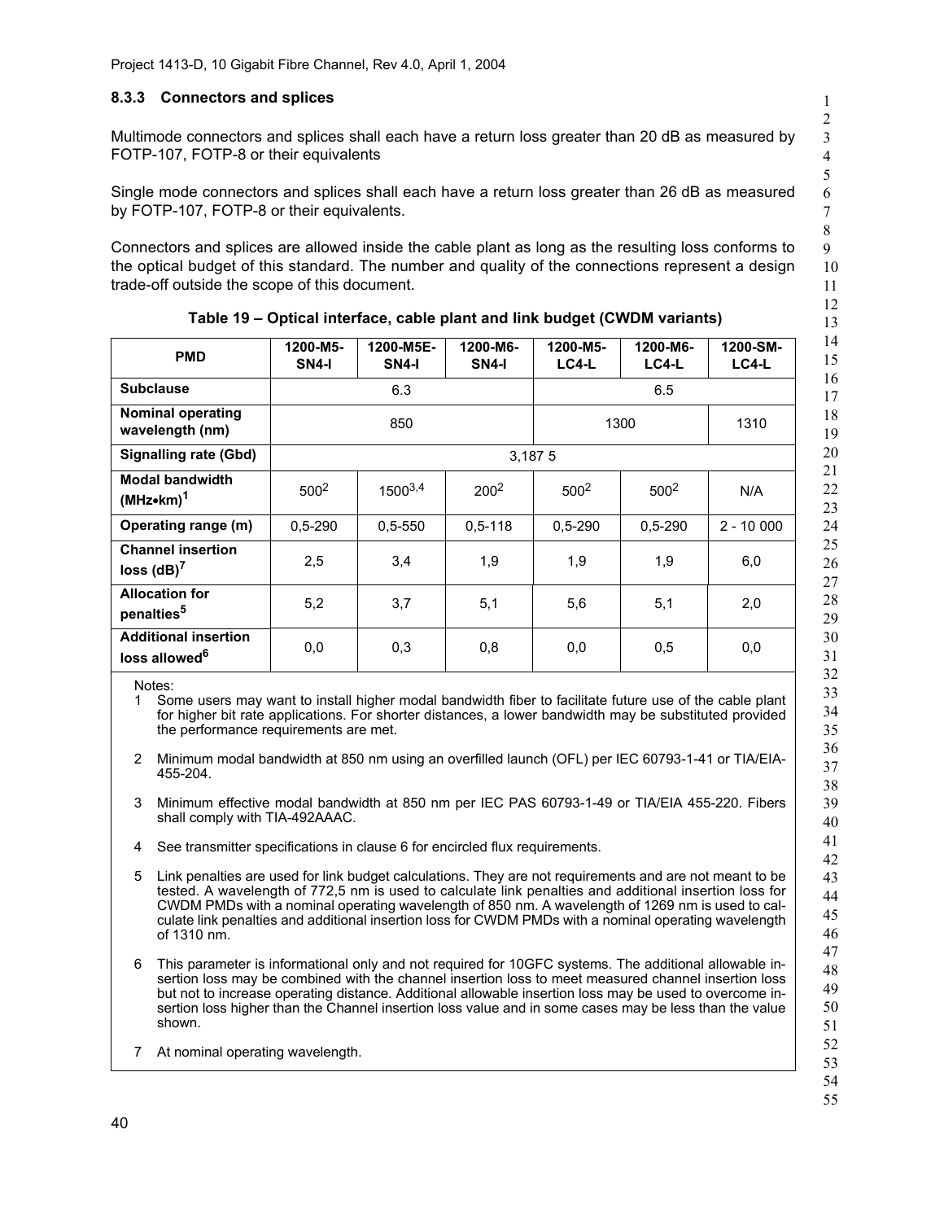### 8.3.3 Connectors and splices

Multimode connectors and splices shall each have a return loss greater than 20 dB as measured by FOTP-107, FOTP-8 or their equivalents

Single mode connectors and splices shall each have a return loss greater than 26 dB as measured by FOTP-107, FOTP-8 or their equivalents.

Connectors and splices are allowed inside the cable plant as long as the resulting loss conforms to the optical budget of this standard. The number and quality of the connections represent a design trade-off outside the scope of this document.

**Table 19 – Optical interface, cable plant and link budget (CWDM variants)**

| PMD | 1200-M5-SN4-I | 1200-M5E-SN4-I | 1200-M6-SN4-I | 1200-M5-LC4-L | 1200-M6-LC4-L | 1200-SM-LC4-L |
|---|---|---|---|---|---|---|
| **Subclause** | 6.3 | | | 6.5 | | |
| **Nominal operating wavelength (nm)** | 850 | | | 1300 | | 1310 |
| **Signalling rate (Gbd)** | 3,187 5 | | | | | |
| **Modal bandwidth (MHz•km)**[1] | 500[2] | 1500[3,4] | 200[2] | 500[2] | 500[2] | N/A |
| **Operating range (m)** | 0,5-290 | 0,5-550 | 0,5-118 | 0,5-290 | 0,5-290 | 2 - 10 000 |
| **Channel insertion loss (dB)**[7] | 2,5 | 3,4 | 1,9 | 1,9 | 1,9 | 6,0 |
| **Allocation for penalties**[5] | 5,2 | 3,7 | 5,1 | 5,6 | 5,1 | 2,0 |
| **Additional insertion loss allowed**[6] | 0,0 | 0,3 | 0,8 | 0,0 | 0,5 | 0,0 |

Notes:

1. Some users may want to install higher modal bandwidth fiber to facilitate future use of the cable plant for higher bit rate applications. For shorter distances, a lower bandwidth may be substituted provided the performance requirements are met.
2. Minimum modal bandwidth at 850 nm using an overfilled launch (OFL) per IEC 60793-1-41 or TIA/EIA-455-204.
3. Minimum effective modal bandwidth at 850 nm per IEC PAS 60793-1-49 or TIA/EIA 455-220. Fibers shall comply with TIA-492AAAC.
4. See transmitter specifications in clause 6 for encircled flux requirements.
5. Link penalties are used for link budget calculations. They are not requirements and are not meant to be tested. A wavelength of 772,5 nm is used to calculate link penalties and additional insertion loss for CWDM PMDs with a nominal operating wavelength of 850 nm. A wavelength of 1269 nm is used to calculate link penalties and additional insertion loss for CWDM PMDs with a nominal operating wavelength of 1310 nm.
6. This parameter is informational only and not required for 10GFC systems. The additional allowable insertion loss may be combined with the channel insertion loss to meet measured channel insertion loss but not to increase operating distance. Additional allowable insertion loss may be used to overcome insertion loss higher than the Channel insertion loss value and in some cases may be less than the value shown.
7. At nominal operating wavelength.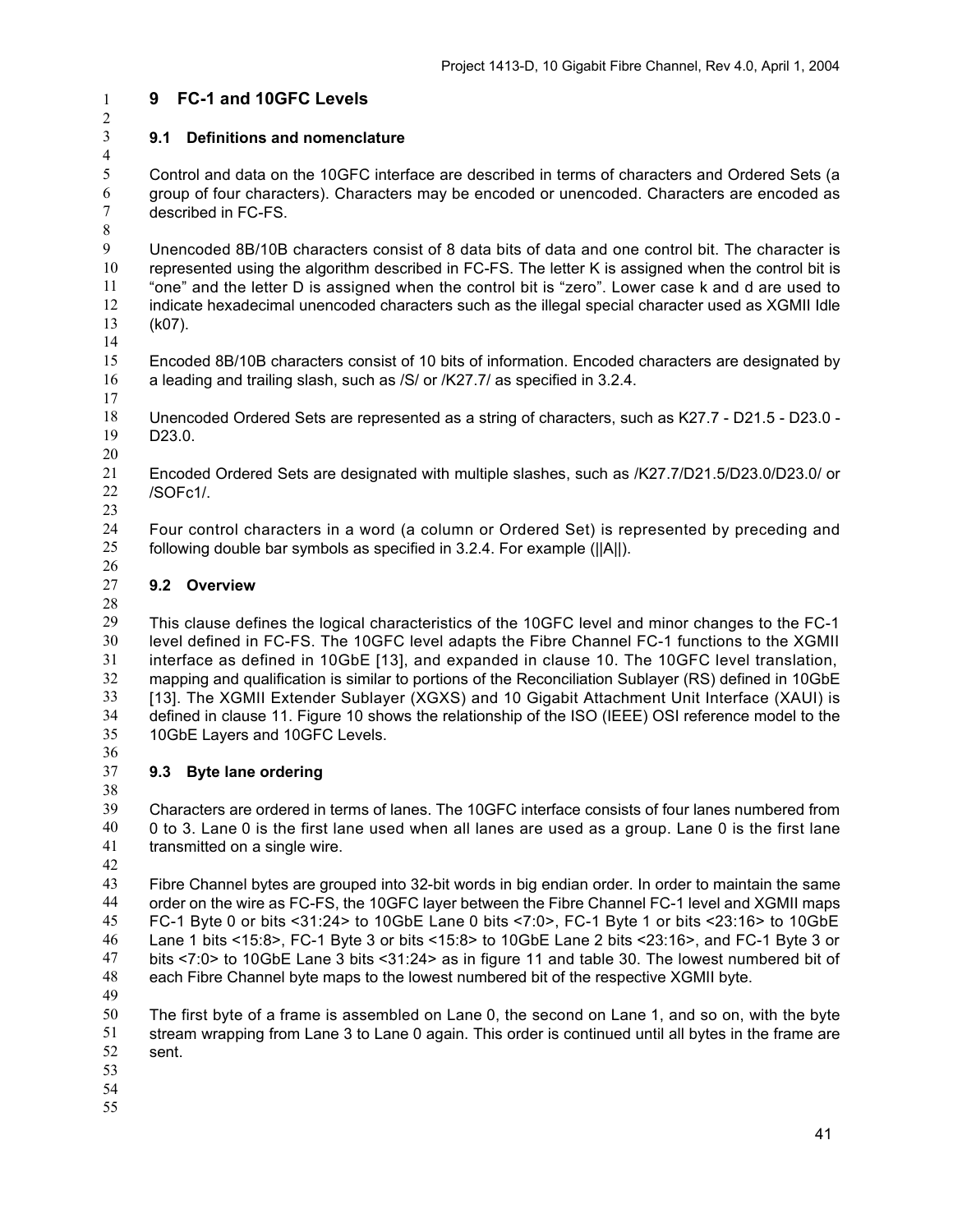# 9 FC-1 and 10GFC Levels

## 9.1 Definitions and nomenclature

Control and data on the 10GFC interface are described in terms of characters and Ordered Sets (a group of four characters). Characters may be encoded or unencoded. Characters are encoded as described in FC-FS.

Unencoded 8B/10B characters consist of 8 data bits of data and one control bit. The character is represented using the algorithm described in FC-FS. The letter K is assigned when the control bit is “one” and the letter D is assigned when the control bit is “zero”. Lower case k and d are used to indicate hexadecimal unencoded characters such as the illegal special character used as XGMII Idle (k07).

Encoded 8B/10B characters consist of 10 bits of information. Encoded characters are designated by a leading and trailing slash, such as /S/ or /K27.7/ as specified in 3.2.4.

Unencoded Ordered Sets are represented as a string of characters, such as K27.7 - D21.5 - D23.0 - D23.0.

Encoded Ordered Sets are designated with multiple slashes, such as /K27.7/D21.5/D23.0/D23.0/ or /SOFc1/.

Four control characters in a word (a column or Ordered Set) is represented by preceding and following double bar symbols as specified in 3.2.4. For example (||A||).

## 9.2 Overview

This clause defines the logical characteristics of the 10GFC level and minor changes to the FC-1 level defined in FC-FS. The 10GFC level adapts the Fibre Channel FC-1 functions to the XGMII interface as defined in 10GbE [13], and expanded in clause 10. The 10GFC level translation, mapping and qualification is similar to portions of the Reconciliation Sublayer (RS) defined in 10GbE [13]. The XGMII Extender Sublayer (XGXS) and 10 Gigabit Attachment Unit Interface (XAUI) is defined in clause 11. Figure 10 shows the relationship of the ISO (IEEE) OSI reference model to the 10GbE Layers and 10GFC Levels.

## 9.3 Byte lane ordering

Characters are ordered in terms of lanes. The 10GFC interface consists of four lanes numbered from 0 to 3. Lane 0 is the first lane used when all lanes are used as a group. Lane 0 is the first lane transmitted on a single wire.

Fibre Channel bytes are grouped into 32-bit words in big endian order. In order to maintain the same order on the wire as FC-FS, the 10GFC layer between the Fibre Channel FC-1 level and XGMII maps FC-1 Byte 0 or bits <31:24> to 10GbE Lane 0 bits <7:0>, FC-1 Byte 1 or bits <23:16> to 10GbE Lane 1 bits <15:8>, FC-1 Byte 3 or bits <15:8> to 10GbE Lane 2 bits <23:16>, and FC-1 Byte 3 or bits <7:0> to 10GbE Lane 3 bits <31:24> as in figure 11 and table 30. The lowest numbered bit of each Fibre Channel byte maps to the lowest numbered bit of the respective XGMII byte.

The first byte of a frame is assembled on Lane 0, the second on Lane 1, and so on, with the byte stream wrapping from Lane 3 to Lane 0 again. This order is continued until all bytes in the frame are sent.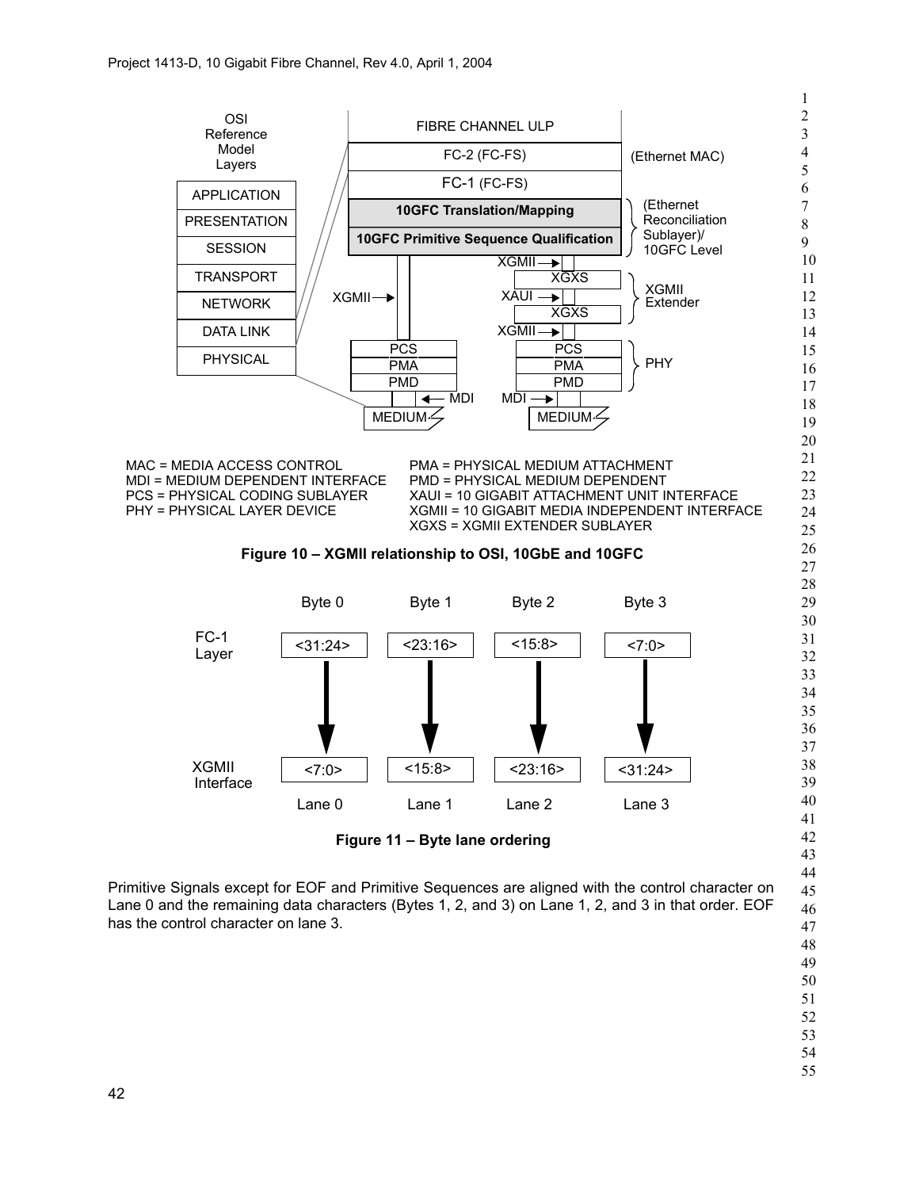MAC = MEDIA ACCESS CONTROL
MDI = MEDIUM DEPENDENT INTERFACE
PCS = PHYSICAL CODING SUBLAYER
PHY = PHYSICAL LAYER DEVICE
PMA = PHYSICAL MEDIUM ATTACHMENT
PMD = PHYSICAL MEDIUM DEPENDENT
XAUI = 10 GIGABIT ATTACHMENT UNIT INTERFACE
XGMII = 10 GIGABIT MEDIA INDEPENDENT INTERFACE
XGXS = XGMII EXTENDER SUBLAYER

**Figure 10 – XGMII relationship to OSI, 10GbE and 10GFC**

**Figure 11 – Byte lane ordering**

Primitive Signals except for EOF and Primitive Sequences are aligned with the control character on Lane 0 and the remaining data characters (Bytes 1, 2, and 3) on Lane 1, 2, and 3 in that order. EOF has the control character on lane 3.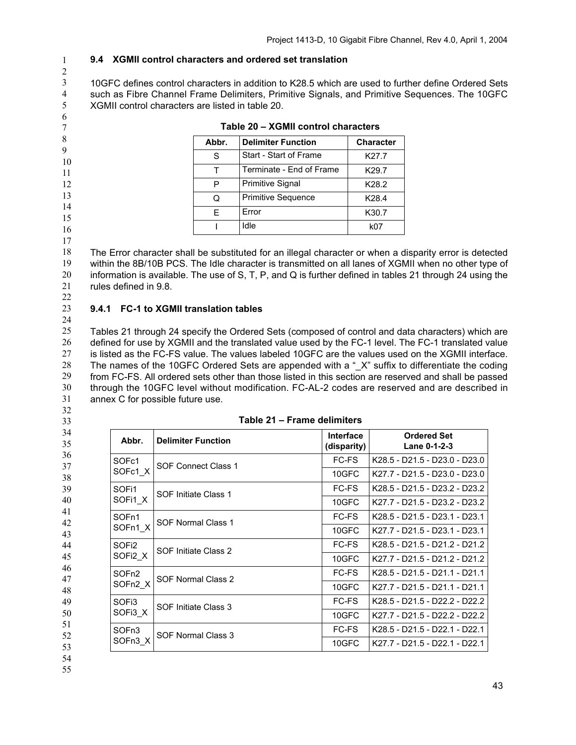## 9.4 XGMII control characters and ordered set translation

10GFC defines control characters in addition to K28.5 which are used to further define Ordered Sets such as Fibre Channel Frame Delimiters, Primitive Signals, and Primitive Sequences. The 10GFC XGMII control characters are listed in table 20.

**Table 20 – XGMII control characters**

| Abbr. | Delimiter Function | Character |
|---|---|---|
| S | Start - Start of Frame | K27.7 |
| T | Terminate - End of Frame | K29.7 |
| P | Primitive Signal | K28.2 |
| Q | Primitive Sequence | K28.4 |
| E | Error | K30.7 |
| I | Idle | k07 |

The Error character shall be substituted for an illegal character or when a disparity error is detected within the 8B/10B PCS. The Idle character is transmitted on all lanes of XGMII when no other type of information is available. The use of S, T, P, and Q is further defined in tables 21 through 24 using the rules defined in 9.8.

### 9.4.1 FC-1 to XGMII translation tables

Tables 21 through 24 specify the Ordered Sets (composed of control and data characters) which are defined for use by XGMII and the translated value used by the FC-1 level. The FC-1 translated value is listed as the FC-FS value. The values labeled 10GFC are the values used on the XGMII interface. The names of the 10GFC Ordered Sets are appended with a "_X" suffix to differentiate the coding from FC-FS. All ordered sets other than those listed in this section are reserved and shall be passed through the 10GFC level without modification. FC-AL-2 codes are reserved and are described in annex C for possible future use.

**Table 21 – Frame delimiters**

| Abbr. | Delimiter Function | Interface (disparity) | Ordered Set Lane 0-1-2-3 |
|---|---|---|---|
| SOFc1 | SOF Connect Class 1 | FC-FS | K28.5 - D21.5 - D23.0 - D23.0 |
| SOFc1_X | | 10GFC | K27.7 - D21.5 - D23.0 - D23.0 |
| SOFi1 | SOF Initiate Class 1 | FC-FS | K28.5 - D21.5 - D23.2 - D23.2 |
| SOFi1_X | | 10GFC | K27.7 - D21.5 - D23.2 - D23.2 |
| SOFn1 | SOF Normal Class 1 | FC-FS | K28.5 - D21.5 - D23.1 - D23.1 |
| SOFn1_X | | 10GFC | K27.7 - D21.5 - D23.1 - D23.1 |
| SOFi2 | SOF Initiate Class 2 | FC-FS | K28.5 - D21.5 - D21.2 - D21.2 |
| SOFi2_X | | 10GFC | K27.7 - D21.5 - D21.2 - D21.2 |
| SOFn2 | SOF Normal Class 2 | FC-FS | K28.5 - D21.5 - D21.1 - D21.1 |
| SOFn2_X | | 10GFC | K27.7 - D21.5 - D21.1 - D21.1 |
| SOFi3 | SOF Initiate Class 3 | FC-FS | K28.5 - D21.5 - D22.2 - D22.2 |
| SOFi3_X | | 10GFC | K27.7 - D21.5 - D22.2 - D22.2 |
| SOFn3 | SOF Normal Class 3 | FC-FS | K28.5 - D21.5 - D22.1 - D22.1 |
| SOFn3_X | | 10GFC | K27.7 - D21.5 - D22.1 - D22.1 |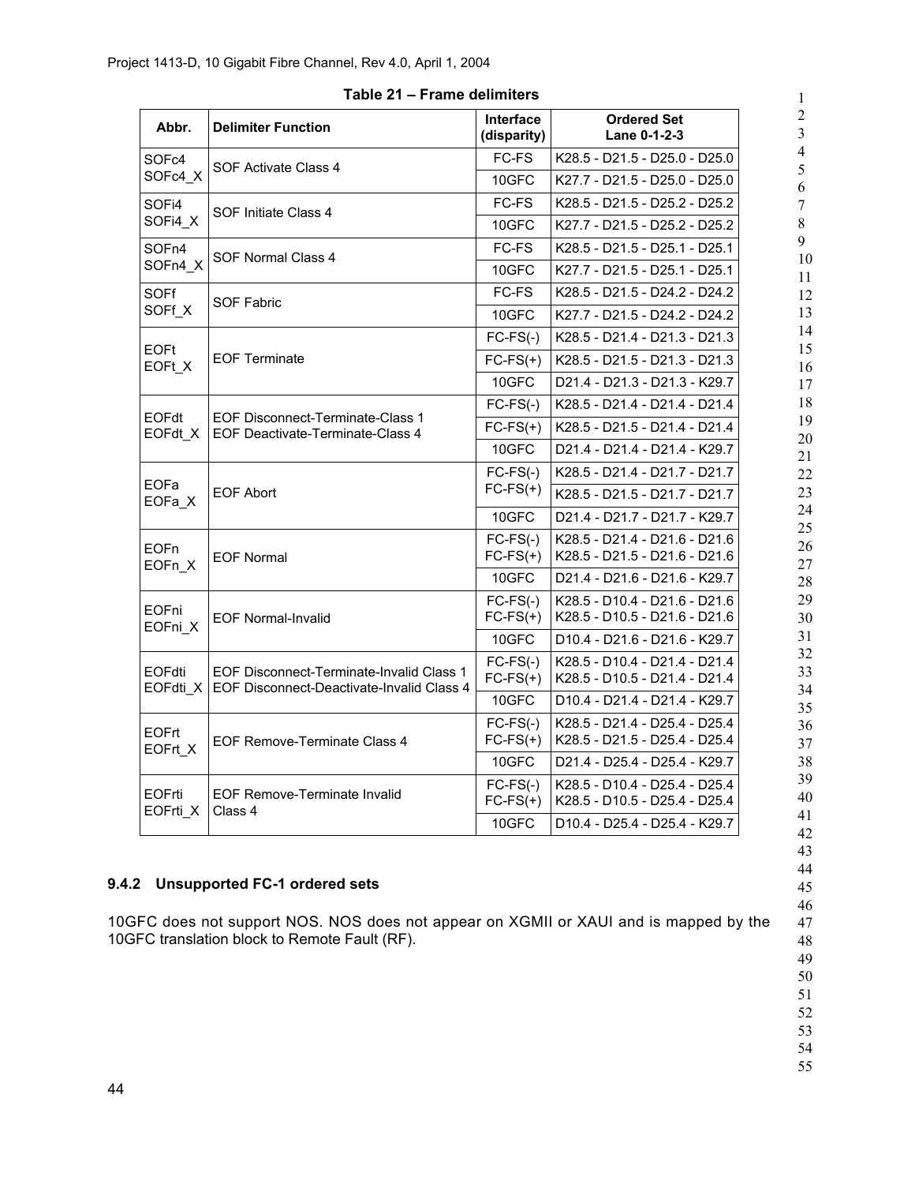**Table 21 – Frame delimiters**

| Abbr. | Delimiter Function | Interface (disparity) | Ordered Set Lane 0-1-2-3 |
|---|---|---|---|
| SOFc4 SOFc4_X | SOF Activate Class 4 | FC-FS | K28.5 - D21.5 - D25.0 - D25.0 |
| | | 10GFC | K27.7 - D21.5 - D25.0 - D25.0 |
| SOFi4 SOFi4_X | SOF Initiate Class 4 | FC-FS | K28.5 - D21.5 - D25.2 - D25.2 |
| | | 10GFC | K27.7 - D21.5 - D25.2 - D25.2 |
| SOFn4 SOFn4_X | SOF Normal Class 4 | FC-FS | K28.5 - D21.5 - D25.1 - D25.1 |
| | | 10GFC | K27.7 - D21.5 - D25.1 - D25.1 |
| SOFf SOFf_X | SOF Fabric | FC-FS | K28.5 - D21.5 - D24.2 - D24.2 |
| | | 10GFC | K27.7 - D21.5 - D24.2 - D24.2 |
| EOFt EOFt_X | EOF Terminate | FC-FS(-) | K28.5 - D21.4 - D21.3 - D21.3 |
| | | FC-FS(+) | K28.5 - D21.5 - D21.3 - D21.3 |
| | | 10GFC | D21.4 - D21.3 - D21.3 - K29.7 |
| EOFdt EOFdt_X | EOF Disconnect-Terminate-Class 1 EOF Deactivate-Terminate-Class 4 | FC-FS(-) | K28.5 - D21.4 - D21.4 - D21.4 |
| | | FC-FS(+) | K28.5 - D21.5 - D21.4 - D21.4 |
| | | 10GFC | D21.4 - D21.4 - D21.4 - K29.7 |
| EOFa EOFa_X | EOF Abort | FC-FS(-) FC-FS(+) | K28.5 - D21.4 - D21.7 - D21.7 |
| | | | K28.5 - D21.5 - D21.7 - D21.7 |
| | | 10GFC | D21.4 - D21.7 - D21.7 - K29.7 |
| EOFn EOFn_X | EOF Normal | FC-FS(-) FC-FS(+) | K28.5 - D21.4 - D21.6 - D21.6 K28.5 - D21.5 - D21.6 - D21.6 |
| | | 10GFC | D21.4 - D21.6 - D21.6 - K29.7 |
| EOFni EOFni_X | EOF Normal-Invalid | FC-FS(-) FC-FS(+) | K28.5 - D10.4 - D21.6 - D21.6 K28.5 - D10.5 - D21.6 - D21.6 |
| | | 10GFC | D10.4 - D21.6 - D21.6 - K29.7 |
| EOFdti EOFdti_X | EOF Disconnect-Terminate-Invalid Class 1 EOF Disconnect-Deactivate-Invalid Class 4 | FC-FS(-) FC-FS(+) | K28.5 - D10.4 - D21.4 - D21.4 K28.5 - D10.5 - D21.4 - D21.4 |
| | | 10GFC | D10.4 - D21.4 - D21.4 - K29.7 |
| EOFrt EOFrt_X | EOF Remove-Terminate Class 4 | FC-FS(-) FC-FS(+) | K28.5 - D21.4 - D25.4 - D25.4 K28.5 - D21.5 - D25.4 - D25.4 |
| | | 10GFC | D21.4 - D25.4 - D25.4 - K29.7 |
| EOFrti EOFrti_X | EOF Remove-Terminate Invalid Class 4 | FC-FS(-) FC-FS(+) | K28.5 - D10.4 - D25.4 - D25.4 K28.5 - D10.5 - D25.4 - D25.4 |
| | | 10GFC | D10.4 - D25.4 - D25.4 - K29.7 |

### 9.4.2 Unsupported FC-1 ordered sets

10GFC does not support NOS. NOS does not appear on XGMII or XAUI and is mapped by the 10GFC translation block to Remote Fault (RF).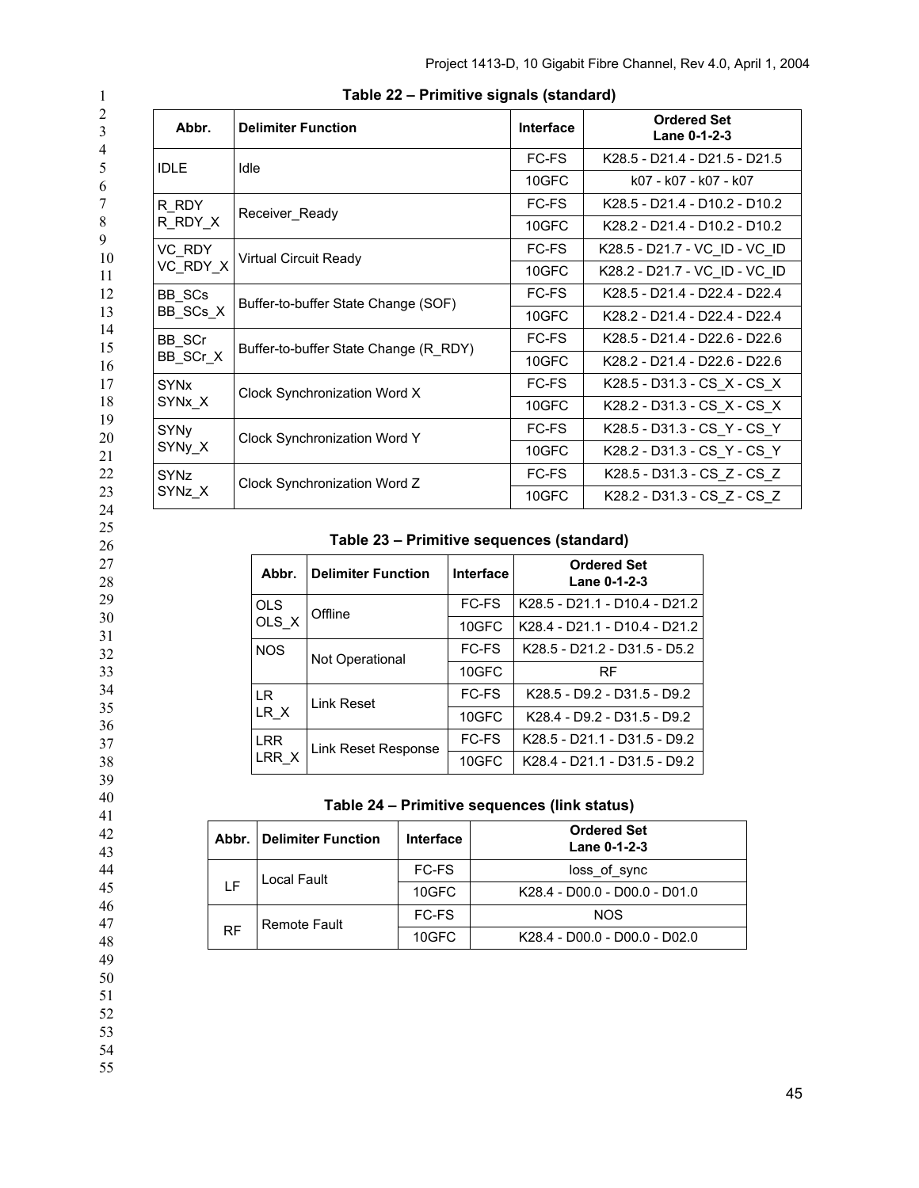**Table 22 – Primitive signals (standard)**

| Abbr. | Delimiter Function | Interface | Ordered Set Lane 0-1-2-3 |
|---|---|---|---|
| IDLE | Idle | FC-FS | K28.5 - D21.4 - D21.5 - D21.5 |
| | | 10GFC | k07 - k07 - k07 - k07 |
| R_RDY R_RDY_X | Receiver_Ready | FC-FS | K28.5 - D21.4 - D10.2 - D10.2 |
| | | 10GFC | K28.2 - D21.4 - D10.2 - D10.2 |
| VC_RDY VC_RDY_X | Virtual Circuit Ready | FC-FS | K28.5 - D21.7 - VC_ID - VC_ID |
| | | 10GFC | K28.2 - D21.7 - VC_ID - VC_ID |
| BB_SCs BB_SCs_X | Buffer-to-buffer State Change (SOF) | FC-FS | K28.5 - D21.4 - D22.4 - D22.4 |
| | | 10GFC | K28.2 - D21.4 - D22.4 - D22.4 |
| BB_SCr BB_SCr_X | Buffer-to-buffer State Change (R_RDY) | FC-FS | K28.5 - D21.4 - D22.6 - D22.6 |
| | | 10GFC | K28.2 - D21.4 - D22.6 - D22.6 |
| SYNx SYNx_X | Clock Synchronization Word X | FC-FS | K28.5 - D31.3 - CS_X - CS_X |
| | | 10GFC | K28.2 - D31.3 - CS_X - CS_X |
| SYNy SYNy_X | Clock Synchronization Word Y | FC-FS | K28.5 - D31.3 - CS_Y - CS_Y |
| | | 10GFC | K28.2 - D31.3 - CS_Y - CS_Y |
| SYNz SYNz_X | Clock Synchronization Word Z | FC-FS | K28.5 - D31.3 - CS_Z - CS_Z |
| | | 10GFC | K28.2 - D31.3 - CS_Z - CS_Z |

**Table 23 – Primitive sequences (standard)**

| Abbr. | Delimiter Function | Interface | Ordered Set Lane 0-1-2-3 |
|---|---|---|---|
| OLS OLS_X | Offline | FC-FS | K28.5 - D21.1 - D10.4 - D21.2 |
| | | 10GFC | K28.4 - D21.1 - D10.4 - D21.2 |
| NOS | Not Operational | FC-FS | K28.5 - D21.2 - D31.5 - D5.2 |
| | | 10GFC | RF |
| LR LR_X | Link Reset | FC-FS | K28.5 - D9.2 - D31.5 - D9.2 |
| | | 10GFC | K28.4 - D9.2 - D31.5 - D9.2 |
| LRR LRR_X | Link Reset Response | FC-FS | K28.5 - D21.1 - D31.5 - D9.2 |
| | | 10GFC | K28.4 - D21.1 - D31.5 - D9.2 |

**Table 24 – Primitive sequences (link status)**

| Abbr. | Delimiter Function | Interface | Ordered Set Lane 0-1-2-3 |
|---|---|---|---|
| LF | Local Fault | FC-FS | loss_of_sync |
| | | 10GFC | K28.4 - D00.0 - D00.0 - D01.0 |
| RF | Remote Fault | FC-FS | NOS |
| | | 10GFC | K28.4 - D00.0 - D00.0 - D02.0 |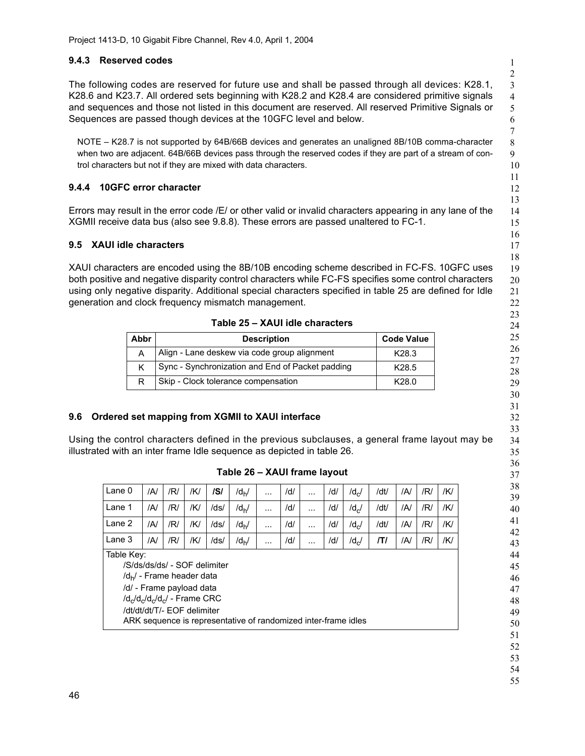### 9.4.3 Reserved codes

The following codes are reserved for future use and shall be passed through all devices: K28.1, K28.6 and K23.7. All ordered sets beginning with K28.2 and K28.4 are considered primitive signals and sequences and those not listed in this document are reserved. All reserved Primitive Signals or Sequences are passed though devices at the 10GFC level and below.

NOTE – K28.7 is not supported by 64B/66B devices and generates an unaligned 8B/10B comma-character when two are adjacent. 64B/66B devices pass through the reserved codes if they are part of a stream of control characters but not if they are mixed with data characters.

### 9.4.4 10GFC error character

Errors may result in the error code /E/ or other valid or invalid characters appearing in any lane of the XGMII receive data bus (also see 9.8.8). These errors are passed unaltered to FC-1.

## 9.5 XAUI idle characters

XAUI characters are encoded using the 8B/10B encoding scheme described in FC-FS. 10GFC uses both positive and negative disparity control characters while FC-FS specifies some control characters using only negative disparity. Additional special characters specified in table 25 are defined for Idle generation and clock frequency mismatch management.

**Table 25 – XAUI idle characters**

| Abbr | Description | Code Value |
|---|---|---|
| A | Align - Lane deskew via code group alignment | K28.3 |
| K | Sync - Synchronization and End of Packet padding | K28.5 |
| R | Skip - Clock tolerance compensation | K28.0 |

## 9.6 Ordered set mapping from XGMII to XAUI interface

Using the control characters defined in the previous subclauses, a general frame layout may be illustrated with an inter frame Idle sequence as depicted in table 26.

**Table 26 – XAUI frame layout**

| | | | | | | | | | | | | | | |
|---|---|---|---|---|---|---|---|---|---|---|---|---|---|---|
| Lane 0 | /A/ | /R/ | /K/ | **/S/** | /$d_h$/ | ... | /d/ | ... | /d/ | /$d_c$/ | /dt/ | /A/ | /R/ | /K/ |
| Lane 1 | /A/ | /R/ | /K/ | /ds/ | /$d_h$/ | ... | /d/ | ... | /d/ | /$d_c$/ | /dt/ | /A/ | /R/ | /K/ |
| Lane 2 | /A/ | /R/ | /K/ | /ds/ | /$d_h$/ | ... | /d/ | ... | /d/ | /$d_c$/ | /dt/ | /A/ | /R/ | /K/ |
| Lane 3 | /A/ | /R/ | /K/ | /ds/ | /$d_h$/ | ... | /d/ | ... | /d/ | /$d_c$/ | **/T/** | /A/ | /R/ | /K/ |

Table Key:

- /S/ds/ds/ds/ - SOF delimiter
- /$d_h$/ - Frame header data
- /d/ - Frame payload data
- /$d_c$/$d_c$/$d_c$/$d_c$/ - Frame CRC
- /dt/dt/dt/T/- EOF delimiter
- ARK sequence is representative of randomized inter-frame idles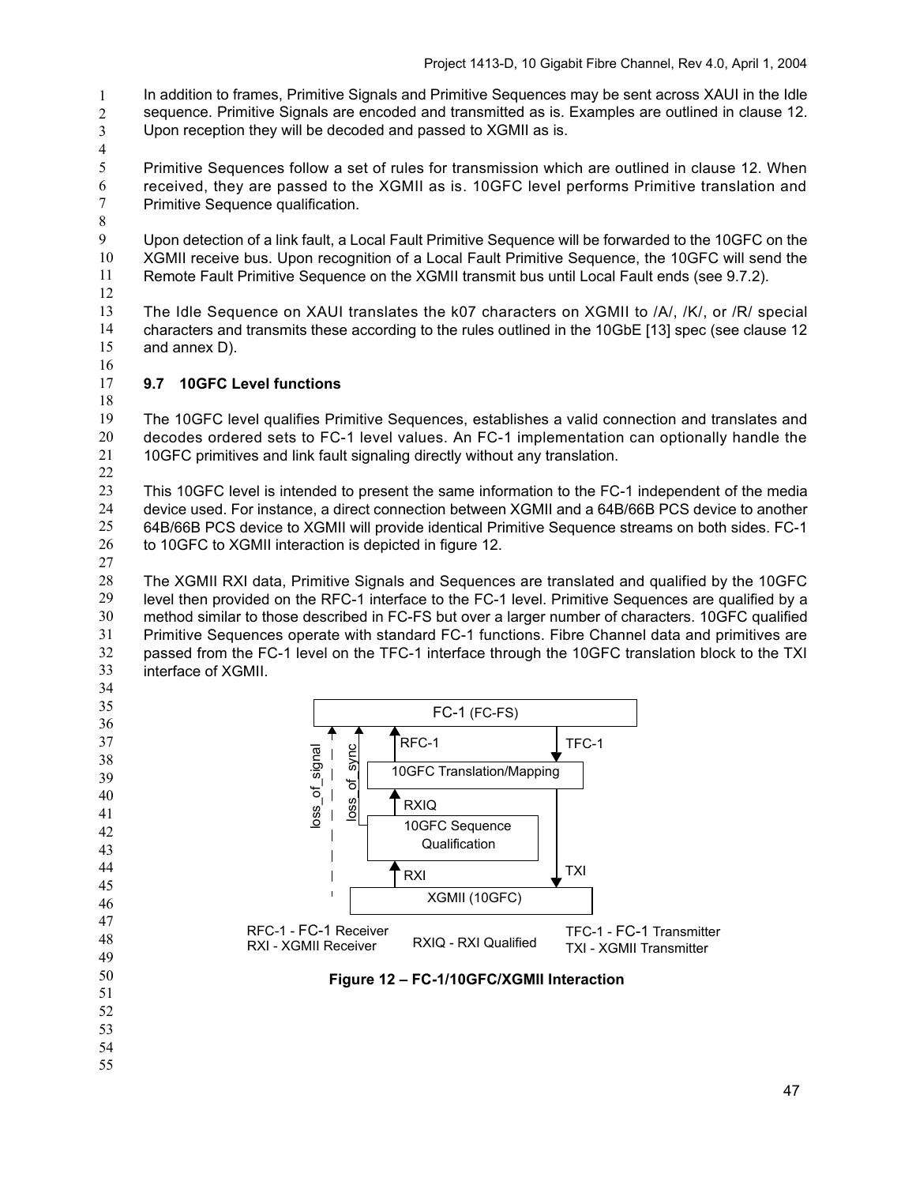In addition to frames, Primitive Signals and Primitive Sequences may be sent across XAUI in the Idle sequence. Primitive Signals are encoded and transmitted as is. Examples are outlined in clause 12. Upon reception they will be decoded and passed to XGMII as is.

Primitive Sequences follow a set of rules for transmission which are outlined in clause 12. When received, they are passed to the XGMII as is. 10GFC level performs Primitive translation and Primitive Sequence qualification.

Upon detection of a link fault, a Local Fault Primitive Sequence will be forwarded to the 10GFC on the XGMII receive bus. Upon recognition of a Local Fault Primitive Sequence, the 10GFC will send the Remote Fault Primitive Sequence on the XGMII transmit bus until Local Fault ends (see 9.7.2).

The Idle Sequence on XAUI translates the k07 characters on XGMII to /A/, /K/, or /R/ special characters and transmits these according to the rules outlined in the 10GbE [13] spec (see clause 12 and annex D).

### 9.7 10GFC Level functions

The 10GFC level qualifies Primitive Sequences, establishes a valid connection and translates and decodes ordered sets to FC-1 level values. An FC-1 implementation can optionally handle the 10GFC primitives and link fault signaling directly without any translation.

This 10GFC level is intended to present the same information to the FC-1 independent of the media device used. For instance, a direct connection between XGMII and a 64B/66B PCS device to another 64B/66B PCS device to XGMII will provide identical Primitive Sequence streams on both sides. FC-1 to 10GFC to XGMII interaction is depicted in figure 12.

The XGMII RXI data, Primitive Signals and Sequences are translated and qualified by the 10GFC level then provided on the RFC-1 interface to the FC-1 level. Primitive Sequences are qualified by a method similar to those described in FC-FS but over a larger number of characters. 10GFC qualified Primitive Sequences operate with standard FC-1 functions. Fibre Channel data and primitives are passed from the FC-1 level on the TFC-1 interface through the 10GFC translation block to the TXI interface of XGMII.

FC-1 (FC-FS)

loss_of_signal | loss_of_sync | RFC-1 | TFC-1

10GFC Translation/Mapping

RXIQ

10GFC Sequence Qualification

RXI | TXI

XGMII (10GFC)

RFC-1 - FC-1 Receiver
RXI - XGMII Receiver
RXIQ - RXI Qualified
TFC-1 - FC-1 Transmitter
TXI - XGMII Transmitter

**Figure 12 – FC-1/10GFC/XGMII Interaction**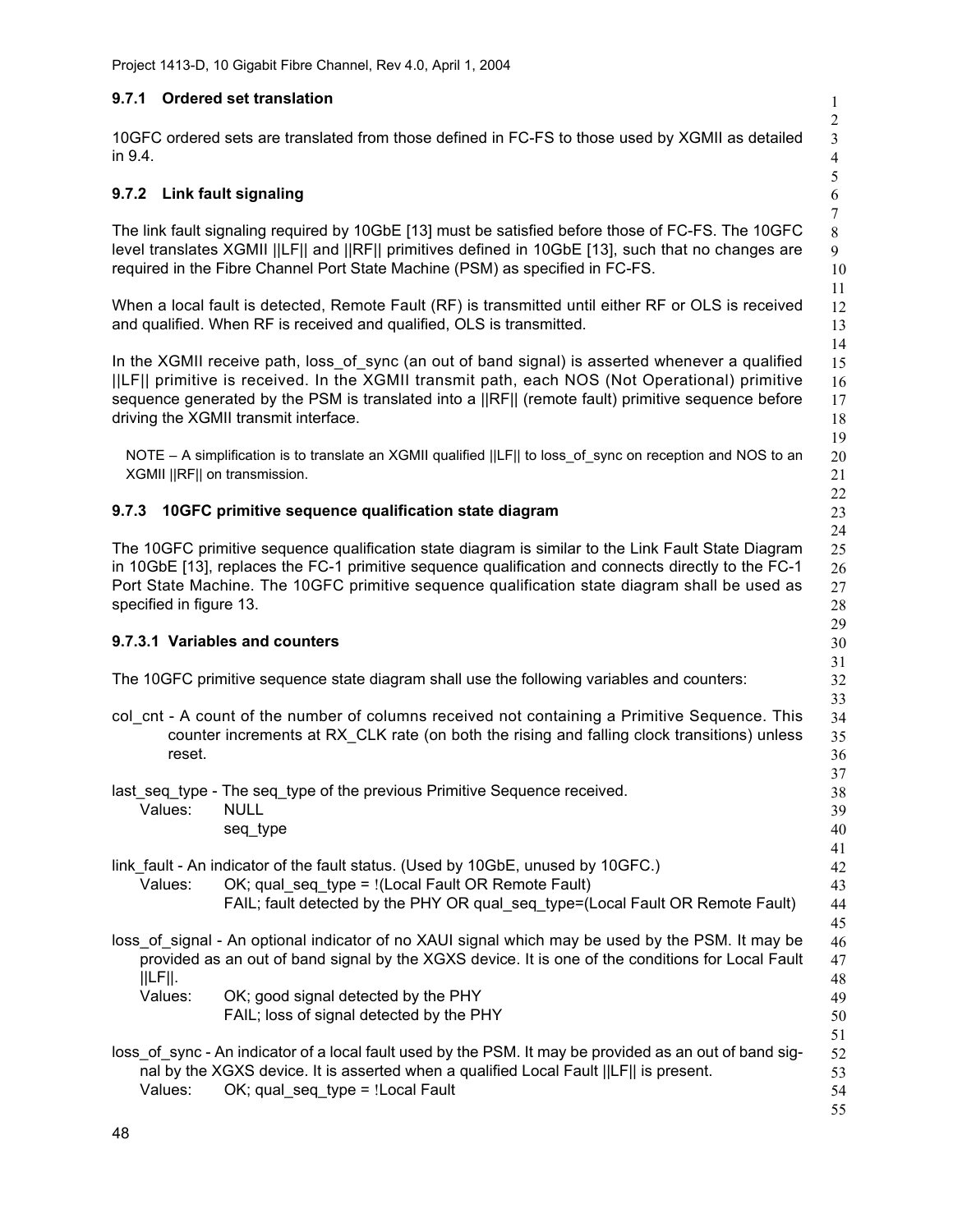### 9.7.1 Ordered set translation

10GFC ordered sets are translated from those defined in FC-FS to those used by XGMII as detailed in 9.4.

### 9.7.2 Link fault signaling

The link fault signaling required by 10GbE [13] must be satisfied before those of FC-FS. The 10GFC level translates XGMII ||LF|| and ||RF|| primitives defined in 10GbE [13], such that no changes are required in the Fibre Channel Port State Machine (PSM) as specified in FC-FS.

When a local fault is detected, Remote Fault (RF) is transmitted until either RF or OLS is received and qualified. When RF is received and qualified, OLS is transmitted.

In the XGMII receive path, loss_of_sync (an out of band signal) is asserted whenever a qualified ||LF|| primitive is received. In the XGMII transmit path, each NOS (Not Operational) primitive sequence generated by the PSM is translated into a ||RF|| (remote fault) primitive sequence before driving the XGMII transmit interface.

NOTE – A simplification is to translate an XGMII qualified ||LF|| to loss_of_sync on reception and NOS to an XGMII ||RF|| on transmission.

### 9.7.3 10GFC primitive sequence qualification state diagram

The 10GFC primitive sequence qualification state diagram is similar to the Link Fault State Diagram in 10GbE [13], replaces the FC-1 primitive sequence qualification and connects directly to the FC-1 Port State Machine. The 10GFC primitive sequence qualification state diagram shall be used as specified in figure 13.

#### 9.7.3.1 Variables and counters

The 10GFC primitive sequence state diagram shall use the following variables and counters:

col_cnt - A count of the number of columns received not containing a Primitive Sequence. This counter increments at RX_CLK rate (on both the rising and falling clock transitions) unless reset.

last_seq_type - The seq_type of the previous Primitive Sequence received.
Values: NULL
seq_type

link_fault - An indicator of the fault status. (Used by 10GbE, unused by 10GFC.)
Values: OK; qual_seq_type = !(Local Fault OR Remote Fault)
FAIL; fault detected by the PHY OR qual_seq_type=(Local Fault OR Remote Fault)

loss_of_signal - An optional indicator of no XAUI signal which may be used by the PSM. It may be provided as an out of band signal by the XGXS device. It is one of the conditions for Local Fault ||LF||.
Values: OK; good signal detected by the PHY
FAIL; loss of signal detected by the PHY

loss_of_sync - An indicator of a local fault used by the PSM. It may be provided as an out of band signal by the XGXS device. It is asserted when a qualified Local Fault ||LF|| is present.
Values: OK; qual_seq_type = !Local Fault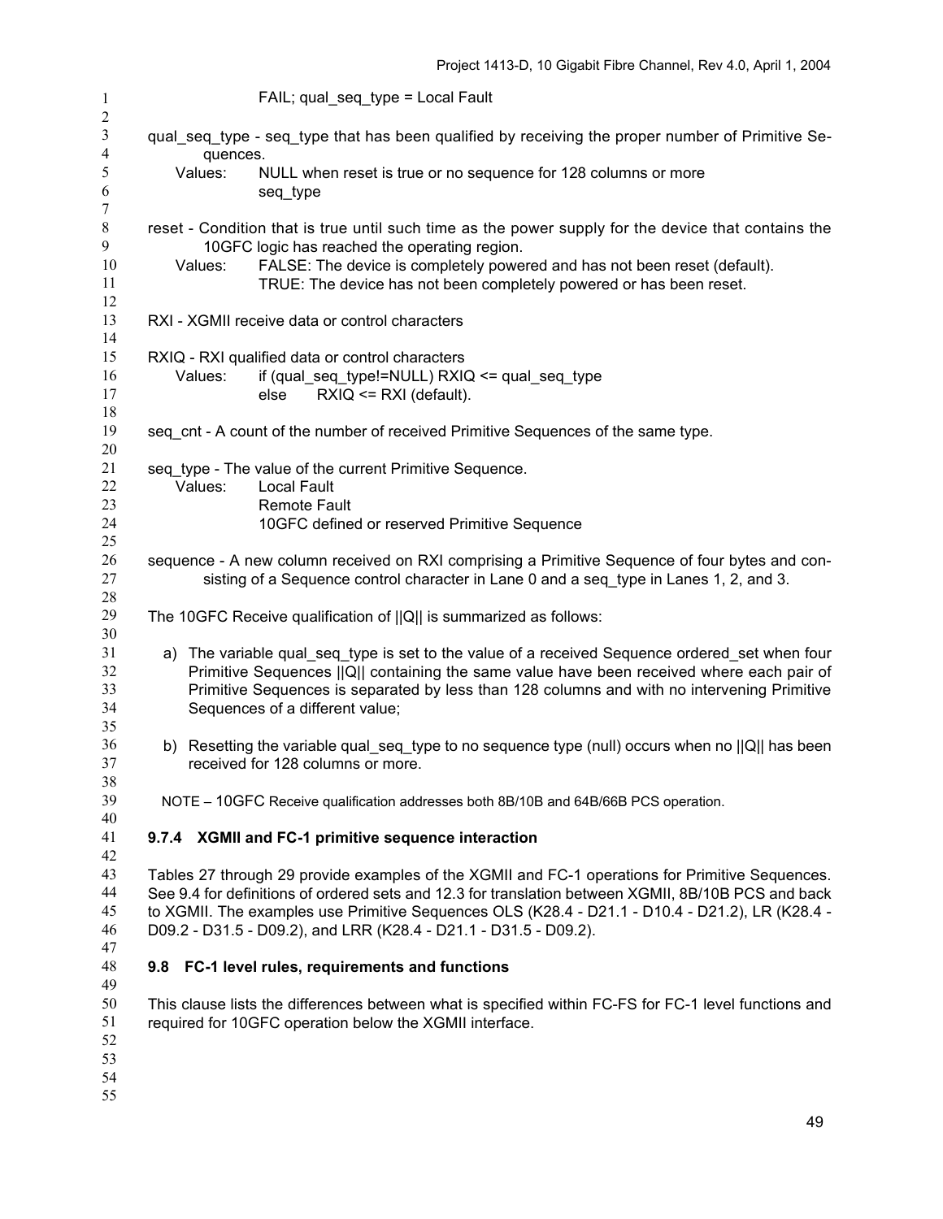FAIL; qual_seq_type = Local Fault

qual_seq_type - seq_type that has been qualified by receiving the proper number of Primitive Sequences.

Values: NULL when reset is true or no sequence for 128 columns or more
seq_type

reset - Condition that is true until such time as the power supply for the device that contains the 10GFC logic has reached the operating region.

Values: FALSE: The device is completely powered and has not been reset (default).
TRUE: The device has not been completely powered or has been reset.

RXI - XGMII receive data or control characters

RXIQ - RXI qualified data or control characters

Values: if (qual_seq_type!=NULL) RXIQ <= qual_seq_type
else RXIQ <= RXI (default).

seq_cnt - A count of the number of received Primitive Sequences of the same type.

seq_type - The value of the current Primitive Sequence.

Values: Local Fault
Remote Fault
10GFC defined or reserved Primitive Sequence

sequence - A new column received on RXI comprising a Primitive Sequence of four bytes and consisting of a Sequence control character in Lane 0 and a seq_type in Lanes 1, 2, and 3.

The 10GFC Receive qualification of ||Q|| is summarized as follows:

a) The variable qual_seq_type is set to the value of a received Sequence ordered_set when four Primitive Sequences ||Q|| containing the same value have been received where each pair of Primitive Sequences is separated by less than 128 columns and with no intervening Primitive Sequences of a different value;

b) Resetting the variable qual_seq_type to no sequence type (null) occurs when no ||Q|| has been received for 128 columns or more.

NOTE – 10GFC Receive qualification addresses both 8B/10B and 64B/66B PCS operation.

### 9.7.4 XGMII and FC-1 primitive sequence interaction

Tables 27 through 29 provide examples of the XGMII and FC-1 operations for Primitive Sequences. See 9.4 for definitions of ordered sets and 12.3 for translation between XGMII, 8B/10B PCS and back to XGMII. The examples use Primitive Sequences OLS (K28.4 - D21.1 - D10.4 - D21.2), LR (K28.4 - D09.2 - D31.5 - D09.2), and LRR (K28.4 - D21.1 - D31.5 - D09.2).

## 9.8 FC-1 level rules, requirements and functions

This clause lists the differences between what is specified within FC-FS for FC-1 level functions and required for 10GFC operation below the XGMII interface.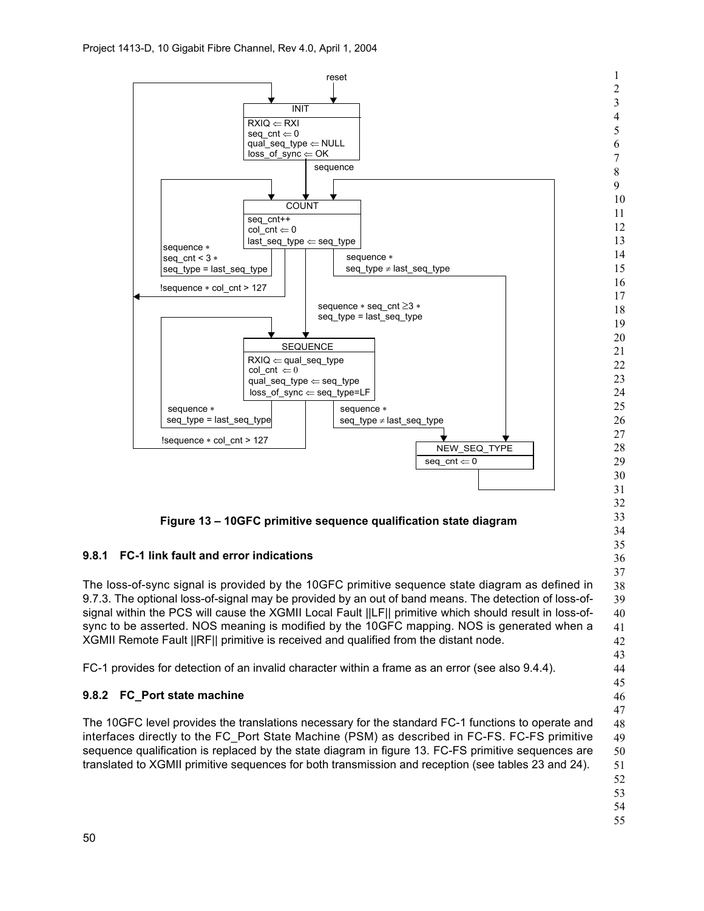Figure 13 – 10GFC primitive sequence qualification state diagram

### 9.8.1 FC-1 link fault and error indications

The loss-of-sync signal is provided by the 10GFC primitive sequence state diagram as defined in 9.7.3. The optional loss-of-signal may be provided by an out of band means. The detection of loss-of-signal within the PCS will cause the XGMII Local Fault ||LF|| primitive which should result in loss-of-sync to be asserted. NOS meaning is modified by the 10GFC mapping. NOS is generated when a XGMII Remote Fault ||RF|| primitive is received and qualified from the distant node.

FC-1 provides for detection of an invalid character within a frame as an error (see also 9.4.4).

### 9.8.2 FC_Port state machine

The 10GFC level provides the translations necessary for the standard FC-1 functions to operate and interfaces directly to the FC_Port State Machine (PSM) as described in FC-FS. FC-FS primitive sequence qualification is replaced by the state diagram in figure 13. FC-FS primitive sequences are translated to XGMII primitive sequences for both transmission and reception (see tables 23 and 24).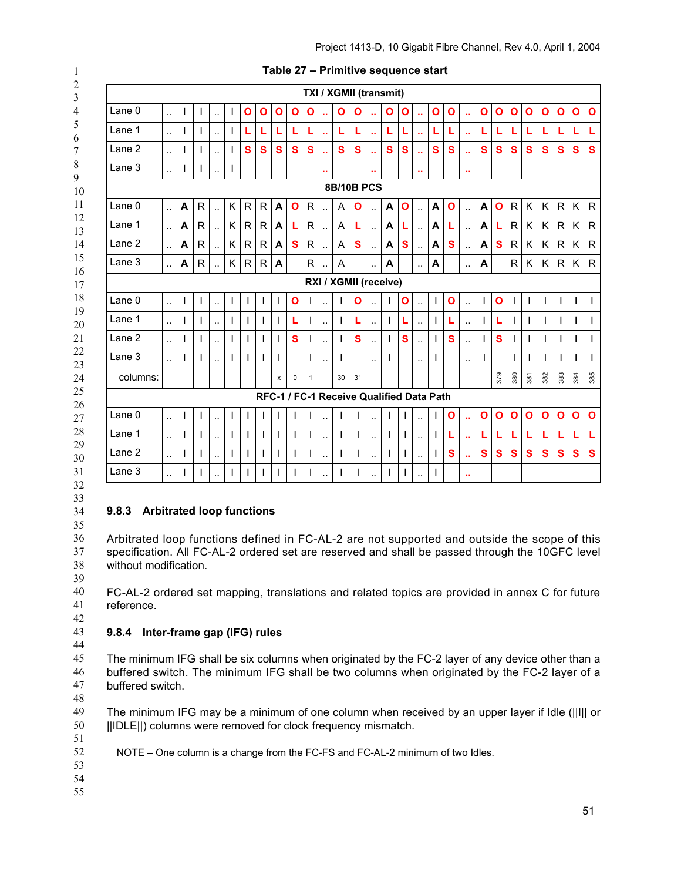**Table 27 – Primitive sequence start**

| TXI / XGMII (transmit) | | | | | | | | | | | | | | | | | | | | | | | | | | | | |
|---|---|---|---|---|---|---|---|---|---|---|---|---|---|---|---|---|---|---|---|---|---|---|---|---|---|---|---|---|
| Lane 0 | .. | I | I | .. | I | O | O | O | O | O | .. | O | O | .. | O | O | .. | O | O | .. | O | O | O | O | O | O | O | O |
| Lane 1 | .. | I | I | .. | I | L | L | L | L | L | .. | L | L | .. | L | L | .. | L | L | .. | L | L | L | L | L | L | L | L |
| Lane 2 | .. | I | I | .. | I | S | S | S | S | S | .. | S | S | .. | S | S | .. | S | S | .. | S | S | S | S | S | S | S | S |
| Lane 3 | .. | I | I | .. | I | | | | | | .. | | | .. | | | .. | | | .. | | | | | | | | |
| **8B/10B PCS** | | | | | | | | | | | | | | | | | | | | | | | | | | | | |
| Lane 0 | .. | A | R | .. | K | R | R | A | O | R | .. | A | O | .. | A | O | .. | A | O | .. | A | O | R | K | K | R | K | R |
| Lane 1 | .. | A | R | .. | K | R | R | A | L | R | .. | A | L | .. | A | L | .. | A | L | .. | A | L | R | K | K | R | K | R |
| Lane 2 | .. | A | R | .. | K | R | R | A | S | R | .. | A | S | .. | A | S | .. | A | S | .. | A | S | R | K | K | R | K | R |
| Lane 3 | .. | A | R | .. | K | R | R | A | | R | .. | A | | .. | A | | .. | A | | .. | A | | R | K | K | R | K | R |
| **RXI / XGMII (receive)** | | | | | | | | | | | | | | | | | | | | | | | | | | | | |
| Lane 0 | .. | I | I | .. | I | I | I | I | O | I | .. | I | O | .. | I | O | .. | I | O | .. | I | O | I | I | I | I | I | I |
| Lane 1 | .. | I | I | .. | I | I | I | I | L | I | .. | I | L | .. | I | L | .. | I | L | .. | I | L | I | I | I | I | I | I |
| Lane 2 | .. | I | I | .. | I | I | I | I | S | I | .. | I | S | .. | I | S | .. | I | S | .. | I | S | I | I | I | I | I | I |
| Lane 3 | .. | I | I | .. | I | I | I | I | | I | .. | I | | .. | I | | .. | I | | .. | I | | I | I | I | I | I | I |
| columns: | | | | | | | | x | 0 | 1 | | 30 | 31 | | | | | | | | | 379 | 380 | 381 | 382 | 383 | 384 | 385 |
| **RFC-1 / FC-1 Receive Qualified Data Path** | | | | | | | | | | | | | | | | | | | | | | | | | | | | |
| Lane 0 | .. | I | I | .. | I | I | I | I | I | I | .. | I | I | .. | I | I | .. | I | O | .. | O | O | O | O | O | O | O | O |
| Lane 1 | .. | I | I | .. | I | I | I | I | I | I | .. | I | I | .. | I | I | .. | I | L | .. | L | L | L | L | L | L | L | L |
| Lane 2 | .. | I | I | .. | I | I | I | I | I | I | .. | I | I | .. | I | I | .. | I | S | .. | S | S | S | S | S | S | S | S |
| Lane 3 | .. | I | I | .. | I | I | I | I | I | I | .. | I | I | .. | I | I | .. | I | | .. | | | | | | | | |

### 9.8.3 Arbitrated loop functions

Arbitrated loop functions defined in FC-AL-2 are not supported and outside the scope of this specification. All FC-AL-2 ordered set are reserved and shall be passed through the 10GFC level without modification.

FC-AL-2 ordered set mapping, translations and related topics are provided in annex C for future reference.

### 9.8.4 Inter-frame gap (IFG) rules

The minimum IFG shall be six columns when originated by the FC-2 layer of any device other than a buffered switch. The minimum IFG shall be two columns when originated by the FC-2 layer of a buffered switch.

The minimum IFG may be a minimum of one column when received by an upper layer if Idle (||I|| or ||IDLE||) columns were removed for clock frequency mismatch.

NOTE – One column is a change from the FC-FS and FC-AL-2 minimum of two Idles.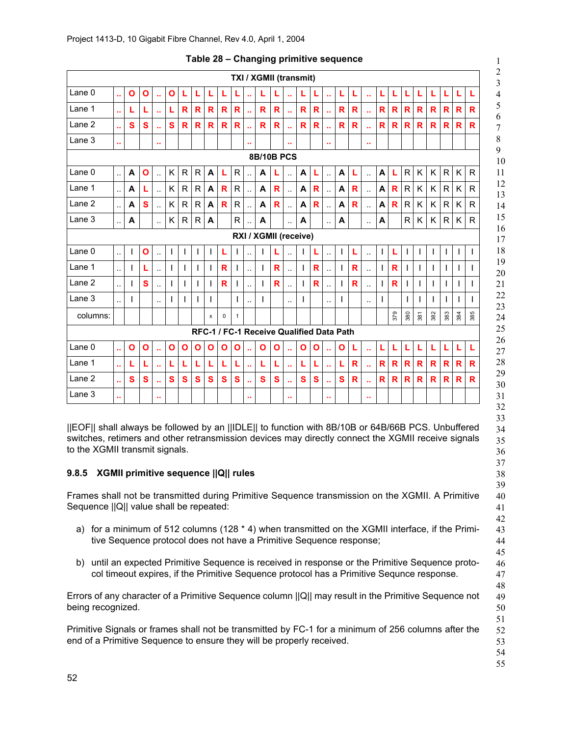**Table 28 – Changing primitive sequence**

| TXI / XGMII (transmit) | | | | | | | | | | | | | | | | | | | | | | | | | | | | |
|---|---|---|---|---|---|---|---|---|---|---|---|---|---|---|---|---|---|---|---|---|---|---|---|---|---|---|---|---|
| Lane 0 | .. | O | O | .. | O | L | L | L | L | L | .. | L | L | .. | L | L | .. | L | L | .. | L | L | L | L | L | L | L | L |
| Lane 1 | .. | L | L | .. | L | R | R | R | R | R | .. | R | R | .. | R | R | .. | R | R | .. | R | R | R | R | R | R | R | R |
| Lane 2 | .. | S | S | .. | S | R | R | R | R | R | .. | R | R | .. | R | R | .. | R | R | .. | R | R | R | R | R | R | R | R |
| Lane 3 | .. | | | .. | | | | | | | .. | | | .. | | | .. | | | .. | | | | | | | | |
| 8B/10B PCS | | | | | | | | | | | | | | | | | | | | | | | | | | | | |
| Lane 0 | .. | A | O | .. | K | R | R | A | L | R | .. | A | L | .. | A | L | .. | A | L | .. | A | L | R | K | K | R | K | R |
| Lane 1 | .. | A | L | .. | K | R | R | A | R | R | .. | A | R | .. | A | R | .. | A | R | .. | A | R | R | K | K | R | K | R |
| Lane 2 | .. | A | S | .. | K | R | R | A | R | R | .. | A | R | .. | A | R | .. | A | R | .. | A | R | R | K | K | R | K | R |
| Lane 3 | .. | A | | .. | K | R | R | A | | R | .. | A | | .. | A | | .. | A | | .. | A | | R | K | K | R | K | R |
| RXI / XGMII (receive) | | | | | | | | | | | | | | | | | | | | | | | | | | | | |
| Lane 0 | .. | I | O | .. | I | I | I | I | L | I | .. | I | L | .. | I | L | .. | I | L | .. | I | L | I | I | I | I | I | I |
| Lane 1 | .. | I | L | .. | I | I | I | I | R | I | .. | I | R | .. | I | R | .. | I | R | .. | I | R | I | I | I | I | I | I |
| Lane 2 | .. | I | S | .. | I | I | I | I | R | I | .. | I | R | .. | I | R | .. | I | R | .. | I | R | I | I | I | I | I | I |
| Lane 3 | .. | I | | .. | I | I | I | I | | I | .. | I | | .. | I | | .. | I | | .. | I | | I | I | I | I | I | I |
| columns: | | | | | | | | x | 0 | 1 | | | | | | | | | | | | 379 | 380 | 381 | 382 | 383 | 384 | 385 |
| RFC-1 / FC-1 Receive Qualified Data Path | | | | | | | | | | | | | | | | | | | | | | | | | | | | |
| Lane 0 | .. | O | O | .. | O | O | O | O | O | O | .. | O | O | .. | O | O | .. | O | L | .. | L | L | L | L | L | L | L | L |
| Lane 1 | .. | L | L | .. | L | L | L | L | L | L | .. | L | L | .. | L | L | .. | L | R | .. | R | R | R | R | R | R | R | R |
| Lane 2 | .. | S | S | .. | S | S | S | S | S | S | .. | S | S | .. | S | S | .. | S | R | .. | R | R | R | R | R | R | R | R |
| Lane 3 | .. | | | .. | | | | | | | .. | | | .. | | | .. | | | .. | | | | | | | | |

||EOF|| shall always be followed by an ||IDLE|| to function with 8B/10B or 64B/66B PCS. Unbuffered switches, retimers and other retransmission devices may directly connect the XGMII receive signals to the XGMII transmit signals.

### 9.8.5 XGMII primitive sequence ||Q|| rules

Frames shall not be transmitted during Primitive Sequence transmission on the XGMII. A Primitive Sequence ||Q|| value shall be repeated:

a) for a minimum of 512 columns (128 * 4) when transmitted on the XGMII interface, if the Primitive Sequence protocol does not have a Primitive Sequence response;

b) until an expected Primitive Sequence is received in response or the Primitive Sequence protocol timeout expires, if the Primitive Sequence protocol has a Primitive Sequnce response.

Errors of any character of a Primitive Sequence column ||Q|| may result in the Primitive Sequence not being recognized.

Primitive Signals or frames shall not be transmitted by FC-1 for a minimum of 256 columns after the end of a Primitive Sequence to ensure they will be properly received.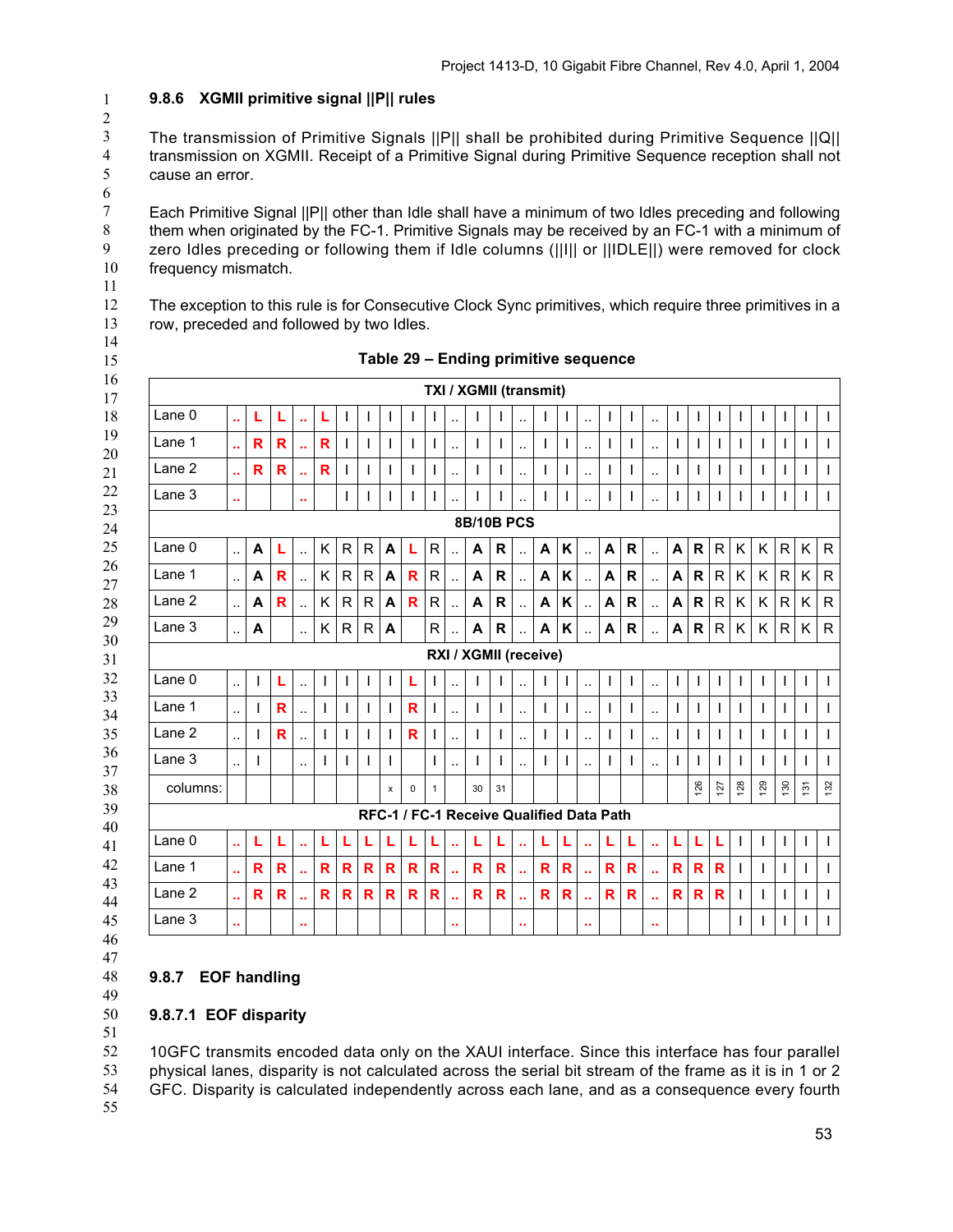### 9.8.6 XGMII primitive signal ||P|| rules

The transmission of Primitive Signals ||P|| shall be prohibited during Primitive Sequence ||Q|| transmission on XGMII. Receipt of a Primitive Signal during Primitive Sequence reception shall not cause an error.

Each Primitive Signal ||P|| other than Idle shall have a minimum of two Idles preceding and following them when originated by the FC-1. Primitive Signals may be received by an FC-1 with a minimum of zero Idles preceding or following them if Idle columns (||I|| or ||IDLE||) were removed for clock frequency mismatch.

The exception to this rule is for Consecutive Clock Sync primitives, which require three primitives in a row, preceded and followed by two Idles.

**Table 29 – Ending primitive sequence**

| TXI / XGMII (transmit) | | | | | | | | | | | | | | | | | | | | | | | | | | | | |
|---|---|---|---|---|---|---|---|---|---|---|---|---|---|---|---|---|---|---|---|---|---|---|---|---|---|---|---|---|
| Lane 0 | .. | L | L | .. | L | I | I | I | I | I | .. | I | I | .. | I | I | .. | I | I | .. | I | I | I | I | I | I | I | I |
| Lane 1 | .. | R | R | .. | R | I | I | I | I | I | .. | I | I | .. | I | I | .. | I | I | .. | I | I | I | I | I | I | I | I |
| Lane 2 | .. | R | R | .. | R | I | I | I | I | I | .. | I | I | .. | I | I | .. | I | I | .. | I | I | I | I | I | I | I | I |
| Lane 3 | .. | | | .. | | I | I | I | I | I | .. | I | I | .. | I | I | .. | I | I | .. | I | I | I | I | I | I | I | I |
| **8B/10B PCS** | | | | | | | | | | | | | | | | | | | | | | | | | | | | |
| Lane 0 | .. | A | L | .. | K | R | R | A | L | R | .. | A | R | .. | A | K | .. | A | R | .. | A | R | R | K | K | R | K | R |
| Lane 1 | .. | A | R | .. | K | R | R | A | R | R | .. | A | R | .. | A | K | .. | A | R | .. | A | R | R | K | K | R | K | R |
| Lane 2 | .. | A | R | .. | K | R | R | A | R | R | .. | A | R | .. | A | K | .. | A | R | .. | A | R | R | K | K | R | K | R |
| Lane 3 | .. | A | | .. | K | R | R | A | | R | .. | A | R | .. | A | K | .. | A | R | .. | A | R | R | K | K | R | K | R |
| **RXI / XGMII (receive)** | | | | | | | | | | | | | | | | | | | | | | | | | | | | |
| Lane 0 | .. | I | L | .. | I | I | I | I | L | I | .. | I | I | .. | I | I | .. | I | I | .. | I | I | I | I | I | I | I | I |
| Lane 1 | .. | I | R | .. | I | I | I | I | R | I | .. | I | I | .. | I | I | .. | I | I | .. | I | I | I | I | I | I | I | I |
| Lane 2 | .. | I | R | .. | I | I | I | I | R | I | .. | I | I | .. | I | I | .. | I | I | .. | I | I | I | I | I | I | I | I |
| Lane 3 | .. | I | | .. | I | I | I | I | | I | .. | I | I | .. | I | I | .. | I | I | .. | I | I | I | I | I | I | I | I |
| columns: | | | | | | | | x | 0 | 1 | | 30 | 31 | | | | | | | | | 126 | 127 | 128 | 129 | 130 | 131 | 132 |
| **RFC-1 / FC-1 Receive Qualified Data Path** | | | | | | | | | | | | | | | | | | | | | | | | | | | | |
| Lane 0 | .. | L | L | .. | L | L | L | L | L | L | .. | L | L | .. | L | L | .. | L | L | .. | L | L | L | I | I | I | I | I |
| Lane 1 | .. | R | R | .. | R | R | R | R | R | R | .. | R | R | .. | R | R | .. | R | R | .. | R | R | R | I | I | I | I | I |
| Lane 2 | .. | R | R | .. | R | R | R | R | R | R | .. | R | R | .. | R | R | .. | R | R | .. | R | R | R | I | I | I | I | I |
| Lane 3 | .. | | | .. | | | | | | | .. | | | .. | | | .. | | | .. | | | | I | I | I | I | I |

### 9.8.7 EOF handling

#### 9.8.7.1 EOF disparity

10GFC transmits encoded data only on the XAUI interface. Since this interface has four parallel physical lanes, disparity is not calculated across the serial bit stream of the frame as it is in 1 or 2 GFC. Disparity is calculated independently across each lane, and as a consequence every fourth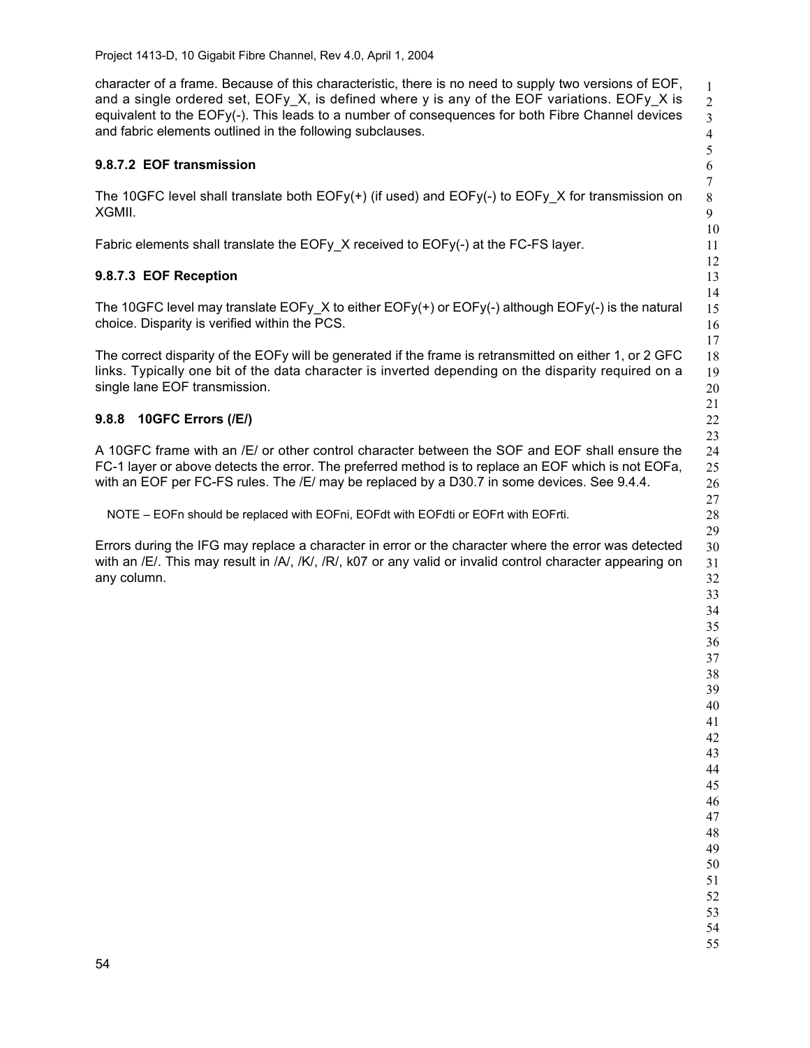character of a frame. Because of this characteristic, there is no need to supply two versions of EOF, and a single ordered set, EOFy_X, is defined where y is any of the EOF variations. EOFy_X is equivalent to the EOFy(-). This leads to a number of consequences for both Fibre Channel devices and fabric elements outlined in the following subclauses.

### 9.8.7.2 EOF transmission

The 10GFC level shall translate both EOFy(+) (if used) and EOFy(-) to EOFy_X for transmission on XGMII.

Fabric elements shall translate the EOFy_X received to EOFy(-) at the FC-FS layer.

### 9.8.7.3 EOF Reception

The 10GFC level may translate EOFy_X to either EOFy(+) or EOFy(-) although EOFy(-) is the natural choice. Disparity is verified within the PCS.

The correct disparity of the EOFy will be generated if the frame is retransmitted on either 1, or 2 GFC links. Typically one bit of the data character is inverted depending on the disparity required on a single lane EOF transmission.

### 9.8.8 10GFC Errors (/E/)

A 10GFC frame with an /E/ or other control character between the SOF and EOF shall ensure the FC-1 layer or above detects the error. The preferred method is to replace an EOF which is not EOFa, with an EOF per FC-FS rules. The /E/ may be replaced by a D30.7 in some devices. See 9.4.4.

NOTE – EOFn should be replaced with EOFni, EOFdt with EOFdti or EOFrt with EOFrti.

Errors during the IFG may replace a character in error or the character where the error was detected with an /E/. This may result in /A/, /K/, /R/, k07 or any valid or invalid control character appearing on any column.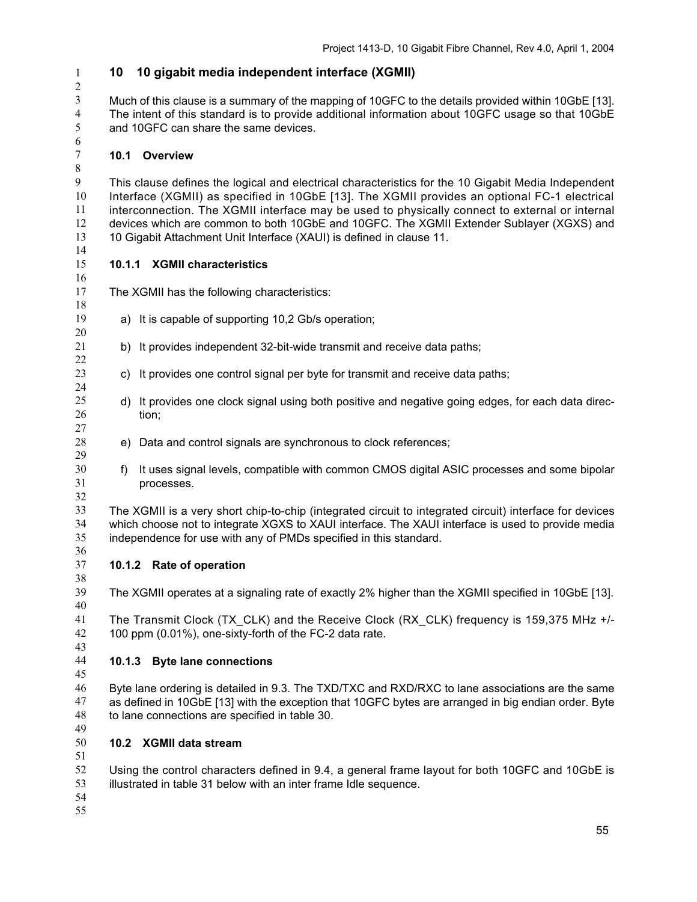# 10 10 gigabit media independent interface (XGMII)

Much of this clause is a summary of the mapping of 10GFC to the details provided within 10GbE [13]. The intent of this standard is to provide additional information about 10GFC usage so that 10GbE and 10GFC can share the same devices.

## 10.1 Overview

This clause defines the logical and electrical characteristics for the 10 Gigabit Media Independent Interface (XGMII) as specified in 10GbE [13]. The XGMII provides an optional FC-1 electrical interconnection. The XGMII interface may be used to physically connect to external or internal devices which are common to both 10GbE and 10GFC. The XGMII Extender Sublayer (XGXS) and 10 Gigabit Attachment Unit Interface (XAUI) is defined in clause 11.

### 10.1.1 XGMII characteristics

The XGMII has the following characteristics:

a) It is capable of supporting 10,2 Gb/s operation;

b) It provides independent 32-bit-wide transmit and receive data paths;

c) It provides one control signal per byte for transmit and receive data paths;

d) It provides one clock signal using both positive and negative going edges, for each data direction;

e) Data and control signals are synchronous to clock references;

f) It uses signal levels, compatible with common CMOS digital ASIC processes and some bipolar processes.

The XGMII is a very short chip-to-chip (integrated circuit to integrated circuit) interface for devices which choose not to integrate XGXS to XAUI interface. The XAUI interface is used to provide media independence for use with any of PMDs specified in this standard.

### 10.1.2 Rate of operation

The XGMII operates at a signaling rate of exactly 2% higher than the XGMII specified in 10GbE [13].

The Transmit Clock (TX_CLK) and the Receive Clock (RX_CLK) frequency is 159,375 MHz +/- 100 ppm (0.01%), one-sixty-forth of the FC-2 data rate.

### 10.1.3 Byte lane connections

Byte lane ordering is detailed in 9.3. The TXD/TXC and RXD/RXC to lane associations are the same as defined in 10GbE [13] with the exception that 10GFC bytes are arranged in big endian order. Byte to lane connections are specified in table 30.

## 10.2 XGMII data stream

Using the control characters defined in 9.4, a general frame layout for both 10GFC and 10GbE is illustrated in table 31 below with an inter frame Idle sequence.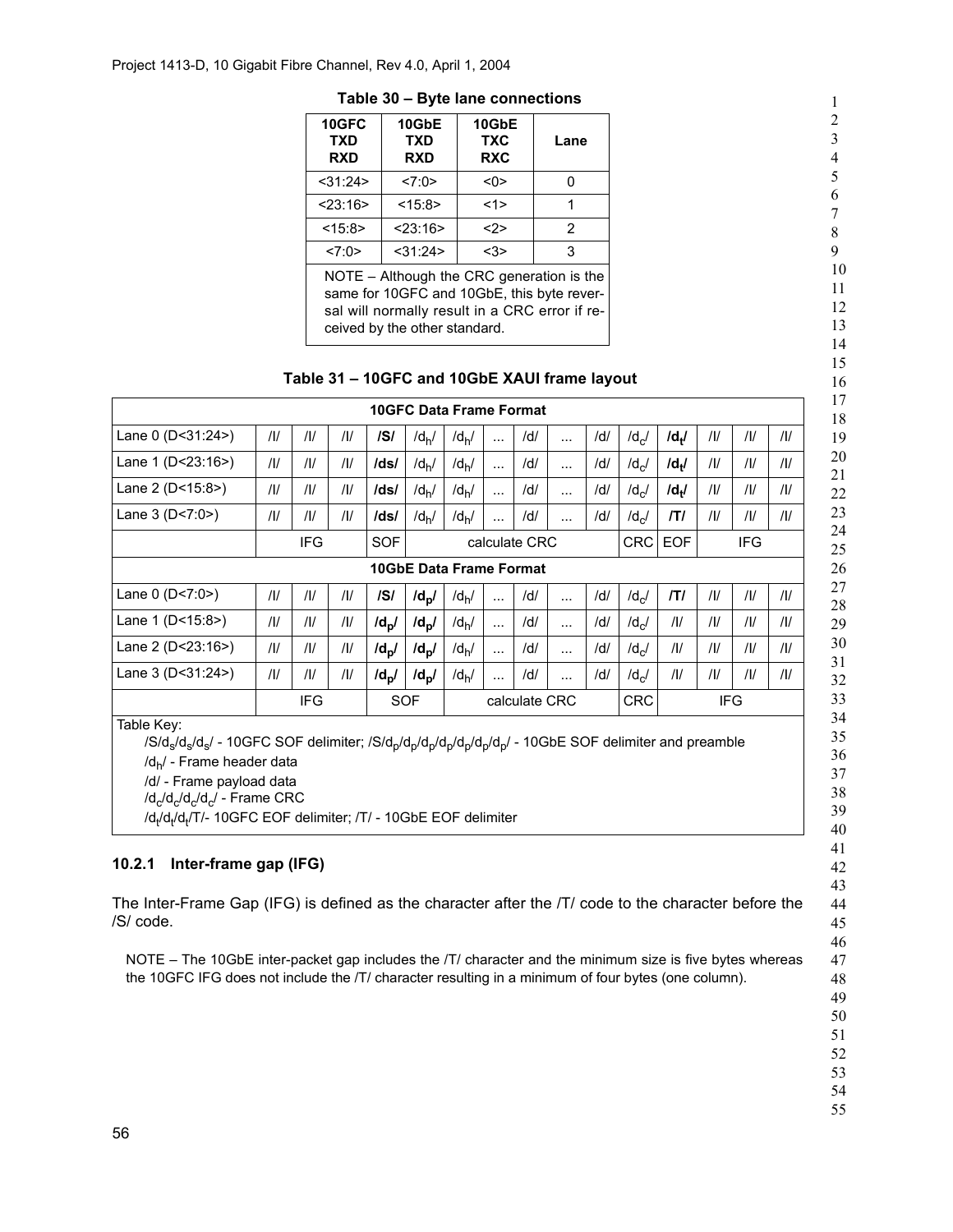**Table 30 – Byte lane connections**

| 10GFC TXD RXD | 10GbE TXD RXD | 10GbE TXC RXC | Lane |
|---|---|---|---|
| <31:24> | <7:0> | <0> | 0 |
| <23:16> | <15:8> | <1> | 1 |
| <15:8> | <23:16> | <2> | 2 |
| <7:0> | <31:24> | <3> | 3 |
| NOTE – Although the CRC generation is the same for 10GFC and 10GbE, this byte reversal will normally result in a CRC error if received by the other standard. | | | |

**Table 31 – 10GFC and 10GbE XAUI frame layout**

| 10GFC Data Frame Format | | | | | | | | | | | | | | | | |
|---|---|---|---|---|---|---|---|---|---|---|---|---|---|---|---|---|
| Lane 0 (D<31:24>) | /I/ | /I/ | /I/ | **/S/** | /$d_h$/ | /$d_h$/ | ... | /d/ | ... | /d/ | /$d_c$/ | **/$d_t$/** | /I/ | /I/ | /I/ |
| Lane 1 (D<23:16>) | /I/ | /I/ | /I/ | **/ds/** | /$d_h$/ | /$d_h$/ | ... | /d/ | ... | /d/ | /$d_c$/ | **/$d_t$/** | /I/ | /I/ | /I/ |
| Lane 2 (D<15:8>) | /I/ | /I/ | /I/ | **/ds/** | /$d_h$/ | /$d_h$/ | ... | /d/ | ... | /d/ | /$d_c$/ | **/$d_t$/** | /I/ | /I/ | /I/ |
| Lane 3 (D<7:0>) | /I/ | /I/ | /I/ | **/ds/** | /$d_h$/ | /$d_h$/ | ... | /d/ | ... | /d/ | /$d_c$/ | **/T/** | /I/ | /I/ | /I/ |
| | | IFG | | SOF | | | calculate CRC | | | | CRC | EOF | | IFG | |
| **10GbE Data Frame Format** | | | | | | | | | | | | | | | |
| Lane 0 (D<7:0>) | /I/ | /I/ | /I/ | **/S/** | **/$d_p$/** | /$d_h$/ | ... | /d/ | ... | /d/ | /$d_c$/ | **/T/** | /I/ | /I/ | /I/ |
| Lane 1 (D<15:8>) | /I/ | /I/ | /I/ | **/$d_p$/** | **/$d_p$/** | /$d_h$/ | ... | /d/ | ... | /d/ | /$d_c$/ | /I/ | /I/ | /I/ | /I/ |
| Lane 2 (D<23:16>) | /I/ | /I/ | /I/ | **/$d_p$/** | **/$d_p$/** | /$d_h$/ | ... | /d/ | ... | /d/ | /$d_c$/ | /I/ | /I/ | /I/ | /I/ |
| Lane 3 (D<31:24>) | /I/ | /I/ | /I/ | **/$d_p$/** | **/$d_p$/** | /$d_h$/ | ... | /d/ | ... | /d/ | /$d_c$/ | /I/ | /I/ | /I/ | /I/ |
| | | IFG | | SOF | | | calculate CRC | | | | CRC | | | IFG | |

Table Key:

/S/$d_s$/$d_s$/$d_s$/ - 10GFC SOF delimiter; /S/$d_p$/$d_p$/$d_p$/$d_p$/$d_p$/$d_p$/$d_p$/ - 10GbE SOF delimiter and preamble

/$d_h$/ - Frame header data

/d/ - Frame payload data

/$d_c$/$d_c$/$d_c$/$d_c$/ - Frame CRC

/$d_t$/$d_t$/$d_t$/T/- 10GFC EOF delimiter; /T/ - 10GbE EOF delimiter

### 10.2.1 Inter-frame gap (IFG)

The Inter-Frame Gap (IFG) is defined as the character after the /T/ code to the character before the /S/ code.

NOTE – The 10GbE inter-packet gap includes the /T/ character and the minimum size is five bytes whereas the 10GFC IFG does not include the /T/ character resulting in a minimum of four bytes (one column).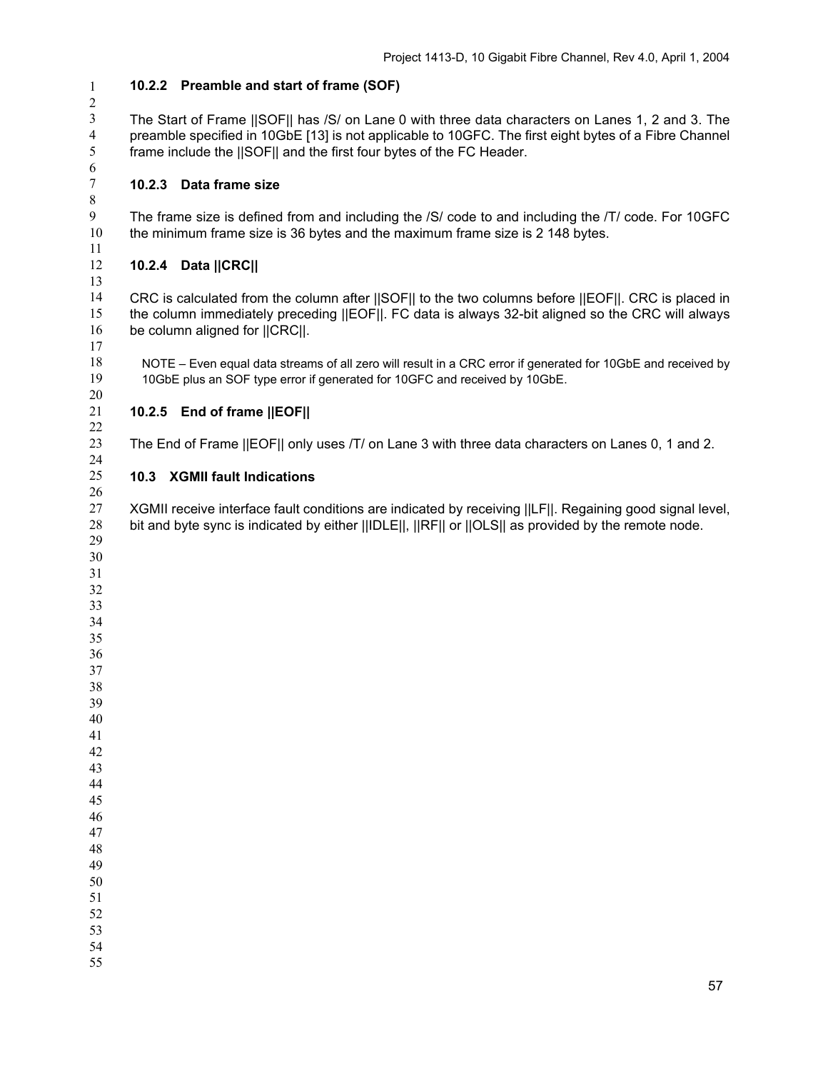### 10.2.2 Preamble and start of frame (SOF)

The Start of Frame ||SOF|| has /S/ on Lane 0 with three data characters on Lanes 1, 2 and 3. The preamble specified in 10GbE [13] is not applicable to 10GFC. The first eight bytes of a Fibre Channel frame include the ||SOF|| and the first four bytes of the FC Header.

### 10.2.3 Data frame size

The frame size is defined from and including the /S/ code to and including the /T/ code. For 10GFC the minimum frame size is 36 bytes and the maximum frame size is 2 148 bytes.

### 10.2.4 Data ||CRC||

CRC is calculated from the column after ||SOF|| to the two columns before ||EOF||. CRC is placed in the column immediately preceding ||EOF||. FC data is always 32-bit aligned so the CRC will always be column aligned for ||CRC||.

NOTE – Even equal data streams of all zero will result in a CRC error if generated for 10GbE and received by 10GbE plus an SOF type error if generated for 10GFC and received by 10GbE.

### 10.2.5 End of frame ||EOF||

The End of Frame ||EOF|| only uses /T/ on Lane 3 with three data characters on Lanes 0, 1 and 2.

## 10.3 XGMII fault Indications

XGMII receive interface fault conditions are indicated by receiving ||LF||. Regaining good signal level, bit and byte sync is indicated by either ||IDLE||, ||RF|| or ||OLS|| as provided by the remote node.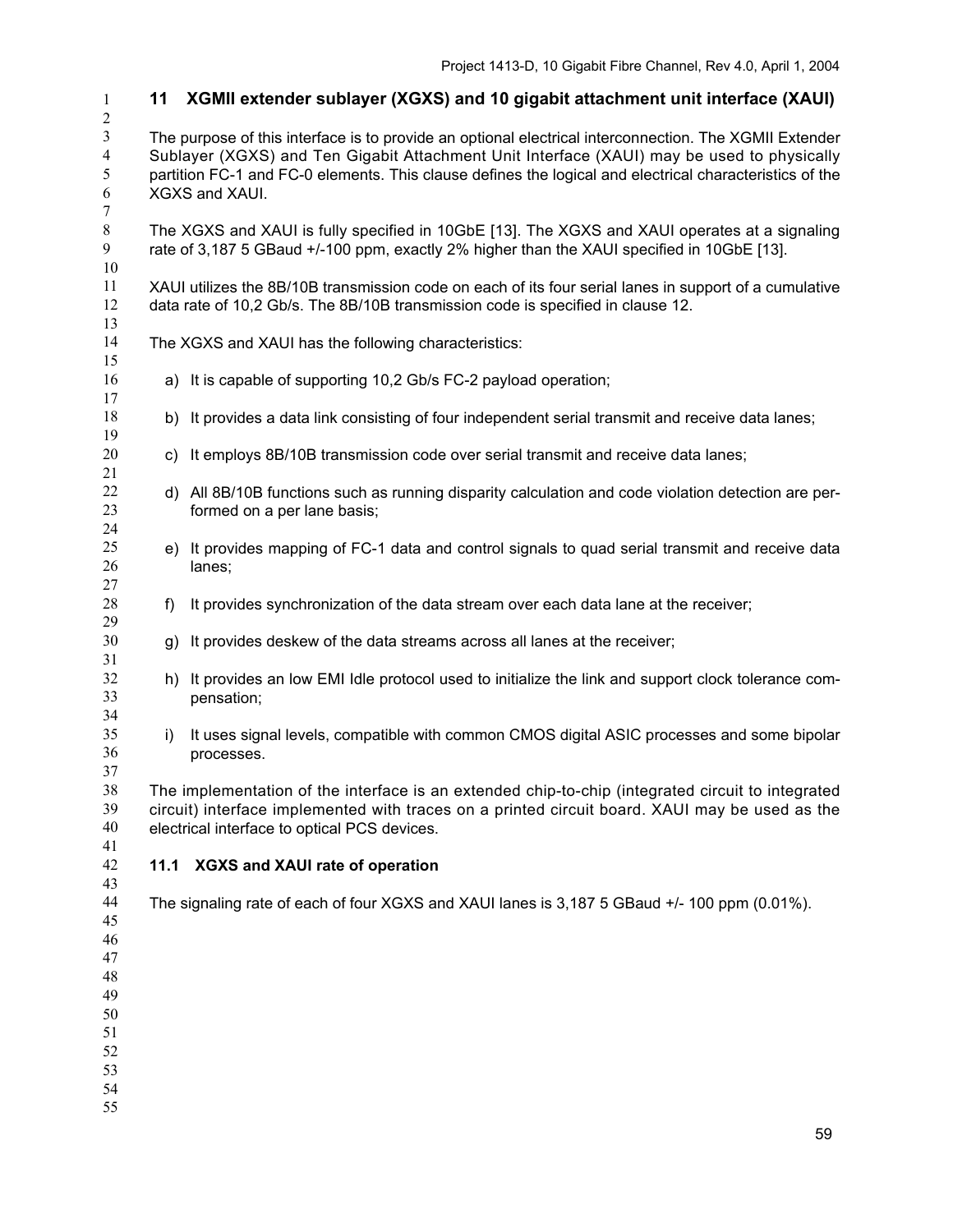# 11 XGMII extender sublayer (XGXS) and 10 gigabit attachment unit interface (XAUI)

The purpose of this interface is to provide an optional electrical interconnection. The XGMII Extender Sublayer (XGXS) and Ten Gigabit Attachment Unit Interface (XAUI) may be used to physically partition FC-1 and FC-0 elements. This clause defines the logical and electrical characteristics of the XGXS and XAUI.

The XGXS and XAUI is fully specified in 10GbE [13]. The XGXS and XAUI operates at a signaling rate of 3,187 5 GBaud +/-100 ppm, exactly 2% higher than the XAUI specified in 10GbE [13].

XAUI utilizes the 8B/10B transmission code on each of its four serial lanes in support of a cumulative data rate of 10,2 Gb/s. The 8B/10B transmission code is specified in clause 12.

The XGXS and XAUI has the following characteristics:

a) It is capable of supporting 10,2 Gb/s FC-2 payload operation;

b) It provides a data link consisting of four independent serial transmit and receive data lanes;

c) It employs 8B/10B transmission code over serial transmit and receive data lanes;

d) All 8B/10B functions such as running disparity calculation and code violation detection are performed on a per lane basis;

e) It provides mapping of FC-1 data and control signals to quad serial transmit and receive data lanes;

f) It provides synchronization of the data stream over each data lane at the receiver;

g) It provides deskew of the data streams across all lanes at the receiver;

h) It provides an low EMI Idle protocol used to initialize the link and support clock tolerance compensation;

i) It uses signal levels, compatible with common CMOS digital ASIC processes and some bipolar processes.

The implementation of the interface is an extended chip-to-chip (integrated circuit to integrated circuit) interface implemented with traces on a printed circuit board. XAUI may be used as the electrical interface to optical PCS devices.

## 11.1 XGXS and XAUI rate of operation

The signaling rate of each of four XGXS and XAUI lanes is 3,187 5 GBaud +/- 100 ppm (0.01%).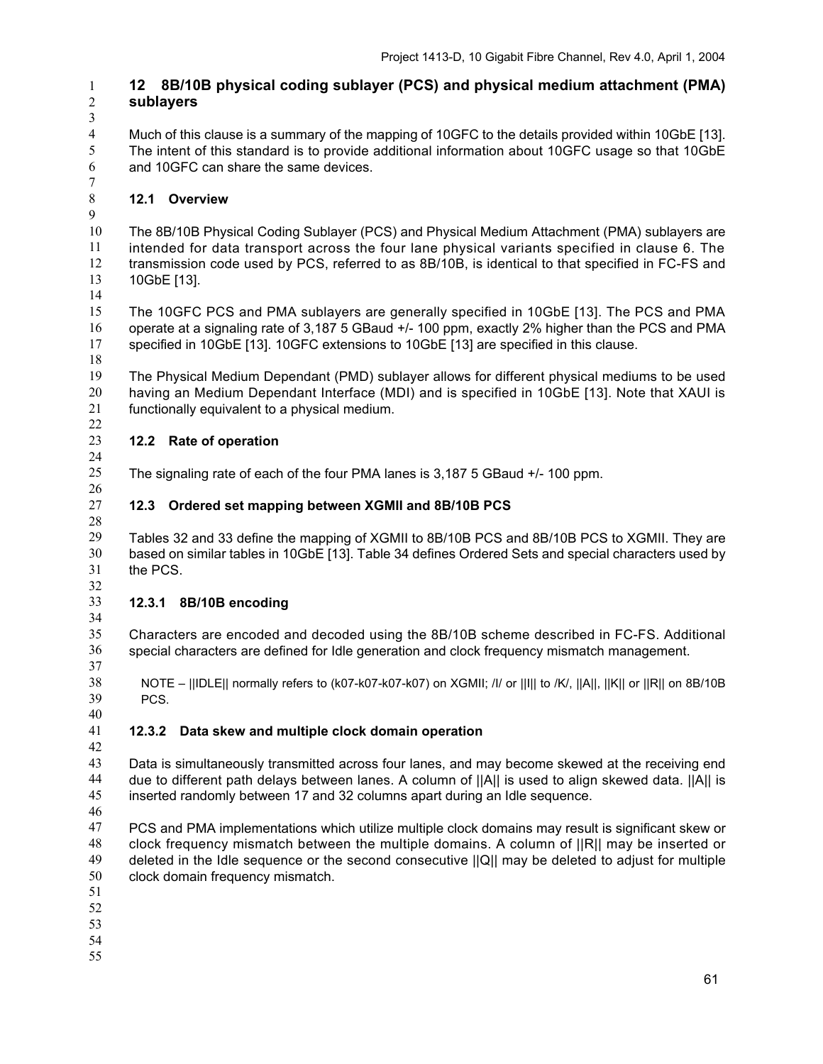# 12 8B/10B physical coding sublayer (PCS) and physical medium attachment (PMA) sublayers

Much of this clause is a summary of the mapping of 10GFC to the details provided within 10GbE [13]. The intent of this standard is to provide additional information about 10GFC usage so that 10GbE and 10GFC can share the same devices.

## 12.1 Overview

The 8B/10B Physical Coding Sublayer (PCS) and Physical Medium Attachment (PMA) sublayers are intended for data transport across the four lane physical variants specified in clause 6. The transmission code used by PCS, referred to as 8B/10B, is identical to that specified in FC-FS and 10GbE [13].

The 10GFC PCS and PMA sublayers are generally specified in 10GbE [13]. The PCS and PMA operate at a signaling rate of 3,187 5 GBaud +/- 100 ppm, exactly 2% higher than the PCS and PMA specified in 10GbE [13]. 10GFC extensions to 10GbE [13] are specified in this clause.

The Physical Medium Dependant (PMD) sublayer allows for different physical mediums to be used having an Medium Dependant Interface (MDI) and is specified in 10GbE [13]. Note that XAUI is functionally equivalent to a physical medium.

## 12.2 Rate of operation

The signaling rate of each of the four PMA lanes is 3,187 5 GBaud +/- 100 ppm.

## 12.3 Ordered set mapping between XGMII and 8B/10B PCS

Tables 32 and 33 define the mapping of XGMII to 8B/10B PCS and 8B/10B PCS to XGMII. They are based on similar tables in 10GbE [13]. Table 34 defines Ordered Sets and special characters used by the PCS.

### 12.3.1 8B/10B encoding

Characters are encoded and decoded using the 8B/10B scheme described in FC-FS. Additional special characters are defined for Idle generation and clock frequency mismatch management.

NOTE – ||IDLE|| normally refers to (k07-k07-k07-k07) on XGMII; /I/ or ||I|| to /K/, ||A||, ||K|| or ||R|| on 8B/10B PCS.

### 12.3.2 Data skew and multiple clock domain operation

Data is simultaneously transmitted across four lanes, and may become skewed at the receiving end due to different path delays between lanes. A column of ||A|| is used to align skewed data. ||A|| is inserted randomly between 17 and 32 columns apart during an Idle sequence.

PCS and PMA implementations which utilize multiple clock domains may result is significant skew or clock frequency mismatch between the multiple domains. A column of ||R|| may be inserted or deleted in the Idle sequence or the second consecutive ||Q|| may be deleted to adjust for multiple clock domain frequency mismatch.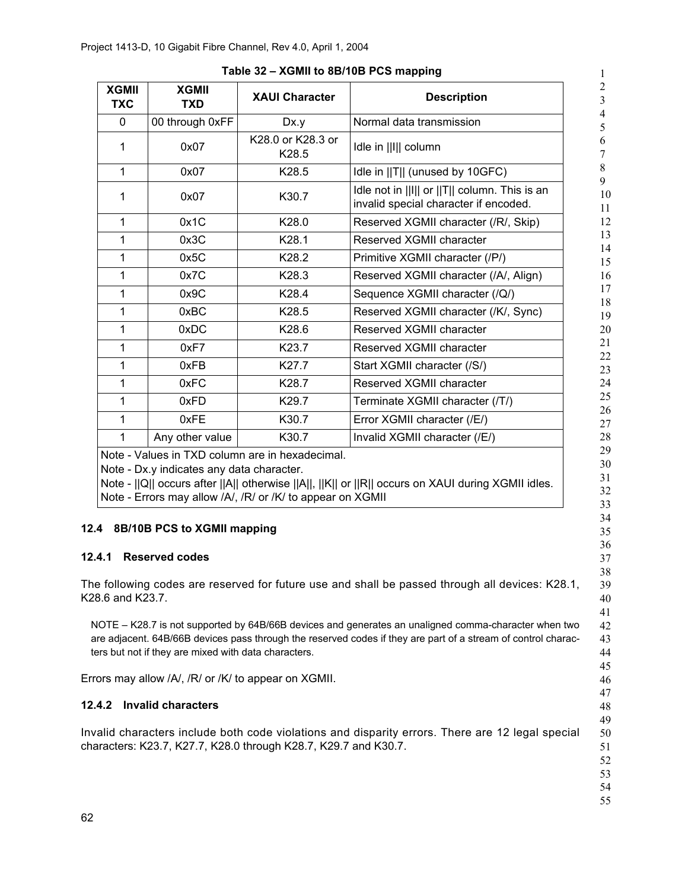**Table 32 – XGMII to 8B/10B PCS mapping**

| XGMII TXC | XGMII TXD | XAUI Character | Description |
|---|---|---|---|
| 0 | 00 through 0xFF | Dx.y | Normal data transmission |
| 1 | 0x07 | K28.0 or K28.3 or K28.5 | Idle in \|\|I\|\| column |
| 1 | 0x07 | K28.5 | Idle in \|\|T\|\| (unused by 10GFC) |
| 1 | 0x07 | K30.7 | Idle not in \|\|I\|\| or \|\|T\|\| column. This is an invalid special character if encoded. |
| 1 | 0x1C | K28.0 | Reserved XGMII character (/R/, Skip) |
| 1 | 0x3C | K28.1 | Reserved XGMII character |
| 1 | 0x5C | K28.2 | Primitive XGMII character (/P/) |
| 1 | 0x7C | K28.3 | Reserved XGMII character (/A/, Align) |
| 1 | 0x9C | K28.4 | Sequence XGMII character (/Q/) |
| 1 | 0xBC | K28.5 | Reserved XGMII character (/K/, Sync) |
| 1 | 0xDC | K28.6 | Reserved XGMII character |
| 1 | 0xF7 | K23.7 | Reserved XGMII character |
| 1 | 0xFB | K27.7 | Start XGMII character (/S/) |
| 1 | 0xFC | K28.7 | Reserved XGMII character |
| 1 | 0xFD | K29.7 | Terminate XGMII character (/T/) |
| 1 | 0xFE | K30.7 | Error XGMII character (/E/) |
| 1 | Any other value | K30.7 | Invalid XGMII character (/E/) |

Note - Values in TXD column are in hexadecimal.
Note - Dx.y indicates any data character.
Note - ||Q|| occurs after ||A|| otherwise ||A||, ||K|| or ||R|| occurs on XAUI during XGMII idles.
Note - Errors may allow /A/, /R/ or /K/ to appear on XGMII

### 12.4 8B/10B PCS to XGMII mapping

#### 12.4.1 Reserved codes

The following codes are reserved for future use and shall be passed through all devices: K28.1, K28.6 and K23.7.

NOTE – K28.7 is not supported by 64B/66B devices and generates an unaligned comma-character when two are adjacent. 64B/66B devices pass through the reserved codes if they are part of a stream of control characters but not if they are mixed with data characters.

Errors may allow /A/, /R/ or /K/ to appear on XGMII.

#### 12.4.2 Invalid characters

Invalid characters include both code violations and disparity errors. There are 12 legal special characters: K23.7, K27.7, K28.0 through K28.7, K29.7 and K30.7.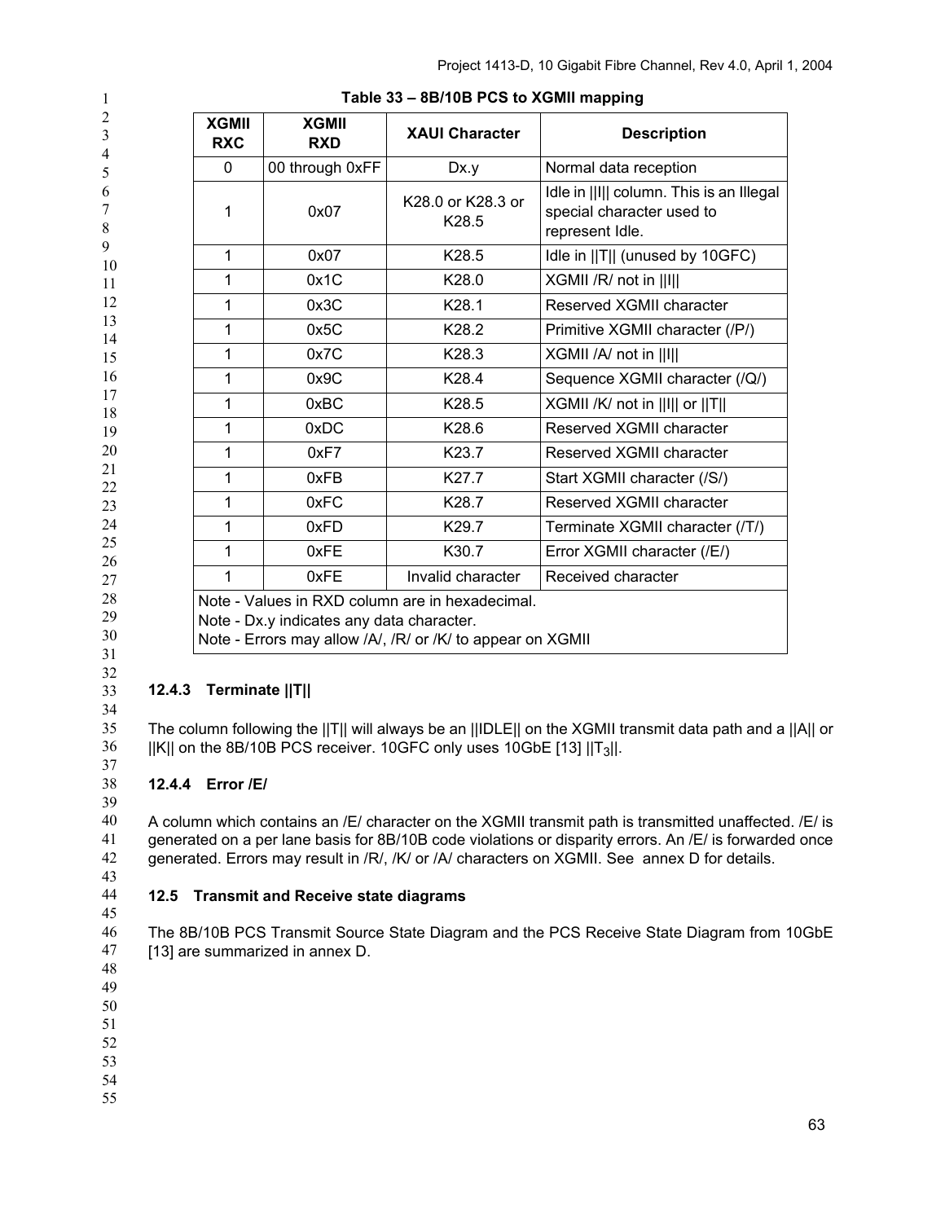**Table 33 – 8B/10B PCS to XGMII mapping**

| XGMII RXC | XGMII RXD | XAUI Character | Description |
|---|---|---|---|
| 0 | 00 through 0xFF | Dx.y | Normal data reception |
| 1 | 0x07 | K28.0 or K28.3 or K28.5 | Idle in \|\|I\|\| column. This is an Illegal special character used to represent Idle. |
| 1 | 0x07 | K28.5 | Idle in \|\|T\|\| (unused by 10GFC) |
| 1 | 0x1C | K28.0 | XGMII /R/ not in \|\|I\|\| |
| 1 | 0x3C | K28.1 | Reserved XGMII character |
| 1 | 0x5C | K28.2 | Primitive XGMII character (/P/) |
| 1 | 0x7C | K28.3 | XGMII /A/ not in \|\|I\|\| |
| 1 | 0x9C | K28.4 | Sequence XGMII character (/Q/) |
| 1 | 0xBC | K28.5 | XGMII /K/ not in \|\|I\|\| or \|\|T\|\| |
| 1 | 0xDC | K28.6 | Reserved XGMII character |
| 1 | 0xF7 | K23.7 | Reserved XGMII character |
| 1 | 0xFB | K27.7 | Start XGMII character (/S/) |
| 1 | 0xFC | K28.7 | Reserved XGMII character |
| 1 | 0xFD | K29.7 | Terminate XGMII character (/T/) |
| 1 | 0xFE | K30.7 | Error XGMII character (/E/) |
| 1 | 0xFE | Invalid character | Received character |

Note - Values in RXD column are in hexadecimal.
Note - Dx.y indicates any data character.
Note - Errors may allow /A/, /R/ or /K/ to appear on XGMII

### 12.4.3 Terminate ||T||

The column following the ||T|| will always be an ||IDLE|| on the XGMII transmit data path and a ||A|| or ||K|| on the 8B/10B PCS receiver. 10GFC only uses 10GbE [13] $||T_3||$.

### 12.4.4 Error /E/

A column which contains an /E/ character on the XGMII transmit path is transmitted unaffected. /E/ is generated on a per lane basis for 8B/10B code violations or disparity errors. An /E/ is forwarded once generated. Errors may result in /R/, /K/ or /A/ characters on XGMII. See annex D for details.

## 12.5 Transmit and Receive state diagrams

The 8B/10B PCS Transmit Source State Diagram and the PCS Receive State Diagram from 10GbE [13] are summarized in annex D.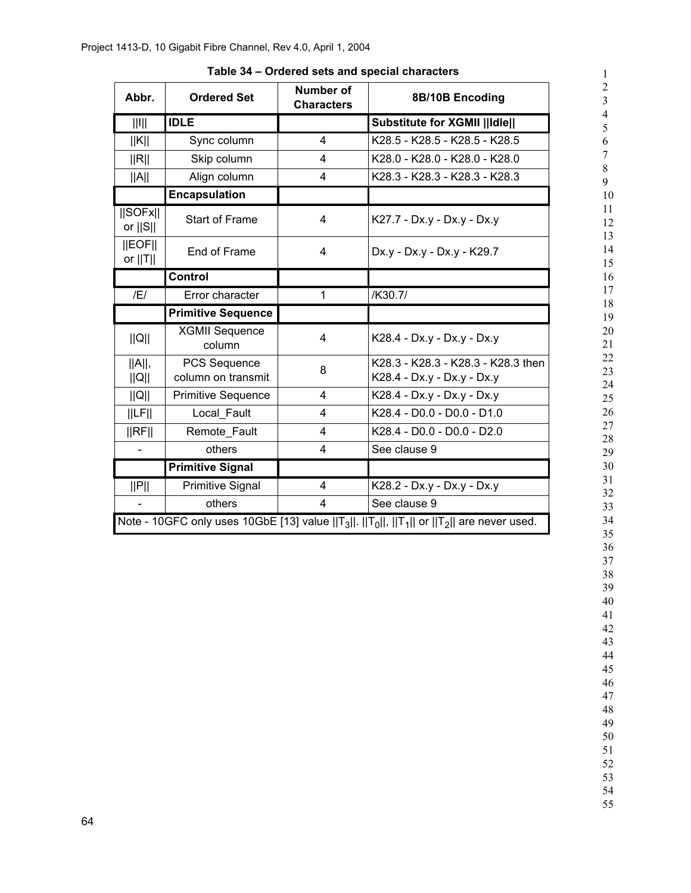**Table 34 – Ordered sets and special characters**

| Abbr. | Ordered Set | Number of Characters | 8B/10B Encoding |
|---|---|---|---|
| \|\|I\|\| | **IDLE** | | **Substitute for XGMII \|\|Idle\|\|** |
| \|\|K\|\| | Sync column | 4 | K28.5 - K28.5 - K28.5 - K28.5 |
| \|\|R\|\| | Skip column | 4 | K28.0 - K28.0 - K28.0 - K28.0 |
| \|\|A\|\| | Align column | 4 | K28.3 - K28.3 - K28.3 - K28.3 |
| | **Encapsulation** | | |
| \|\|SOFx\|\| or \|\|S\|\| | Start of Frame | 4 | K27.7 - Dx.y - Dx.y - Dx.y |
| \|\|EOF\|\| or \|\|T\|\| | End of Frame | 4 | Dx.y - Dx.y - Dx.y - K29.7 |
| | **Control** | | |
| /E/ | Error character | 1 | /K30.7/ |
| | **Primitive Sequence** | | |
| \|\|Q\|\| | XGMII Sequence column | 4 | K28.4 - Dx.y - Dx.y - Dx.y |
| \|\|A\|\|, \|\|Q\|\| | PCS Sequence column on transmit | 8 | K28.3 - K28.3 - K28.3 - K28.3 then K28.4 - Dx.y - Dx.y - Dx.y |
| \|\|Q\|\| | Primitive Sequence | 4 | K28.4 - Dx.y - Dx.y - Dx.y |
| \|\|LF\|\| | Local_Fault | 4 | K28.4 - D0.0 - D0.0 - D1.0 |
| \|\|RF\|\| | Remote_Fault | 4 | K28.4 - D0.0 - D0.0 - D2.0 |
| - | others | 4 | See clause 9 |
| | **Primitive Signal** | | |
| \|\|P\|\| | Primitive Signal | 4 | K28.2 - Dx.y - Dx.y - Dx.y |
| - | others | 4 | See clause 9 |

Note - 10GFC only uses 10GbE [13] value $||T_3||$. $||T_0||$, $||T_1||$ or $||T_2||$ are never used.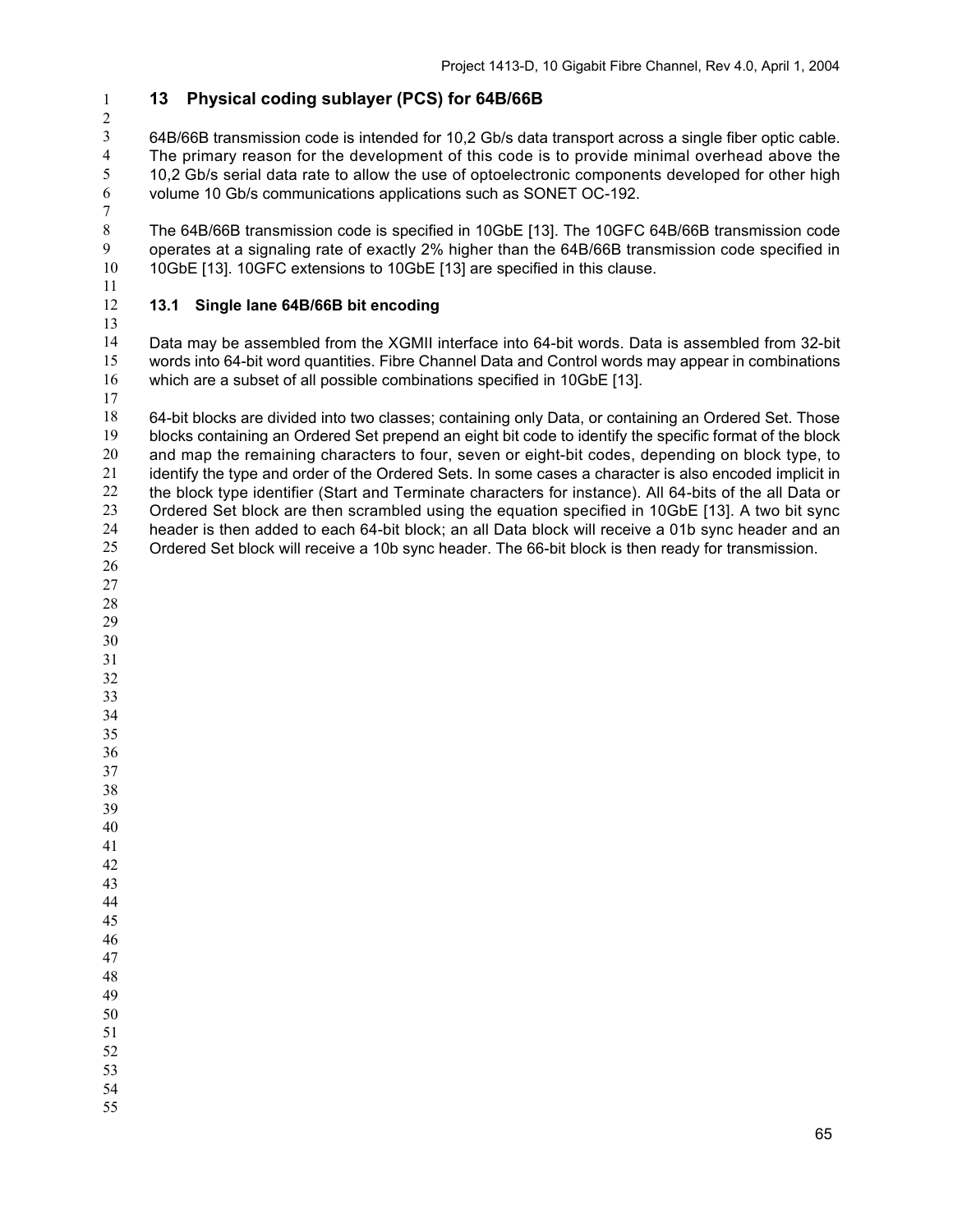# 13 Physical coding sublayer (PCS) for 64B/66B

64B/66B transmission code is intended for 10,2 Gb/s data transport across a single fiber optic cable. The primary reason for the development of this code is to provide minimal overhead above the 10,2 Gb/s serial data rate to allow the use of optoelectronic components developed for other high volume 10 Gb/s communications applications such as SONET OC-192.

The 64B/66B transmission code is specified in 10GbE [13]. The 10GFC 64B/66B transmission code operates at a signaling rate of exactly 2% higher than the 64B/66B transmission code specified in 10GbE [13]. 10GFC extensions to 10GbE [13] are specified in this clause.

## 13.1 Single lane 64B/66B bit encoding

Data may be assembled from the XGMII interface into 64-bit words. Data is assembled from 32-bit words into 64-bit word quantities. Fibre Channel Data and Control words may appear in combinations which are a subset of all possible combinations specified in 10GbE [13].

64-bit blocks are divided into two classes; containing only Data, or containing an Ordered Set. Those blocks containing an Ordered Set prepend an eight bit code to identify the specific format of the block and map the remaining characters to four, seven or eight-bit codes, depending on block type, to identify the type and order of the Ordered Sets. In some cases a character is also encoded implicit in the block type identifier (Start and Terminate characters for instance). All 64-bits of the all Data or Ordered Set block are then scrambled using the equation specified in 10GbE [13]. A two bit sync header is then added to each 64-bit block; an all Data block will receive a 01b sync header and an Ordered Set block will receive a 10b sync header. The 66-bit block is then ready for transmission.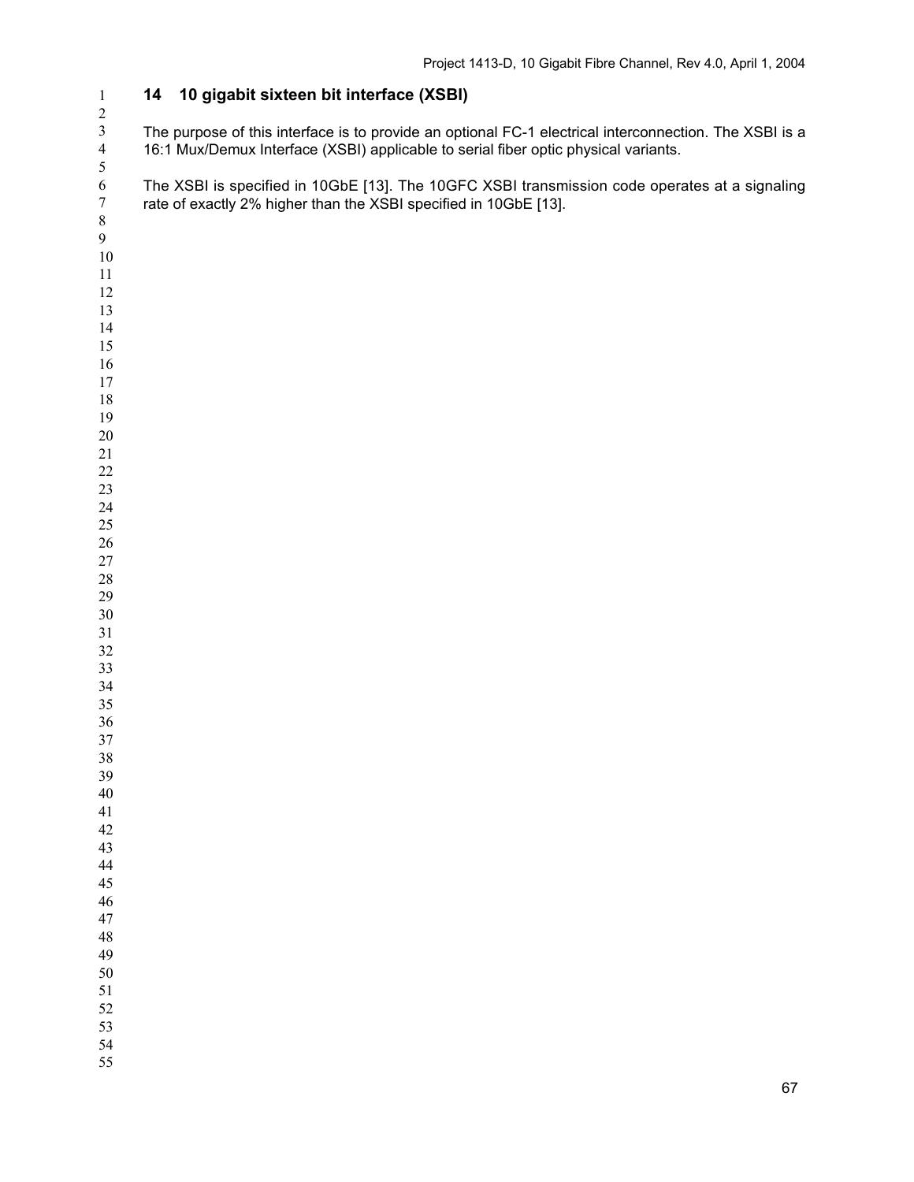# 14 10 gigabit sixteen bit interface (XSBI)

The purpose of this interface is to provide an optional FC-1 electrical interconnection. The XSBI is a 16:1 Mux/Demux Interface (XSBI) applicable to serial fiber optic physical variants.

The XSBI is specified in 10GbE [13]. The 10GFC XSBI transmission code operates at a signaling rate of exactly 2% higher than the XSBI specified in 10GbE [13].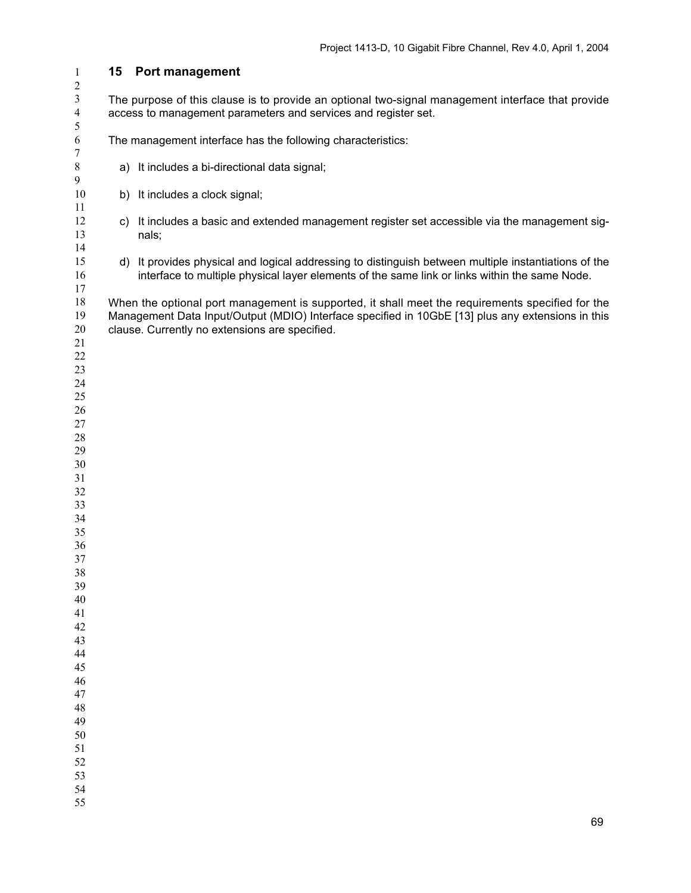# 15 Port management

The purpose of this clause is to provide an optional two-signal management interface that provide access to management parameters and services and register set.

The management interface has the following characteristics:

a) It includes a bi-directional data signal;

b) It includes a clock signal;

c) It includes a basic and extended management register set accessible via the management signals;

d) It provides physical and logical addressing to distinguish between multiple instantiations of the interface to multiple physical layer elements of the same link or links within the same Node.

When the optional port management is supported, it shall meet the requirements specified for the Management Data Input/Output (MDIO) Interface specified in 10GbE [13] plus any extensions in this clause. Currently no extensions are specified.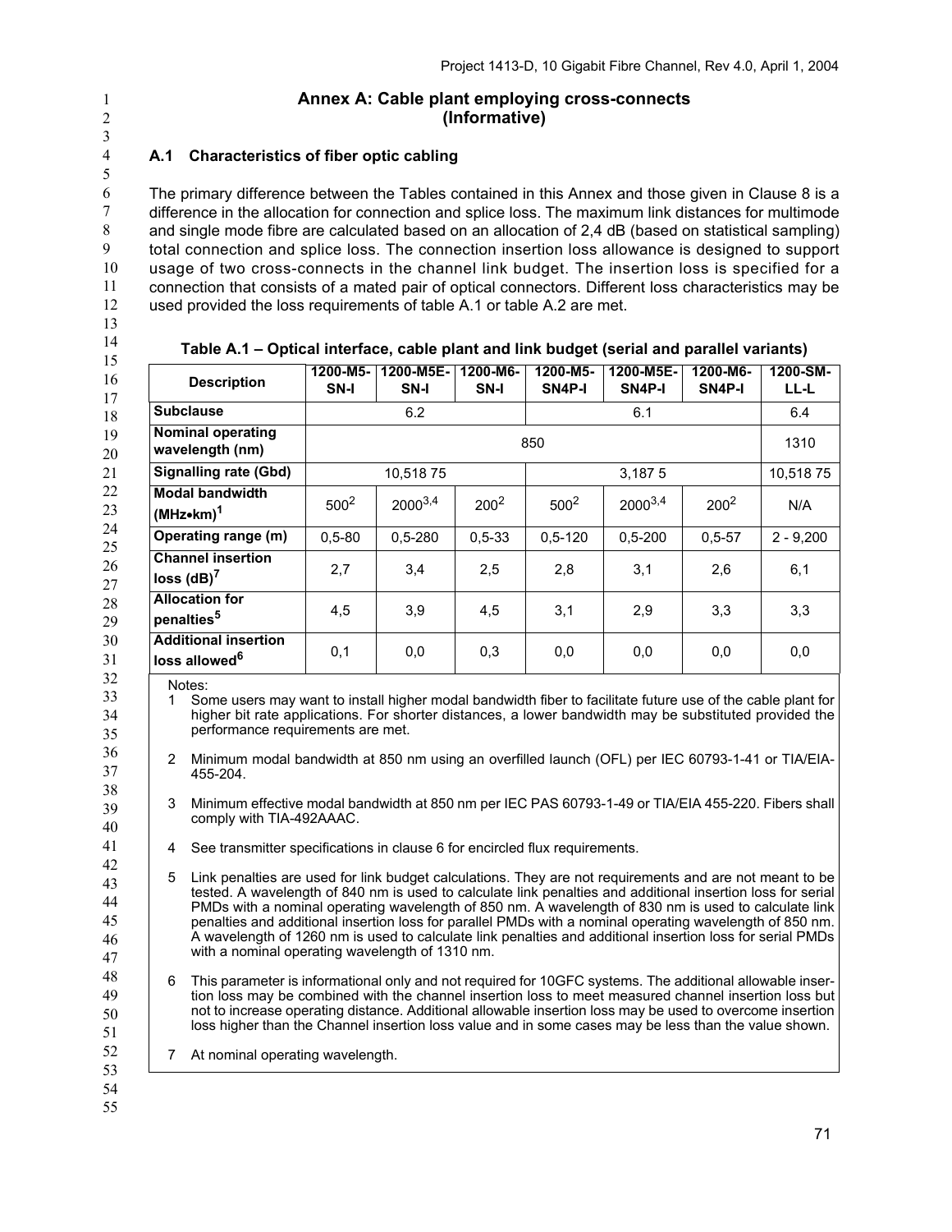# Annex A: Cable plant employing cross-connects (Informative)

## A.1 Characteristics of fiber optic cabling

The primary difference between the Tables contained in this Annex and those given in Clause 8 is a difference in the allocation for connection and splice loss. The maximum link distances for multimode and single mode fibre are calculated based on an allocation of 2,4 dB (based on statistical sampling) total connection and splice loss. The connection insertion loss allowance is designed to support usage of two cross-connects in the channel link budget. The insertion loss is specified for a connection that consists of a mated pair of optical connectors. Different loss characteristics may be used provided the loss requirements of table A.1 or table A.2 are met.

**Table A.1 – Optical interface, cable plant and link budget (serial and parallel variants)**

| Description | 1200-M5-SN-I | 1200-M5E-SN-I | 1200-M6-SN-I | 1200-M5-SN4P-I | 1200-M5E-SN4P-I | 1200-M6-SN4P-I | 1200-SM-LL-L |
|---|---|---|---|---|---|---|---|
| **Subclause** | 6.2 | | | 6.1 | | | 6.4 |
| **Nominal operating wavelength (nm)** | 850 | | | | | | 1310 |
| **Signalling rate (Gbd)** | 10,518 75 | | | 3,187 5 | | | 10,518 75 |
| **Modal bandwidth (MHz•km)**[1] | 500[2] | 2000[3,4] | 200[2] | 500[2] | 2000[3,4] | 200[2] | N/A |
| **Operating range (m)** | 0,5-80 | 0,5-280 | 0,5-33 | 0,5-120 | 0,5-200 | 0,5-57 | 2 - 9,200 |
| **Channel insertion loss (dB)**[7] | 2,7 | 3,4 | 2,5 | 2,8 | 3,1 | 2,6 | 6,1 |
| **Allocation for penalties**[5] | 4,5 | 3,9 | 4,5 | 3,1 | 2,9 | 3,3 | 3,3 |
| **Additional insertion loss allowed**[6] | 0,1 | 0,0 | 0,3 | 0,0 | 0,0 | 0,0 | 0,0 |

Notes:

1. Some users may want to install higher modal bandwidth fiber to facilitate future use of the cable plant for higher bit rate applications. For shorter distances, a lower bandwidth may be substituted provided the performance requirements are met.
2. Minimum modal bandwidth at 850 nm using an overfilled launch (OFL) per IEC 60793-1-41 or TIA/EIA-455-204.
3. Minimum effective modal bandwidth at 850 nm per IEC PAS 60793-1-49 or TIA/EIA 455-220. Fibers shall comply with TIA-492AAAC.
4. See transmitter specifications in clause 6 for encircled flux requirements.
5. Link penalties are used for link budget calculations. They are not requirements and are not meant to be tested. A wavelength of 840 nm is used to calculate link penalties and additional insertion loss for serial PMDs with a nominal operating wavelength of 850 nm. A wavelength of 830 nm is used to calculate link penalties and additional insertion loss for parallel PMDs with a nominal operating wavelength of 850 nm. A wavelength of 1260 nm is used to calculate link penalties and additional insertion loss for serial PMDs with a nominal operating wavelength of 1310 nm.
6. This parameter is informational only and not required for 10GFC systems. The additional allowable insertion loss may be combined with the channel insertion loss to meet measured channel insertion loss but not to increase operating distance. Additional allowable insertion loss may be used to overcome insertion loss higher than the Channel insertion loss value and in some cases may be less than the value shown.
7. At nominal operating wavelength.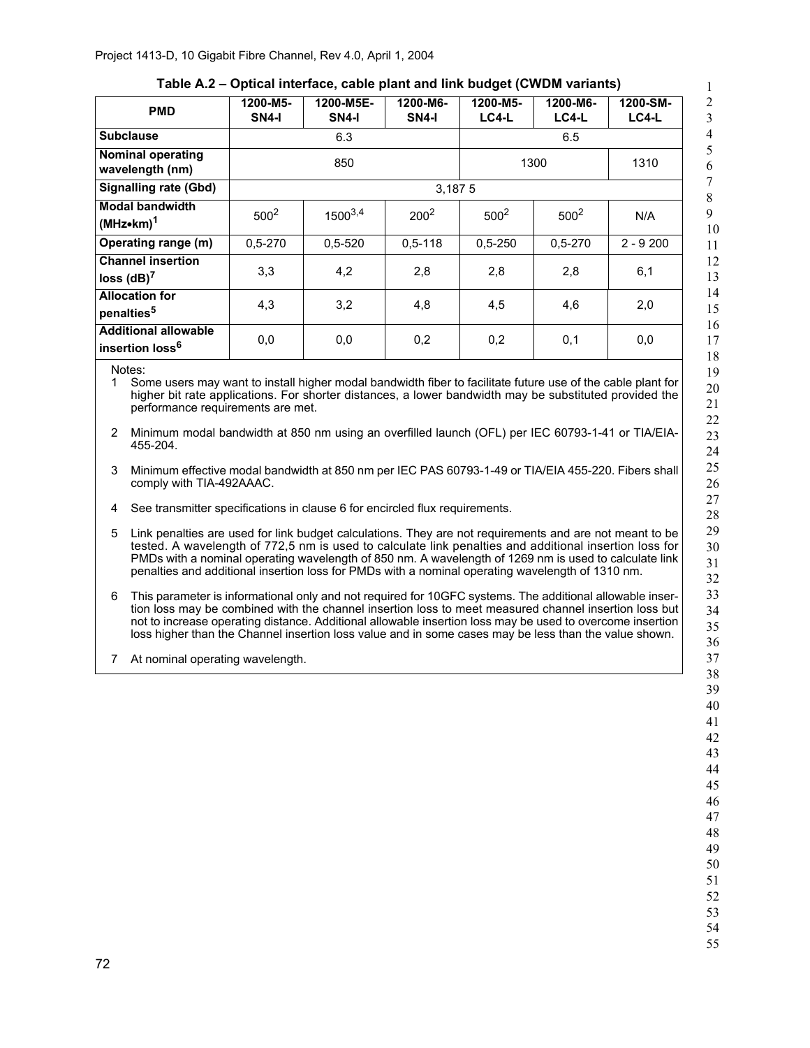**Table A.2 – Optical interface, cable plant and link budget (CWDM variants)**

| PMD | 1200-M5-SN4-I | 1200-M5E-SN4-I | 1200-M6-SN4-I | 1200-M5-LC4-L | 1200-M6-LC4-L | 1200-SM-LC4-L |
|---|---|---|---|---|---|---|
| **Subclause** | 6.3 | | | 6.5 | | |
| **Nominal operating wavelength (nm)** | 850 | | | 1300 | | 1310 |
| **Signalling rate (Gbd)** | 3,187 5 | | | | | |
| **Modal bandwidth (MHz•km)[1]** | 500[2] | 1500[3,4] | 200[2] | 500[2] | 500[2] | N/A |
| **Operating range (m)** | 0,5-270 | 0,5-520 | 0,5-118 | 0,5-250 | 0,5-270 | 2 - 9 200 |
| **Channel insertion loss (dB)[7]** | 3,3 | 4,2 | 2,8 | 2,8 | 2,8 | 6,1 |
| **Allocation for penalties[5]** | 4,3 | 3,2 | 4,8 | 4,5 | 4,6 | 2,0 |
| **Additional allowable insertion loss[6]** | 0,0 | 0,0 | 0,2 | 0,2 | 0,1 | 0,0 |

Notes:

1. Some users may want to install higher modal bandwidth fiber to facilitate future use of the cable plant for higher bit rate applications. For shorter distances, a lower bandwidth may be substituted provided the performance requirements are met.
2. Minimum modal bandwidth at 850 nm using an overfilled launch (OFL) per IEC 60793-1-41 or TIA/EIA-455-204.
3. Minimum effective modal bandwidth at 850 nm per IEC PAS 60793-1-49 or TIA/EIA 455-220. Fibers shall comply with TIA-492AAAC.
4. See transmitter specifications in clause 6 for encircled flux requirements.
5. Link penalties are used for link budget calculations. They are not requirements and are not meant to be tested. A wavelength of 772,5 nm is used to calculate link penalties and additional insertion loss for PMDs with a nominal operating wavelength of 850 nm. A wavelength of 1269 nm is used to calculate link penalties and additional insertion loss for PMDs with a nominal operating wavelength of 1310 nm.
6. This parameter is informational only and not required for 10GFC systems. The additional allowable insertion loss may be combined with the channel insertion loss to meet measured channel insertion loss but not to increase operating distance. Additional allowable insertion loss may be used to overcome insertion loss higher than the Channel insertion loss value and in some cases may be less than the value shown.
7. At nominal operating wavelength.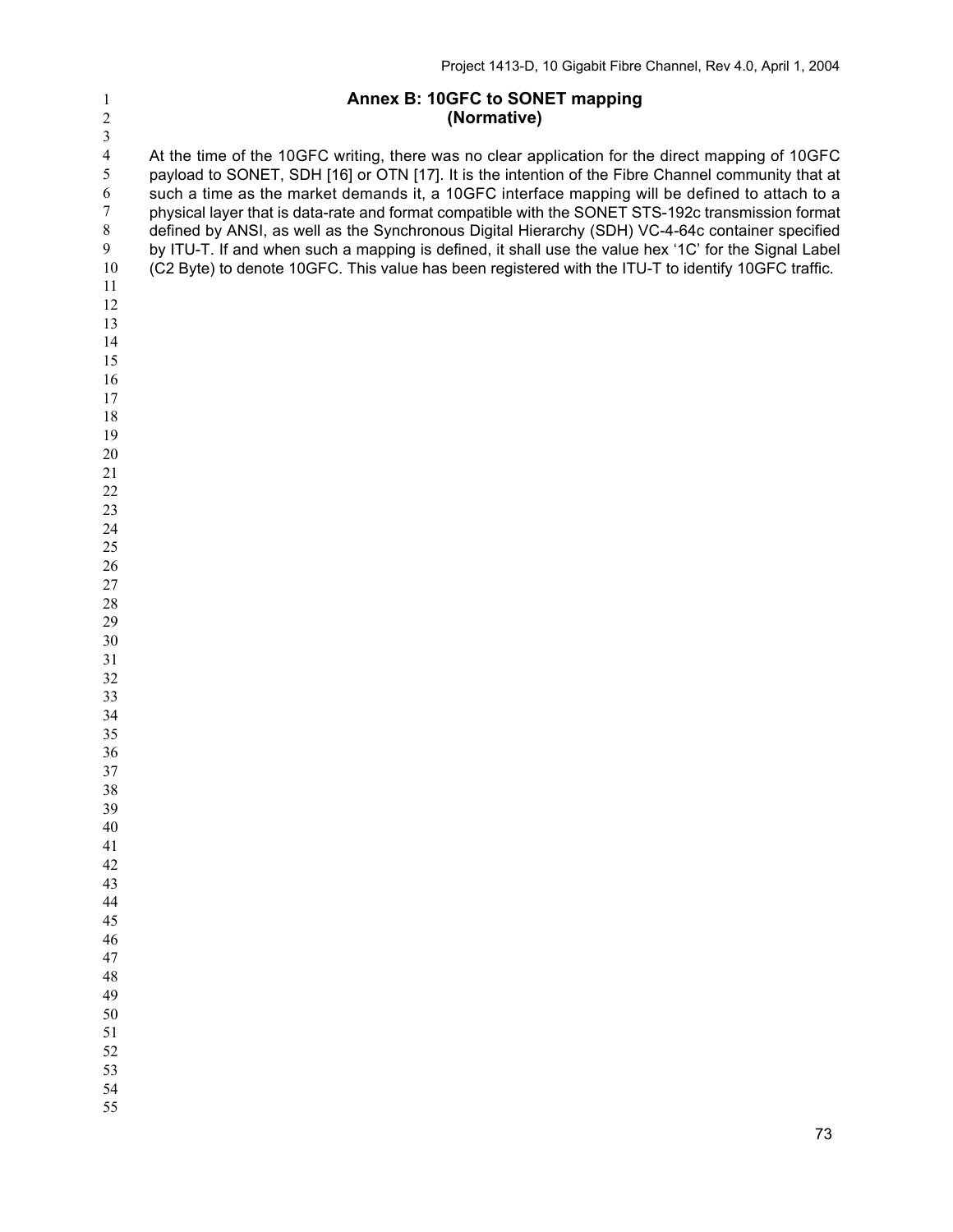# Annex B: 10GFC to SONET mapping
## (Normative)

At the time of the 10GFC writing, there was no clear application for the direct mapping of 10GFC payload to SONET, SDH [16] or OTN [17]. It is the intention of the Fibre Channel community that at such a time as the market demands it, a 10GFC interface mapping will be defined to attach to a physical layer that is data-rate and format compatible with the SONET STS-192c transmission format defined by ANSI, as well as the Synchronous Digital Hierarchy (SDH) VC-4-64c container specified by ITU-T. If and when such a mapping is defined, it shall use the value hex '1C' for the Signal Label (C2 Byte) to denote 10GFC. This value has been registered with the ITU-T to identify 10GFC traffic.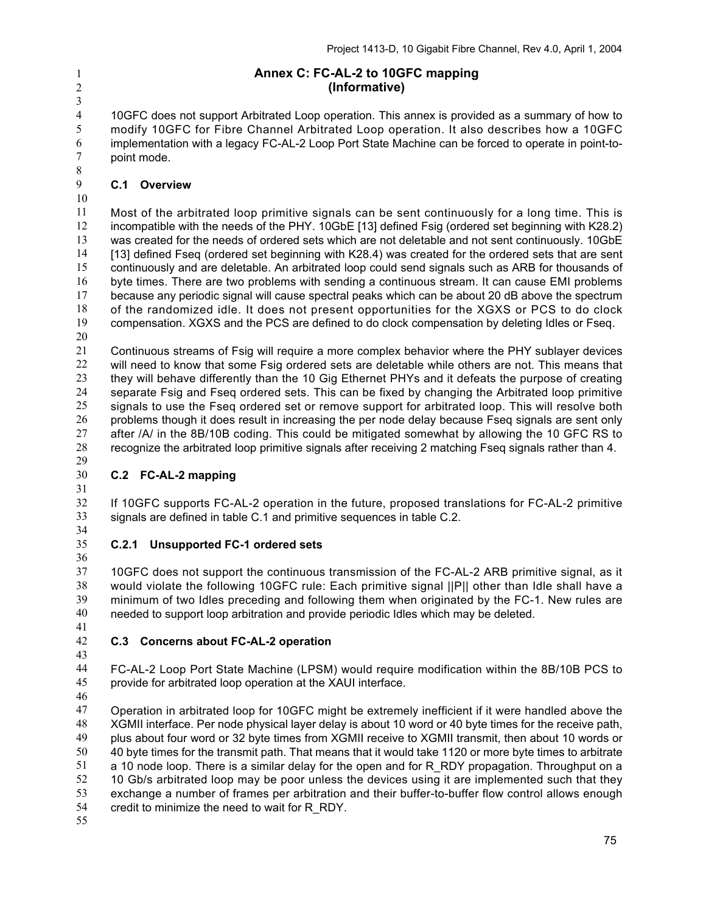# Annex C: FC-AL-2 to 10GFC mapping
# (Informative)

10GFC does not support Arbitrated Loop operation. This annex is provided as a summary of how to modify 10GFC for Fibre Channel Arbitrated Loop operation. It also describes how a 10GFC implementation with a legacy FC-AL-2 Loop Port State Machine can be forced to operate in point-to-point mode.

## C.1 Overview

Most of the arbitrated loop primitive signals can be sent continuously for a long time. This is incompatible with the needs of the PHY. 10GbE [13] defined Fsig (ordered set beginning with K28.2) was created for the needs of ordered sets which are not deletable and not sent continuously. 10GbE [13] defined Fseq (ordered set beginning with K28.4) was created for the ordered sets that are sent continuously and are deletable. An arbitrated loop could send signals such as ARB for thousands of byte times. There are two problems with sending a continuous stream. It can cause EMI problems because any periodic signal will cause spectral peaks which can be about 20 dB above the spectrum of the randomized idle. It does not present opportunities for the XGXS or PCS to do clock compensation. XGXS and the PCS are defined to do clock compensation by deleting Idles or Fseq.

Continuous streams of Fsig will require a more complex behavior where the PHY sublayer devices will need to know that some Fsig ordered sets are deletable while others are not. This means that they will behave differently than the 10 Gig Ethernet PHYs and it defeats the purpose of creating separate Fsig and Fseq ordered sets. This can be fixed by changing the Arbitrated loop primitive signals to use the Fseq ordered set or remove support for arbitrated loop. This will resolve both problems though it does result in increasing the per node delay because Fseq signals are sent only after /A/ in the 8B/10B coding. This could be mitigated somewhat by allowing the 10 GFC RS to recognize the arbitrated loop primitive signals after receiving 2 matching Fseq signals rather than 4.

## C.2 FC-AL-2 mapping

If 10GFC supports FC-AL-2 operation in the future, proposed translations for FC-AL-2 primitive signals are defined in table C.1 and primitive sequences in table C.2.

### C.2.1 Unsupported FC-1 ordered sets

10GFC does not support the continuous transmission of the FC-AL-2 ARB primitive signal, as it would violate the following 10GFC rule: Each primitive signal ||P|| other than Idle shall have a minimum of two Idles preceding and following them when originated by the FC-1. New rules are needed to support loop arbitration and provide periodic Idles which may be deleted.

## C.3 Concerns about FC-AL-2 operation

FC-AL-2 Loop Port State Machine (LPSM) would require modification within the 8B/10B PCS to provide for arbitrated loop operation at the XAUI interface.

Operation in arbitrated loop for 10GFC might be extremely inefficient if it were handled above the XGMII interface. Per node physical layer delay is about 10 word or 40 byte times for the receive path, plus about four word or 32 byte times from XGMII receive to XGMII transmit, then about 10 words or 40 byte times for the transmit path. That means that it would take 1120 or more byte times to arbitrate a 10 node loop. There is a similar delay for the open and for R_RDY propagation. Throughput on a 10 Gb/s arbitrated loop may be poor unless the devices using it are implemented such that they exchange a number of frames per arbitration and their buffer-to-buffer flow control allows enough credit to minimize the need to wait for R_RDY.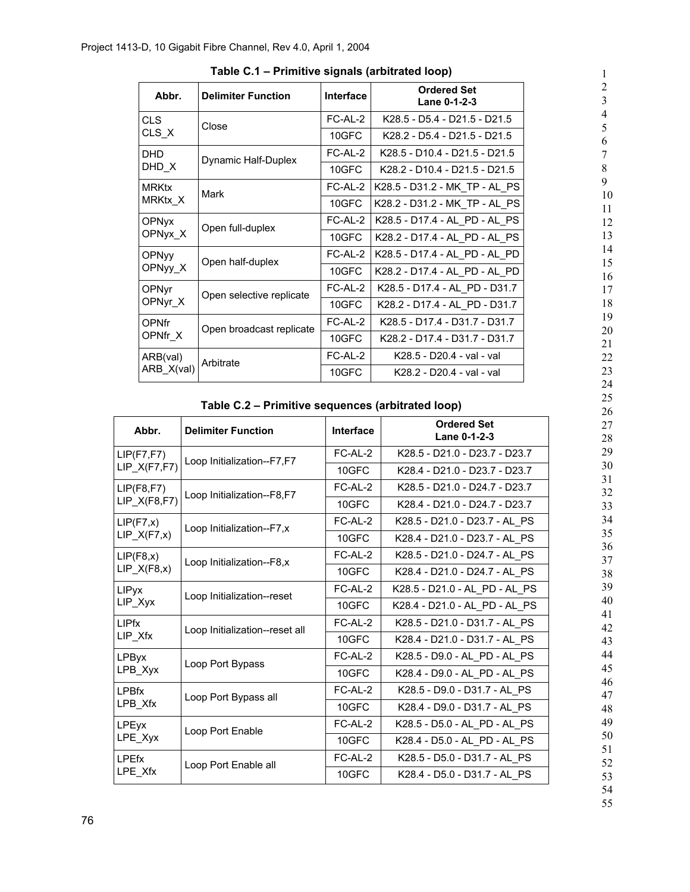**Table C.1 – Primitive signals (arbitrated loop)**

| Abbr. | Delimiter Function | Interface | Ordered Set Lane 0-1-2-3 |
|---|---|---|---|
| CLS CLS_X | Close | FC-AL-2 | K28.5 - D5.4 - D21.5 - D21.5 |
| | | 10GFC | K28.2 - D5.4 - D21.5 - D21.5 |
| DHD DHD_X | Dynamic Half-Duplex | FC-AL-2 | K28.5 - D10.4 - D21.5 - D21.5 |
| | | 10GFC | K28.2 - D10.4 - D21.5 - D21.5 |
| MRKtx MRKtx_X | Mark | FC-AL-2 | K28.5 - D31.2 - MK_TP - AL_PS |
| | | 10GFC | K28.2 - D31.2 - MK_TP - AL_PS |
| OPNyx OPNyx_X | Open full-duplex | FC-AL-2 | K28.5 - D17.4 - AL_PD - AL_PS |
| | | 10GFC | K28.2 - D17.4 - AL_PD - AL_PS |
| OPNyy OPNyy_X | Open half-duplex | FC-AL-2 | K28.5 - D17.4 - AL_PD - AL_PD |
| | | 10GFC | K28.2 - D17.4 - AL_PD - AL_PD |
| OPNyr OPNyr_X | Open selective replicate | FC-AL-2 | K28.5 - D17.4 - AL_PD - D31.7 |
| | | 10GFC | K28.2 - D17.4 - AL_PD - D31.7 |
| OPNfr OPNfr_X | Open broadcast replicate | FC-AL-2 | K28.5 - D17.4 - D31.7 - D31.7 |
| | | 10GFC | K28.2 - D17.4 - D31.7 - D31.7 |
| ARB(val) ARB_X(val) | Arbitrate | FC-AL-2 | K28.5 - D20.4 - val - val |
| | | 10GFC | K28.2 - D20.4 - val - val |

**Table C.2 – Primitive sequences (arbitrated loop)**

| Abbr. | Delimiter Function | Interface | Ordered Set Lane 0-1-2-3 |
|---|---|---|---|
| LIP(F7,F7) LIP_X(F7,F7) | Loop Initialization--F7,F7 | FC-AL-2 | K28.5 - D21.0 - D23.7 - D23.7 |
| | | 10GFC | K28.4 - D21.0 - D23.7 - D23.7 |
| LIP(F8,F7) LIP_X(F8,F7) | Loop Initialization--F8,F7 | FC-AL-2 | K28.5 - D21.0 - D24.7 - D23.7 |
| | | 10GFC | K28.4 - D21.0 - D24.7 - D23.7 |
| LIP(F7,x) LIP_X(F7,x) | Loop Initialization--F7,x | FC-AL-2 | K28.5 - D21.0 - D23.7 - AL_PS |
| | | 10GFC | K28.4 - D21.0 - D23.7 - AL_PS |
| LIP(F8,x) LIP_X(F8,x) | Loop Initialization--F8,x | FC-AL-2 | K28.5 - D21.0 - D24.7 - AL_PS |
| | | 10GFC | K28.4 - D21.0 - D24.7 - AL_PS |
| LIPyx LIP_Xyx | Loop Initialization--reset | FC-AL-2 | K28.5 - D21.0 - AL_PD - AL_PS |
| | | 10GFC | K28.4 - D21.0 - AL_PD - AL_PS |
| LIPfx LIP_Xfx | Loop Initialization--reset all | FC-AL-2 | K28.5 - D21.0 - D31.7 - AL_PS |
| | | 10GFC | K28.4 - D21.0 - D31.7 - AL_PS |
| LPByx LPB_Xyx | Loop Port Bypass | FC-AL-2 | K28.5 - D9.0 - AL_PD - AL_PS |
| | | 10GFC | K28.4 - D9.0 - AL_PD - AL_PS |
| LPBfx LPB_Xfx | Loop Port Bypass all | FC-AL-2 | K28.5 - D9.0 - D31.7 - AL_PS |
| | | 10GFC | K28.4 - D9.0 - D31.7 - AL_PS |
| LPEyx LPE_Xyx | Loop Port Enable | FC-AL-2 | K28.5 - D5.0 - AL_PD - AL_PS |
| | | 10GFC | K28.4 - D5.0 - AL_PD - AL_PS |
| LPEfx LPE_Xfx | Loop Port Enable all | FC-AL-2 | K28.5 - D5.0 - D31.7 - AL_PS |
| | | 10GFC | K28.4 - D5.0 - D31.7 - AL_PS |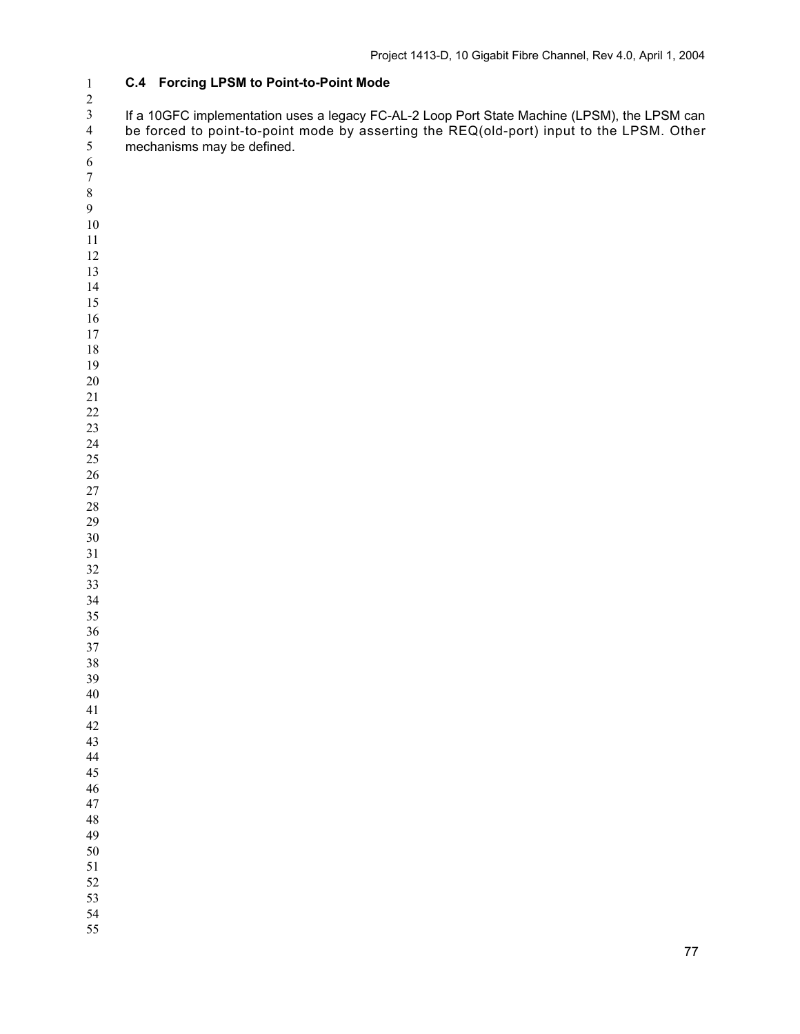### C.4 Forcing LPSM to Point-to-Point Mode

If a 10GFC implementation uses a legacy FC-AL-2 Loop Port State Machine (LPSM), the LPSM can be forced to point-to-point mode by asserting the REQ(old-port) input to the LPSM. Other mechanisms may be defined.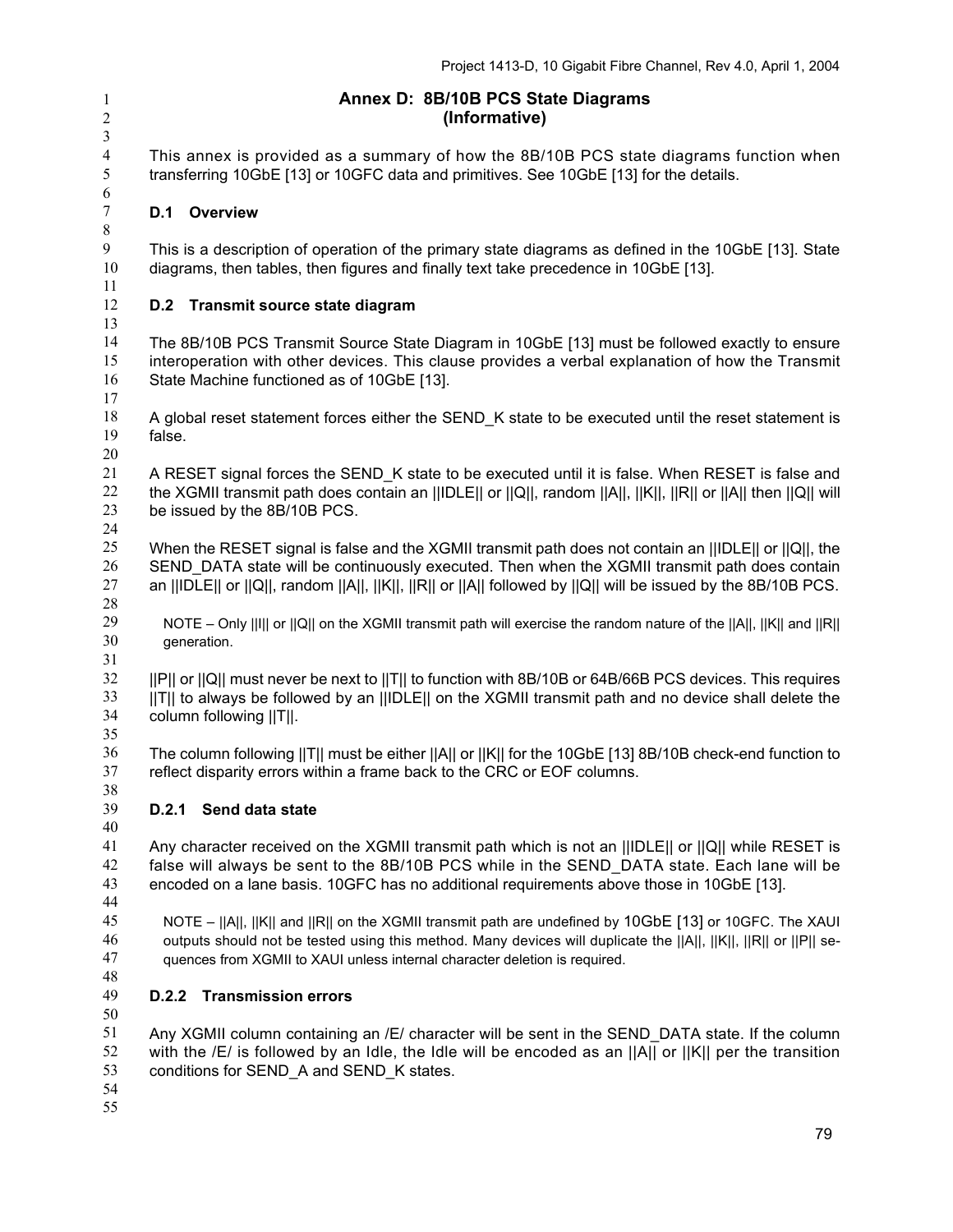# Annex D: 8B/10B PCS State Diagrams (Informative)

This annex is provided as a summary of how the 8B/10B PCS state diagrams function when transferring 10GbE [13] or 10GFC data and primitives. See 10GbE [13] for the details.

## D.1 Overview

This is a description of operation of the primary state diagrams as defined in the 10GbE [13]. State diagrams, then tables, then figures and finally text take precedence in 10GbE [13].

## D.2 Transmit source state diagram

The 8B/10B PCS Transmit Source State Diagram in 10GbE [13] must be followed exactly to ensure interoperation with other devices. This clause provides a verbal explanation of how the Transmit State Machine functioned as of 10GbE [13].

A global reset statement forces either the SEND_K state to be executed until the reset statement is false.

A RESET signal forces the SEND_K state to be executed until it is false. When RESET is false and the XGMII transmit path does contain an ||IDLE|| or ||Q||, random ||A||, ||K||, ||R|| or ||A|| then ||Q|| will be issued by the 8B/10B PCS.

When the RESET signal is false and the XGMII transmit path does not contain an ||IDLE|| or ||Q||, the SEND_DATA state will be continuously executed. Then when the XGMII transmit path does contain an ||IDLE|| or ||Q||, random ||A||, ||K||, ||R|| or ||A|| followed by ||Q|| will be issued by the 8B/10B PCS.

NOTE – Only ||I|| or ||Q|| on the XGMII transmit path will exercise the random nature of the ||A||, ||K|| and ||R|| generation.

||P|| or ||Q|| must never be next to ||T|| to function with 8B/10B or 64B/66B PCS devices. This requires ||T|| to always be followed by an ||IDLE|| on the XGMII transmit path and no device shall delete the column following ||T||.

The column following ||T|| must be either ||A|| or ||K|| for the 10GbE [13] 8B/10B check-end function to reflect disparity errors within a frame back to the CRC or EOF columns.

### D.2.1 Send data state

Any character received on the XGMII transmit path which is not an ||IDLE|| or ||Q|| while RESET is false will always be sent to the 8B/10B PCS while in the SEND_DATA state. Each lane will be encoded on a lane basis. 10GFC has no additional requirements above those in 10GbE [13].

NOTE – ||A||, ||K|| and ||R|| on the XGMII transmit path are undefined by 10GbE [13] or 10GFC. The XAUI outputs should not be tested using this method. Many devices will duplicate the ||A||, ||K||, ||R|| or ||P|| sequences from XGMII to XAUI unless internal character deletion is required.

### D.2.2 Transmission errors

Any XGMII column containing an /E/ character will be sent in the SEND_DATA state. If the column with the /E/ is followed by an Idle, the Idle will be encoded as an ||A|| or ||K|| per the transition conditions for SEND_A and SEND_K states.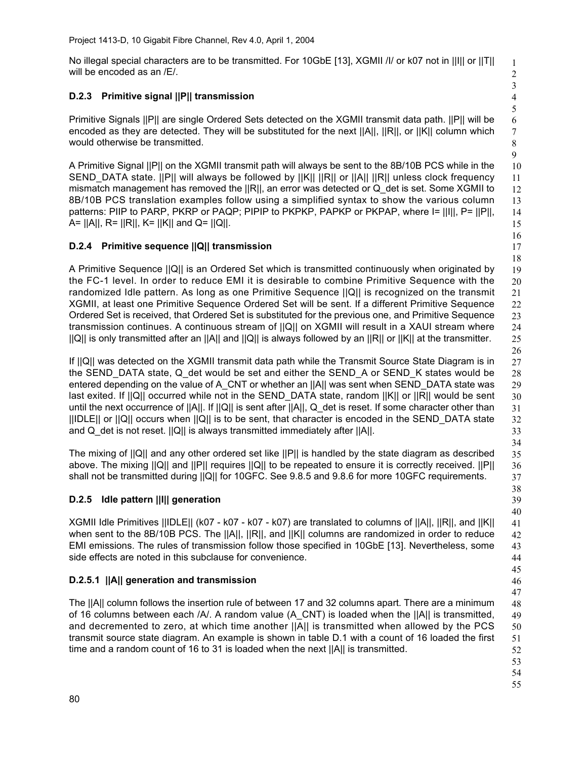No illegal special characters are to be transmitted. For 10GbE [13], XGMII /I/ or k07 not in ||I|| or ||T|| will be encoded as an /E/.

### D.2.3 Primitive signal ||P|| transmission

Primitive Signals ||P|| are single Ordered Sets detected on the XGMII transmit data path. ||P|| will be encoded as they are detected. They will be substituted for the next ||A||, ||R||, or ||K|| column which would otherwise be transmitted.

A Primitive Signal ||P|| on the XGMII transmit path will always be sent to the 8B/10B PCS while in the SEND_DATA state. ||P|| will always be followed by ||K|| ||R|| or ||A|| ||R|| unless clock frequency mismatch management has removed the ||R||, an error was detected or Q_det is set. Some XGMII to 8B/10B PCS translation examples follow using a simplified syntax to show the various column patterns: PIIP to PARP, PKRP or PAQP; PIPIP to PKPKP, PAPKP or PKPAP, where I= ||I||, P= ||P||, A= ||A||, R= ||R||, K= ||K|| and Q= ||Q||.

### D.2.4 Primitive sequence ||Q|| transmission

A Primitive Sequence ||Q|| is an Ordered Set which is transmitted continuously when originated by the FC-1 level. In order to reduce EMI it is desirable to combine Primitive Sequence with the randomized Idle pattern. As long as one Primitive Sequence ||Q|| is recognized on the transmit XGMII, at least one Primitive Sequence Ordered Set will be sent. If a different Primitive Sequence Ordered Set is received, that Ordered Set is substituted for the previous one, and Primitive Sequence transmission continues. A continuous stream of ||Q|| on XGMII will result in a XAUI stream where ||Q|| is only transmitted after an ||A|| and ||Q|| is always followed by an ||R|| or ||K|| at the transmitter.

If ||Q|| was detected on the XGMII transmit data path while the Transmit Source State Diagram is in the SEND_DATA state, Q_det would be set and either the SEND_A or SEND_K states would be entered depending on the value of A_CNT or whether an ||A|| was sent when SEND_DATA state was last exited. If ||Q|| occurred while not in the SEND_DATA state, random ||K|| or ||R|| would be sent until the next occurrence of ||A||. If ||Q|| is sent after ||A||, Q_det is reset. If some character other than ||IDLE|| or ||Q|| occurs when ||Q|| is to be sent, that character is encoded in the SEND_DATA state and Q_det is not reset. ||Q|| is always transmitted immediately after ||A||.

The mixing of ||Q|| and any other ordered set like ||P|| is handled by the state diagram as described above. The mixing ||Q|| and ||P|| requires ||Q|| to be repeated to ensure it is correctly received. ||P|| shall not be transmitted during ||Q|| for 10GFC. See 9.8.5 and 9.8.6 for more 10GFC requirements.

### D.2.5 Idle pattern ||I|| generation

XGMII Idle Primitives ||IDLE|| (k07 - k07 - k07 - k07) are translated to columns of ||A||, ||R||, and ||K|| when sent to the 8B/10B PCS. The ||A||, ||R||, and ||K|| columns are randomized in order to reduce EMI emissions. The rules of transmission follow those specified in 10GbE [13]. Nevertheless, some side effects are noted in this subclause for convenience.

#### D.2.5.1 ||A|| generation and transmission

The ||A|| column follows the insertion rule of between 17 and 32 columns apart. There are a minimum of 16 columns between each /A/. A random value (A_CNT) is loaded when the ||A|| is transmitted, and decremented to zero, at which time another ||A|| is transmitted when allowed by the PCS transmit source state diagram. An example is shown in table D.1 with a count of 16 loaded the first time and a random count of 16 to 31 is loaded when the next ||A|| is transmitted.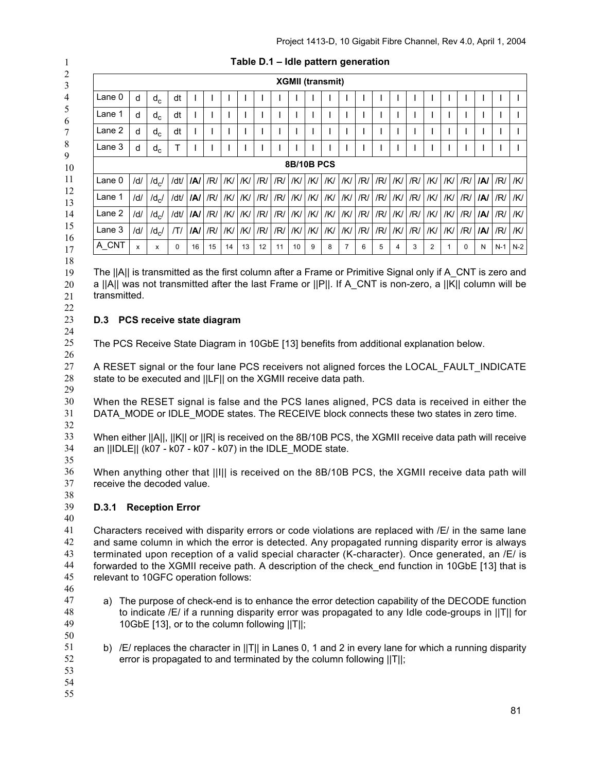**Table D.1 – Idle pattern generation**

| XGMII (transmit) | | | | | | | | | | | | | | | | | | | | | | | | | |
|---|---|---|---|---|---|---|---|---|---|---|---|---|---|---|---|---|---|---|---|---|---|---|---|---|---|
| Lane 0 | d | $d_c$ | dt | I | I | I | I | I | I | I | I | I | I | I | I | I | I | I | I | I | I | I | I | I |
| Lane 1 | d | $d_c$ | dt | I | I | I | I | I | I | I | I | I | I | I | I | I | I | I | I | I | I | I | I | I |
| Lane 2 | d | $d_c$ | dt | I | I | I | I | I | I | I | I | I | I | I | I | I | I | I | I | I | I | I | I | I |
| Lane 3 | d | $d_c$ | T | I | I | I | I | I | I | I | I | I | I | I | I | I | I | I | I | I | I | I | I | I |
| **8B/10B PCS** | | | | | | | | | | | | | | | | | | | | | | | | | |
| Lane 0 | /d/ | /$d_c$/ | /dt/ | **/A/** | /R/ | /K/ | /K/ | /R/ | /R/ | /K/ | /K/ | /K/ | /K/ | /R/ | /R/ | /K/ | /R/ | /K/ | /K/ | /R/ | **/A/** | /R/ | /K/ |
| Lane 1 | /d/ | /$d_c$/ | /dt/ | **/A/** | /R/ | /K/ | /K/ | /R/ | /R/ | /K/ | /K/ | /K/ | /K/ | /R/ | /R/ | /K/ | /R/ | /K/ | /K/ | /R/ | **/A/** | /R/ | /K/ |
| Lane 2 | /d/ | /$d_c$/ | /dt/ | **/A/** | /R/ | /K/ | /K/ | /R/ | /R/ | /K/ | /K/ | /K/ | /K/ | /R/ | /R/ | /K/ | /R/ | /K/ | /K/ | /R/ | **/A/** | /R/ | /K/ |
| Lane 3 | /d/ | /$d_c$/ | /T/ | **/A/** | /R/ | /K/ | /K/ | /R/ | /R/ | /K/ | /K/ | /K/ | /K/ | /R/ | /R/ | /K/ | /R/ | /K/ | /K/ | /R/ | **/A/** | /R/ | /K/ |
| A_CNT | x | x | 0 | 16 | 15 | 14 | 13 | 12 | 11 | 10 | 9 | 8 | 7 | 6 | 5 | 4 | 3 | 2 | 1 | 0 | N | N-1 | N-2 |

The ||A|| is transmitted as the first column after a Frame or Primitive Signal only if A_CNT is zero and a ||A|| was not transmitted after the last Frame or ||P||. If A_CNT is non-zero, a ||K|| column will be transmitted.

## D.3 PCS receive state diagram

The PCS Receive State Diagram in 10GbE [13] benefits from additional explanation below.

A RESET signal or the four lane PCS receivers not aligned forces the LOCAL_FAULT_INDICATE state to be executed and ||LF|| on the XGMII receive data path.

When the RESET signal is false and the PCS lanes aligned, PCS data is received in either the DATA_MODE or IDLE_MODE states. The RECEIVE block connects these two states in zero time.

When either ||A||, ||K|| or ||R| is received on the 8B/10B PCS, the XGMII receive data path will receive an ||IDLE|| (k07 - k07 - k07 - k07) in the IDLE_MODE state.

When anything other that ||I|| is received on the 8B/10B PCS, the XGMII receive data path will receive the decoded value.

### D.3.1 Reception Error

Characters received with disparity errors or code violations are replaced with /E/ in the same lane and same column in which the error is detected. Any propagated running disparity error is always terminated upon reception of a valid special character (K-character). Once generated, an /E/ is forwarded to the XGMII receive path. A description of the check_end function in 10GbE [13] that is relevant to 10GFC operation follows:

a) The purpose of check-end is to enhance the error detection capability of the DECODE function to indicate /E/ if a running disparity error was propagated to any Idle code-groups in ||T|| for 10GbE [13], or to the column following ||T||;

b) /E/ replaces the character in ||T|| in Lanes 0, 1 and 2 in every lane for which a running disparity error is propagated to and terminated by the column following ||T||;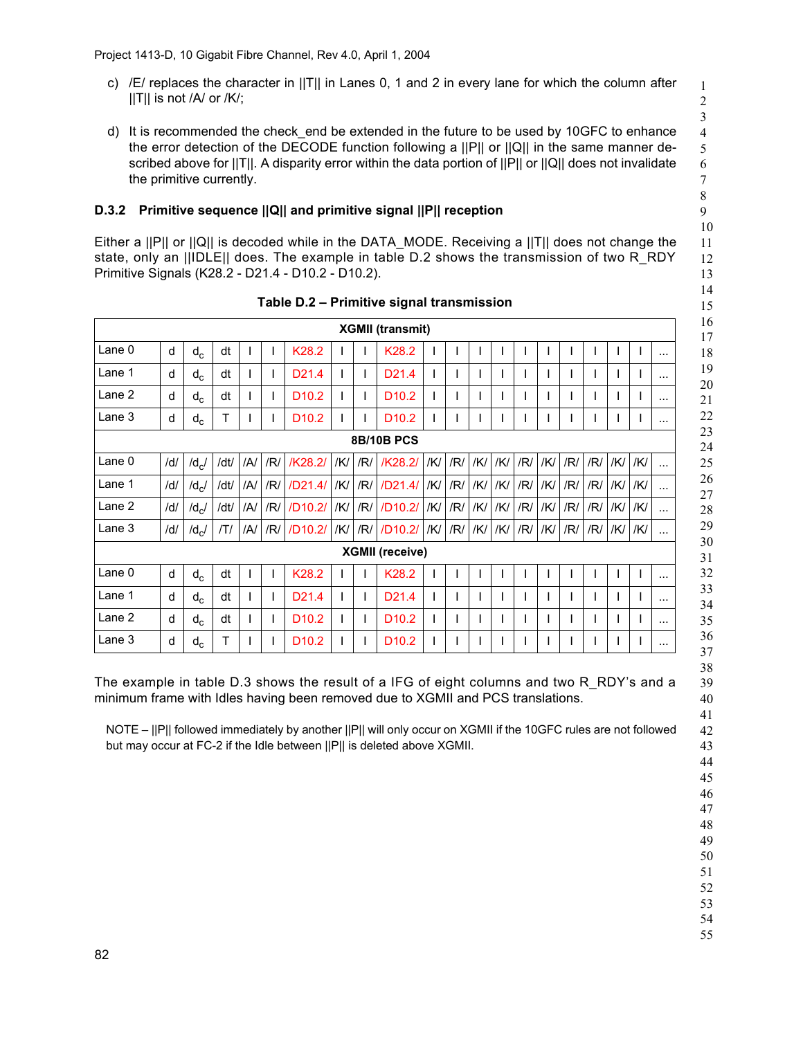c) /E/ replaces the character in ||T|| in Lanes 0, 1 and 2 in every lane for which the column after ||T|| is not /A/ or /K/;

d) It is recommended the check_end be extended in the future to be used by 10GFC to enhance the error detection of the DECODE function following a ||P|| or ||Q|| in the same manner described above for ||T||. A disparity error within the data portion of ||P|| or ||Q|| does not invalidate the primitive currently.

### D.3.2 Primitive sequence ||Q|| and primitive signal ||P|| reception

Either a ||P|| or ||Q|| is decoded while in the DATA_MODE. Receiving a ||T|| does not change the state, only an ||IDLE|| does. The example in table D.2 shows the transmission of two R_RDY Primitive Signals (K28.2 - D21.4 - D10.2 - D10.2).

**Table D.2 – Primitive signal transmission**

| XGMII (transmit) | | | | | | | | | | | | | | | | | | | | | | |
|---|---|---|---|---|---|---|---|---|---|---|---|---|---|---|---|---|---|---|---|---|---|---|
| Lane 0 | d | $d_c$ | dt | I | I | K28.2 | I | I | K28.2 | I | I | I | I | I | I | I | I | I | I | ... |
| Lane 1 | d | $d_c$ | dt | I | I | D21.4 | I | I | D21.4 | I | I | I | I | I | I | I | I | I | I | ... |
| Lane 2 | d | $d_c$ | dt | I | I | D10.2 | I | I | D10.2 | I | I | I | I | I | I | I | I | I | I | ... |
| Lane 3 | d | $d_c$ | T | I | I | D10.2 | I | I | D10.2 | I | I | I | I | I | I | I | I | I | I | ... |
| 8B/10B PCS | | | | | | | | | | | | | | | | | | | | |
| Lane 0 | /d/ | /$d_c$/ | /dt/ | /A/ | /R/ | /K28.2/ | /K/ | /R/ | /K28.2/ | /K/ | /R/ | /K/ | /K/ | /R/ | /K/ | /R/ | /R/ | /K/ | /K/ | ... |
| Lane 1 | /d/ | /$d_c$/ | /dt/ | /A/ | /R/ | /D21.4/ | /K/ | /R/ | /D21.4/ | /K/ | /R/ | /K/ | /K/ | /R/ | /K/ | /R/ | /R/ | /K/ | /K/ | ... |
| Lane 2 | /d/ | /$d_c$/ | /dt/ | /A/ | /R/ | /D10.2/ | /K/ | /R/ | /D10.2/ | /K/ | /R/ | /K/ | /K/ | /R/ | /K/ | /R/ | /R/ | /K/ | /K/ | ... |
| Lane 3 | /d/ | /$d_c$/ | /T/ | /A/ | /R/ | /D10.2/ | /K/ | /R/ | /D10.2/ | /K/ | /R/ | /K/ | /K/ | /R/ | /K/ | /R/ | /R/ | /K/ | /K/ | ... |
| XGMII (receive) | | | | | | | | | | | | | | | | | | | | |
| Lane 0 | d | $d_c$ | dt | I | I | K28.2 | I | I | K28.2 | I | I | I | I | I | I | I | I | I | I | ... |
| Lane 1 | d | $d_c$ | dt | I | I | D21.4 | I | I | D21.4 | I | I | I | I | I | I | I | I | I | I | ... |
| Lane 2 | d | $d_c$ | dt | I | I | D10.2 | I | I | D10.2 | I | I | I | I | I | I | I | I | I | I | ... |
| Lane 3 | d | $d_c$ | T | I | I | D10.2 | I | I | D10.2 | I | I | I | I | I | I | I | I | I | I | ... |

The example in table D.3 shows the result of a IFG of eight columns and two R_RDY's and a minimum frame with Idles having been removed due to XGMII and PCS translations.

NOTE – ||P|| followed immediately by another ||P|| will only occur on XGMII if the 10GFC rules are not followed but may occur at FC-2 if the Idle between ||P|| is deleted above XGMII.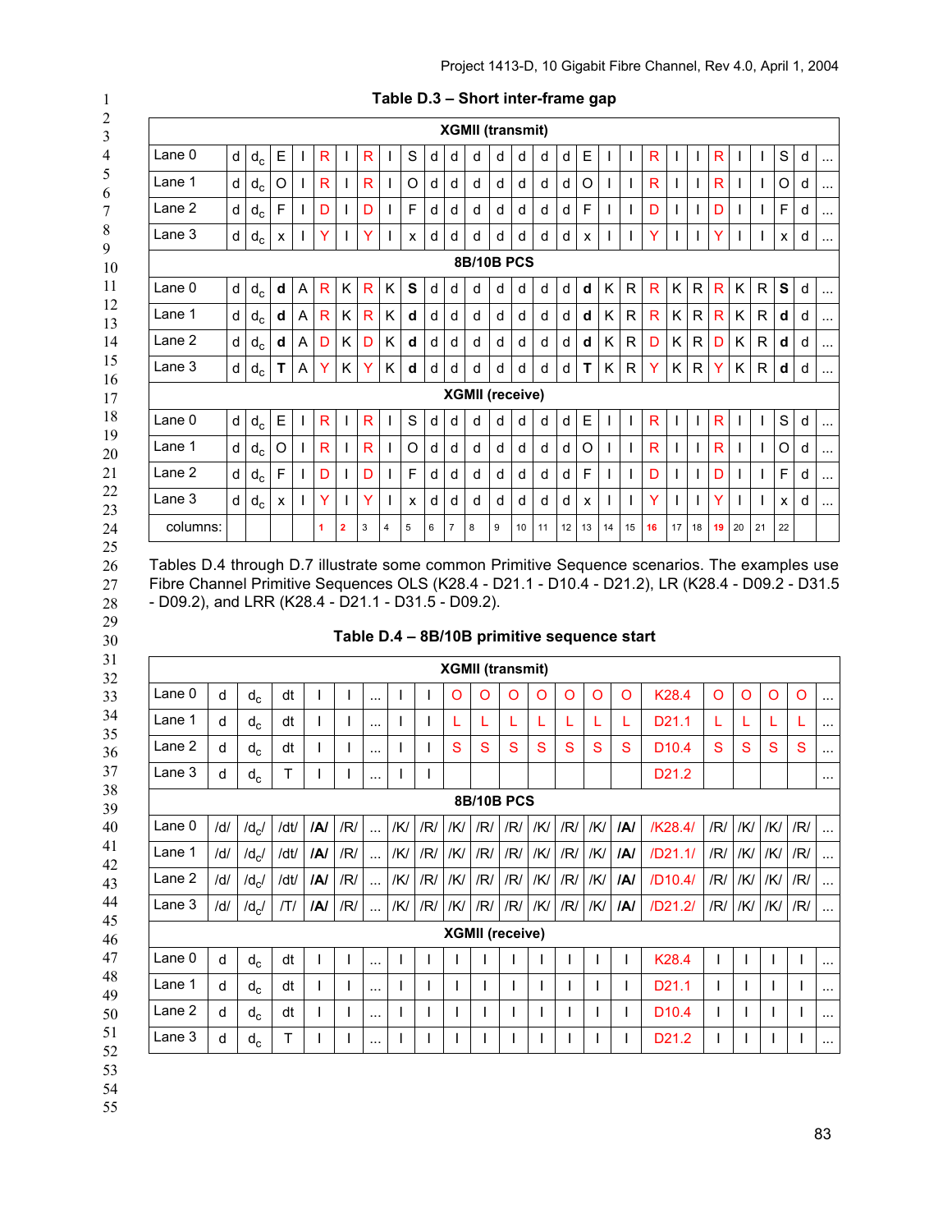**Table D.3 – Short inter-frame gap**

| XGMII (transmit) | | | | | | | | | | | | | | | | | | | | | | | | | | |
|---|---|---|---|---|---|---|---|---|---|---|---|---|---|---|---|---|---|---|---|---|---|---|---|---|---|---|
| Lane 0 | d | $d_c$ | E | I | R | I | R | I | S | d | d | d | d | d | d | d | E | I | I | R | I | I | R | I | I | S | d | ... |
| Lane 1 | d | $d_c$ | O | I | R | I | R | I | O | d | d | d | d | d | d | d | O | I | I | R | I | I | R | I | I | O | d | ... |
| Lane 2 | d | $d_c$ | F | I | D | I | D | I | F | d | d | d | d | d | d | d | F | I | I | D | I | I | D | I | I | F | d | ... |
| Lane 3 | d | $d_c$ | x | I | Y | I | Y | I | x | d | d | d | d | d | d | d | x | I | I | Y | I | I | Y | I | I | x | d | ... |
| **8B/10B PCS** | | | | | | | | | | | | | | | | | | | | | | | | | | | | |
| Lane 0 | d | $d_c$ | **d** | A | R | K | R | K | **S** | d | d | d | d | d | d | d | **d** | K | R | R | K | R | R | K | R | **S** | d | ... |
| Lane 1 | d | $d_c$ | **d** | A | R | K | R | K | **d** | d | d | d | d | d | d | d | **d** | K | R | R | K | R | R | K | R | **d** | d | ... |
| Lane 2 | d | $d_c$ | **d** | A | D | K | D | K | **d** | d | d | d | d | d | d | d | **d** | K | R | D | K | R | D | K | R | **d** | d | ... |
| Lane 3 | d | $d_c$ | **T** | A | Y | K | Y | K | **d** | d | d | d | d | d | d | d | **T** | K | R | Y | K | R | Y | K | R | **d** | d | ... |
| **XGMII (receive)** | | | | | | | | | | | | | | | | | | | | | | | | | | | | |
| Lane 0 | d | $d_c$ | E | I | R | I | R | I | S | d | d | d | d | d | d | d | E | I | I | R | I | I | R | I | I | S | d | ... |
| Lane 1 | d | $d_c$ | O | I | R | I | R | I | O | d | d | d | d | d | d | d | O | I | I | R | I | I | R | I | I | O | d | ... |
| Lane 2 | d | $d_c$ | F | I | D | I | D | I | F | d | d | d | d | d | d | d | F | I | I | D | I | I | D | I | I | F | d | ... |
| Lane 3 | d | $d_c$ | x | I | Y | I | Y | I | x | d | d | d | d | d | d | d | x | I | I | Y | I | I | Y | I | I | x | d | ... |
| columns: | | | | | 1 | 2 | 3 | 4 | 5 | 6 | 7 | 8 | 9 | 10 | 11 | 12 | 13 | 14 | 15 | 16 | 17 | 18 | 19 | 20 | 21 | 22 | | |

Tables D.4 through D.7 illustrate some common Primitive Sequence scenarios. The examples use Fibre Channel Primitive Sequences OLS (K28.4 - D21.1 - D10.4 - D21.2), LR (K28.4 - D09.2 - D31.5 - D09.2), and LRR (K28.4 - D21.1 - D31.5 - D09.2).

**Table D.4 – 8B/10B primitive sequence start**

| XGMII (transmit) | | | | | | | | | | | | | | | | | | | | | | |
|---|---|---|---|---|---|---|---|---|---|---|---|---|---|---|---|---|---|---|---|---|---|---|
| Lane 0 | d | $d_c$ | dt | I | I | ... | I | I | O | O | O | O | O | O | O | K28.4 | O | O | O | O | ... |
| Lane 1 | d | $d_c$ | dt | I | I | ... | I | I | L | L | L | L | L | L | L | D21.1 | L | L | L | L | ... |
| Lane 2 | d | $d_c$ | dt | I | I | ... | I | I | S | S | S | S | S | S | S | D10.4 | S | S | S | S | ... |
| Lane 3 | d | $d_c$ | T | I | I | ... | I | I | | | | | | | | D21.2 | | | | | ... |
| **8B/10B PCS** | | | | | | | | | | | | | | | | | | | | | |
| Lane 0 | /d/ | /$d_c$/ | /dt/ | **/A/** | /R/ | ... | /K/ | /R/ | /K/ | /R/ | /R/ | /K/ | /R/ | /K/ | **/A/** | /K28.4/ | /R/ | /K/ | /K/ | /R/ | ... |
| Lane 1 | /d/ | /$d_c$/ | /dt/ | **/A/** | /R/ | ... | /K/ | /R/ | /K/ | /R/ | /R/ | /K/ | /R/ | /K/ | **/A/** | /D21.1/ | /R/ | /K/ | /K/ | /R/ | ... |
| Lane 2 | /d/ | /$d_c$/ | /dt/ | **/A/** | /R/ | ... | /K/ | /R/ | /K/ | /R/ | /R/ | /K/ | /R/ | /K/ | **/A/** | /D10.4/ | /R/ | /K/ | /K/ | /R/ | ... |
| Lane 3 | /d/ | /$d_c$/ | /T/ | **/A/** | /R/ | ... | /K/ | /R/ | /K/ | /R/ | /R/ | /K/ | /R/ | /K/ | **/A/** | /D21.2/ | /R/ | /K/ | /K/ | /R/ | ... |
| **XGMII (receive)** | | | | | | | | | | | | | | | | | | | | | |
| Lane 0 | d | $d_c$ | dt | I | I | ... | I | I | I | I | I | I | I | I | I | K28.4 | I | I | I | I | ... |
| Lane 1 | d | $d_c$ | dt | I | I | ... | I | I | I | I | I | I | I | I | I | D21.1 | I | I | I | I | ... |
| Lane 2 | d | $d_c$ | dt | I | I | ... | I | I | I | I | I | I | I | I | I | D10.4 | I | I | I | I | ... |
| Lane 3 | d | $d_c$ | T | I | I | ... | I | I | I | I | I | I | I | I | I | D21.2 | I | I | I | I | ... |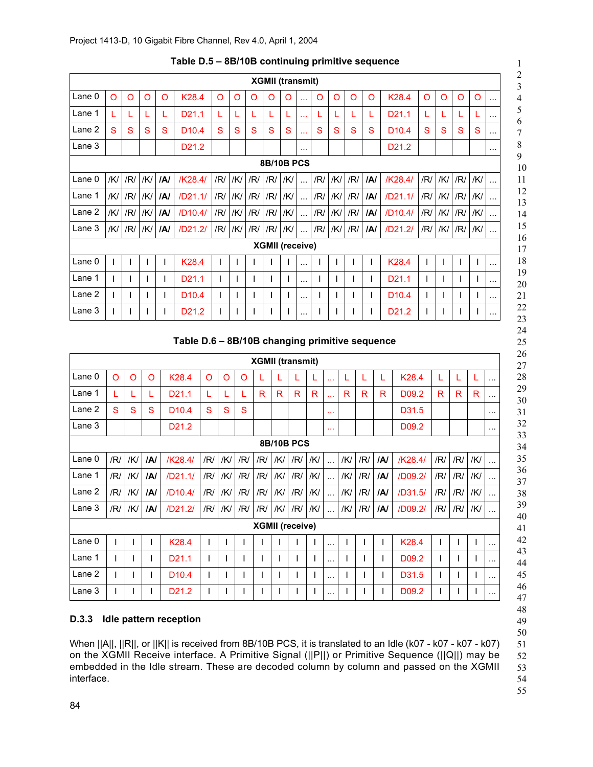**Table D.5 – 8B/10B continuing primitive sequence**

| | | | | | | | | | | | | | | | | | | | | | |
|---|---|---|---|---|---|---|---|---|---|---|---|---|---|---|---|---|---|---|---|---|---|
| **XGMII (transmit)** | | | | | | | | | | | | | | | | | | | | | |
| Lane 0 | O | O | O | O | K28.4 | O | O | O | O | O | ... | O | O | O | O | K28.4 | O | O | O | O | ... |
| Lane 1 | L | L | L | L | D21.1 | L | L | L | L | L | ... | L | L | L | L | D21.1 | L | L | L | L | ... |
| Lane 2 | S | S | S | S | D10.4 | S | S | S | S | S | ... | S | S | S | S | D10.4 | S | S | S | S | ... |
| Lane 3 | | | | | D21.2 | | | | | | ... | | | | | D21.2 | | | | | ... |
| **8B/10B PCS** | | | | | | | | | | | | | | | | | | | | | |
| Lane 0 | /K/ | /R/ | /K/ | **/A/** | /K28.4/ | /R/ | /K/ | /R/ | /R/ | /K/ | ... | /R/ | /K/ | /R/ | **/A/** | /K28.4/ | /R/ | /K/ | /R/ | /K/ | ... |
| Lane 1 | /K/ | /R/ | /K/ | **/A/** | /D21.1/ | /R/ | /K/ | /R/ | /R/ | /K/ | ... | /R/ | /K/ | /R/ | **/A/** | /D21.1/ | /R/ | /K/ | /R/ | /K/ | ... |
| Lane 2 | /K/ | /R/ | /K/ | **/A/** | /D10.4/ | /R/ | /K/ | /R/ | /R/ | /K/ | ... | /R/ | /K/ | /R/ | **/A/** | /D10.4/ | /R/ | /K/ | /R/ | /K/ | ... |
| Lane 3 | /K/ | /R/ | /K/ | **/A/** | /D21.2/ | /R/ | /K/ | /R/ | /R/ | /K/ | ... | /R/ | /K/ | /R/ | **/A/** | /D21.2/ | /R/ | /K/ | /R/ | /K/ | ... |
| **XGMII (receive)** | | | | | | | | | | | | | | | | | | | | | |
| Lane 0 | I | I | I | I | K28.4 | I | I | I | I | I | ... | I | I | I | I | K28.4 | I | I | I | I | ... |
| Lane 1 | I | I | I | I | D21.1 | I | I | I | I | I | ... | I | I | I | I | D21.1 | I | I | I | I | ... |
| Lane 2 | I | I | I | I | D10.4 | I | I | I | I | I | ... | I | I | I | I | D10.4 | I | I | I | I | ... |
| Lane 3 | I | I | I | I | D21.2 | I | I | I | I | I | ... | I | I | I | I | D21.2 | I | I | I | I | ... |

**Table D.6 – 8B/10B changing primitive sequence**

| | | | | | | | | | | | | | | | | | | | | |
|---|---|---|---|---|---|---|---|---|---|---|---|---|---|---|---|---|---|---|---|---|
| **XGMII (transmit)** | | | | | | | | | | | | | | | | | | | | |
| Lane 0 | O | O | O | K28.4 | O | O | O | L | L | L | L | ... | L | L | L | K28.4 | L | L | L | ... |
| Lane 1 | L | L | L | D21.1 | L | L | L | R | R | R | R | ... | R | R | R | D09.2 | R | R | R | ... |
| Lane 2 | S | S | S | D10.4 | S | S | S | | | | | ... | | | | D31.5 | | | | ... |
| Lane 3 | | | | D21.2 | | | | | | | | ... | | | | D09.2 | | | | ... |
| **8B/10B PCS** | | | | | | | | | | | | | | | | | | | | |
| Lane 0 | /R/ | /K/ | **/A/** | /K28.4/ | /R/ | /K/ | /R/ | /R/ | /K/ | /R/ | /K/ | ... | /K/ | /R/ | **/A/** | /K28.4/ | /R/ | /R/ | /K/ | ... |
| Lane 1 | /R/ | /K/ | **/A/** | /D21.1/ | /R/ | /K/ | /R/ | /R/ | /K/ | /R/ | /K/ | ... | /K/ | /R/ | **/A/** | /D09.2/ | /R/ | /R/ | /K/ | ... |
| Lane 2 | /R/ | /K/ | **/A/** | /D10.4/ | /R/ | /K/ | /R/ | /R/ | /K/ | /R/ | /K/ | ... | /K/ | /R/ | **/A/** | /D31.5/ | /R/ | /R/ | /K/ | ... |
| Lane 3 | /R/ | /K/ | **/A/** | /D21.2/ | /R/ | /K/ | /R/ | /R/ | /K/ | /R/ | /K/ | ... | /K/ | /R/ | **/A/** | /D09.2/ | /R/ | /R/ | /K/ | ... |
| **XGMII (receive)** | | | | | | | | | | | | | | | | | | | | |
| Lane 0 | I | I | I | K28.4 | I | I | I | I | I | I | I | ... | I | I | I | K28.4 | I | I | I | ... |
| Lane 1 | I | I | I | D21.1 | I | I | I | I | I | I | I | ... | I | I | I | D09.2 | I | I | I | ... |
| Lane 2 | I | I | I | D10.4 | I | I | I | I | I | I | I | ... | I | I | I | D31.5 | I | I | I | ... |
| Lane 3 | I | I | I | D21.2 | I | I | I | I | I | I | I | ... | I | I | I | D09.2 | I | I | I | ... |

### D.3.3 Idle pattern reception

When ||A||, ||R||, or ||K|| is received from 8B/10B PCS, it is translated to an Idle (k07 - k07 - k07 - k07) on the XGMII Receive interface. A Primitive Signal (||P||) or Primitive Sequence (||Q||) may be embedded in the Idle stream. These are decoded column by column and passed on the XGMII interface.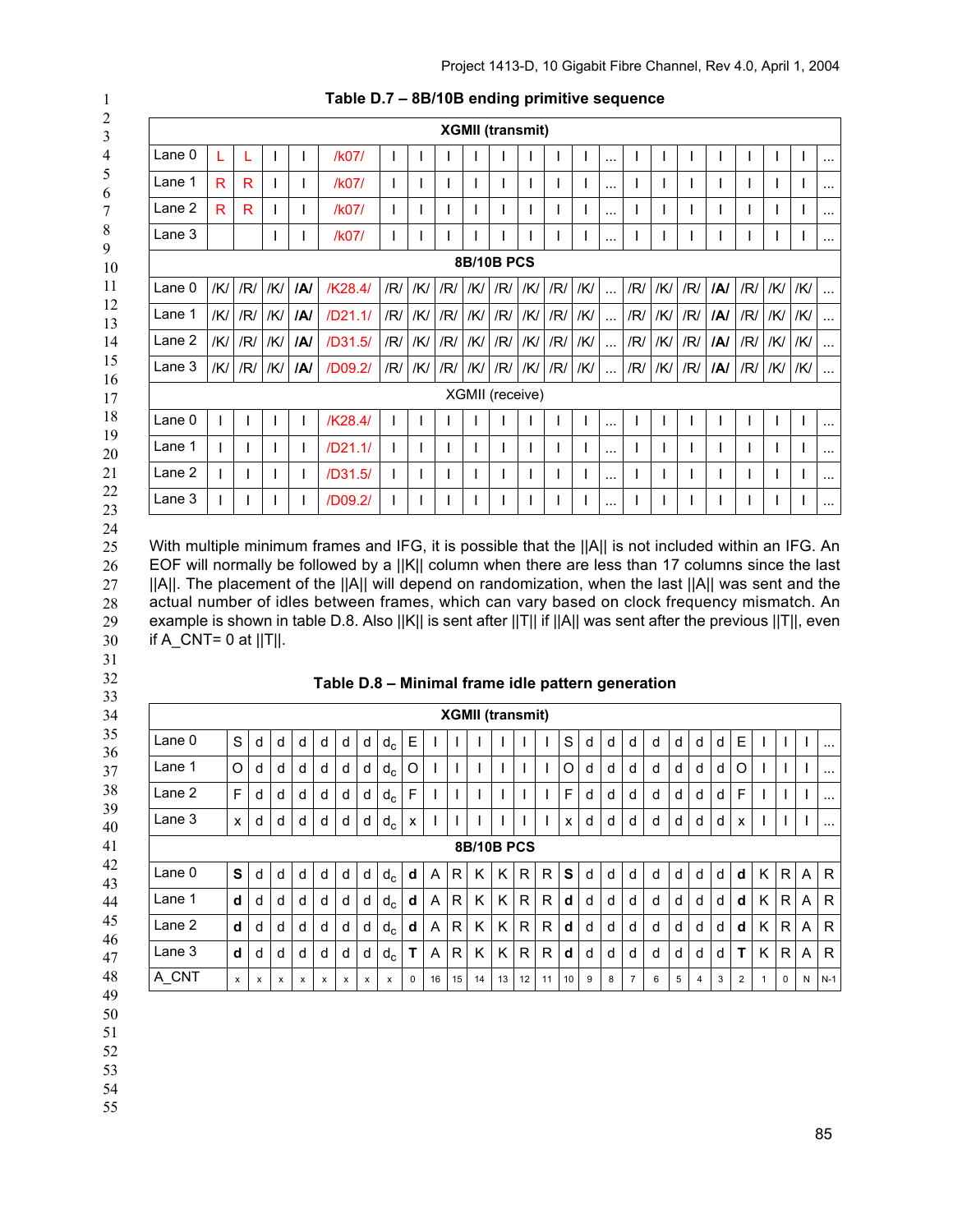**Table D.7 – 8B/10B ending primitive sequence**

| | | | | | | | | | | | | | | | | | | | | | | | |
|---|---|---|---|---|---|---|---|---|---|---|---|---|---|---|---|---|---|---|---|---|---|---|---|
| **XGMII (transmit)** | | | | | | | | | | | | | | | | | | | | | | | |
| Lane 0 | L | L | I | I | /k07/ | I | I | I | I | I | I | I | I | ... | I | I | I | I | I | I | I | ... |
| Lane 1 | R | R | I | I | /k07/ | I | I | I | I | I | I | I | I | ... | I | I | I | I | I | I | I | ... |
| Lane 2 | R | R | I | I | /k07/ | I | I | I | I | I | I | I | I | ... | I | I | I | I | I | I | I | ... |
| Lane 3 | | | I | I | /k07/ | I | I | I | I | I | I | I | I | ... | I | I | I | I | I | I | I | ... |
| **8B/10B PCS** | | | | | | | | | | | | | | | | | | | | | | | |
| Lane 0 | /K/ | /R/ | /K/ | **/A/** | /K28.4/ | /R/ | /K/ | /R/ | /K/ | /R/ | /K/ | /R/ | /K/ | ... | /R/ | /K/ | /R/ | **/A/** | /R/ | /K/ | /K/ | ... |
| Lane 1 | /K/ | /R/ | /K/ | **/A/** | /D21.1/ | /R/ | /K/ | /R/ | /K/ | /R/ | /K/ | /R/ | /K/ | ... | /R/ | /K/ | /R/ | **/A/** | /R/ | /K/ | /K/ | ... |
| Lane 2 | /K/ | /R/ | /K/ | **/A/** | /D31.5/ | /R/ | /K/ | /R/ | /K/ | /R/ | /K/ | /R/ | /K/ | ... | /R/ | /K/ | /R/ | **/A/** | /R/ | /K/ | /K/ | ... |
| Lane 3 | /K/ | /R/ | /K/ | **/A/** | /D09.2/ | /R/ | /K/ | /R/ | /K/ | /R/ | /K/ | /R/ | /K/ | ... | /R/ | /K/ | /R/ | **/A/** | /R/ | /K/ | /K/ | ... |
| XGMII (receive) | | | | | | | | | | | | | | | | | | | | | | | |
| Lane 0 | I | I | I | I | /K28.4/ | I | I | I | I | I | I | I | I | ... | I | I | I | I | I | I | I | ... |
| Lane 1 | I | I | I | I | /D21.1/ | I | I | I | I | I | I | I | I | ... | I | I | I | I | I | I | I | ... |
| Lane 2 | I | I | I | I | /D31.5/ | I | I | I | I | I | I | I | I | ... | I | I | I | I | I | I | I | ... |
| Lane 3 | I | I | I | I | /D09.2/ | I | I | I | I | I | I | I | I | ... | I | I | I | I | I | I | I | ... |

With multiple minimum frames and IFG, it is possible that the ||A|| is not included within an IFG. An EOF will normally be followed by a ||K|| column when there are less than 17 columns since the last ||A||. The placement of the ||A|| will depend on randomization, when the last ||A|| was sent and the actual number of idles between frames, which can vary based on clock frequency mismatch. An example is shown in table D.8. Also ||K|| is sent after ||T|| if ||A|| was sent after the previous ||T||, even if A_CNT= 0 at ||T||.

**Table D.8 – Minimal frame idle pattern generation**

| | | | | | | | | | | | | | | | | | | | | | | | | | | | | |
|---|---|---|---|---|---|---|---|---|---|---|---|---|---|---|---|---|---|---|---|---|---|---|---|---|---|---|---|---|
| **XGMII (transmit)** | | | | | | | | | | | | | | | | | | | | | | | | | | | | |
| Lane 0 | S | d | d | d | d | d | d | $d_c$ | E | I | I | I | I | I | I | S | d | d | d | d | d | d | d | E | I | I | I | ... |
| Lane 1 | O | d | d | d | d | d | d | $d_c$ | O | I | I | I | I | I | I | O | d | d | d | d | d | d | d | O | I | I | I | ... |
| Lane 2 | F | d | d | d | d | d | d | $d_c$ | F | I | I | I | I | I | I | F | d | d | d | d | d | d | d | F | I | I | I | ... |
| Lane 3 | x | d | d | d | d | d | d | $d_c$ | x | I | I | I | I | I | I | x | d | d | d | d | d | d | d | x | I | I | I | ... |
| **8B/10B PCS** | | | | | | | | | | | | | | | | | | | | | | | | | | | | |
| Lane 0 | **S** | d | d | d | d | d | d | $d_c$ | **d** | A | R | K | K | R | R | **S** | d | d | d | d | d | d | d | **d** | K | R | A | R |
| Lane 1 | **d** | d | d | d | d | d | d | $d_c$ | **d** | A | R | K | K | R | R | **d** | d | d | d | d | d | d | d | **d** | K | R | A | R |
| Lane 2 | **d** | d | d | d | d | d | d | $d_c$ | **d** | A | R | K | K | R | R | **d** | d | d | d | d | d | d | d | **d** | K | R | A | R |
| Lane 3 | **d** | d | d | d | d | d | d | $d_c$ | **T** | A | R | K | K | R | R | **d** | d | d | d | d | d | d | d | **T** | K | R | A | R |
| A_CNT | x | x | x | x | x | x | x | x | 0 | 16 | 15 | 14 | 13 | 12 | 11 | 10 | 9 | 8 | 7 | 6 | 5 | 4 | 3 | 2 | 1 | 0 | N | N-1 |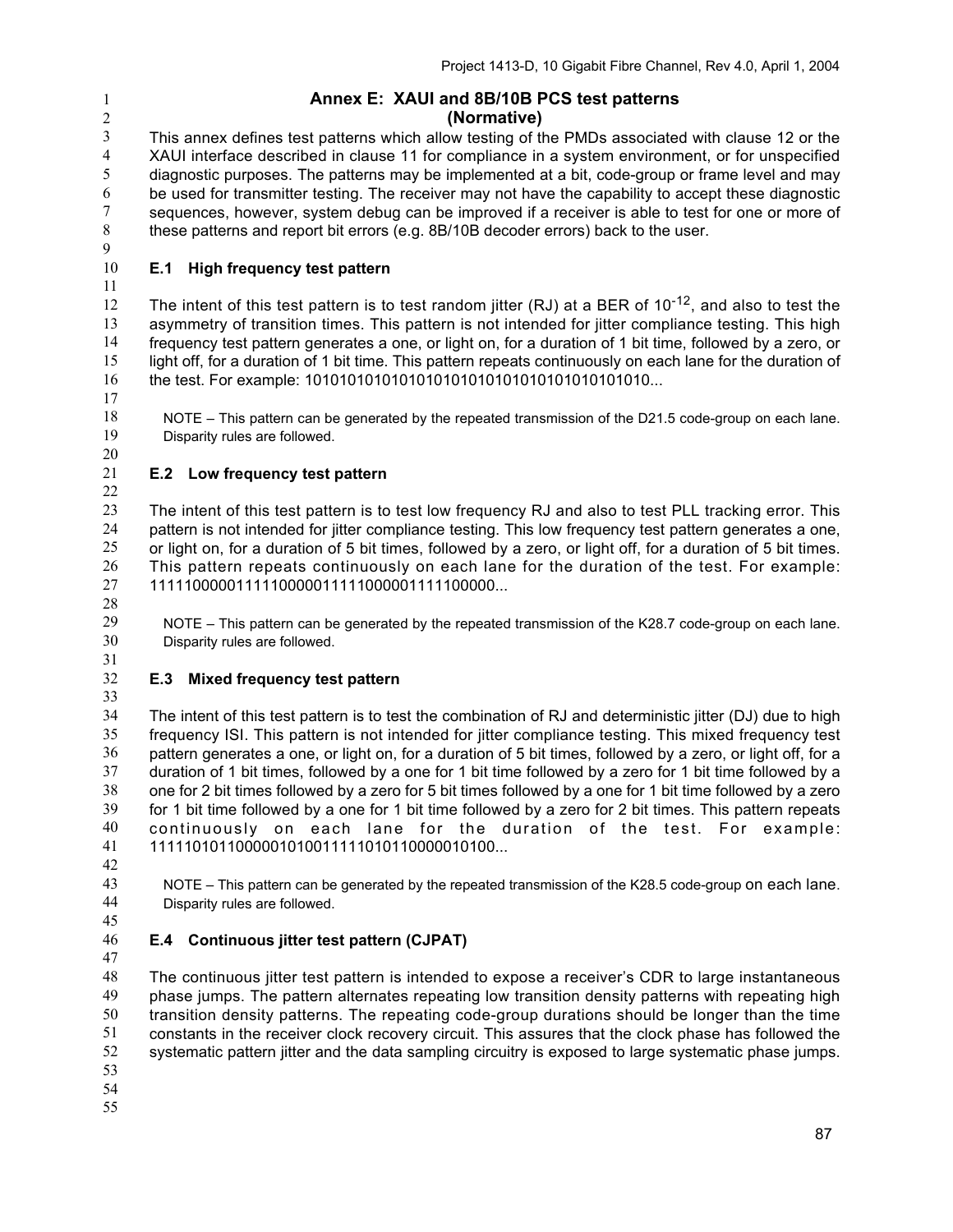# Annex E: XAUI and 8B/10B PCS test patterns
## (Normative)

This annex defines test patterns which allow testing of the PMDs associated with clause 12 or the XAUI interface described in clause 11 for compliance in a system environment, or for unspecified diagnostic purposes. The patterns may be implemented at a bit, code-group or frame level and may be used for transmitter testing. The receiver may not have the capability to accept these diagnostic sequences, however, system debug can be improved if a receiver is able to test for one or more of these patterns and report bit errors (e.g. 8B/10B decoder errors) back to the user.

### E.1 High frequency test pattern

The intent of this test pattern is to test random jitter (RJ) at a BER of $10^{-12}$, and also to test the asymmetry of transition times. This pattern is not intended for jitter compliance testing. This high frequency test pattern generates a one, or light on, for a duration of 1 bit time, followed by a zero, or light off, for a duration of 1 bit time. This pattern repeats continuously on each lane for the duration of the test. For example: 10101010101010101010101010101010101010...

NOTE – This pattern can be generated by the repeated transmission of the D21.5 code-group on each lane. Disparity rules are followed.

### E.2 Low frequency test pattern

The intent of this test pattern is to test low frequency RJ and also to test PLL tracking error. This pattern is not intended for jitter compliance testing. This low frequency test pattern generates a one, or light on, for a duration of 5 bit times, followed by a zero, or light off, for a duration of 5 bit times. This pattern repeats continuously on each lane for the duration of the test. For example: 1111100000111110000011111000001111100000...

NOTE – This pattern can be generated by the repeated transmission of the K28.7 code-group on each lane. Disparity rules are followed.

### E.3 Mixed frequency test pattern

The intent of this test pattern is to test the combination of RJ and deterministic jitter (DJ) due to high frequency ISI. This pattern is not intended for jitter compliance testing. This mixed frequency test pattern generates a one, or light on, for a duration of 5 bit times, followed by a zero, or light off, for a duration of 1 bit times, followed by a one for 1 bit time followed by a zero for 1 bit time followed by a one for 2 bit times followed by a zero for 5 bit times followed by a one for 1 bit time followed by a zero for 1 bit time followed by a one for 1 bit time followed by a zero for 2 bit times. This pattern repeats continuously on each lane for the duration of the test. For example: 1111101011000001010011111010110000010100...

NOTE – This pattern can be generated by the repeated transmission of the K28.5 code-group on each lane. Disparity rules are followed.

### E.4 Continuous jitter test pattern (CJPAT)

The continuous jitter test pattern is intended to expose a receiver's CDR to large instantaneous phase jumps. The pattern alternates repeating low transition density patterns with repeating high transition density patterns. The repeating code-group durations should be longer than the time constants in the receiver clock recovery circuit. This assures that the clock phase has followed the systematic pattern jitter and the data sampling circuitry is exposed to large systematic phase jumps.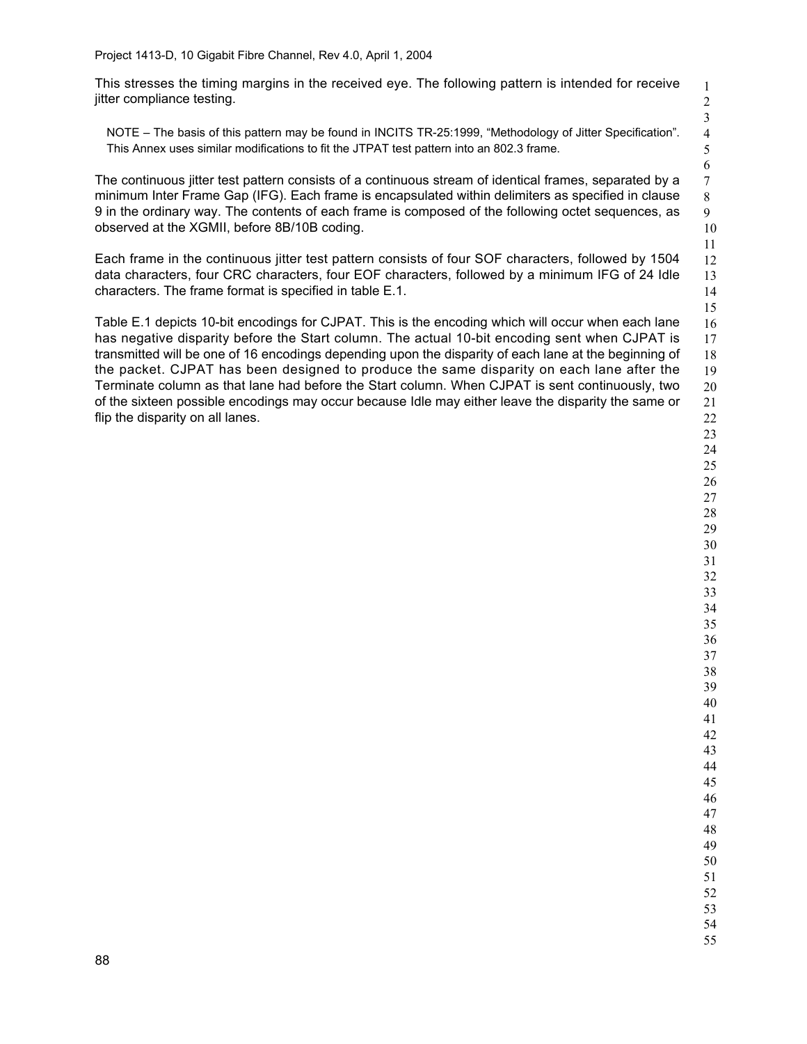This stresses the timing margins in the received eye. The following pattern is intended for receive jitter compliance testing.

NOTE – The basis of this pattern may be found in INCITS TR-25:1999, “Methodology of Jitter Specification”. This Annex uses similar modifications to fit the JTPAT test pattern into an 802.3 frame.

The continuous jitter test pattern consists of a continuous stream of identical frames, separated by a minimum Inter Frame Gap (IFG). Each frame is encapsulated within delimiters as specified in clause 9 in the ordinary way. The contents of each frame is composed of the following octet sequences, as observed at the XGMII, before 8B/10B coding.

Each frame in the continuous jitter test pattern consists of four SOF characters, followed by 1504 data characters, four CRC characters, four EOF characters, followed by a minimum IFG of 24 Idle characters. The frame format is specified in table E.1.

Table E.1 depicts 10-bit encodings for CJPAT. This is the encoding which will occur when each lane has negative disparity before the Start column. The actual 10-bit encoding sent when CJPAT is transmitted will be one of 16 encodings depending upon the disparity of each lane at the beginning of the packet. CJPAT has been designed to produce the same disparity on each lane after the Terminate column as that lane had before the Start column. When CJPAT is sent continuously, two of the sixteen possible encodings may occur because Idle may either leave the disparity the same or flip the disparity on all lanes.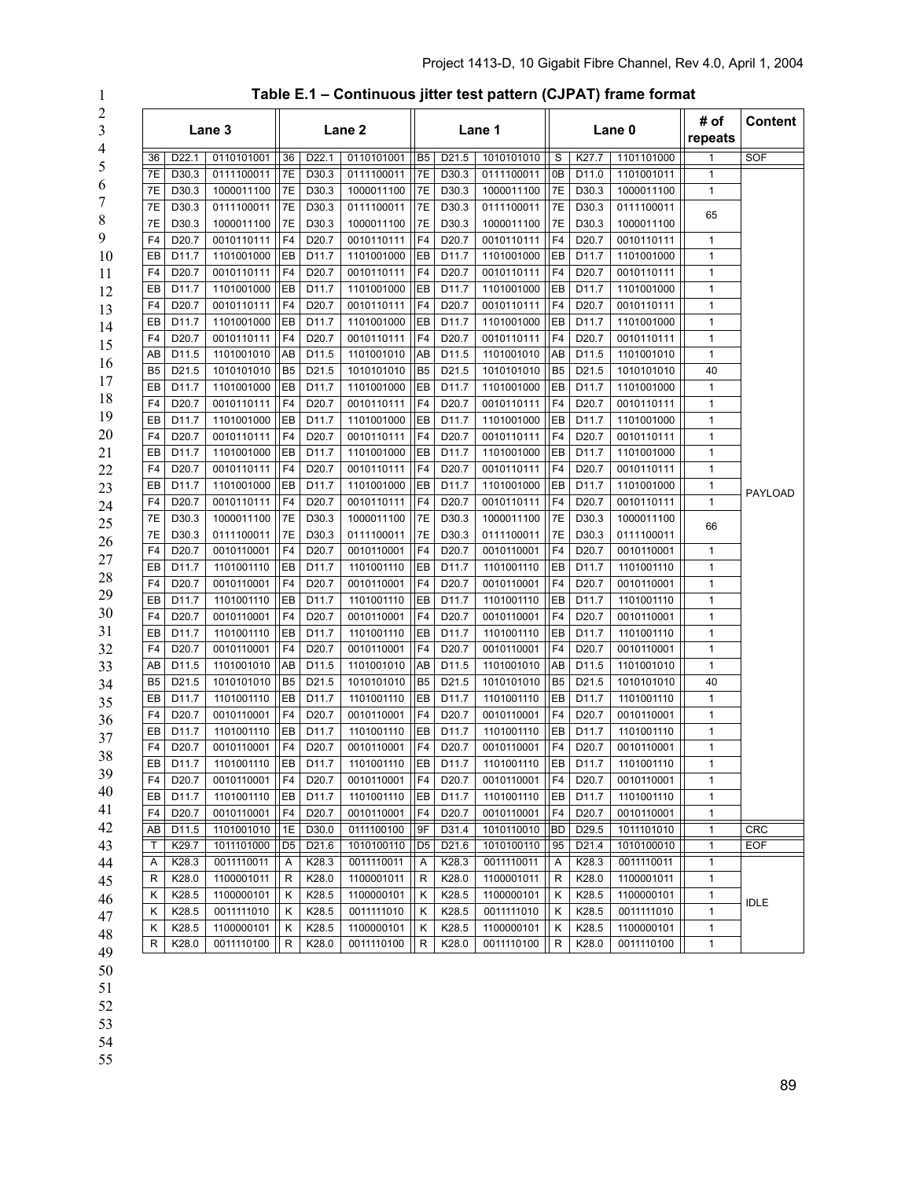**Table E.1 – Continuous jitter test pattern (CJPAT) frame format**

| Lane 3 | | | Lane 2 | | | Lane 1 | | | Lane 0 | | | # of repeats | Content |
|---|---|---|---|---|---|---|---|---|---|---|---|---|---|
| 36 | D22.1 | 0110101001 | 36 | D22.1 | 0110101001 | B5 | D21.5 | 1010101010 | S | K27.7 | 1101101000 | 1 | SOF |
| 7E | D30.3 | 0111100011 | 7E | D30.3 | 0111100011 | 7E | D30.3 | 0111100011 | 0B | D11.0 | 1101001011 | 1 | PAYLOAD |
| 7E | D30.3 | 1000011100 | 7E | D30.3 | 1000011100 | 7E | D30.3 | 1000011100 | 7E | D30.3 | 1000011100 | 1 | |
| 7E | D30.3 | 0111100011 | 7E | D30.3 | 0111100011 | 7E | D30.3 | 0111100011 | 7E | D30.3 | 0111100011 | 65 | |
| 7E | D30.3 | 1000011100 | 7E | D30.3 | 1000011100 | 7E | D30.3 | 1000011100 | 7E | D30.3 | 1000011100 | | |
| F4 | D20.7 | 0010110111 | F4 | D20.7 | 0010110111 | F4 | D20.7 | 0010110111 | F4 | D20.7 | 0010110111 | 1 | |
| EB | D11.7 | 1101001000 | EB | D11.7 | 1101001000 | EB | D11.7 | 1101001000 | EB | D11.7 | 1101001000 | 1 | |
| F4 | D20.7 | 0010110111 | F4 | D20.7 | 0010110111 | F4 | D20.7 | 0010110111 | F4 | D20.7 | 0010110111 | 1 | |
| EB | D11.7 | 1101001000 | EB | D11.7 | 1101001000 | EB | D11.7 | 1101001000 | EB | D11.7 | 1101001000 | 1 | |
| F4 | D20.7 | 0010110111 | F4 | D20.7 | 0010110111 | F4 | D20.7 | 0010110111 | F4 | D20.7 | 0010110111 | 1 | |
| EB | D11.7 | 1101001000 | EB | D11.7 | 1101001000 | EB | D11.7 | 1101001000 | EB | D11.7 | 1101001000 | 1 | |
| F4 | D20.7 | 0010110111 | F4 | D20.7 | 0010110111 | F4 | D20.7 | 0010110111 | F4 | D20.7 | 0010110111 | 1 | |
| AB | D11.5 | 1101001010 | AB | D11.5 | 1101001010 | AB | D11.5 | 1101001010 | AB | D11.5 | 1101001010 | 1 | |
| B5 | D21.5 | 1010101010 | B5 | D21.5 | 1010101010 | B5 | D21.5 | 1010101010 | B5 | D21.5 | 1010101010 | 40 | |
| EB | D11.7 | 1101001000 | EB | D11.7 | 1101001000 | EB | D11.7 | 1101001000 | EB | D11.7 | 1101001000 | 1 | |
| F4 | D20.7 | 0010110111 | F4 | D20.7 | 0010110111 | F4 | D20.7 | 0010110111 | F4 | D20.7 | 0010110111 | 1 | |
| EB | D11.7 | 1101001000 | EB | D11.7 | 1101001000 | EB | D11.7 | 1101001000 | EB | D11.7 | 1101001000 | 1 | |
| F4 | D20.7 | 0010110111 | F4 | D20.7 | 0010110111 | F4 | D20.7 | 0010110111 | F4 | D20.7 | 0010110111 | 1 | |
| EB | D11.7 | 1101001000 | EB | D11.7 | 1101001000 | EB | D11.7 | 1101001000 | EB | D11.7 | 1101001000 | 1 | |
| F4 | D20.7 | 0010110111 | F4 | D20.7 | 0010110111 | F4 | D20.7 | 0010110111 | F4 | D20.7 | 0010110111 | 1 | |
| EB | D11.7 | 1101001000 | EB | D11.7 | 1101001000 | EB | D11.7 | 1101001000 | EB | D11.7 | 1101001000 | 1 | |
| F4 | D20.7 | 0010110111 | F4 | D20.7 | 0010110111 | F4 | D20.7 | 0010110111 | F4 | D20.7 | 0010110111 | 1 | |
| 7E | D30.3 | 1000011100 | 7E | D30.3 | 1000011100 | 7E | D30.3 | 1000011100 | 7E | D30.3 | 1000011100 | 66 | |
| 7E | D30.3 | 0111100011 | 7E | D30.3 | 0111100011 | 7E | D30.3 | 0111100011 | 7E | D30.3 | 0111100011 | | |
| F4 | D20.7 | 0010110001 | F4 | D20.7 | 0010110001 | F4 | D20.7 | 0010110001 | F4 | D20.7 | 0010110001 | 1 | |
| EB | D11.7 | 1101001110 | EB | D11.7 | 1101001110 | EB | D11.7 | 1101001110 | EB | D11.7 | 1101001110 | 1 | |
| F4 | D20.7 | 0010110001 | F4 | D20.7 | 0010110001 | F4 | D20.7 | 0010110001 | F4 | D20.7 | 0010110001 | 1 | |
| EB | D11.7 | 1101001110 | EB | D11.7 | 1101001110 | EB | D11.7 | 1101001110 | EB | D11.7 | 1101001110 | 1 | |
| F4 | D20.7 | 0010110001 | F4 | D20.7 | 0010110001 | F4 | D20.7 | 0010110001 | F4 | D20.7 | 0010110001 | 1 | |
| EB | D11.7 | 1101001110 | EB | D11.7 | 1101001110 | EB | D11.7 | 1101001110 | EB | D11.7 | 1101001110 | 1 | |
| F4 | D20.7 | 0010110001 | F4 | D20.7 | 0010110001 | F4 | D20.7 | 0010110001 | F4 | D20.7 | 0010110001 | 1 | |
| AB | D11.5 | 1101001010 | AB | D11.5 | 1101001010 | AB | D11.5 | 1101001010 | AB | D11.5 | 1101001010 | 1 | |
| B5 | D21.5 | 1010101010 | B5 | D21.5 | 1010101010 | B5 | D21.5 | 1010101010 | B5 | D21.5 | 1010101010 | 40 | |
| EB | D11.7 | 1101001110 | EB | D11.7 | 1101001110 | EB | D11.7 | 1101001110 | EB | D11.7 | 1101001110 | 1 | |
| F4 | D20.7 | 0010110001 | F4 | D20.7 | 0010110001 | F4 | D20.7 | 0010110001 | F4 | D20.7 | 0010110001 | 1 | |
| EB | D11.7 | 1101001110 | EB | D11.7 | 1101001110 | EB | D11.7 | 1101001110 | EB | D11.7 | 1101001110 | 1 | |
| F4 | D20.7 | 0010110001 | F4 | D20.7 | 0010110001 | F4 | D20.7 | 0010110001 | F4 | D20.7 | 0010110001 | 1 | |
| EB | D11.7 | 1101001110 | EB | D11.7 | 1101001110 | EB | D11.7 | 1101001110 | EB | D11.7 | 1101001110 | 1 | |
| F4 | D20.7 | 0010110001 | F4 | D20.7 | 0010110001 | F4 | D20.7 | 0010110001 | F4 | D20.7 | 0010110001 | 1 | |
| EB | D11.7 | 1101001110 | EB | D11.7 | 1101001110 | EB | D11.7 | 1101001110 | EB | D11.7 | 1101001110 | 1 | |
| F4 | D20.7 | 0010110001 | F4 | D20.7 | 0010110001 | F4 | D20.7 | 0010110001 | F4 | D20.7 | 0010110001 | 1 | |
| AB | D11.5 | 1101001010 | 1E | D30.0 | 0111100100 | 9F | D31.4 | 1010110010 | BD | D29.5 | 1011101010 | 1 | CRC |
| T | K29.7 | 1011101000 | D5 | D21.6 | 1010100110 | D5 | D21.6 | 1010100110 | 95 | D21.4 | 1010100010 | 1 | EOF |
| A | K28.3 | 0011110011 | A | K28.3 | 0011110011 | A | K28.3 | 0011110011 | A | K28.3 | 0011110011 | 1 | IDLE |
| R | K28.0 | 1100001011 | R | K28.0 | 1100001011 | R | K28.0 | 1100001011 | R | K28.0 | 1100001011 | 1 | |
| K | K28.5 | 1100000101 | K | K28.5 | 1100000101 | K | K28.5 | 1100000101 | K | K28.5 | 1100000101 | 1 | |
| K | K28.5 | 0011111010 | K | K28.5 | 0011111010 | K | K28.5 | 0011111010 | K | K28.5 | 0011111010 | 1 | |
| K | K28.5 | 1100000101 | K | K28.5 | 1100000101 | K | K28.5 | 1100000101 | K | K28.5 | 1100000101 | 1 | |
| R | K28.0 | 0011110100 | R | K28.0 | 0011110100 | R | K28.0 | 0011110100 | R | K28.0 | 0011110100 | 1 | |